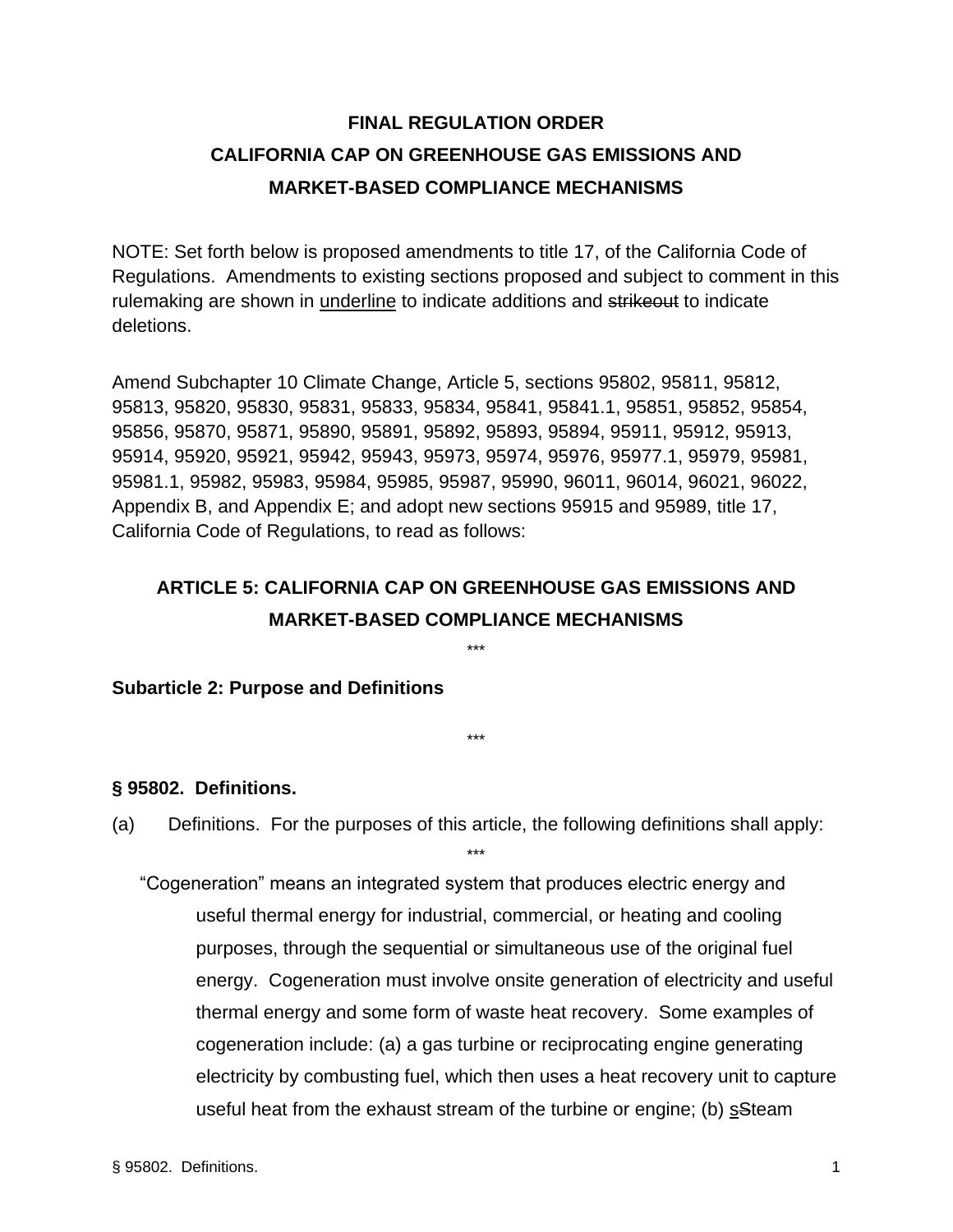# FINAL REGULATION ORDER
# CALIFORNIA CAP ON GREENHOUSE GAS EMISSIONS AND MARKET-BASED COMPLIANCE MECHANISMS

NOTE: Set forth below is proposed amendments to title 17, of the California Code of Regulations. Amendments to existing sections proposed and subject to comment in this rulemaking are shown in <u>underline</u> to indicate additions and ~~strikeout~~ to indicate deletions.

Amend Subchapter 10 Climate Change, Article 5, sections 95802, 95811, 95812, 95813, 95820, 95830, 95831, 95833, 95834, 95841, 95841.1, 95851, 95852, 95854, 95856, 95870, 95871, 95890, 95891, 95892, 95893, 95894, 95911, 95912, 95913, 95914, 95920, 95921, 95942, 95943, 95973, 95974, 95976, 95977.1, 95979, 95981, 95981.1, 95982, 95983, 95984, 95985, 95987, 95990, 96011, 96014, 96021, 96022, Appendix B, and Appendix E; and adopt new sections 95915 and 95989, title 17, California Code of Regulations, to read as follows:

## ARTICLE 5: CALIFORNIA CAP ON GREENHOUSE GAS EMISSIONS AND MARKET-BASED COMPLIANCE MECHANISMS

***

### Subarticle 2: Purpose and Definitions

***

### § 95802. Definitions.

(a) Definitions. For the purposes of this article, the following definitions shall apply:

***

"Cogeneration" means an integrated system that produces electric energy and useful thermal energy for industrial, commercial, or heating and cooling purposes, through the sequential or simultaneous use of the original fuel energy. Cogeneration must involve onsite generation of electricity and useful thermal energy and some form of waste heat recovery. Some examples of cogeneration include: (a) a gas turbine or reciprocating engine generating electricity by combusting fuel, which then uses a heat recovery unit to capture useful heat from the exhaust stream of the turbine or engine; (b) <u>s</u>~~S~~team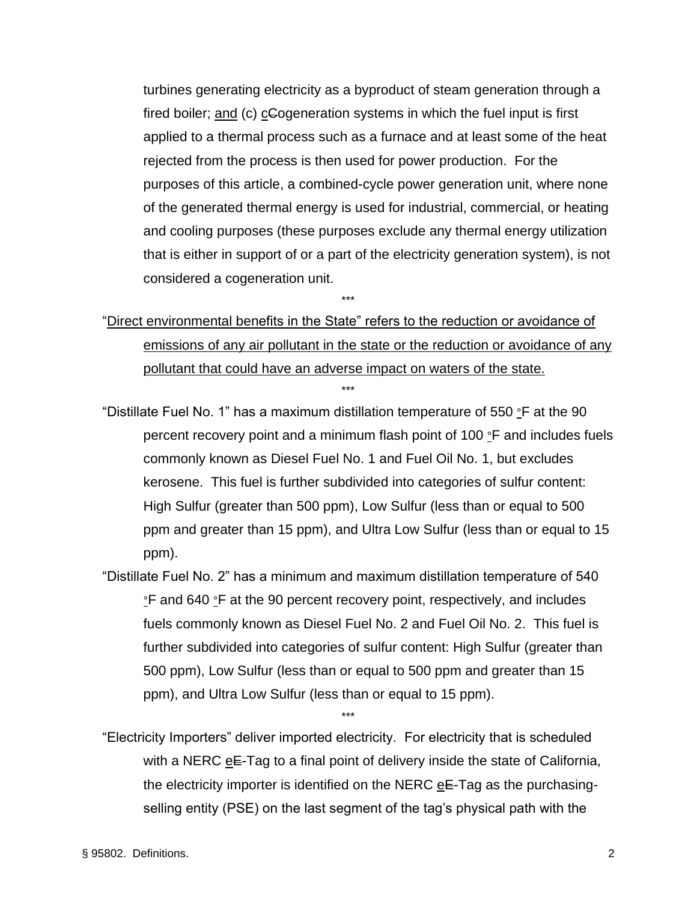turbines generating electricity as a byproduct of steam generation through a fired boiler; <u>and</u> (c) <u>c</u>~~C~~ogeneration systems in which the fuel input is first applied to a thermal process such as a furnace and at least some of the heat rejected from the process is then used for power production. For the purposes of this article, a combined-cycle power generation unit, where none of the generated thermal energy is used for industrial, commercial, or heating and cooling purposes (these purposes exclude any thermal energy utilization that is either in support of or a part of the electricity generation system), is not considered a cogeneration unit.

\*\*\*

<u>"Direct environmental benefits in the State" refers to the reduction or avoidance of emissions of any air pollutant in the state or the reduction or avoidance of any pollutant that could have an adverse impact on waters of the state.</u>

\*\*\*

"Distillate Fuel No. 1" has a maximum distillation temperature of 550 °F at the 90 percent recovery point and a minimum flash point of 100 °F and includes fuels commonly known as Diesel Fuel No. 1 and Fuel Oil No. 1, but excludes kerosene. This fuel is further subdivided into categories of sulfur content: High Sulfur (greater than 500 ppm), Low Sulfur (less than or equal to 500 ppm and greater than 15 ppm), and Ultra Low Sulfur (less than or equal to 15 ppm).

"Distillate Fuel No. 2" has a minimum and maximum distillation temperature of 540 °F and 640 °F at the 90 percent recovery point, respectively, and includes fuels commonly known as Diesel Fuel No. 2 and Fuel Oil No. 2. This fuel is further subdivided into categories of sulfur content: High Sulfur (greater than 500 ppm), Low Sulfur (less than or equal to 500 ppm and greater than 15 ppm), and Ultra Low Sulfur (less than or equal to 15 ppm).

\*\*\*

"Electricity Importers" deliver imported electricity. For electricity that is scheduled with a NERC <u>e</u>~~E~~-Tag to a final point of delivery inside the state of California, the electricity importer is identified on the NERC <u>e</u>~~E~~-Tag as the purchasing-selling entity (PSE) on the last segment of the tag's physical path with the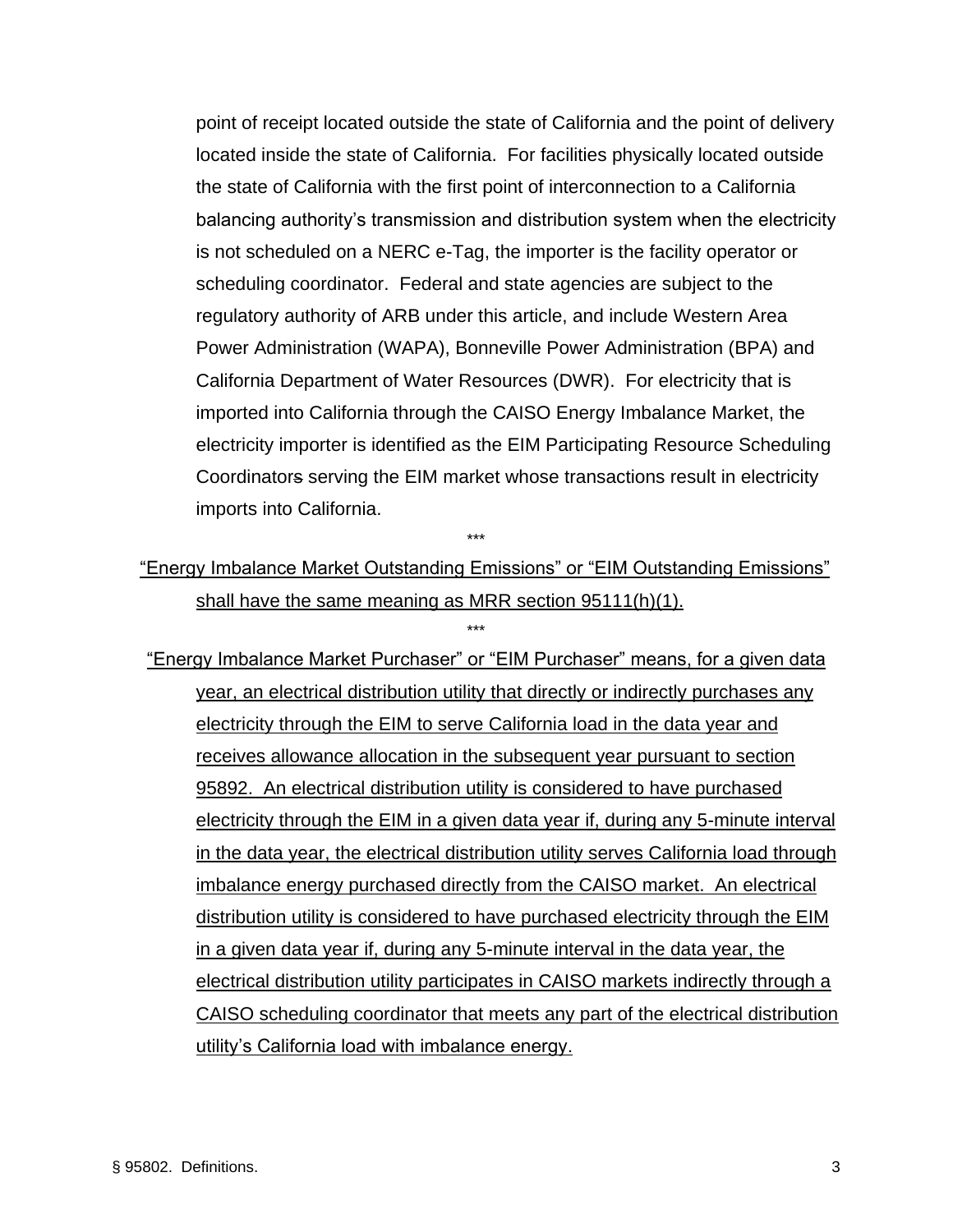point of receipt located outside the state of California and the point of delivery located inside the state of California. For facilities physically located outside the state of California with the first point of interconnection to a California balancing authority's transmission and distribution system when the electricity is not scheduled on a NERC e-Tag, the importer is the facility operator or scheduling coordinator. Federal and state agencies are subject to the regulatory authority of ARB under this article, and include Western Area Power Administration (WAPA), Bonneville Power Administration (BPA) and California Department of Water Resources (DWR). For electricity that is imported into California through the CAISO Energy Imbalance Market, the electricity importer is identified as the EIM Participating Resource Scheduling Coordinators serving the EIM market whose transactions result in electricity imports into California.

\*\*\*

"Energy Imbalance Market Outstanding Emissions" or "EIM Outstanding Emissions" shall have the same meaning as MRR section 95111(h)(1).

\*\*\*

"Energy Imbalance Market Purchaser" or "EIM Purchaser" means, for a given data year, an electrical distribution utility that directly or indirectly purchases any electricity through the EIM to serve California load in the data year and receives allowance allocation in the subsequent year pursuant to section 95892. An electrical distribution utility is considered to have purchased electricity through the EIM in a given data year if, during any 5-minute interval in the data year, the electrical distribution utility serves California load through imbalance energy purchased directly from the CAISO market. An electrical distribution utility is considered to have purchased electricity through the EIM in a given data year if, during any 5-minute interval in the data year, the electrical distribution utility participates in CAISO markets indirectly through a CAISO scheduling coordinator that meets any part of the electrical distribution utility's California load with imbalance energy.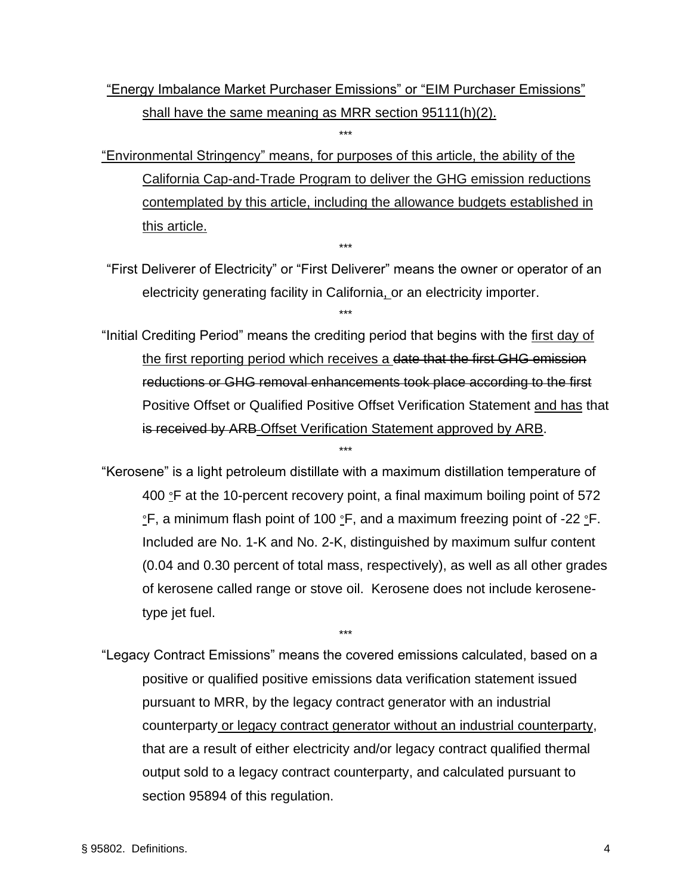"Energy Imbalance Market Purchaser Emissions" or "EIM Purchaser Emissions" shall have the same meaning as MRR section 95111(h)(2).

\*\*\*

"Environmental Stringency" means, for purposes of this article, the ability of the California Cap-and-Trade Program to deliver the GHG emission reductions contemplated by this article, including the allowance budgets established in this article.

\*\*\*

"First Deliverer of Electricity" or "First Deliverer" means the owner or operator of an electricity generating facility in California, or an electricity importer.

\*\*\*

"Initial Crediting Period" means the crediting period that begins with the first day of the first reporting period which receives a ~~date that the first GHG emission reductions or GHG removal enhancements took place according to the first~~ Positive Offset or Qualified Positive Offset Verification Statement and has that ~~is received by ARB~~ Offset Verification Statement approved by ARB.

\*\*\*

"Kerosene" is a light petroleum distillate with a maximum distillation temperature of 400 °F at the 10-percent recovery point, a final maximum boiling point of 572 °F, a minimum flash point of 100 °F, and a maximum freezing point of -22 °F. Included are No. 1-K and No. 2-K, distinguished by maximum sulfur content (0.04 and 0.30 percent of total mass, respectively), as well as all other grades of kerosene called range or stove oil. Kerosene does not include kerosene-type jet fuel.

\*\*\*

"Legacy Contract Emissions" means the covered emissions calculated, based on a positive or qualified positive emissions data verification statement issued pursuant to MRR, by the legacy contract generator with an industrial counterparty or legacy contract generator without an industrial counterparty, that are a result of either electricity and/or legacy contract qualified thermal output sold to a legacy contract counterparty, and calculated pursuant to section 95894 of this regulation.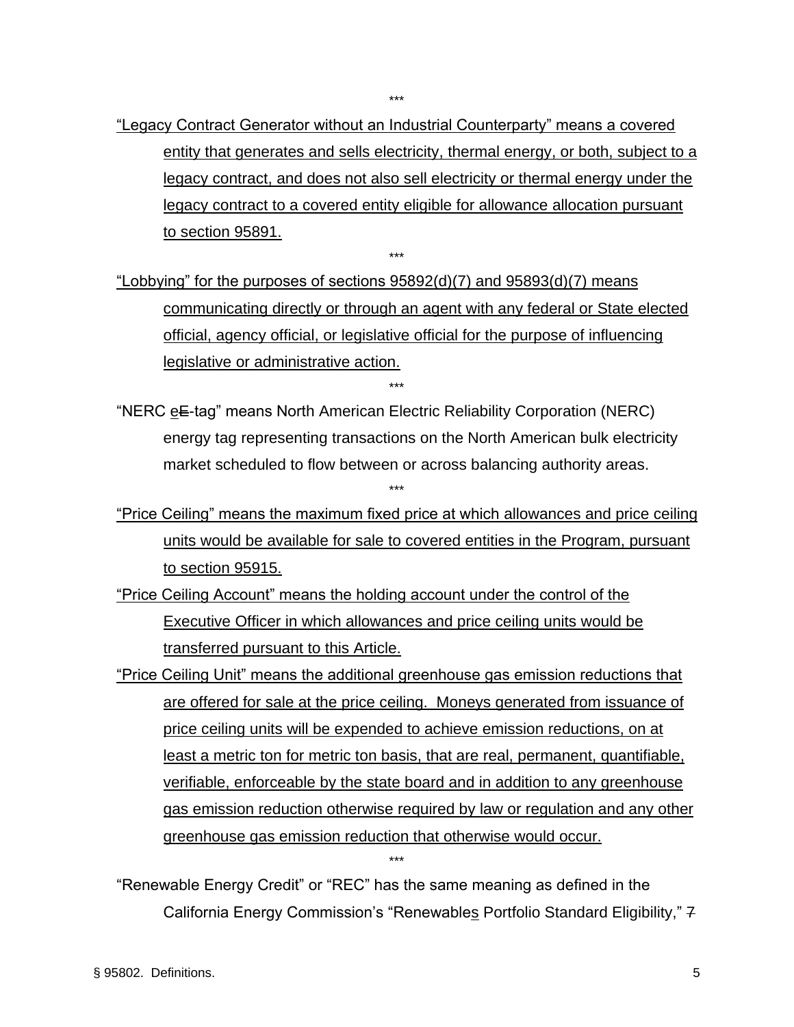\*\*\*

<u>"Legacy Contract Generator without an Industrial Counterparty" means a covered entity that generates and sells electricity, thermal energy, or both, subject to a legacy contract, and does not also sell electricity or thermal energy under the legacy contract to a covered entity eligible for allowance allocation pursuant to section 95891.</u>

\*\*\*

<u>"Lobbying" for the purposes of sections 95892(d)(7) and 95893(d)(7) means communicating directly or through an agent with any federal or State elected official, agency official, or legislative official for the purpose of influencing legislative or administrative action.</u>

\*\*\*

"NERC <u>e</u>~~E~~-tag" means North American Electric Reliability Corporation (NERC) energy tag representing transactions on the North American bulk electricity market scheduled to flow between or across balancing authority areas.

\*\*\*

<u>"Price Ceiling" means the maximum fixed price at which allowances and price ceiling units would be available for sale to covered entities in the Program, pursuant to section 95915.</u>

<u>"Price Ceiling Account" means the holding account under the control of the Executive Officer in which allowances and price ceiling units would be transferred pursuant to this Article.</u>

<u>"Price Ceiling Unit" means the additional greenhouse gas emission reductions that are offered for sale at the price ceiling. Moneys generated from issuance of price ceiling units will be expended to achieve emission reductions, on at least a metric ton for metric ton basis, that are real, permanent, quantifiable, verifiable, enforceable by the state board and in addition to any greenhouse gas emission reduction otherwise required by law or regulation and any other greenhouse gas emission reduction that otherwise would occur.</u>

\*\*\*

"Renewable Energy Credit" or "REC" has the same meaning as defined in the California Energy Commission's "Renewable<u>s</u> Portfolio Standard Eligibility," ~~7~~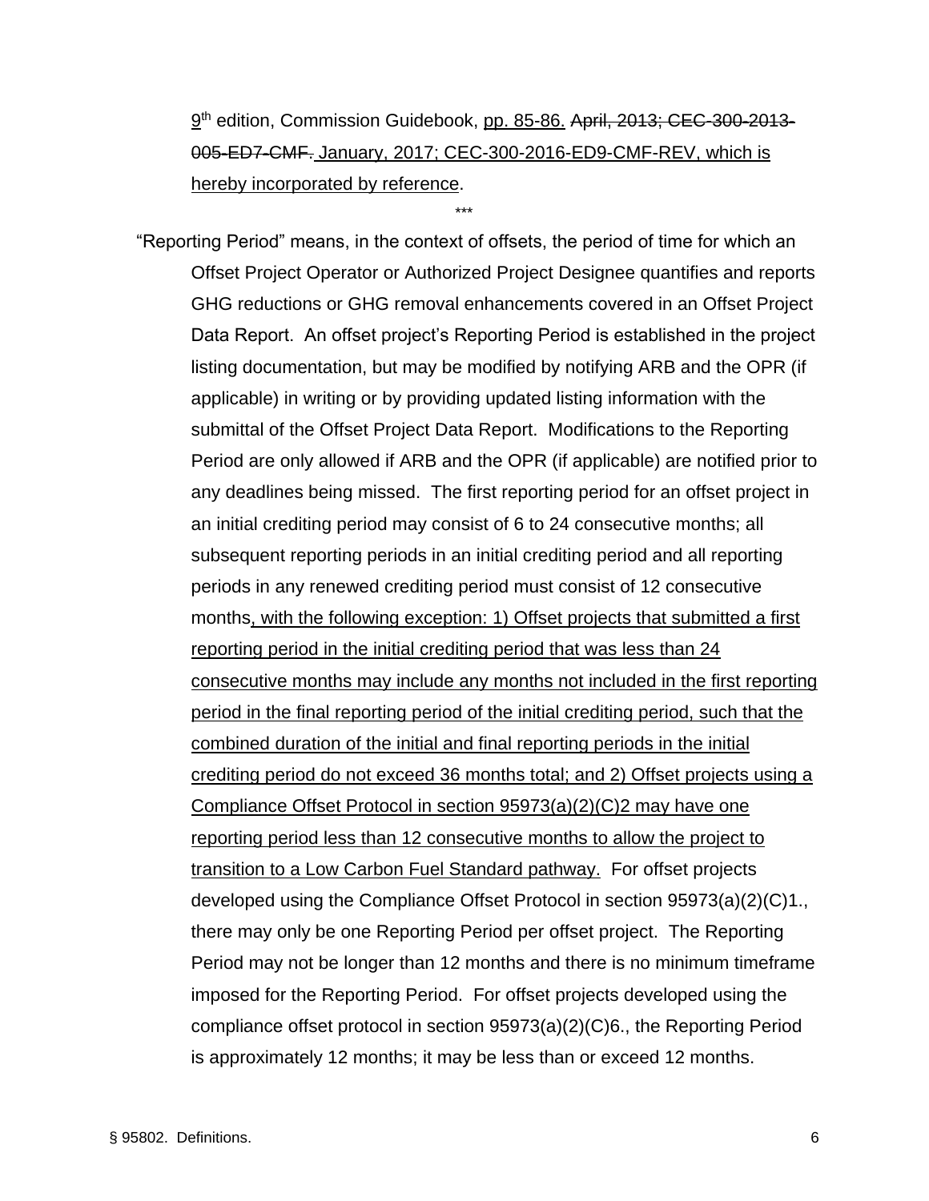<u>9</u>th edition, Commission Guidebook, <u>pp. 85-86.</u> ~~April, 2013; CEC-300-2013-005-ED7-CMF.~~ <u>January, 2017; CEC-300-2016-ED9-CMF-REV, which is hereby incorporated by reference</u>.

\*\*\*

"Reporting Period" means, in the context of offsets, the period of time for which an Offset Project Operator or Authorized Project Designee quantifies and reports GHG reductions or GHG removal enhancements covered in an Offset Project Data Report. An offset project's Reporting Period is established in the project listing documentation, but may be modified by notifying ARB and the OPR (if applicable) in writing or by providing updated listing information with the submittal of the Offset Project Data Report. Modifications to the Reporting Period are only allowed if ARB and the OPR (if applicable) are notified prior to any deadlines being missed. The first reporting period for an offset project in an initial crediting period may consist of 6 to 24 consecutive months; all subsequent reporting periods in an initial crediting period and all reporting periods in any renewed crediting period must consist of 12 consecutive months<u>, with the following exception: 1) Offset projects that submitted a first reporting period in the initial crediting period that was less than 24 consecutive months may include any months not included in the first reporting period in the final reporting period of the initial crediting period, such that the combined duration of the initial and final reporting periods in the initial crediting period do not exceed 36 months total; and 2) Offset projects using a Compliance Offset Protocol in section 95973(a)(2)(C)2 may have one reporting period less than 12 consecutive months to allow the project to transition to a Low Carbon Fuel Standard pathway.</u> For offset projects developed using the Compliance Offset Protocol in section 95973(a)(2)(C)1., there may only be one Reporting Period per offset project. The Reporting Period may not be longer than 12 months and there is no minimum timeframe imposed for the Reporting Period. For offset projects developed using the compliance offset protocol in section 95973(a)(2)(C)6., the Reporting Period is approximately 12 months; it may be less than or exceed 12 months.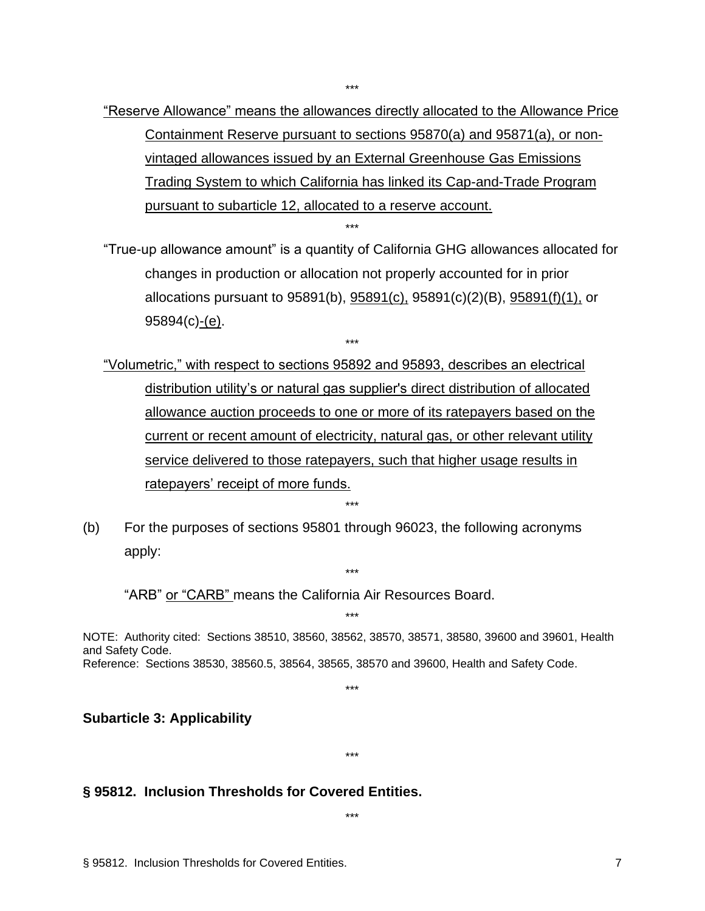\*\*\*

<u>"Reserve Allowance" means the allowances directly allocated to the Allowance Price Containment Reserve pursuant to sections 95870(a) and 95871(a), or non-vintaged allowances issued by an External Greenhouse Gas Emissions Trading System to which California has linked its Cap-and-Trade Program pursuant to subarticle 12, allocated to a reserve account.</u>

\*\*\*

"True-up allowance amount" is a quantity of California GHG allowances allocated for changes in production or allocation not properly accounted for in prior allocations pursuant to 95891(b), <u>95891(c),</u> 95891(c)(2)(B), <u>95891(f)(1),</u> or 95894(c)<u>-(e)</u>.

\*\*\*

<u>"Volumetric," with respect to sections 95892 and 95893, describes an electrical distribution utility's or natural gas supplier's direct distribution of allocated allowance auction proceeds to one or more of its ratepayers based on the current or recent amount of electricity, natural gas, or other relevant utility service delivered to those ratepayers, such that higher usage results in ratepayers' receipt of more funds.</u>

\*\*\*

(b) For the purposes of sections 95801 through 96023, the following acronyms apply:

\*\*\*

"ARB" <u>or "CARB"</u> means the California Air Resources Board.

\*\*\*

NOTE: Authority cited: Sections 38510, 38560, 38562, 38570, 38571, 38580, 39600 and 39601, Health and Safety Code.
Reference: Sections 38530, 38560.5, 38564, 38565, 38570 and 39600, Health and Safety Code.

\*\*\*

## Subarticle 3: Applicability

\*\*\*

## § 95812. Inclusion Thresholds for Covered Entities.

\*\*\*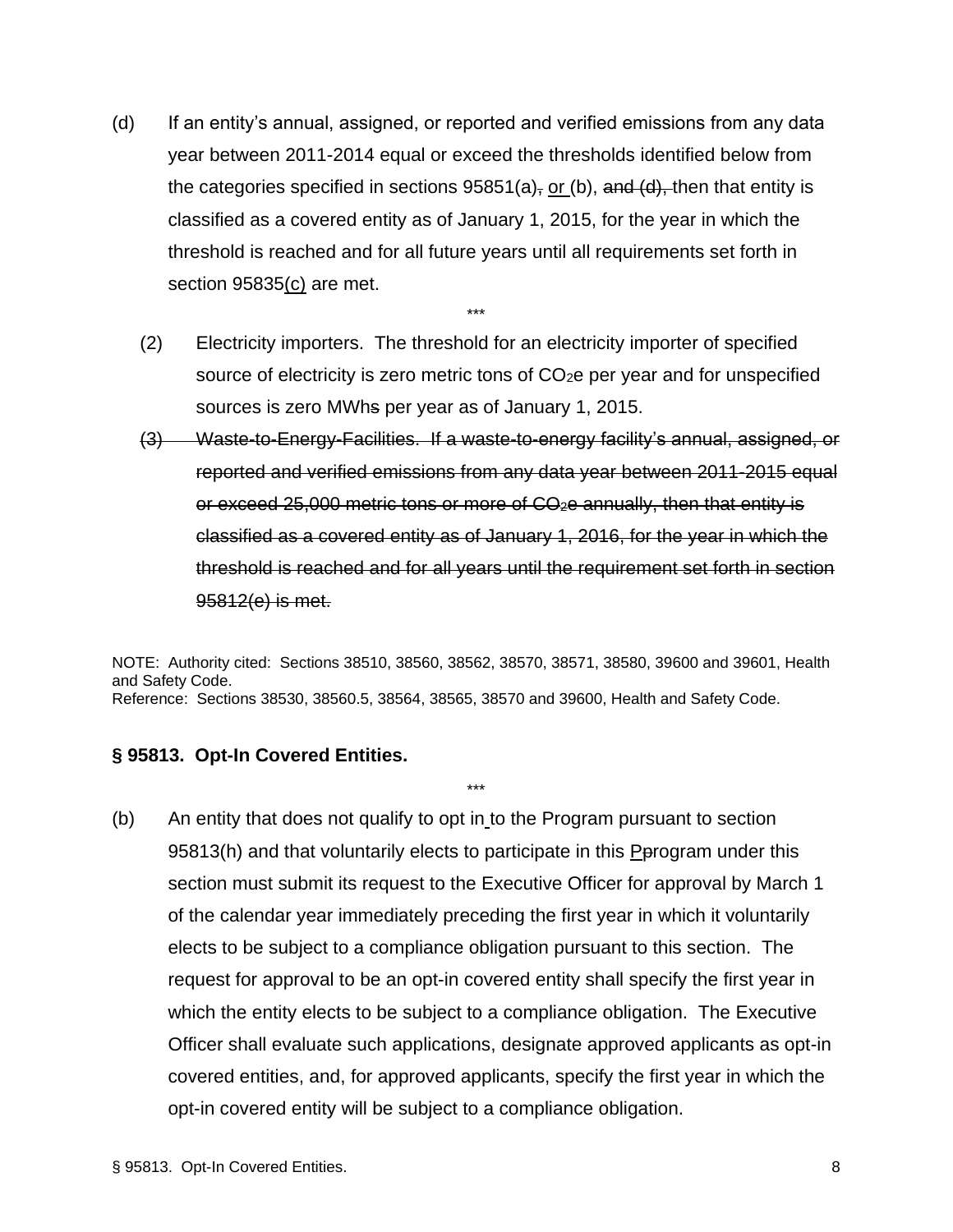(d) If an entity's annual, assigned, or reported and verified emissions from any data year between 2011-2014 equal or exceed the thresholds identified below from the categories specified in sections 95851(a)~~,~~ <u>or</u> (b), ~~and (d),~~ then that entity is classified as a covered entity as of January 1, 2015, for the year in which the threshold is reached and for all future years until all requirements set forth in section 95835<u>(c)</u> are met.

\*\*\*

(2) Electricity importers. The threshold for an electricity importer of specified source of electricity is zero metric tons of $CO_2$e per year and for unspecified sources is zero MWh~~s~~ per year as of January 1, 2015.

~~(3) Waste-to-Energy-Facilities. If a waste-to-energy facility's annual, assigned, or reported and verified emissions from any data year between 2011-2015 equal or exceed 25,000 metric tons or more of $CO_2$e annually, then that entity is classified as a covered entity as of January 1, 2016, for the year in which the threshold is reached and for all years until the requirement set forth in section 95812(e) is met.~~

NOTE: Authority cited: Sections 38510, 38560, 38562, 38570, 38571, 38580, 39600 and 39601, Health and Safety Code.
Reference: Sections 38530, 38560.5, 38564, 38565, 38570 and 39600, Health and Safety Code.

### § 95813. Opt-In Covered Entities.

\*\*\*

(b) An entity that does not qualify to opt in to the Program pursuant to section 95813(h) and that voluntarily elects to participate in this <u>P</u>~~p~~rogram under this section must submit its request to the Executive Officer for approval by March 1 of the calendar year immediately preceding the first year in which it voluntarily elects to be subject to a compliance obligation pursuant to this section. The request for approval to be an opt-in covered entity shall specify the first year in which the entity elects to be subject to a compliance obligation. The Executive Officer shall evaluate such applications, designate approved applicants as opt-in covered entities, and, for approved applicants, specify the first year in which the opt-in covered entity will be subject to a compliance obligation.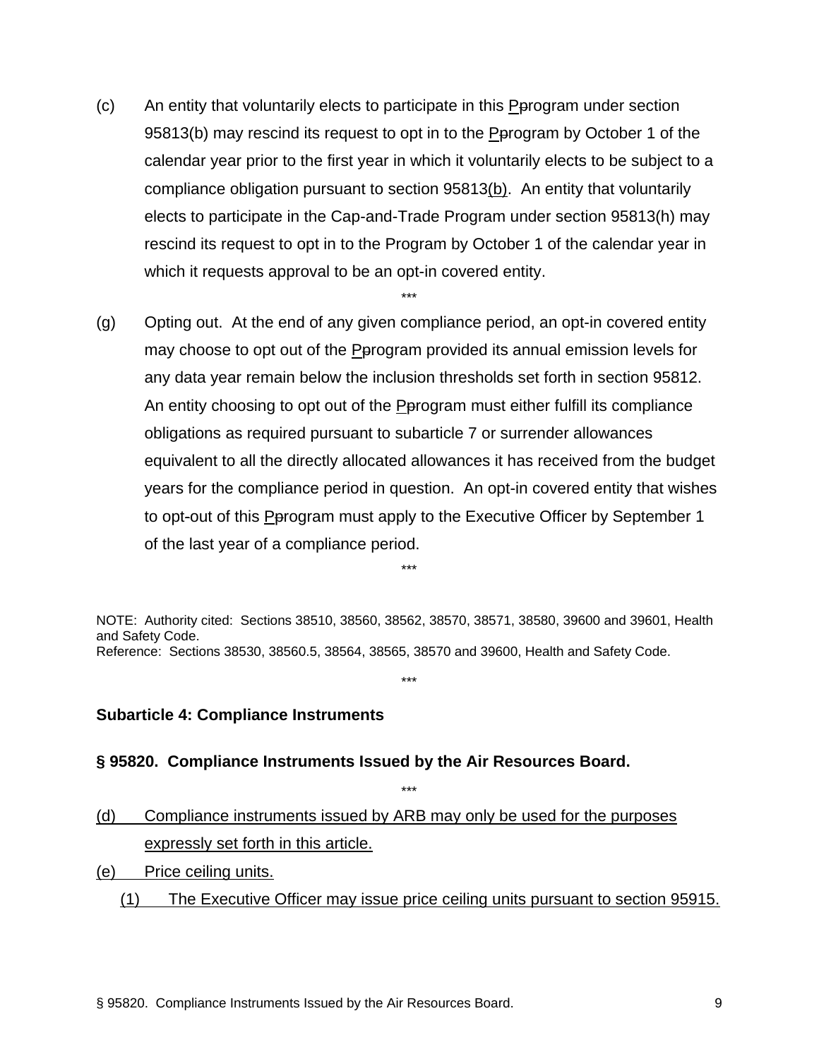(c) An entity that voluntarily elects to participate in this <u>P</u>~~p~~rogram under section 95813(b) may rescind its request to opt in to the <u>P</u>~~p~~rogram by October 1 of the calendar year prior to the first year in which it voluntarily elects to be subject to a compliance obligation pursuant to section 95813<u>(b)</u>. An entity that voluntarily elects to participate in the Cap-and-Trade Program under section 95813(h) may rescind its request to opt in to the Program by October 1 of the calendar year in which it requests approval to be an opt-in covered entity.

***

(g) Opting out. At the end of any given compliance period, an opt-in covered entity may choose to opt out of the <u>P</u>~~p~~rogram provided its annual emission levels for any data year remain below the inclusion thresholds set forth in section 95812. An entity choosing to opt out of the <u>P</u>~~p~~rogram must either fulfill its compliance obligations as required pursuant to subarticle 7 or surrender allowances equivalent to all the directly allocated allowances it has received from the budget years for the compliance period in question. An opt-in covered entity that wishes to opt-out of this <u>P</u>~~p~~rogram must apply to the Executive Officer by September 1 of the last year of a compliance period.

***

NOTE: Authority cited: Sections 38510, 38560, 38562, 38570, 38571, 38580, 39600 and 39601, Health and Safety Code.
Reference: Sections 38530, 38560.5, 38564, 38565, 38570 and 39600, Health and Safety Code.

***

**Subarticle 4: Compliance Instruments**

**§ 95820. Compliance Instruments Issued by the Air Resources Board.**

***

<u>(d) Compliance instruments issued by ARB may only be used for the purposes expressly set forth in this article.</u>

<u>(e) Price ceiling units.</u>

<u>(1) The Executive Officer may issue price ceiling units pursuant to section 95915.</u>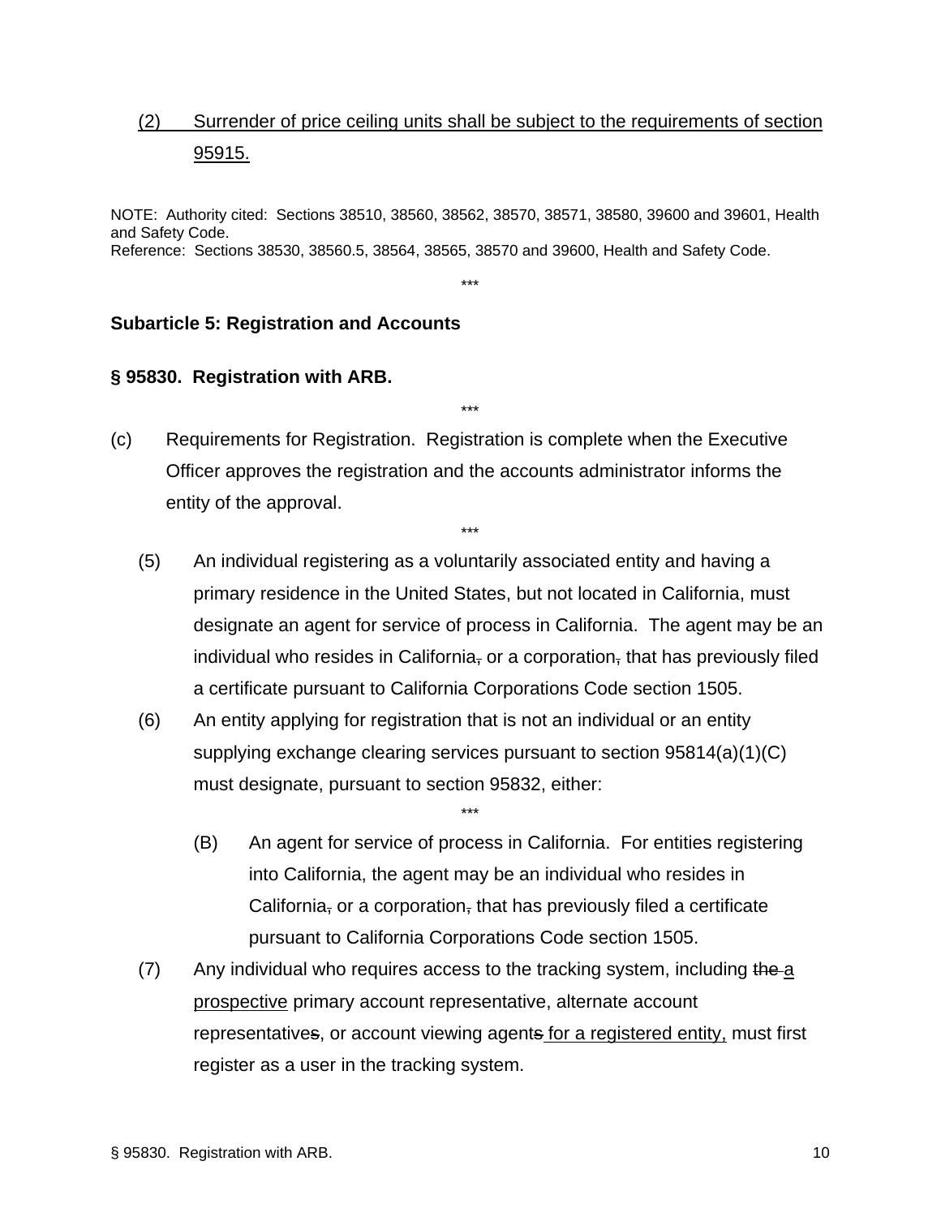<u>(2) Surrender of price ceiling units shall be subject to the requirements of section 95915.</u>

NOTE: Authority cited: Sections 38510, 38560, 38562, 38570, 38571, 38580, 39600 and 39601, Health and Safety Code.
Reference: Sections 38530, 38560.5, 38564, 38565, 38570 and 39600, Health and Safety Code.

***

**Subarticle 5: Registration and Accounts**

**§ 95830. Registration with ARB.**

***

(c) Requirements for Registration. Registration is complete when the Executive Officer approves the registration and the accounts administrator informs the entity of the approval.

***

(5) An individual registering as a voluntarily associated entity and having a primary residence in the United States, but not located in California, must designate an agent for service of process in California. The agent may be an individual who resides in California~~,~~ or a corporation~~,~~ that has previously filed a certificate pursuant to California Corporations Code section 1505.

(6) An entity applying for registration that is not an individual or an entity supplying exchange clearing services pursuant to section 95814(a)(1)(C) must designate, pursuant to section 95832, either:

***

(B) An agent for service of process in California. For entities registering into California, the agent may be an individual who resides in California~~,~~ or a corporation~~,~~ that has previously filed a certificate pursuant to California Corporations Code section 1505.

(7) Any individual who requires access to the tracking system, including ~~the~~ <u>a prospective</u> primary account representative, alternate account representative~~s~~, or account viewing agent~~s~~ <u>for a registered entity,</u> must first register as a user in the tracking system.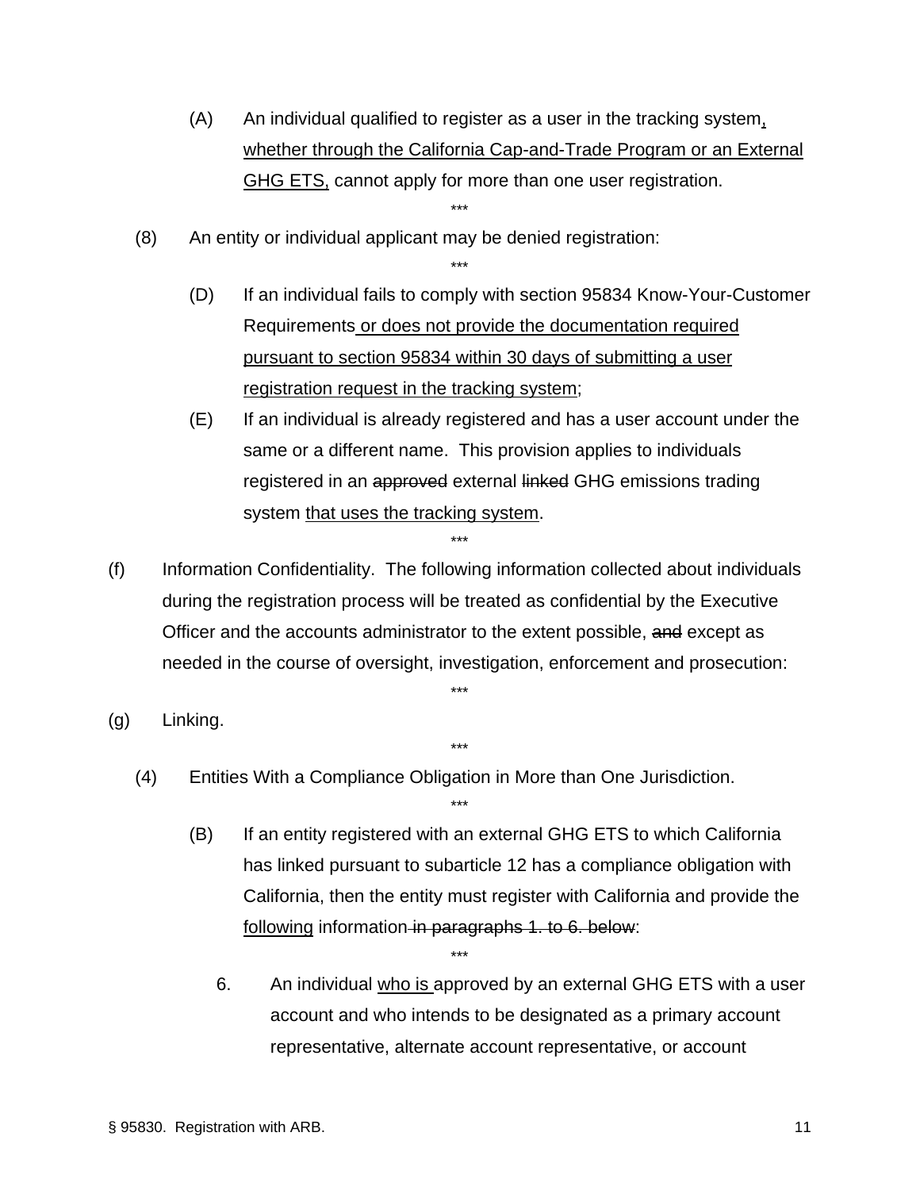(A) An individual qualified to register as a user in the tracking system, whether through the California Cap-and-Trade Program or an External GHG ETS, cannot apply for more than one user registration.

\*\*\*

(8) An entity or individual applicant may be denied registration:

\*\*\*

(D) If an individual fails to comply with section 95834 Know-Your-Customer Requirements or does not provide the documentation required pursuant to section 95834 within 30 days of submitting a user registration request in the tracking system;

(E) If an individual is already registered and has a user account under the same or a different name. This provision applies to individuals registered in an ~~approved~~ external ~~linked~~ GHG emissions trading system that uses the tracking system.

\*\*\*

(f) Information Confidentiality. The following information collected about individuals during the registration process will be treated as confidential by the Executive Officer and the accounts administrator to the extent possible, ~~and~~ except as needed in the course of oversight, investigation, enforcement and prosecution:

\*\*\*

(g) Linking.

\*\*\*

(4) Entities With a Compliance Obligation in More than One Jurisdiction.

\*\*\*

(B) If an entity registered with an external GHG ETS to which California has linked pursuant to subarticle 12 has a compliance obligation with California, then the entity must register with California and provide the following information ~~in paragraphs 1. to 6. below~~:

\*\*\*

6. An individual who is approved by an external GHG ETS with a user account and who intends to be designated as a primary account representative, alternate account representative, or account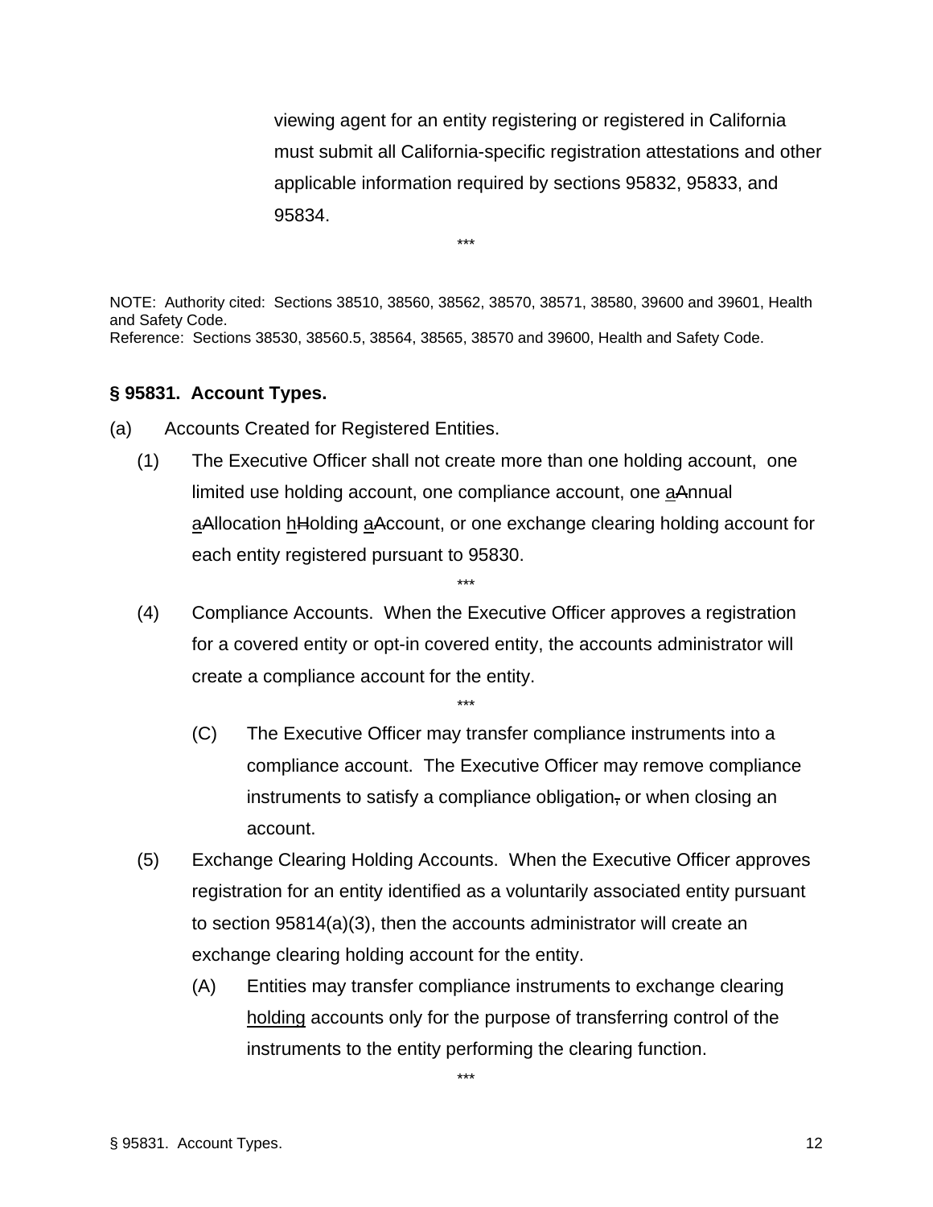viewing agent for an entity registering or registered in California must submit all California-specific registration attestations and other applicable information required by sections 95832, 95833, and 95834.

\*\*\*

NOTE: Authority cited: Sections 38510, 38560, 38562, 38570, 38571, 38580, 39600 and 39601, Health and Safety Code.
Reference: Sections 38530, 38560.5, 38564, 38565, 38570 and 39600, Health and Safety Code.

**§ 95831. Account Types.**

(a) Accounts Created for Registered Entities.

(1) The Executive Officer shall not create more than one holding account, one limited use holding account, one compliance account, one <u>a</u>~~A~~nnual <u>a</u>~~A~~llocation <u>h</u>~~H~~olding <u>a</u>~~A~~ccount, or one exchange clearing holding account for each entity registered pursuant to 95830.

\*\*\*

(4) Compliance Accounts. When the Executive Officer approves a registration for a covered entity or opt-in covered entity, the accounts administrator will create a compliance account for the entity.

\*\*\*

(C) The Executive Officer may transfer compliance instruments into a compliance account. The Executive Officer may remove compliance instruments to satisfy a compliance obligation~~,~~ or when closing an account.

(5) Exchange Clearing Holding Accounts. When the Executive Officer approves registration for an entity identified as a voluntarily associated entity pursuant to section 95814(a)(3), then the accounts administrator will create an exchange clearing holding account for the entity.

(A) Entities may transfer compliance instruments to exchange clearing <u>holding</u> accounts only for the purpose of transferring control of the instruments to the entity performing the clearing function.

\*\*\*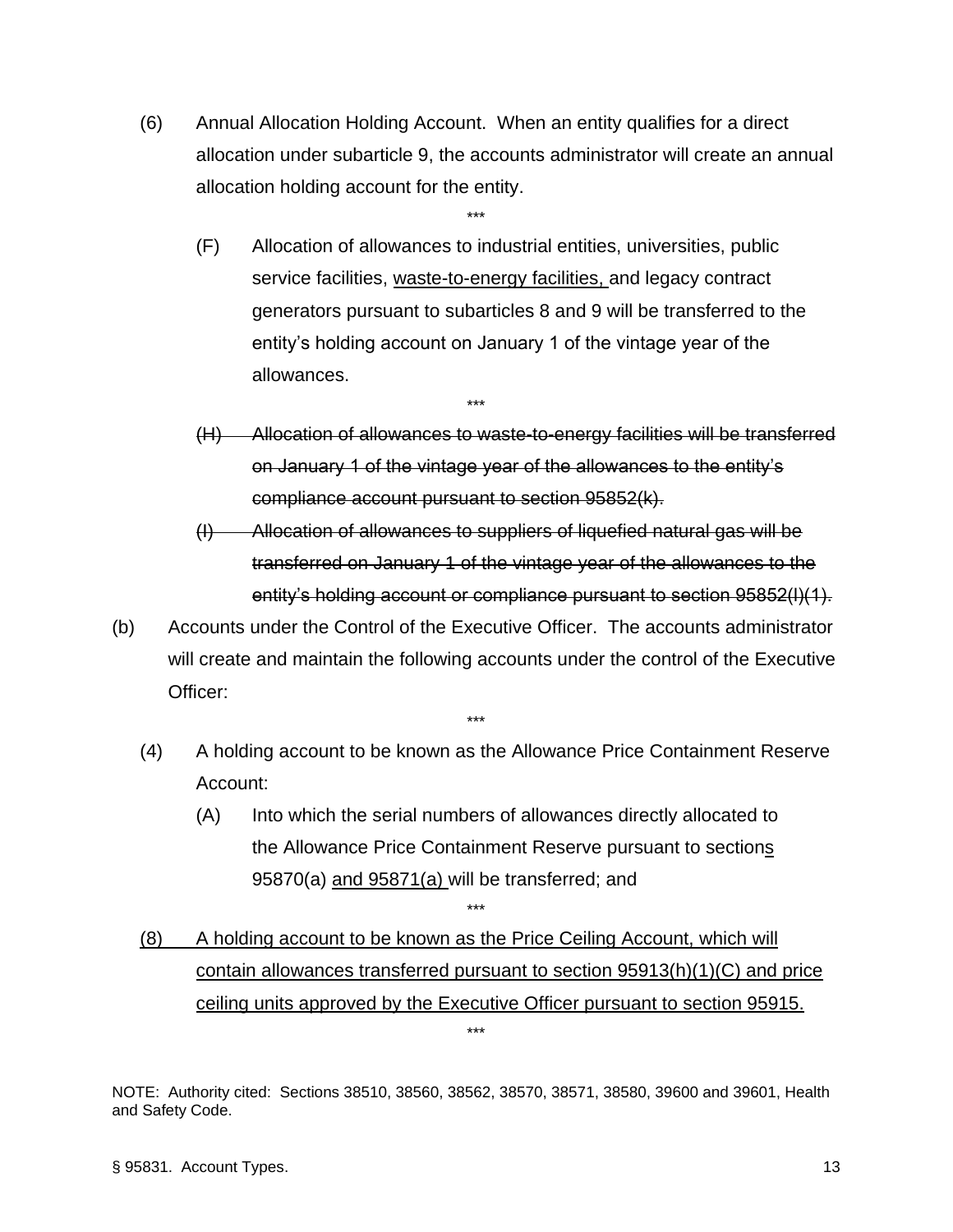(6) Annual Allocation Holding Account. When an entity qualifies for a direct allocation under subarticle 9, the accounts administrator will create an annual allocation holding account for the entity.

\*\*\*

(F) Allocation of allowances to industrial entities, universities, public service facilities, <u>waste-to-energy facilities,</u> and legacy contract generators pursuant to subarticles 8 and 9 will be transferred to the entity's holding account on January 1 of the vintage year of the allowances.

\*\*\*

~~(H) Allocation of allowances to waste-to-energy facilities will be transferred on January 1 of the vintage year of the allowances to the entity's compliance account pursuant to section 95852(k).~~

~~(I) Allocation of allowances to suppliers of liquefied natural gas will be transferred on January 1 of the vintage year of the allowances to the entity's holding account or compliance pursuant to section 95852(l)(1).~~

(b) Accounts under the Control of the Executive Officer. The accounts administrator will create and maintain the following accounts under the control of the Executive Officer:

\*\*\*

(4) A holding account to be known as the Allowance Price Containment Reserve Account:

(A) Into which the serial numbers of allowances directly allocated to the Allowance Price Containment Reserve pursuant to section<u>s</u> 95870(a) <u>and 95871(a)</u> will be transferred; and

\*\*\*

<u>(8) A holding account to be known as the Price Ceiling Account, which will contain allowances transferred pursuant to section 95913(h)(1)(C) and price ceiling units approved by the Executive Officer pursuant to section 95915.</u>

\*\*\*

NOTE: Authority cited: Sections 38510, 38560, 38562, 38570, 38571, 38580, 39600 and 39601, Health and Safety Code.

§ 95831. Account Types.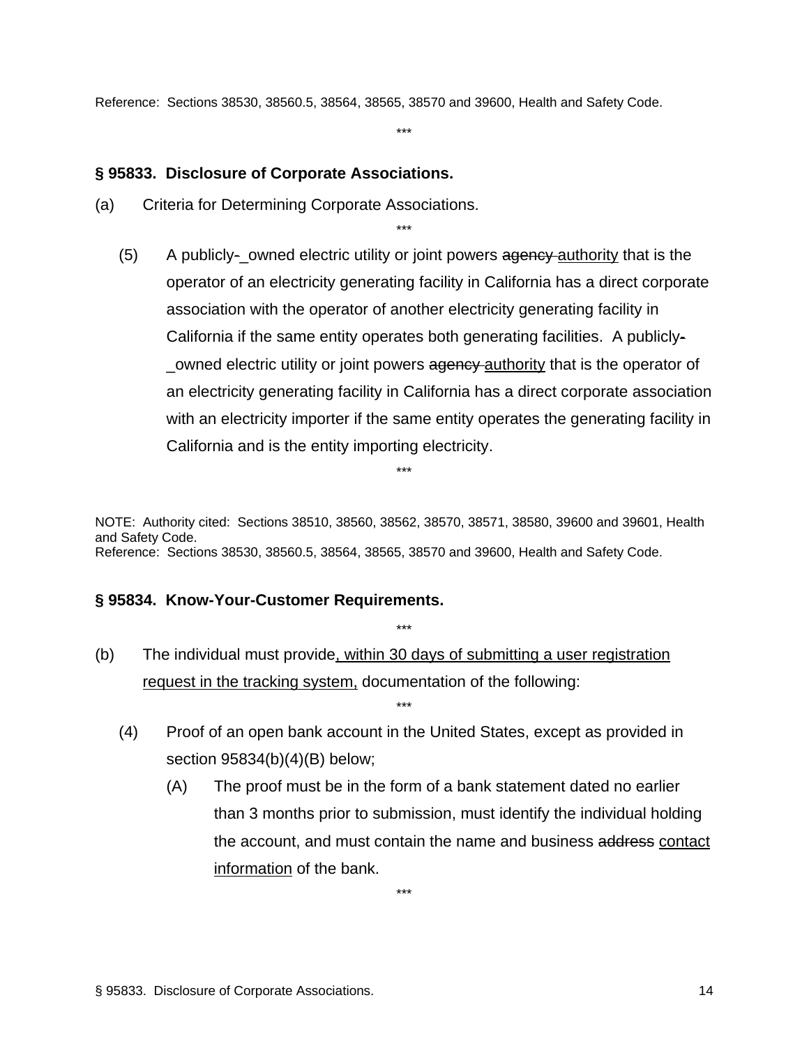Reference: Sections 38530, 38560.5, 38564, 38565, 38570 and 39600, Health and Safety Code.

\*\*\*

### § 95833. Disclosure of Corporate Associations.

(a) Criteria for Determining Corporate Associations.

\*\*\*

(5) A publicly-_owned electric utility or joint powers ~~agency~~ <u>authority</u> that is the operator of an electricity generating facility in California has a direct corporate association with the operator of another electricity generating facility in California if the same entity operates both generating facilities. A publicly~~-~~ _owned electric utility or joint powers ~~agency~~ <u>authority</u> that is the operator of an electricity generating facility in California has a direct corporate association with an electricity importer if the same entity operates the generating facility in California and is the entity importing electricity.

\*\*\*

NOTE: Authority cited: Sections 38510, 38560, 38562, 38570, 38571, 38580, 39600 and 39601, Health and Safety Code.
Reference: Sections 38530, 38560.5, 38564, 38565, 38570 and 39600, Health and Safety Code.

### § 95834. Know-Your-Customer Requirements.

\*\*\*

(b) The individual must provide<u>, within 30 days of submitting a user registration request in the tracking system,</u> documentation of the following:

\*\*\*

(4) Proof of an open bank account in the United States, except as provided in section 95834(b)(4)(B) below;

(A) The proof must be in the form of a bank statement dated no earlier than 3 months prior to submission, must identify the individual holding the account, and must contain the name and business ~~address~~ <u>contact information</u> of the bank.

\*\*\*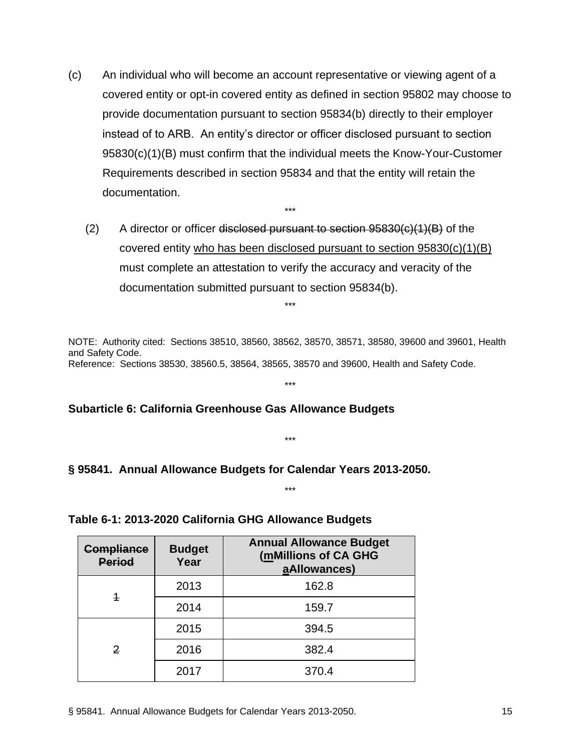(c) An individual who will become an account representative or viewing agent of a covered entity or opt-in covered entity as defined in section 95802 may choose to provide documentation pursuant to section 95834(b) directly to their employer instead of to ARB. An entity's director or officer disclosed pursuant to section 95830(c)(1)(B) must confirm that the individual meets the Know-Your-Customer Requirements described in section 95834 and that the entity will retain the documentation.

\*\*\*

(2) A director or officer ~~disclosed pursuant to section 95830(c)(1)(B)~~ of the covered entity <u>who has been disclosed pursuant to section 95830(c)(1)(B)</u> must complete an attestation to verify the accuracy and veracity of the documentation submitted pursuant to section 95834(b).

\*\*\*

NOTE: Authority cited: Sections 38510, 38560, 38562, 38570, 38571, 38580, 39600 and 39601, Health and Safety Code.
Reference: Sections 38530, 38560.5, 38564, 38565, 38570 and 39600, Health and Safety Code.

\*\*\*

**Subarticle 6: California Greenhouse Gas Allowance Budgets**

\*\*\*

**§ 95841. Annual Allowance Budgets for Calendar Years 2013-2050.**

\*\*\*

**Table 6-1: 2013-2020 California GHG Allowance Budgets**

| ~~Compliance Period~~ | Budget Year | Annual Allowance Budget (<u>m</u>~~M~~illions of CA GHG <u>a</u>~~A~~llowances) |
|---|---|---|
| ~~1~~ | 2013 | 162.8 |
| | 2014 | 159.7 |
| ~~2~~ | 2015 | 394.5 |
| | 2016 | 382.4 |
| | 2017 | 370.4 |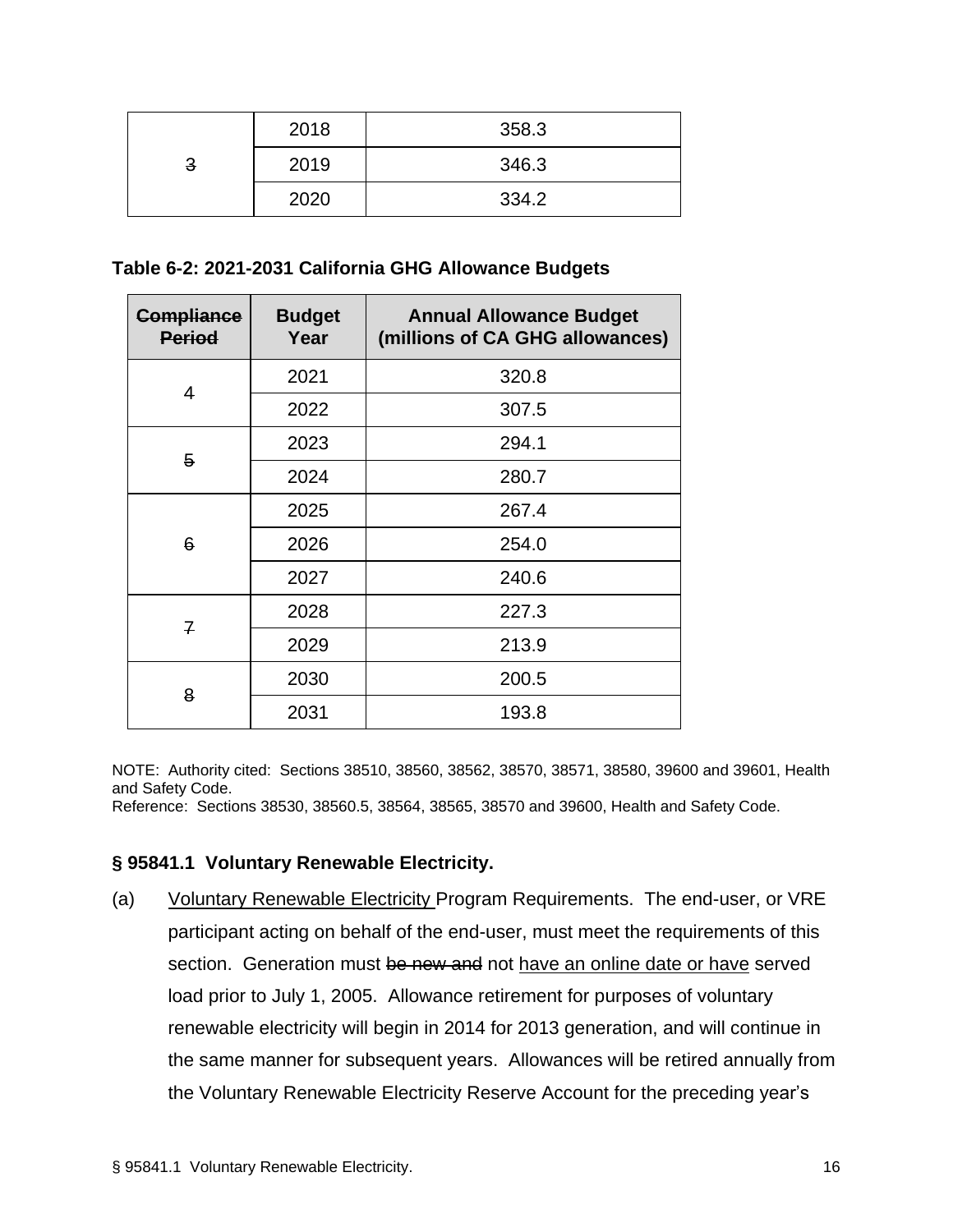| | | |
|---|---|---|
| ~~3~~ | 2018 | 358.3 |
| | 2019 | 346.3 |
| | 2020 | 334.2 |

**Table 6-2: 2021-2031 California GHG Allowance Budgets**

| ~~Compliance Period~~ | Budget Year | Annual Allowance Budget (millions of CA GHG allowances) |
|---|---|---|
| ~~4~~ | 2021 | 320.8 |
| | 2022 | 307.5 |
| ~~5~~ | 2023 | 294.1 |
| | 2024 | 280.7 |
| ~~6~~ | 2025 | 267.4 |
| | 2026 | 254.0 |
| | 2027 | 240.6 |
| ~~7~~ | 2028 | 227.3 |
| | 2029 | 213.9 |
| ~~8~~ | 2030 | 200.5 |
| | 2031 | 193.8 |

NOTE: Authority cited: Sections 38510, 38560, 38562, 38570, 38571, 38580, 39600 and 39601, Health and Safety Code.
Reference: Sections 38530, 38560.5, 38564, 38565, 38570 and 39600, Health and Safety Code.

**§ 95841.1 Voluntary Renewable Electricity.**

(a) <u>Voluntary Renewable Electricity</u> Program Requirements. The end-user, or VRE participant acting on behalf of the end-user, must meet the requirements of this section. Generation must ~~be new and~~ not <u>have an online date or have</u> served load prior to July 1, 2005. Allowance retirement for purposes of voluntary renewable electricity will begin in 2014 for 2013 generation, and will continue in the same manner for subsequent years. Allowances will be retired annually from the Voluntary Renewable Electricity Reserve Account for the preceding year's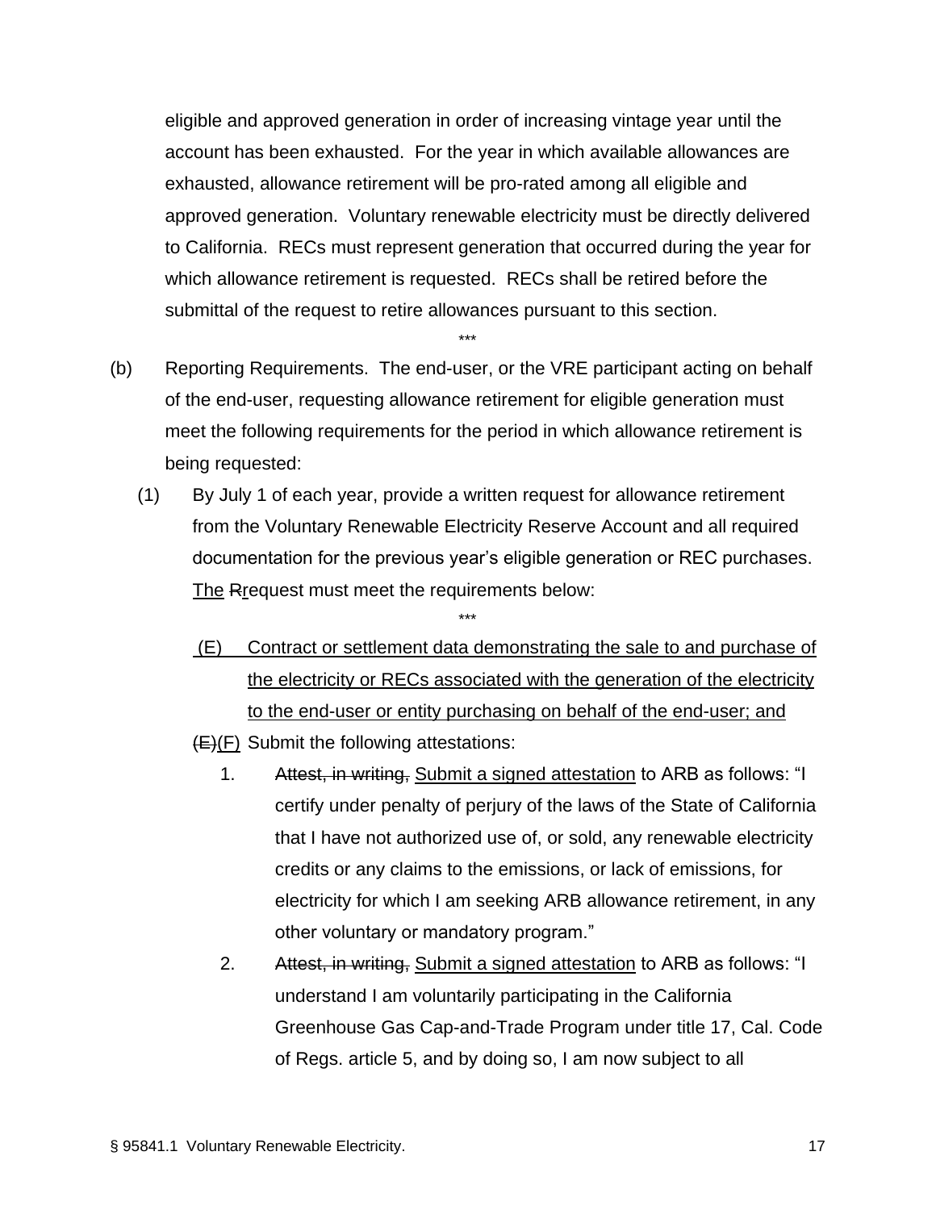eligible and approved generation in order of increasing vintage year until the account has been exhausted. For the year in which available allowances are exhausted, allowance retirement will be pro-rated among all eligible and approved generation. Voluntary renewable electricity must be directly delivered to California. RECs must represent generation that occurred during the year for which allowance retirement is requested. RECs shall be retired before the submittal of the request to retire allowances pursuant to this section.

\*\*\*

(b) Reporting Requirements. The end-user, or the VRE participant acting on behalf of the end-user, requesting allowance retirement for eligible generation must meet the following requirements for the period in which allowance retirement is being requested:

(1) By July 1 of each year, provide a written request for allowance retirement from the Voluntary Renewable Electricity Reserve Account and all required documentation for the previous year's eligible generation or REC purchases. <u>The</u> ~~R~~<u>r</u>equest must meet the requirements below:

\*\*\*

<u>(E) Contract or settlement data demonstrating the sale to and purchase of the electricity or RECs associated with the generation of the electricity to the end-user or entity purchasing on behalf of the end-user; and</u>

~~(E)~~<u>(F)</u> Submit the following attestations:

1. ~~Attest, in writing,~~ <u>Submit a signed attestation</u> to ARB as follows: "I certify under penalty of perjury of the laws of the State of California that I have not authorized use of, or sold, any renewable electricity credits or any claims to the emissions, or lack of emissions, for electricity for which I am seeking ARB allowance retirement, in any other voluntary or mandatory program."

2. ~~Attest, in writing,~~ <u>Submit a signed attestation</u> to ARB as follows: "I understand I am voluntarily participating in the California Greenhouse Gas Cap-and-Trade Program under title 17, Cal. Code of Regs. article 5, and by doing so, I am now subject to all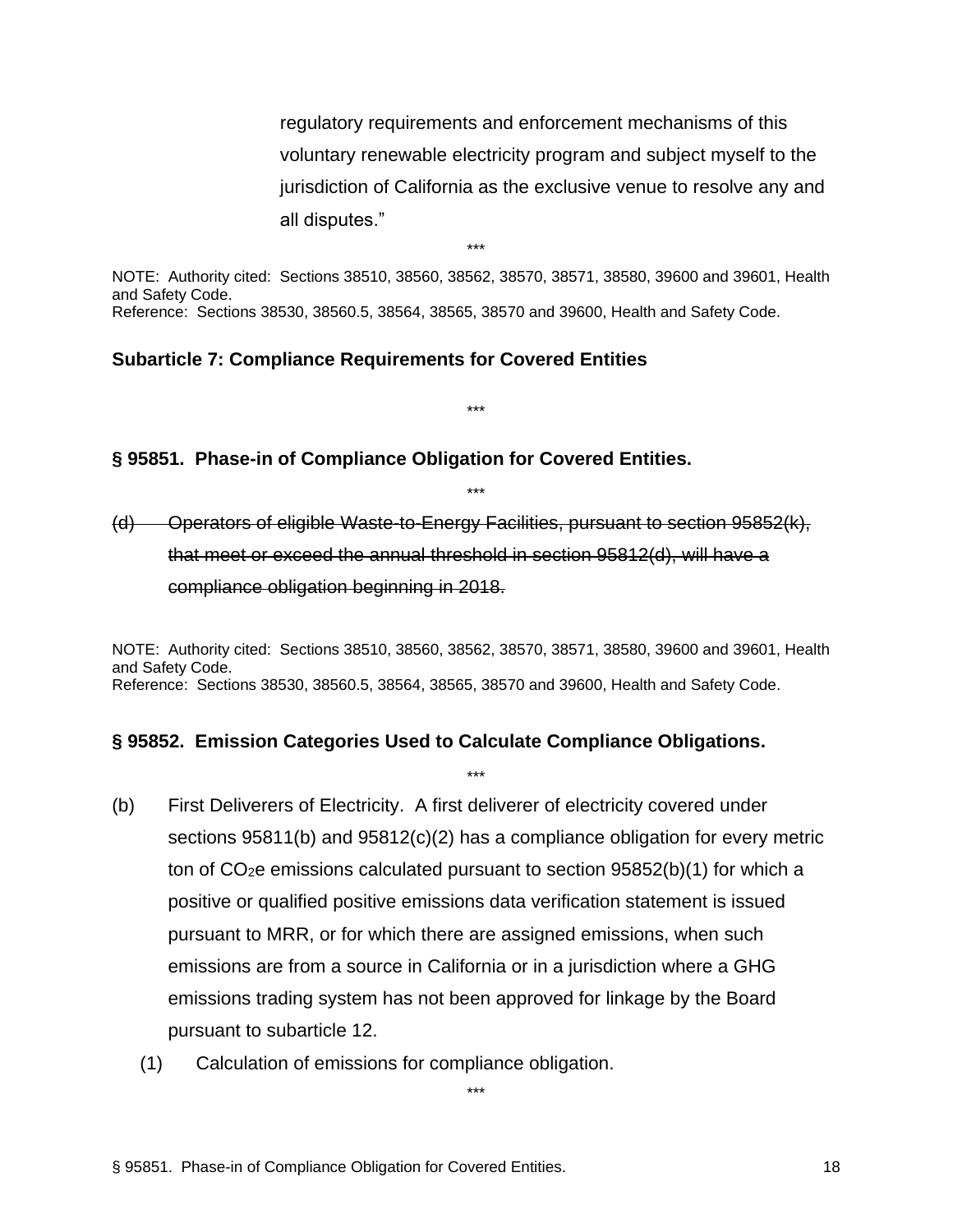regulatory requirements and enforcement mechanisms of this voluntary renewable electricity program and subject myself to the jurisdiction of California as the exclusive venue to resolve any and all disputes."

\*\*\*

NOTE: Authority cited: Sections 38510, 38560, 38562, 38570, 38571, 38580, 39600 and 39601, Health and Safety Code.
Reference: Sections 38530, 38560.5, 38564, 38565, 38570 and 39600, Health and Safety Code.

**Subarticle 7: Compliance Requirements for Covered Entities**

\*\*\*

**§ 95851. Phase-in of Compliance Obligation for Covered Entities.**

\*\*\*

~~(d) Operators of eligible Waste-to-Energy Facilities, pursuant to section 95852(k), that meet or exceed the annual threshold in section 95812(d), will have a compliance obligation beginning in 2018.~~

NOTE: Authority cited: Sections 38510, 38560, 38562, 38570, 38571, 38580, 39600 and 39601, Health and Safety Code.
Reference: Sections 38530, 38560.5, 38564, 38565, 38570 and 39600, Health and Safety Code.

**§ 95852. Emission Categories Used to Calculate Compliance Obligations.**

\*\*\*

(b) First Deliverers of Electricity. A first deliverer of electricity covered under sections 95811(b) and 95812(c)(2) has a compliance obligation for every metric ton of $CO_2$e emissions calculated pursuant to section 95852(b)(1) for which a positive or qualified positive emissions data verification statement is issued pursuant to MRR, or for which there are assigned emissions, when such emissions are from a source in California or in a jurisdiction where a GHG emissions trading system has not been approved for linkage by the Board pursuant to subarticle 12.

(1) Calculation of emissions for compliance obligation.

\*\*\*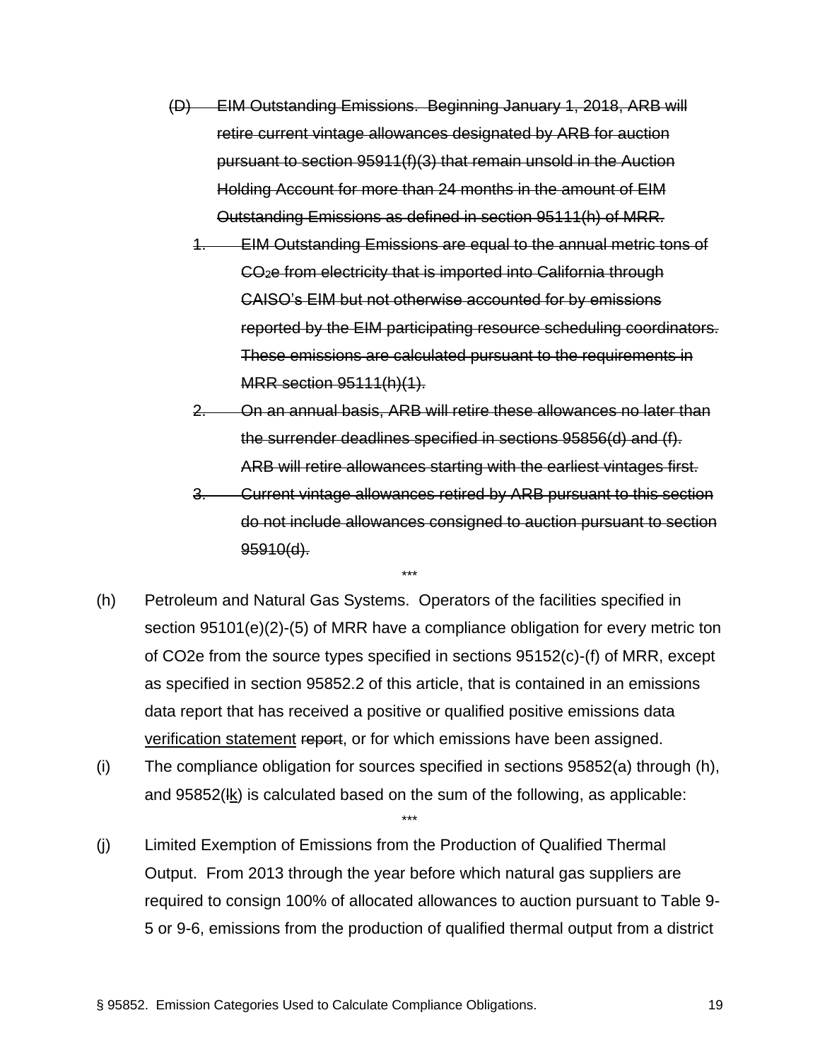~~(D) EIM Outstanding Emissions. Beginning January 1, 2018, ARB will retire current vintage allowances designated by ARB for auction pursuant to section 95911(f)(3) that remain unsold in the Auction Holding Account for more than 24 months in the amount of EIM Outstanding Emissions as defined in section 95111(h) of MRR.~~

~~1. EIM Outstanding Emissions are equal to the annual metric tons of $CO_2$e from electricity that is imported into California through CAISO's EIM but not otherwise accounted for by emissions reported by the EIM participating resource scheduling coordinators. These emissions are calculated pursuant to the requirements in MRR section 95111(h)(1).~~

~~2. On an annual basis, ARB will retire these allowances no later than the surrender deadlines specified in sections 95856(d) and (f). ARB will retire allowances starting with the earliest vintages first.~~

~~3. Current vintage allowances retired by ARB pursuant to this section do not include allowances consigned to auction pursuant to section 95910(d).~~

\*\*\*

(h) Petroleum and Natural Gas Systems. Operators of the facilities specified in section 95101(e)(2)-(5) of MRR have a compliance obligation for every metric ton of CO2e from the source types specified in sections 95152(c)-(f) of MRR, except as specified in section 95852.2 of this article, that is contained in an emissions data report that has received a positive or qualified positive emissions data <u>verification statement</u> ~~report~~, or for which emissions have been assigned.

(i) The compliance obligation for sources specified in sections 95852(a) through (h), and 95852(~~l~~<u>k</u>) is calculated based on the sum of the following, as applicable:

\*\*\*

(j) Limited Exemption of Emissions from the Production of Qualified Thermal Output. From 2013 through the year before which natural gas suppliers are required to consign 100% of allocated allowances to auction pursuant to Table 9-5 or 9-6, emissions from the production of qualified thermal output from a district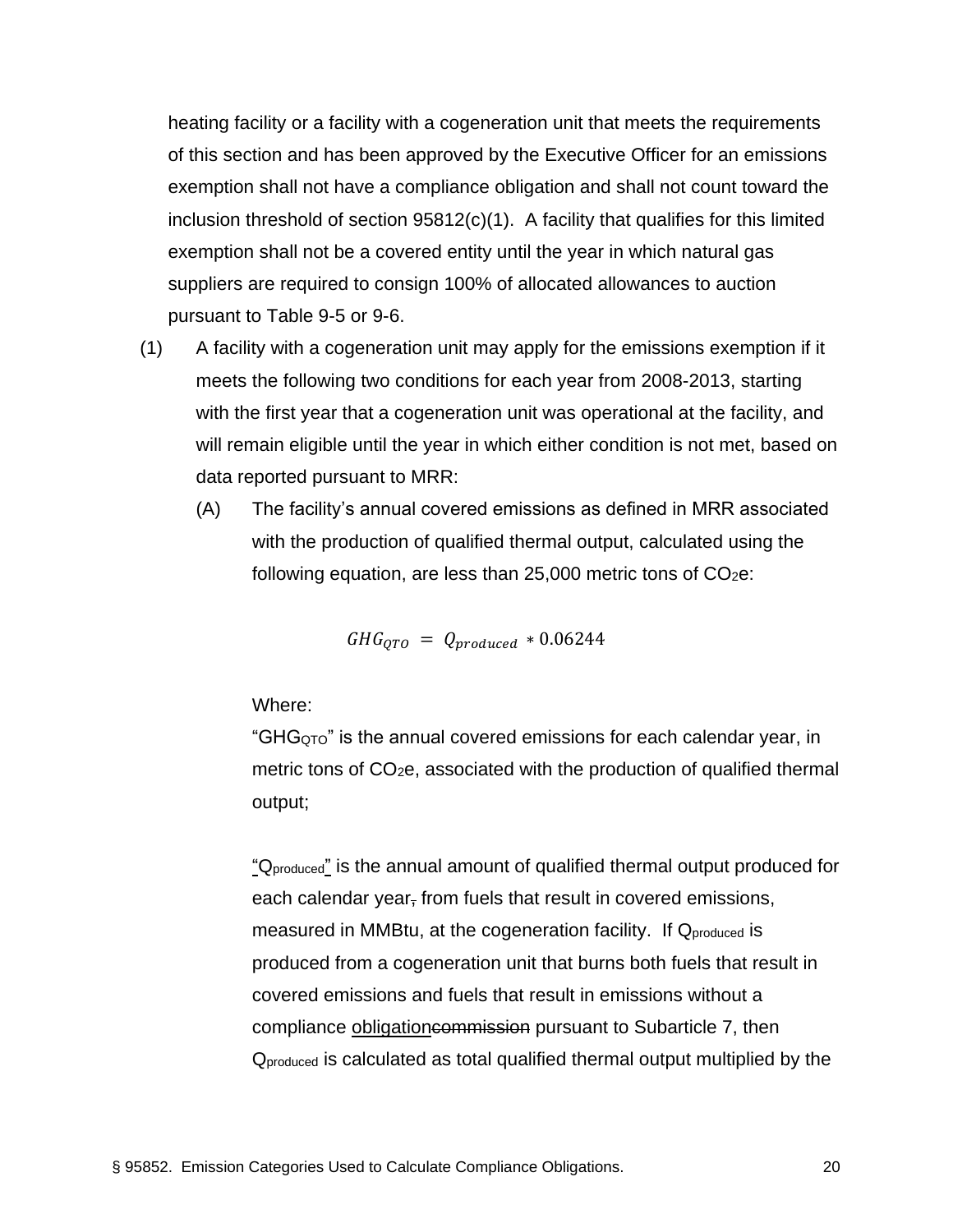heating facility or a facility with a cogeneration unit that meets the requirements of this section and has been approved by the Executive Officer for an emissions exemption shall not have a compliance obligation and shall not count toward the inclusion threshold of section 95812(c)(1). A facility that qualifies for this limited exemption shall not be a covered entity until the year in which natural gas suppliers are required to consign 100% of allocated allowances to auction pursuant to Table 9-5 or 9-6.

(1) A facility with a cogeneration unit may apply for the emissions exemption if it meets the following two conditions for each year from 2008-2013, starting with the first year that a cogeneration unit was operational at the facility, and will remain eligible until the year in which either condition is not met, based on data reported pursuant to MRR:

(A) The facility's annual covered emissions as defined in MRR associated with the production of qualified thermal output, calculated using the following equation, are less than 25,000 metric tons of $CO_2$e:

$$GHG_{QTO} = Q_{produced} * 0.06244$$

Where:

"$GHG_{QTO}$" is the annual covered emissions for each calendar year, in metric tons of $CO_2$e, associated with the production of qualified thermal output;

<u>"$Q_{produced}$"</u> is the annual amount of qualified thermal output produced for each calendar year~~,~~ from fuels that result in covered emissions, measured in MMBtu, at the cogeneration facility. If $Q_{produced}$ is produced from a cogeneration unit that burns both fuels that result in covered emissions and fuels that result in emissions without a compliance <u>obligation</u>~~commission~~ pursuant to Subarticle 7, then $Q_{produced}$ is calculated as total qualified thermal output multiplied by the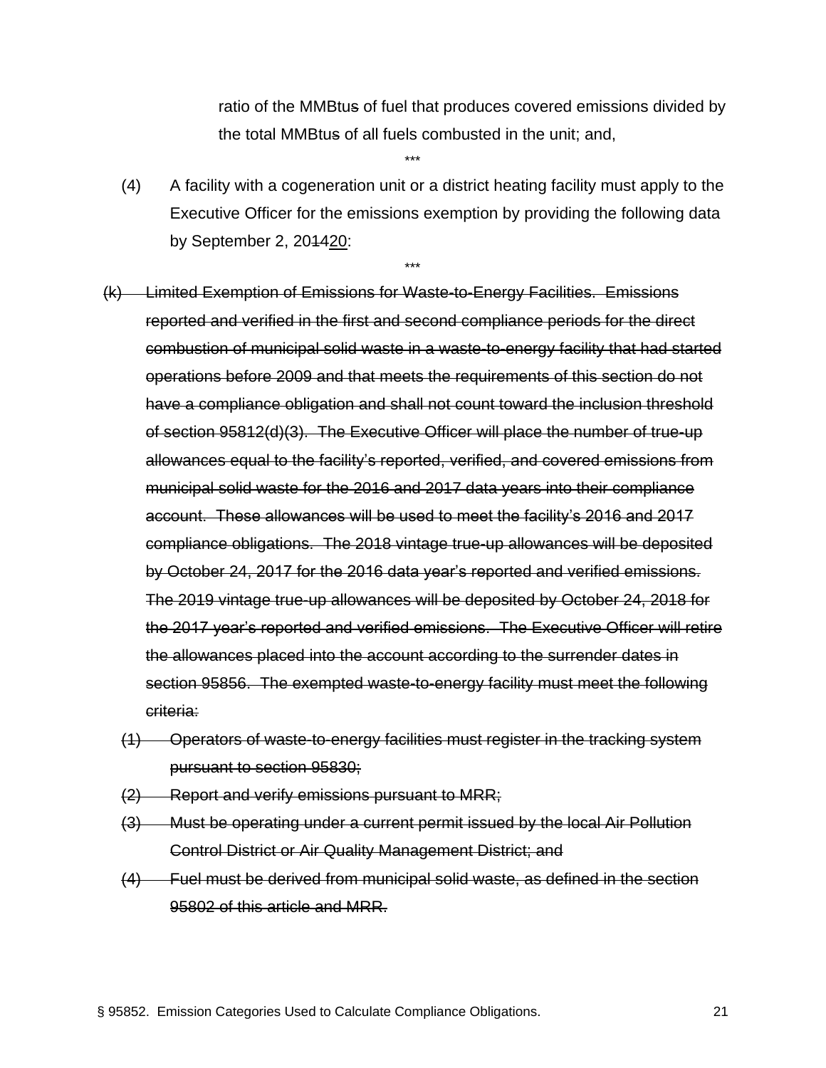ratio of the MMBtu~~s~~ of fuel that produces covered emissions divided by the total MMBtu~~s~~ of all fuels combusted in the unit; and,

\*\*\*

(4) A facility with a cogeneration unit or a district heating facility must apply to the Executive Officer for the emissions exemption by providing the following data by September 2, 20~~14~~<u>20</u>:

\*\*\*

~~(k) Limited Exemption of Emissions for Waste-to-Energy Facilities. Emissions reported and verified in the first and second compliance periods for the direct combustion of municipal solid waste in a waste-to-energy facility that had started operations before 2009 and that meets the requirements of this section do not have a compliance obligation and shall not count toward the inclusion threshold of section 95812(d)(3). The Executive Officer will place the number of true-up allowances equal to the facility's reported, verified, and covered emissions from municipal solid waste for the 2016 and 2017 data years into their compliance account. These allowances will be used to meet the facility's 2016 and 2017 compliance obligations. The 2018 vintage true-up allowances will be deposited by October 24, 2017 for the 2016 data year's reported and verified emissions. The 2019 vintage true-up allowances will be deposited by October 24, 2018 for the 2017 year's reported and verified emissions. The Executive Officer will retire the allowances placed into the account according to the surrender dates in section 95856. The exempted waste-to-energy facility must meet the following criteria:~~

~~(1) Operators of waste-to-energy facilities must register in the tracking system pursuant to section 95830;~~

~~(2) Report and verify emissions pursuant to MRR;~~

~~(3) Must be operating under a current permit issued by the local Air Pollution Control District or Air Quality Management District; and~~

~~(4) Fuel must be derived from municipal solid waste, as defined in the section 95802 of this article and MRR.~~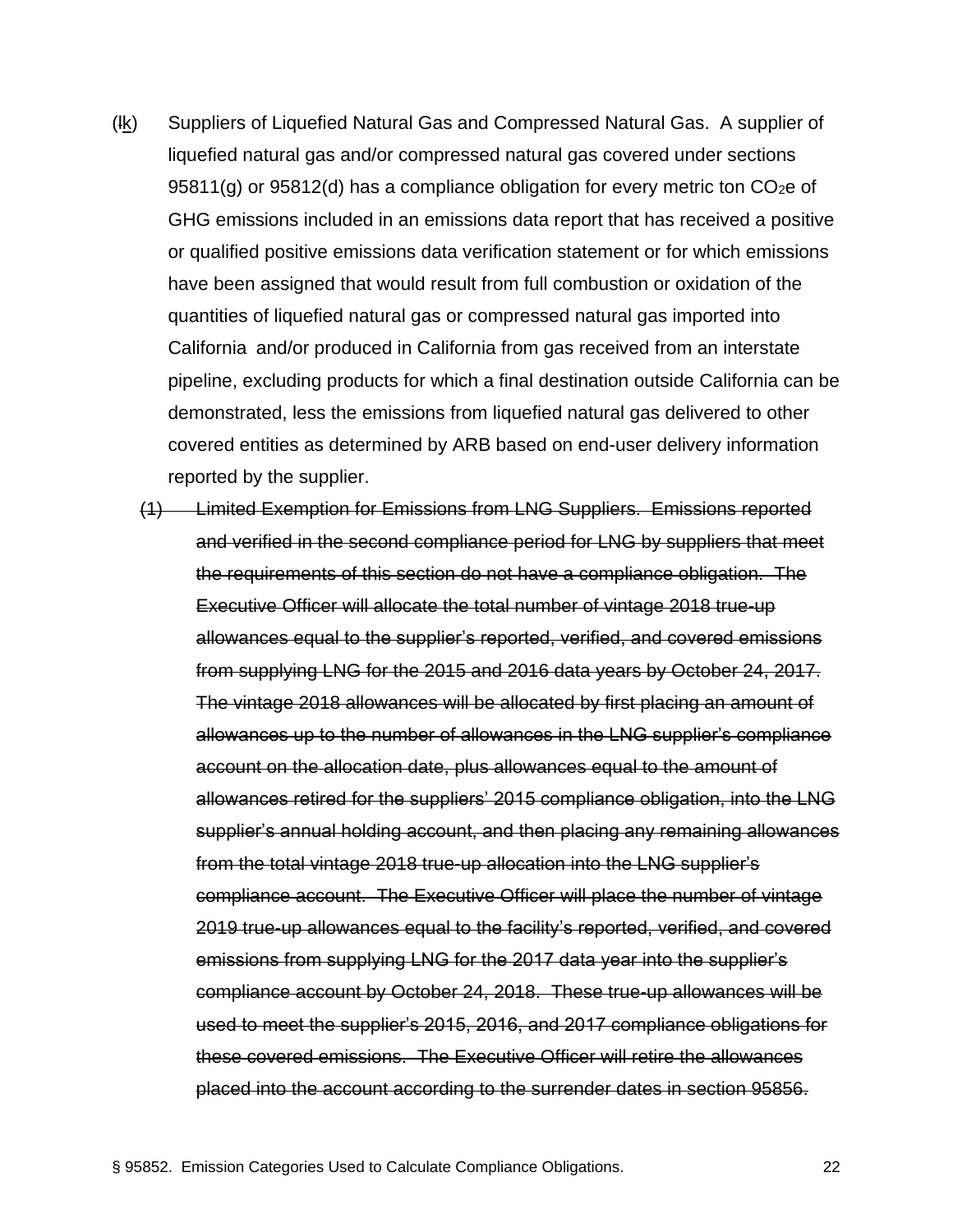(~~l~~<u>k</u>) Suppliers of Liquefied Natural Gas and Compressed Natural Gas. A supplier of liquefied natural gas and/or compressed natural gas covered under sections 95811(g) or 95812(d) has a compliance obligation for every metric ton $CO_2$e of GHG emissions included in an emissions data report that has received a positive or qualified positive emissions data verification statement or for which emissions have been assigned that would result from full combustion or oxidation of the quantities of liquefied natural gas or compressed natural gas imported into California and/or produced in California from gas received from an interstate pipeline, excluding products for which a final destination outside California can be demonstrated, less the emissions from liquefied natural gas delivered to other covered entities as determined by ARB based on end-user delivery information reported by the supplier.

~~(1) Limited Exemption for Emissions from LNG Suppliers. Emissions reported and verified in the second compliance period for LNG by suppliers that meet the requirements of this section do not have a compliance obligation. The Executive Officer will allocate the total number of vintage 2018 true-up allowances equal to the supplier's reported, verified, and covered emissions from supplying LNG for the 2015 and 2016 data years by October 24, 2017. The vintage 2018 allowances will be allocated by first placing an amount of allowances up to the number of allowances in the LNG supplier's compliance account on the allocation date, plus allowances equal to the amount of allowances retired for the suppliers' 2015 compliance obligation, into the LNG supplier's annual holding account, and then placing any remaining allowances from the total vintage 2018 true-up allocation into the LNG supplier's compliance account. The Executive Officer will place the number of vintage 2019 true-up allowances equal to the facility's reported, verified, and covered emissions from supplying LNG for the 2017 data year into the supplier's compliance account by October 24, 2018. These true-up allowances will be used to meet the supplier's 2015, 2016, and 2017 compliance obligations for these covered emissions. The Executive Officer will retire the allowances placed into the account according to the surrender dates in section 95856.~~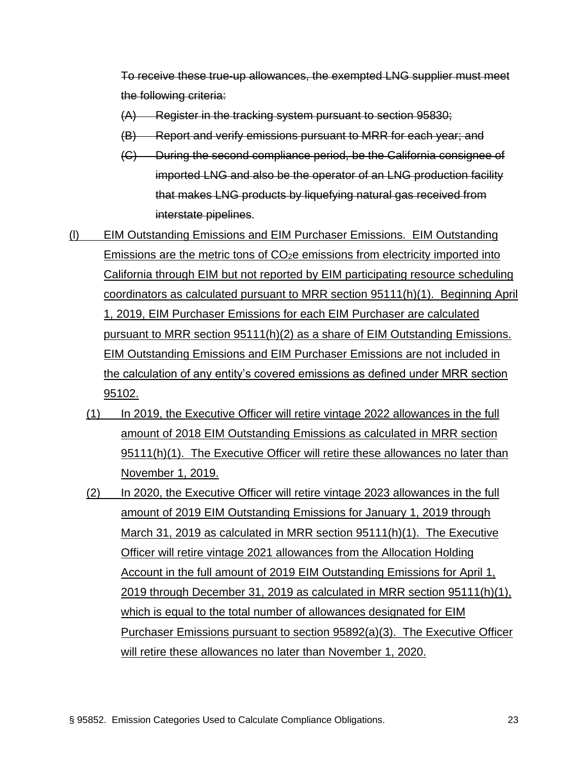~~To receive these true-up allowances, the exempted LNG supplier must meet the following criteria:~~

~~(A) Register in the tracking system pursuant to section 95830;~~

~~(B) Report and verify emissions pursuant to MRR for each year; and~~

~~(C) During the second compliance period, be the California consignee of imported LNG and also be the operator of an LNG production facility that makes LNG products by liquefying natural gas received from interstate pipelines~~.

<u>(l) EIM Outstanding Emissions and EIM Purchaser Emissions. EIM Outstanding Emissions are the metric tons of $CO_2$e emissions from electricity imported into California through EIM but not reported by EIM participating resource scheduling coordinators as calculated pursuant to MRR section 95111(h)(1). Beginning April 1, 2019, EIM Purchaser Emissions for each EIM Purchaser are calculated pursuant to MRR section 95111(h)(2) as a share of EIM Outstanding Emissions. EIM Outstanding Emissions and EIM Purchaser Emissions are not included in the calculation of any entity's covered emissions as defined under MRR section 95102.</u>

<u>(1) In 2019, the Executive Officer will retire vintage 2022 allowances in the full amount of 2018 EIM Outstanding Emissions as calculated in MRR section 95111(h)(1). The Executive Officer will retire these allowances no later than November 1, 2019.</u>

<u>(2) In 2020, the Executive Officer will retire vintage 2023 allowances in the full amount of 2019 EIM Outstanding Emissions for January 1, 2019 through March 31, 2019 as calculated in MRR section 95111(h)(1). The Executive Officer will retire vintage 2021 allowances from the Allocation Holding Account in the full amount of 2019 EIM Outstanding Emissions for April 1, 2019 through December 31, 2019 as calculated in MRR section 95111(h)(1), which is equal to the total number of allowances designated for EIM Purchaser Emissions pursuant to section 95892(a)(3). The Executive Officer will retire these allowances no later than November 1, 2020.</u>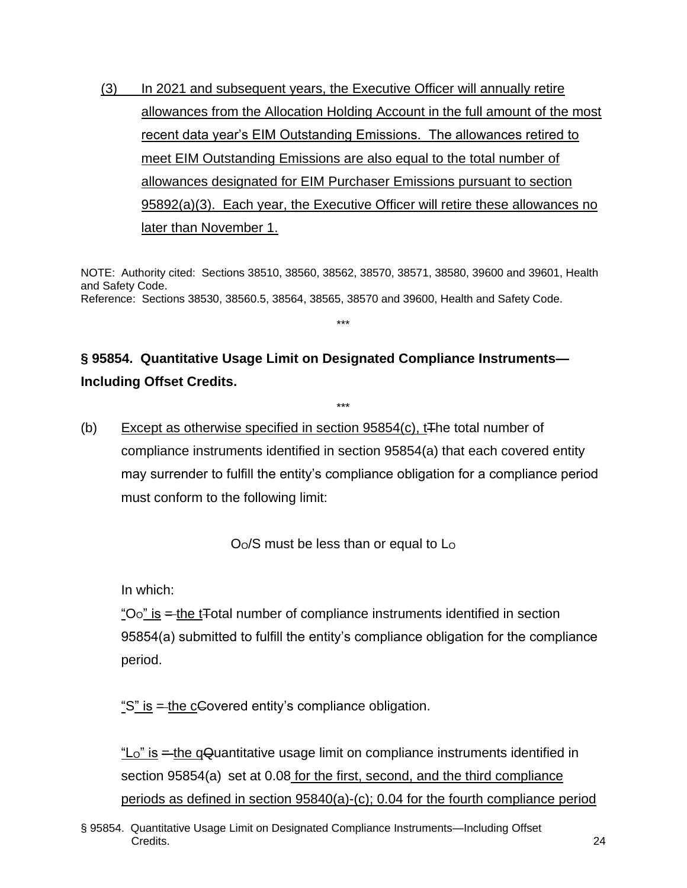(3) In 2021 and subsequent years, the Executive Officer will annually retire allowances from the Allocation Holding Account in the full amount of the most recent data year's EIM Outstanding Emissions. The allowances retired to meet EIM Outstanding Emissions are also equal to the total number of allowances designated for EIM Purchaser Emissions pursuant to section 95892(a)(3). Each year, the Executive Officer will retire these allowances no later than November 1.

NOTE: Authority cited: Sections 38510, 38560, 38562, 38570, 38571, 38580, 39600 and 39601, Health and Safety Code.
Reference: Sections 38530, 38560.5, 38564, 38565, 38570 and 39600, Health and Safety Code.

\*\*\*

## § 95854. Quantitative Usage Limit on Designated Compliance Instruments—Including Offset Credits.

\*\*\*

(b) Except as otherwise specified in section 95854(c), tThe total number of compliance instruments identified in section 95854(a) that each covered entity may surrender to fulfill the entity's compliance obligation for a compliance period must conform to the following limit:

$$O_O/S \text{ must be less than or equal to } L_O$$

In which:

"$O_O$" is = the tTotal number of compliance instruments identified in section 95854(a) submitted to fulfill the entity's compliance obligation for the compliance period.

"S" is = the cCovered entity's compliance obligation.

"$L_O$" is = the qQuantitative usage limit on compliance instruments identified in section 95854(a) set at 0.08 for the first, second, and the third compliance periods as defined in section 95840(a)-(c); 0.04 for the fourth compliance period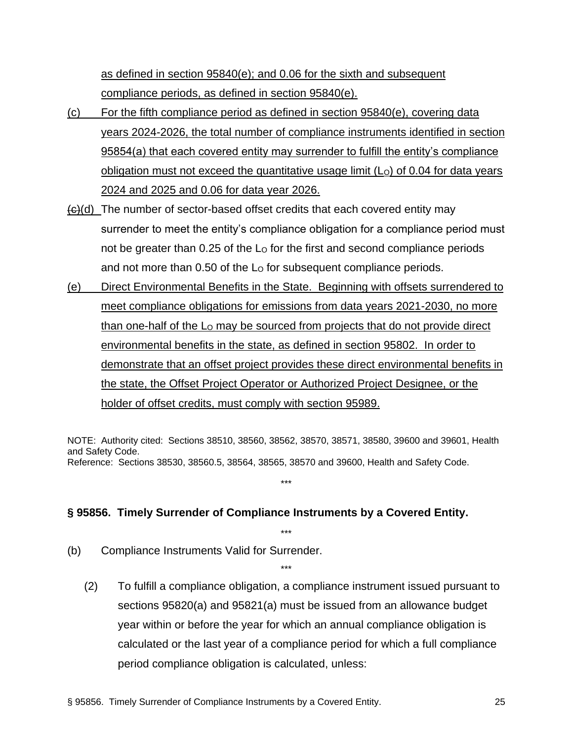as defined in section 95840(e); and 0.06 for the sixth and subsequent compliance periods, as defined in section 95840(e).

(c) For the fifth compliance period as defined in section 95840(e), covering data years 2024-2026, the total number of compliance instruments identified in section 95854(a) that each covered entity may surrender to fulfill the entity's compliance obligation must not exceed the quantitative usage limit ($L_O$) of 0.04 for data years 2024 and 2025 and 0.06 for data year 2026.

~~(c)~~(d) The number of sector-based offset credits that each covered entity may surrender to meet the entity's compliance obligation for a compliance period must not be greater than 0.25 of the $L_O$ for the first and second compliance periods and not more than 0.50 of the $L_O$ for subsequent compliance periods.

(e) Direct Environmental Benefits in the State. Beginning with offsets surrendered to meet compliance obligations for emissions from data years 2021-2030, no more than one-half of the $L_O$ may be sourced from projects that do not provide direct environmental benefits in the state, as defined in section 95802. In order to demonstrate that an offset project provides these direct environmental benefits in the state, the Offset Project Operator or Authorized Project Designee, or the holder of offset credits, must comply with section 95989.

NOTE: Authority cited: Sections 38510, 38560, 38562, 38570, 38571, 38580, 39600 and 39601, Health and Safety Code.
Reference: Sections 38530, 38560.5, 38564, 38565, 38570 and 39600, Health and Safety Code.

\*\*\*

### § 95856. Timely Surrender of Compliance Instruments by a Covered Entity.

\*\*\*

(b) Compliance Instruments Valid for Surrender.

\*\*\*

(2) To fulfill a compliance obligation, a compliance instrument issued pursuant to sections 95820(a) and 95821(a) must be issued from an allowance budget year within or before the year for which an annual compliance obligation is calculated or the last year of a compliance period for which a full compliance period compliance obligation is calculated, unless: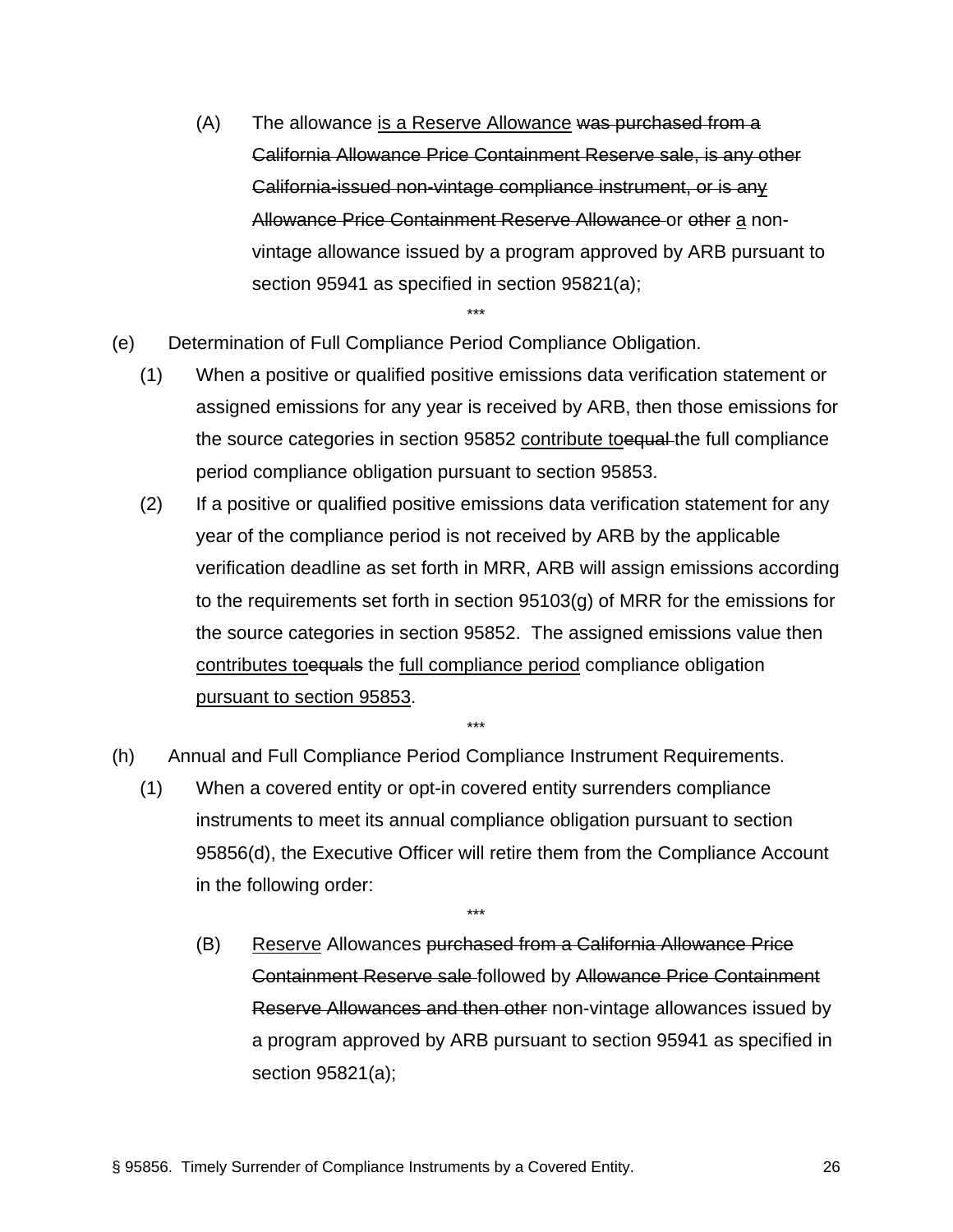(A) The allowance <u>is a Reserve Allowance</u> ~~was purchased from a California Allowance Price Containment Reserve sale, is any other California-issued non-vintage compliance instrument, or is any Allowance Price Containment Reserve Allowance~~ or ~~other~~ <u>a</u> non-vintage allowance issued by a program approved by ARB pursuant to section 95941 as specified in section 95821(a);

\*\*\*

(e) Determination of Full Compliance Period Compliance Obligation.

(1) When a positive or qualified positive emissions data verification statement or assigned emissions for any year is received by ARB, then those emissions for the source categories in section 95852 <u>contribute to</u>~~equal~~ the full compliance period compliance obligation pursuant to section 95853.

(2) If a positive or qualified positive emissions data verification statement for any year of the compliance period is not received by ARB by the applicable verification deadline as set forth in MRR, ARB will assign emissions according to the requirements set forth in section 95103(g) of MRR for the emissions for the source categories in section 95852. The assigned emissions value then <u>contributes to</u>~~equals~~ the <u>full compliance period</u> compliance obligation <u>pursuant to section 95853</u>.

\*\*\*

(h) Annual and Full Compliance Period Compliance Instrument Requirements.

(1) When a covered entity or opt-in covered entity surrenders compliance instruments to meet its annual compliance obligation pursuant to section 95856(d), the Executive Officer will retire them from the Compliance Account in the following order:

\*\*\*

(B) <u>Reserve</u> Allowances ~~purchased from a California Allowance Price Containment Reserve sale~~ followed by ~~Allowance Price Containment Reserve Allowances and then other~~ non-vintage allowances issued by a program approved by ARB pursuant to section 95941 as specified in section 95821(a);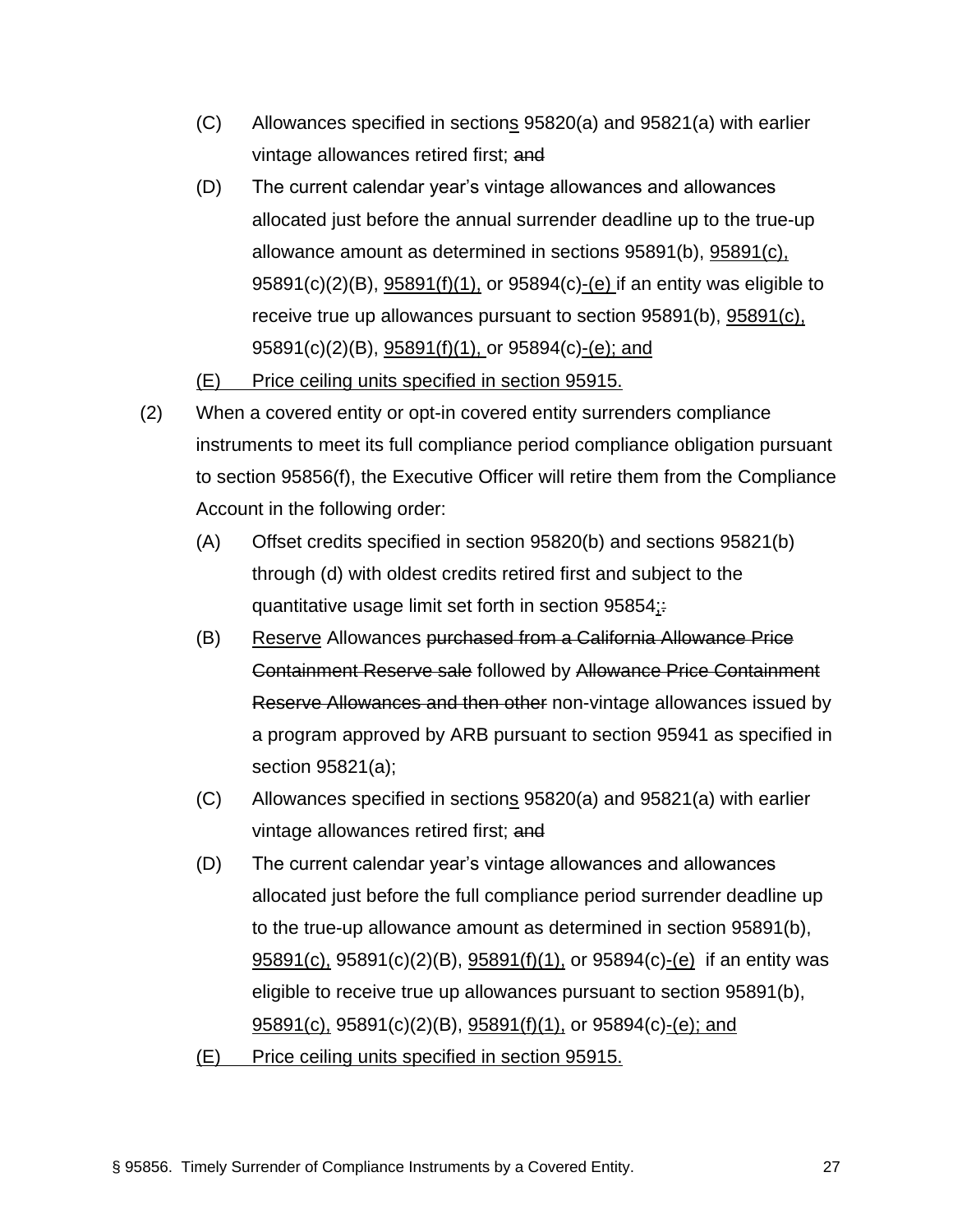(C) Allowances specified in sections 95820(a) and 95821(a) with earlier vintage allowances retired first; ~~and~~

(D) The current calendar year's vintage allowances and allowances allocated just before the annual surrender deadline up to the true-up allowance amount as determined in sections 95891(b), 95891(c), 95891(c)(2)(B), 95891(f)(1), or 95894(c)-(e) if an entity was eligible to receive true up allowances pursuant to section 95891(b), 95891(c), 95891(c)(2)(B), 95891(f)(1), or 95894(c)-(e); and

(E) Price ceiling units specified in section 95915.

(2) When a covered entity or opt-in covered entity surrenders compliance instruments to meet its full compliance period compliance obligation pursuant to section 95856(f), the Executive Officer will retire them from the Compliance Account in the following order:

(A) Offset credits specified in section 95820(b) and sections 95821(b) through (d) with oldest credits retired first and subject to the quantitative usage limit set forth in section 95854;~~.~~

(B) Reserve Allowances ~~purchased from a California Allowance Price Containment Reserve sale~~ followed by ~~Allowance Price Containment Reserve Allowances and then other~~ non-vintage allowances issued by a program approved by ARB pursuant to section 95941 as specified in section 95821(a);

(C) Allowances specified in sections 95820(a) and 95821(a) with earlier vintage allowances retired first; ~~and~~

(D) The current calendar year's vintage allowances and allowances allocated just before the full compliance period surrender deadline up to the true-up allowance amount as determined in section 95891(b), 95891(c), 95891(c)(2)(B), 95891(f)(1), or 95894(c)-(e) if an entity was eligible to receive true up allowances pursuant to section 95891(b), 95891(c), 95891(c)(2)(B), 95891(f)(1), or 95894(c)-(e); and

(E) Price ceiling units specified in section 95915.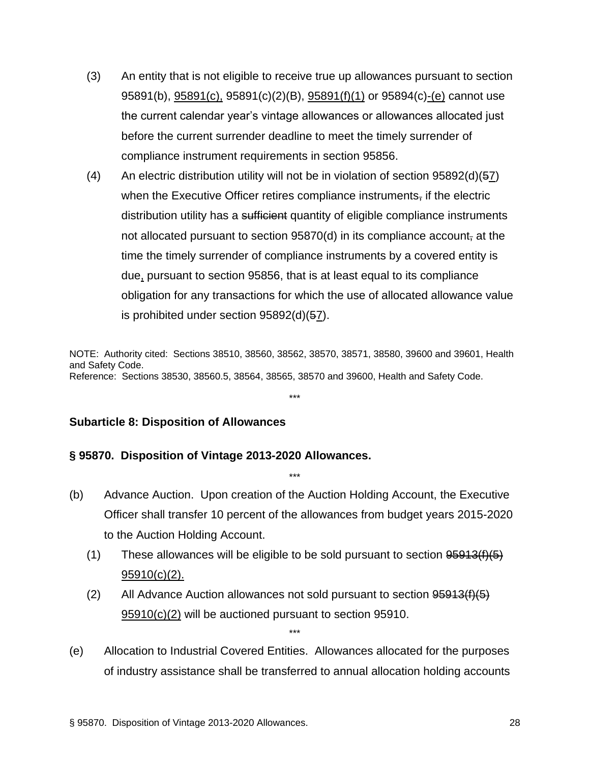(3) An entity that is not eligible to receive true up allowances pursuant to section 95891(b), <u>95891(c),</u> 95891(c)(2)(B), <u>95891(f)(1)</u> or 95894(c)<u>-(e)</u> cannot use the current calendar year's vintage allowances or allowances allocated just before the current surrender deadline to meet the timely surrender of compliance instrument requirements in section 95856.

(4) An electric distribution utility will not be in violation of section 95892(d)(~~5~~<u>7</u>) when the Executive Officer retires compliance instruments~~,~~ if the electric distribution utility has a ~~sufficient~~ quantity of eligible compliance instruments not allocated pursuant to section 95870(d) in its compliance account~~,~~ at the time the timely surrender of compliance instruments by a covered entity is due<u>,</u> pursuant to section 95856, that is at least equal to its compliance obligation for any transactions for which the use of allocated allowance value is prohibited under section 95892(d)(~~5~~<u>7</u>).

NOTE: Authority cited: Sections 38510, 38560, 38562, 38570, 38571, 38580, 39600 and 39601, Health and Safety Code.
Reference: Sections 38530, 38560.5, 38564, 38565, 38570 and 39600, Health and Safety Code.

\*\*\*

**Subarticle 8: Disposition of Allowances**

**§ 95870. Disposition of Vintage 2013-2020 Allowances.**

\*\*\*

(b) Advance Auction. Upon creation of the Auction Holding Account, the Executive Officer shall transfer 10 percent of the allowances from budget years 2015-2020 to the Auction Holding Account.

(1) These allowances will be eligible to be sold pursuant to section ~~95913(f)(5)~~ <u>95910(c)(2).</u>

(2) All Advance Auction allowances not sold pursuant to section ~~95913(f)(5)~~ <u>95910(c)(2)</u> will be auctioned pursuant to section 95910.

\*\*\*

(e) Allocation to Industrial Covered Entities. Allowances allocated for the purposes of industry assistance shall be transferred to annual allocation holding accounts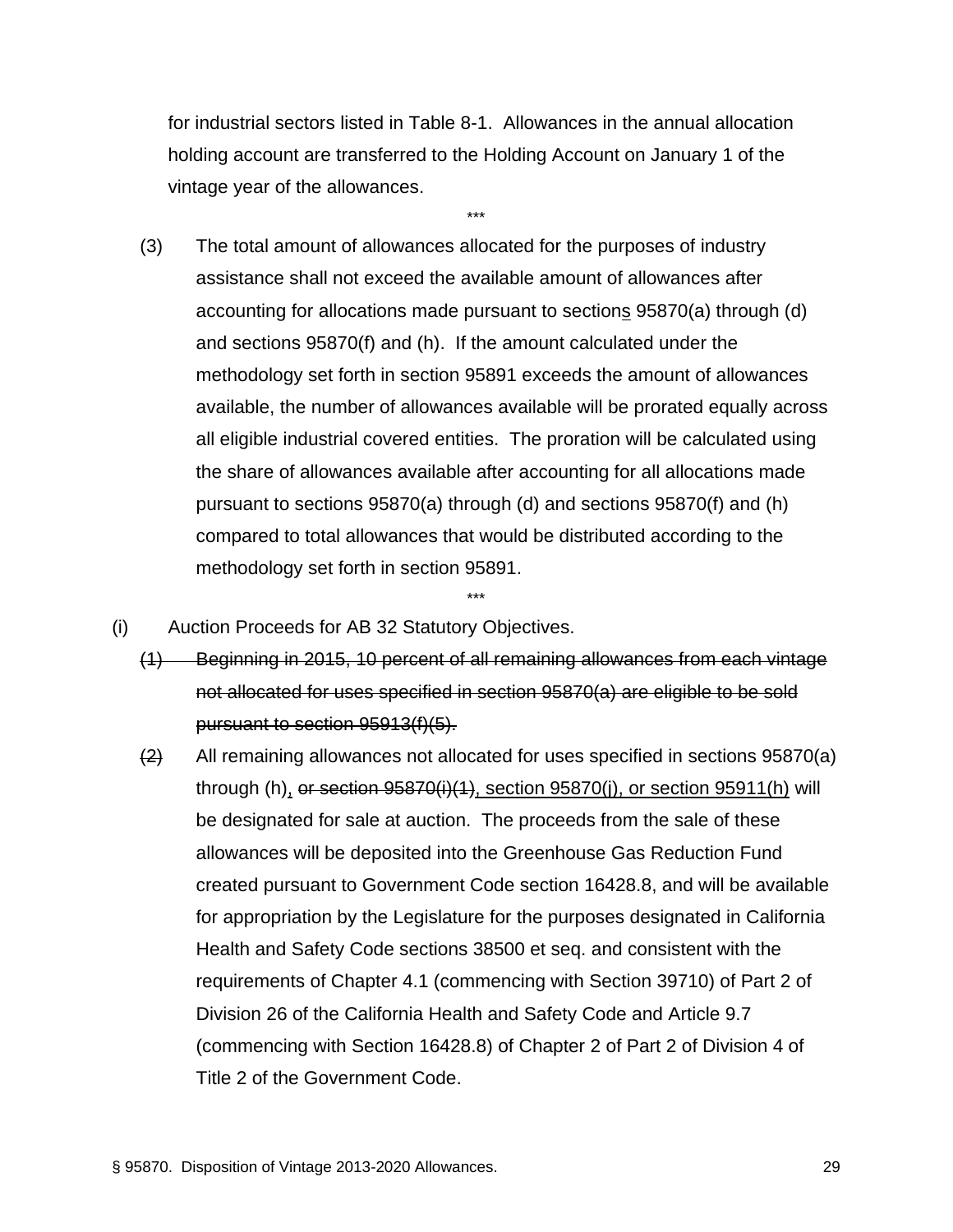for industrial sectors listed in Table 8-1. Allowances in the annual allocation holding account are transferred to the Holding Account on January 1 of the vintage year of the allowances.

\*\*\*

(3) The total amount of allowances allocated for the purposes of industry assistance shall not exceed the available amount of allowances after accounting for allocations made pursuant to sections 95870(a) through (d) and sections 95870(f) and (h). If the amount calculated under the methodology set forth in section 95891 exceeds the amount of allowances available, the number of allowances available will be prorated equally across all eligible industrial covered entities. The proration will be calculated using the share of allowances available after accounting for all allocations made pursuant to sections 95870(a) through (d) and sections 95870(f) and (h) compared to total allowances that would be distributed according to the methodology set forth in section 95891.

\*\*\*

(i) Auction Proceeds for AB 32 Statutory Objectives.

~~(1) Beginning in 2015, 10 percent of all remaining allowances from each vintage not allocated for uses specified in section 95870(a) are eligible to be sold pursuant to section 95913(f)(5).~~

~~(2)~~ All remaining allowances not allocated for uses specified in sections 95870(a) through (h), ~~or section 95870(i)(1)~~, section 95870(j), or section 95911(h) will be designated for sale at auction. The proceeds from the sale of these allowances will be deposited into the Greenhouse Gas Reduction Fund created pursuant to Government Code section 16428.8, and will be available for appropriation by the Legislature for the purposes designated in California Health and Safety Code sections 38500 et seq. and consistent with the requirements of Chapter 4.1 (commencing with Section 39710) of Part 2 of Division 26 of the California Health and Safety Code and Article 9.7 (commencing with Section 16428.8) of Chapter 2 of Part 2 of Division 4 of Title 2 of the Government Code.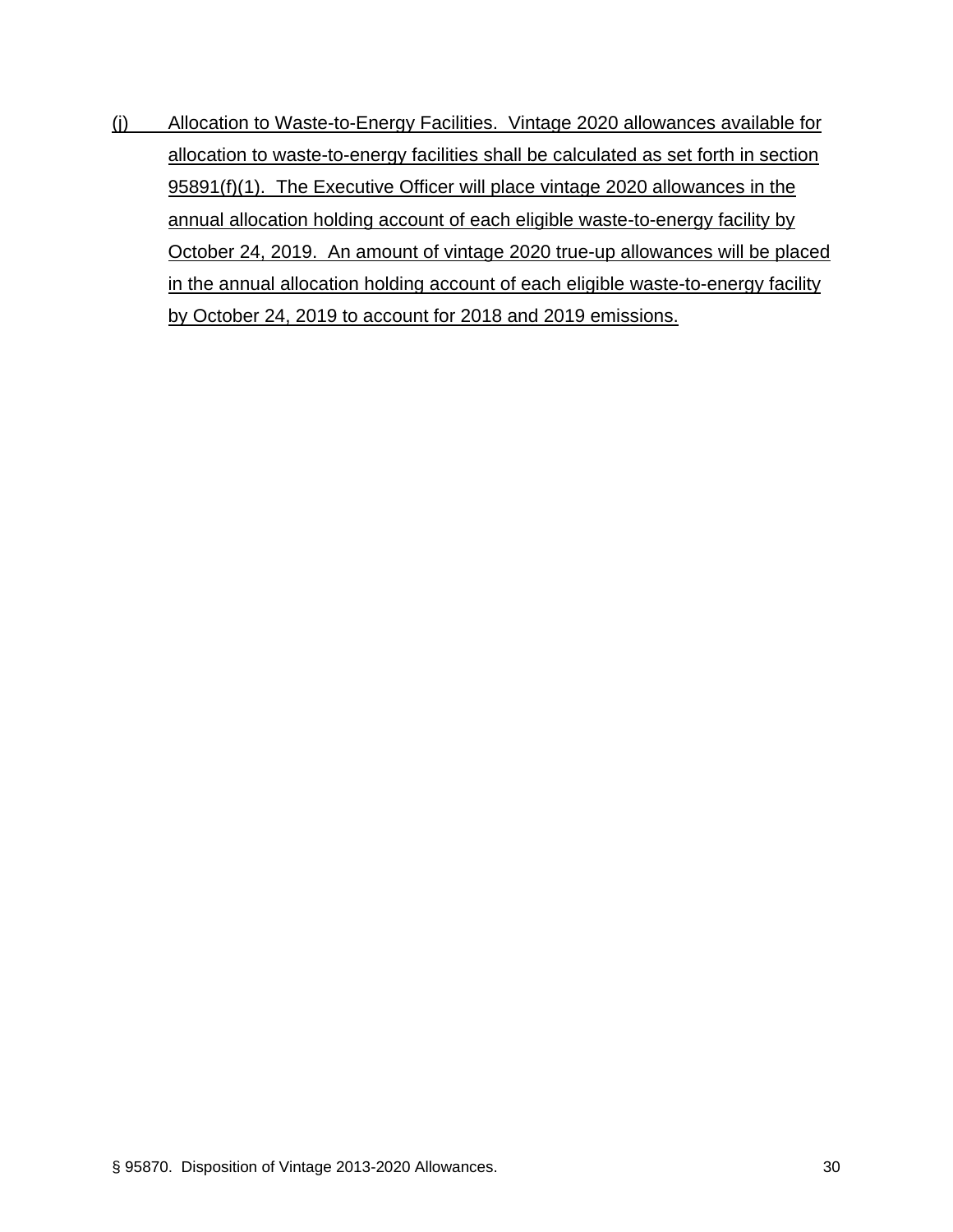(j) Allocation to Waste-to-Energy Facilities. Vintage 2020 allowances available for allocation to waste-to-energy facilities shall be calculated as set forth in section 95891(f)(1). The Executive Officer will place vintage 2020 allowances in the annual allocation holding account of each eligible waste-to-energy facility by October 24, 2019. An amount of vintage 2020 true-up allowances will be placed in the annual allocation holding account of each eligible waste-to-energy facility by October 24, 2019 to account for 2018 and 2019 emissions.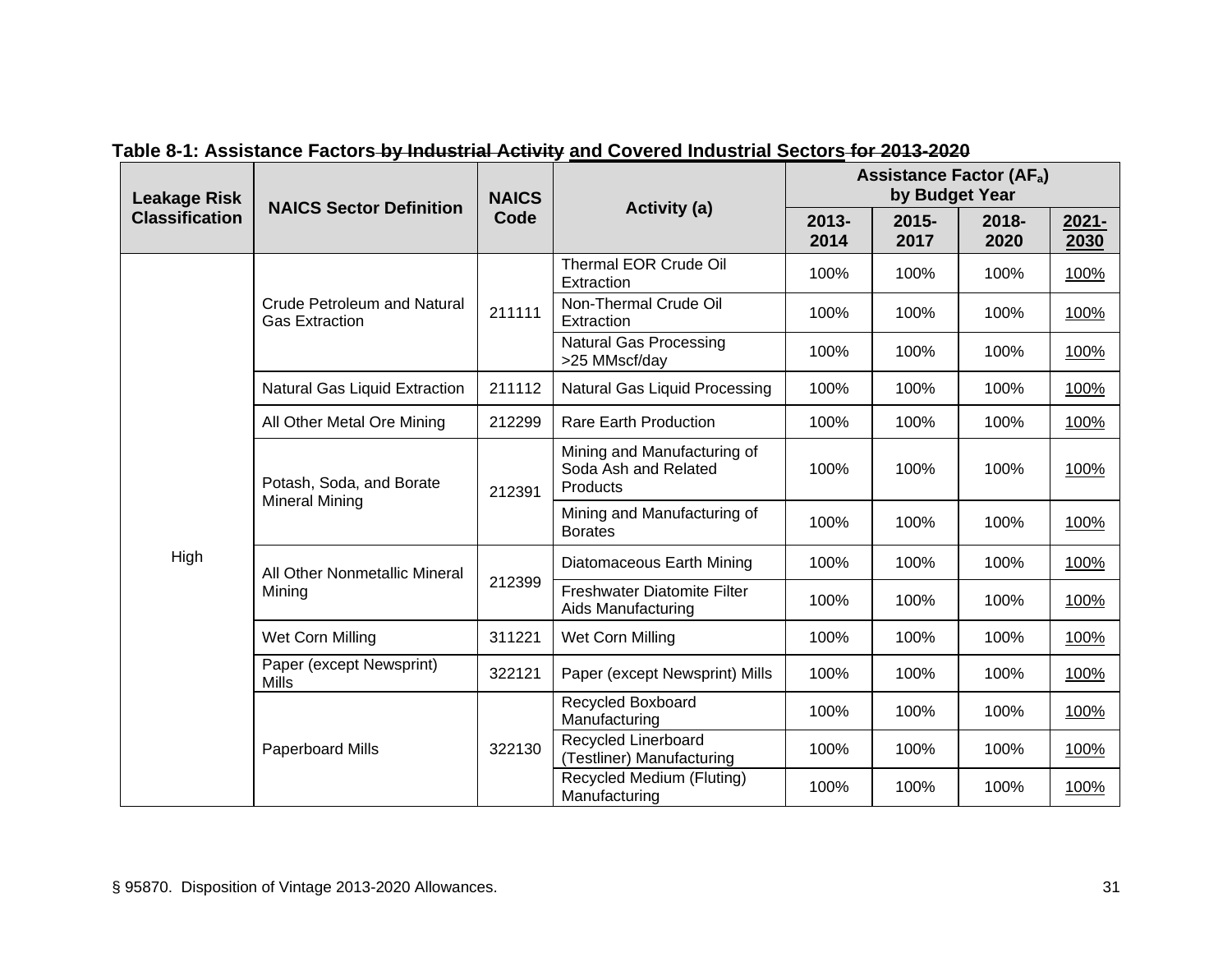**Table 8-1: Assistance Factors ~~by Industrial Activity~~ <u>and Covered Industrial Sectors</u> ~~for 2013-2020~~**

| Leakage Risk Classification | NAICS Sector Definition | NAICS Code | Activity (a) | Assistance Factor ($AF_a$) by Budget Year | | | |
|---|---|---|---|---|---|---|---|
| | | | | 2013-2014 | 2015-2017 | 2018-2020 | <u>2021-2030</u> |
| High | Crude Petroleum and Natural Gas Extraction | 211111 | Thermal EOR Crude Oil Extraction | 100% | 100% | 100% | <u>100%</u> |
| | | | Non-Thermal Crude Oil Extraction | 100% | 100% | 100% | <u>100%</u> |
| | | | Natural Gas Processing >25 MMscf/day | 100% | 100% | 100% | <u>100%</u> |
| | Natural Gas Liquid Extraction | 211112 | Natural Gas Liquid Processing | 100% | 100% | 100% | <u>100%</u> |
| | All Other Metal Ore Mining | 212299 | Rare Earth Production | 100% | 100% | 100% | <u>100%</u> |
| | Potash, Soda, and Borate Mineral Mining | 212391 | Mining and Manufacturing of Soda Ash and Related Products | 100% | 100% | 100% | <u>100%</u> |
| | | | Mining and Manufacturing of Borates | 100% | 100% | 100% | <u>100%</u> |
| | All Other Nonmetallic Mineral Mining | 212399 | Diatomaceous Earth Mining | 100% | 100% | 100% | <u>100%</u> |
| | | | Freshwater Diatomite Filter Aids Manufacturing | 100% | 100% | 100% | <u>100%</u> |
| | Wet Corn Milling | 311221 | Wet Corn Milling | 100% | 100% | 100% | <u>100%</u> |
| | Paper (except Newsprint) Mills | 322121 | Paper (except Newsprint) Mills | 100% | 100% | 100% | <u>100%</u> |
| | Paperboard Mills | 322130 | Recycled Boxboard Manufacturing | 100% | 100% | 100% | <u>100%</u> |
| | | | Recycled Linerboard (Testliner) Manufacturing | 100% | 100% | 100% | <u>100%</u> |
| | | | Recycled Medium (Fluting) Manufacturing | 100% | 100% | 100% | <u>100%</u> |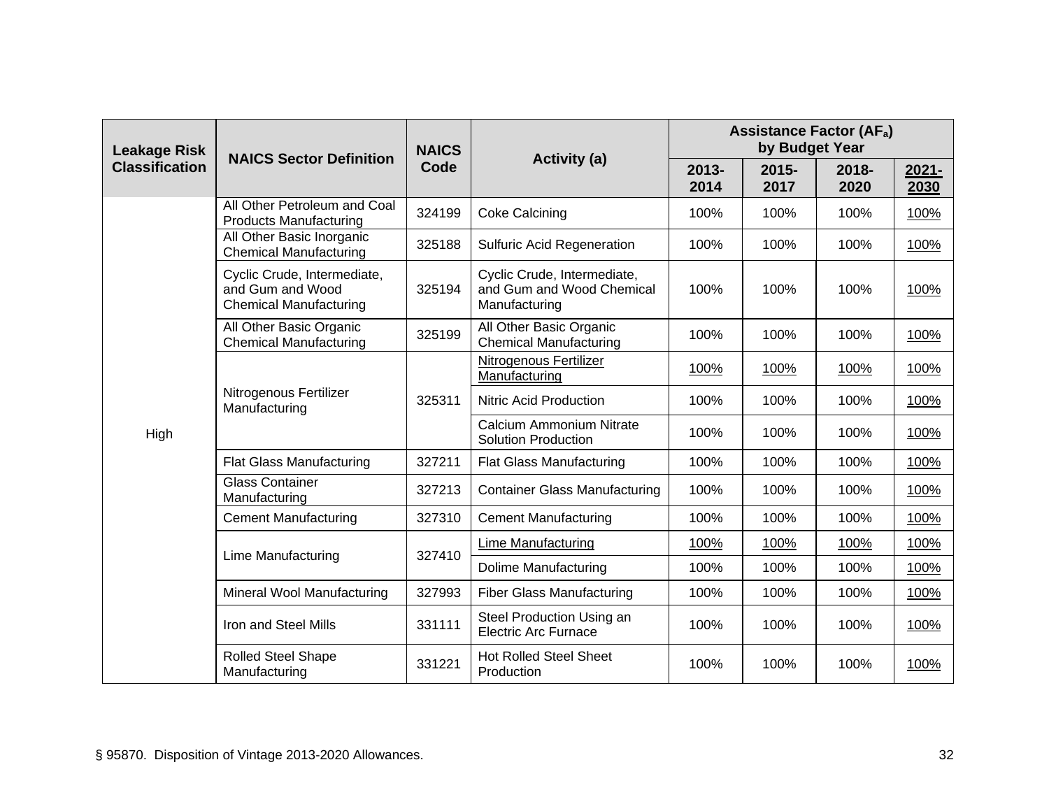| Leakage Risk Classification | NAICS Sector Definition | NAICS Code | Activity (a) | Assistance Factor ($AF_a$) by Budget Year | | | |
|---|---|---|---|---|---|---|---|
| | | | | 2013-2014 | 2015-2017 | 2018-2020 | <u>2021-2030</u> |
| High | All Other Petroleum and Coal Products Manufacturing | 324199 | Coke Calcining | 100% | 100% | 100% | <u>100%</u> |
| | All Other Basic Inorganic Chemical Manufacturing | 325188 | Sulfuric Acid Regeneration | 100% | 100% | 100% | <u>100%</u> |
| | Cyclic Crude, Intermediate, and Gum and Wood Chemical Manufacturing | 325194 | Cyclic Crude, Intermediate, and Gum and Wood Chemical Manufacturing | 100% | 100% | 100% | <u>100%</u> |
| | All Other Basic Organic Chemical Manufacturing | 325199 | All Other Basic Organic Chemical Manufacturing | 100% | 100% | 100% | <u>100%</u> |
| | Nitrogenous Fertilizer Manufacturing | 325311 | <u>Nitrogenous Fertilizer Manufacturing</u> | <u>100%</u> | <u>100%</u> | <u>100%</u> | <u>100%</u> |
| | | | Nitric Acid Production | 100% | 100% | 100% | <u>100%</u> |
| | | | Calcium Ammonium Nitrate Solution Production | 100% | 100% | 100% | <u>100%</u> |
| | Flat Glass Manufacturing | 327211 | Flat Glass Manufacturing | 100% | 100% | 100% | <u>100%</u> |
| | Glass Container Manufacturing | 327213 | Container Glass Manufacturing | 100% | 100% | 100% | <u>100%</u> |
| | Cement Manufacturing | 327310 | Cement Manufacturing | 100% | 100% | 100% | <u>100%</u> |
| | Lime Manufacturing | 327410 | <u>Lime Manufacturing</u> | <u>100%</u> | <u>100%</u> | <u>100%</u> | <u>100%</u> |
| | | | Dolime Manufacturing | 100% | 100% | 100% | <u>100%</u> |
| | Mineral Wool Manufacturing | 327993 | Fiber Glass Manufacturing | 100% | 100% | 100% | <u>100%</u> |
| | Iron and Steel Mills | 331111 | Steel Production Using an Electric Arc Furnace | 100% | 100% | 100% | <u>100%</u> |
| | Rolled Steel Shape Manufacturing | 331221 | Hot Rolled Steel Sheet Production | 100% | 100% | 100% | <u>100%</u> |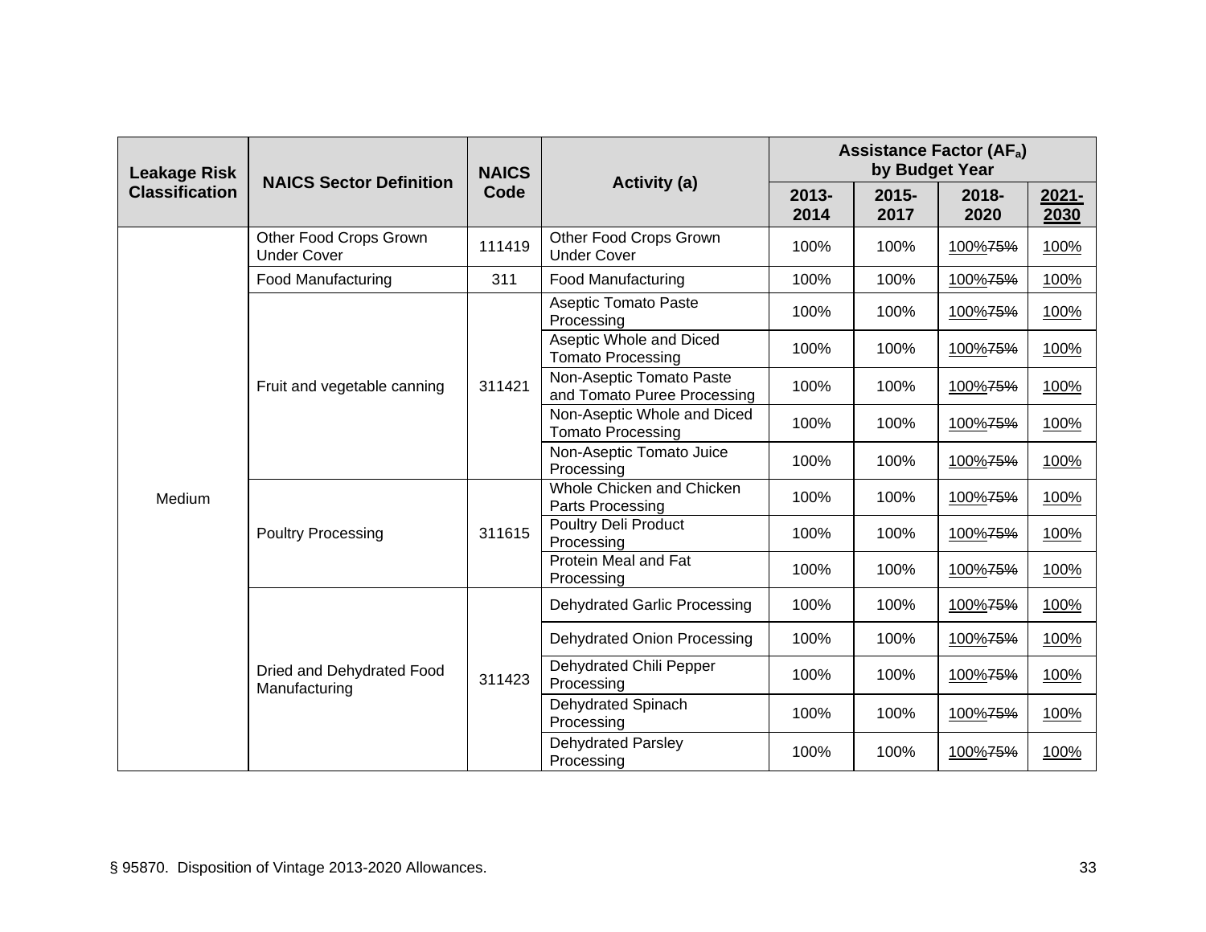| Leakage Risk Classification | NAICS Sector Definition | NAICS Code | Activity (a) | Assistance Factor ($AF_a$) by Budget Year | | | |
|---|---|---|---|---|---|---|---|
| | | | | 2013-2014 | 2015-2017 | 2018-2020 | 2021-2030 |
| Medium | Other Food Crops Grown Under Cover | 111419 | Other Food Crops Grown Under Cover | 100% | 100% | 100% ~~75%~~ | 100% |
| | Food Manufacturing | 311 | Food Manufacturing | 100% | 100% | 100% ~~75%~~ | 100% |
| | Fruit and vegetable canning | 311421 | Aseptic Tomato Paste Processing | 100% | 100% | 100% ~~75%~~ | 100% |
| | | | Aseptic Whole and Diced Tomato Processing | 100% | 100% | 100% ~~75%~~ | 100% |
| | | | Non-Aseptic Tomato Paste and Tomato Puree Processing | 100% | 100% | 100% ~~75%~~ | 100% |
| | | | Non-Aseptic Whole and Diced Tomato Processing | 100% | 100% | 100% ~~75%~~ | 100% |
| | | | Non-Aseptic Tomato Juice Processing | 100% | 100% | 100% ~~75%~~ | 100% |
| | Poultry Processing | 311615 | Whole Chicken and Chicken Parts Processing | 100% | 100% | 100% ~~75%~~ | 100% |
| | | | Poultry Deli Product Processing | 100% | 100% | 100% ~~75%~~ | 100% |
| | | | Protein Meal and Fat Processing | 100% | 100% | 100% ~~75%~~ | 100% |
| | Dried and Dehydrated Food Manufacturing | 311423 | Dehydrated Garlic Processing | 100% | 100% | 100% ~~75%~~ | 100% |
| | | | Dehydrated Onion Processing | 100% | 100% | 100% ~~75%~~ | 100% |
| | | | Dehydrated Chili Pepper Processing | 100% | 100% | 100% ~~75%~~ | 100% |
| | | | Dehydrated Spinach Processing | 100% | 100% | 100% ~~75%~~ | 100% |
| | | | Dehydrated Parsley Processing | 100% | 100% | 100% ~~75%~~ | 100% |

§ 95870. Disposition of Vintage 2013-2020 Allowances.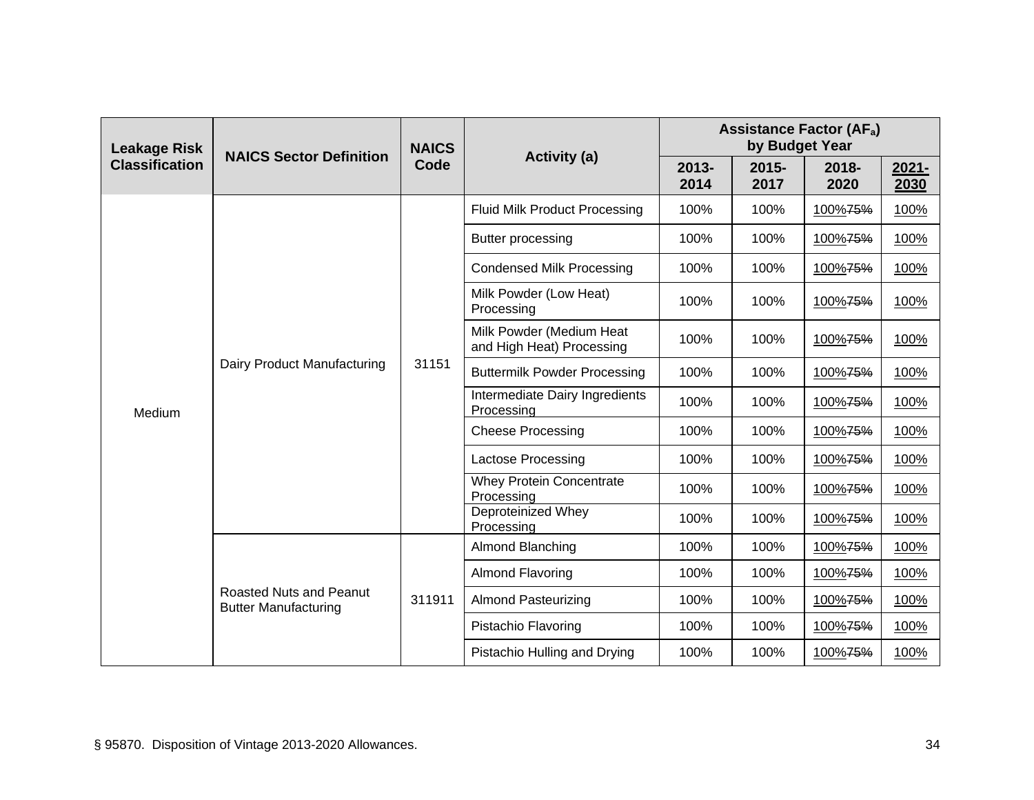| Leakage Risk Classification | NAICS Sector Definition | NAICS Code | Activity (a) | Assistance Factor ($AF_a$) by Budget Year | | | |
|---|---|---|---|---|---|---|---|
| | | | | 2013-2014 | 2015-2017 | 2018-2020 | 2021-2030 |
| Medium | Dairy Product Manufacturing | 31151 | Fluid Milk Product Processing | 100% | 100% | 100% ~~75%~~ | 100% |
| | | | Butter processing | 100% | 100% | 100% ~~75%~~ | 100% |
| | | | Condensed Milk Processing | 100% | 100% | 100% ~~75%~~ | 100% |
| | | | Milk Powder (Low Heat) Processing | 100% | 100% | 100% ~~75%~~ | 100% |
| | | | Milk Powder (Medium Heat and High Heat) Processing | 100% | 100% | 100% ~~75%~~ | 100% |
| | | | Buttermilk Powder Processing | 100% | 100% | 100% ~~75%~~ | 100% |
| | | | Intermediate Dairy Ingredients Processing | 100% | 100% | 100% ~~75%~~ | 100% |
| | | | Cheese Processing | 100% | 100% | 100% ~~75%~~ | 100% |
| | | | Lactose Processing | 100% | 100% | 100% ~~75%~~ | 100% |
| | | | Whey Protein Concentrate Processing | 100% | 100% | 100% ~~75%~~ | 100% |
| | | | Deproteinized Whey Processing | 100% | 100% | 100% ~~75%~~ | 100% |
| | Roasted Nuts and Peanut Butter Manufacturing | 311911 | Almond Blanching | 100% | 100% | 100% ~~75%~~ | 100% |
| | | | Almond Flavoring | 100% | 100% | 100% ~~75%~~ | 100% |
| | | | Almond Pasteurizing | 100% | 100% | 100% ~~75%~~ | 100% |
| | | | Pistachio Flavoring | 100% | 100% | 100% ~~75%~~ | 100% |
| | | | Pistachio Hulling and Drying | 100% | 100% | 100% ~~75%~~ | 100% |

§ 95870. Disposition of Vintage 2013-2020 Allowances.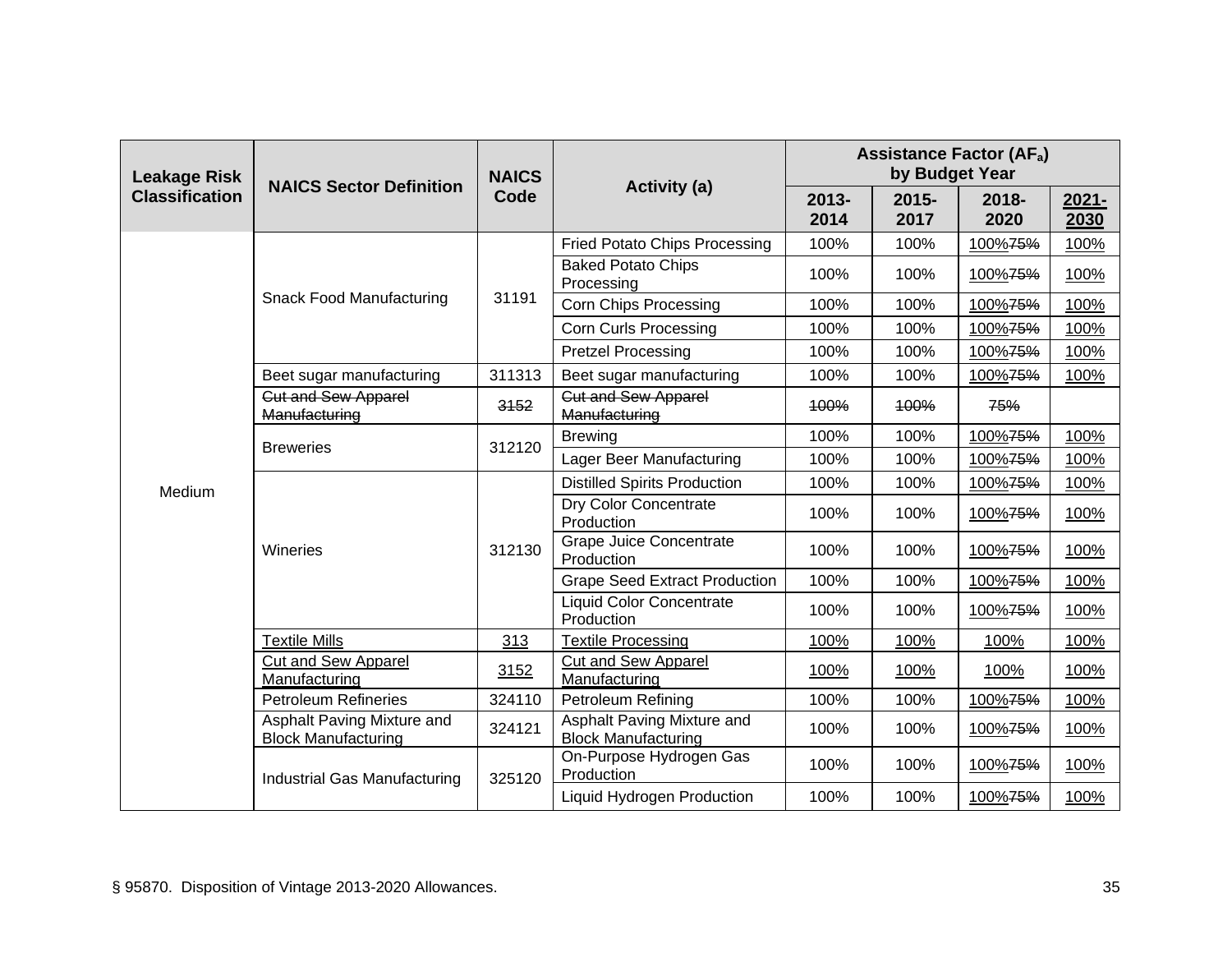| Leakage Risk Classification | NAICS Sector Definition | NAICS Code | Activity (a) | Assistance Factor ($AF_a$) by Budget Year | | | |
|---|---|---|---|---|---|---|---|
| | | | | 2013-2014 | 2015-2017 | 2018-2020 | 2021-2030 |
| Medium | Snack Food Manufacturing | 31191 | Fried Potato Chips Processing | 100% | 100% | 100% ~~75%~~ | 100% |
| | | | Baked Potato Chips Processing | 100% | 100% | 100% ~~75%~~ | 100% |
| | | | Corn Chips Processing | 100% | 100% | 100% ~~75%~~ | 100% |
| | | | Corn Curls Processing | 100% | 100% | 100% ~~75%~~ | 100% |
| | | | Pretzel Processing | 100% | 100% | 100% ~~75%~~ | 100% |
| | Beet sugar manufacturing | 311313 | Beet sugar manufacturing | 100% | 100% | 100% ~~75%~~ | 100% |
| | ~~Cut and Sew Apparel Manufacturing~~ | ~~3152~~ | ~~Cut and Sew Apparel Manufacturing~~ | ~~100%~~ | ~~100%~~ | ~~75%~~ | |
| | Breweries | 312120 | Brewing | 100% | 100% | 100% ~~75%~~ | 100% |
| | | | Lager Beer Manufacturing | 100% | 100% | 100% ~~75%~~ | 100% |
| | Wineries | 312130 | Distilled Spirits Production | 100% | 100% | 100% ~~75%~~ | 100% |
| | | | Dry Color Concentrate Production | 100% | 100% | 100% ~~75%~~ | 100% |
| | | | Grape Juice Concentrate Production | 100% | 100% | 100% ~~75%~~ | 100% |
| | | | Grape Seed Extract Production | 100% | 100% | 100% ~~75%~~ | 100% |
| | | | Liquid Color Concentrate Production | 100% | 100% | 100% ~~75%~~ | 100% |
| | Textile Mills | 313 | Textile Processing | 100% | 100% | 100% | 100% |
| | Cut and Sew Apparel Manufacturing | 3152 | Cut and Sew Apparel Manufacturing | 100% | 100% | 100% | 100% |
| | Petroleum Refineries | 324110 | Petroleum Refining | 100% | 100% | 100% ~~75%~~ | 100% |
| | Asphalt Paving Mixture and Block Manufacturing | 324121 | Asphalt Paving Mixture and Block Manufacturing | 100% | 100% | 100% ~~75%~~ | 100% |
| | Industrial Gas Manufacturing | 325120 | On-Purpose Hydrogen Gas Production | 100% | 100% | 100% ~~75%~~ | 100% |
| | | | Liquid Hydrogen Production | 100% | 100% | 100% ~~75%~~ | 100% |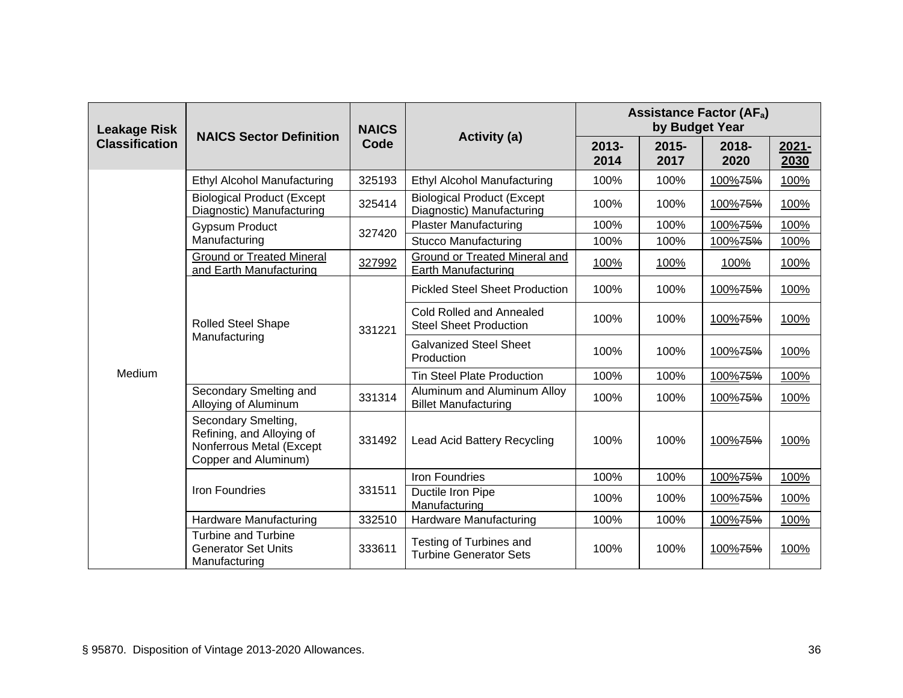| Leakage Risk Classification | NAICS Sector Definition | NAICS Code | Activity (a) | Assistance Factor ($AF_a$) by Budget Year | | | |
|---|---|---|---|---|---|---|---|
| | | | | 2013-2014 | 2015-2017 | 2018-2020 | 2021-2030 |
| Medium | Ethyl Alcohol Manufacturing | 325193 | Ethyl Alcohol Manufacturing | 100% | 100% | 100% ~~75%~~ | 100% |
| | Biological Product (Except Diagnostic) Manufacturing | 325414 | Biological Product (Except Diagnostic) Manufacturing | 100% | 100% | 100% ~~75%~~ | 100% |
| | Gypsum Product Manufacturing | 327420 | Plaster Manufacturing | 100% | 100% | 100% ~~75%~~ | 100% |
| | | | Stucco Manufacturing | 100% | 100% | 100% ~~75%~~ | 100% |
| | Ground or Treated Mineral and Earth Manufacturing | 327992 | Ground or Treated Mineral and Earth Manufacturing | 100% | 100% | 100% | 100% |
| | Rolled Steel Shape Manufacturing | 331221 | Pickled Steel Sheet Production | 100% | 100% | 100% ~~75%~~ | 100% |
| | | | Cold Rolled and Annealed Steel Sheet Production | 100% | 100% | 100% ~~75%~~ | 100% |
| | | | Galvanized Steel Sheet Production | 100% | 100% | 100% ~~75%~~ | 100% |
| | | | Tin Steel Plate Production | 100% | 100% | 100% ~~75%~~ | 100% |
| | Secondary Smelting and Alloying of Aluminum | 331314 | Aluminum and Aluminum Alloy Billet Manufacturing | 100% | 100% | 100% ~~75%~~ | 100% |
| | Secondary Smelting, Refining, and Alloying of Nonferrous Metal (Except Copper and Aluminum) | 331492 | Lead Acid Battery Recycling | 100% | 100% | 100% ~~75%~~ | 100% |
| | Iron Foundries | 331511 | Iron Foundries | 100% | 100% | 100% ~~75%~~ | 100% |
| | | | Ductile Iron Pipe Manufacturing | 100% | 100% | 100% ~~75%~~ | 100% |
| | Hardware Manufacturing | 332510 | Hardware Manufacturing | 100% | 100% | 100% ~~75%~~ | 100% |
| | Turbine and Turbine Generator Set Units Manufacturing | 333611 | Testing of Turbines and Turbine Generator Sets | 100% | 100% | 100% ~~75%~~ | 100% |

§ 95870. Disposition of Vintage 2013-2020 Allowances.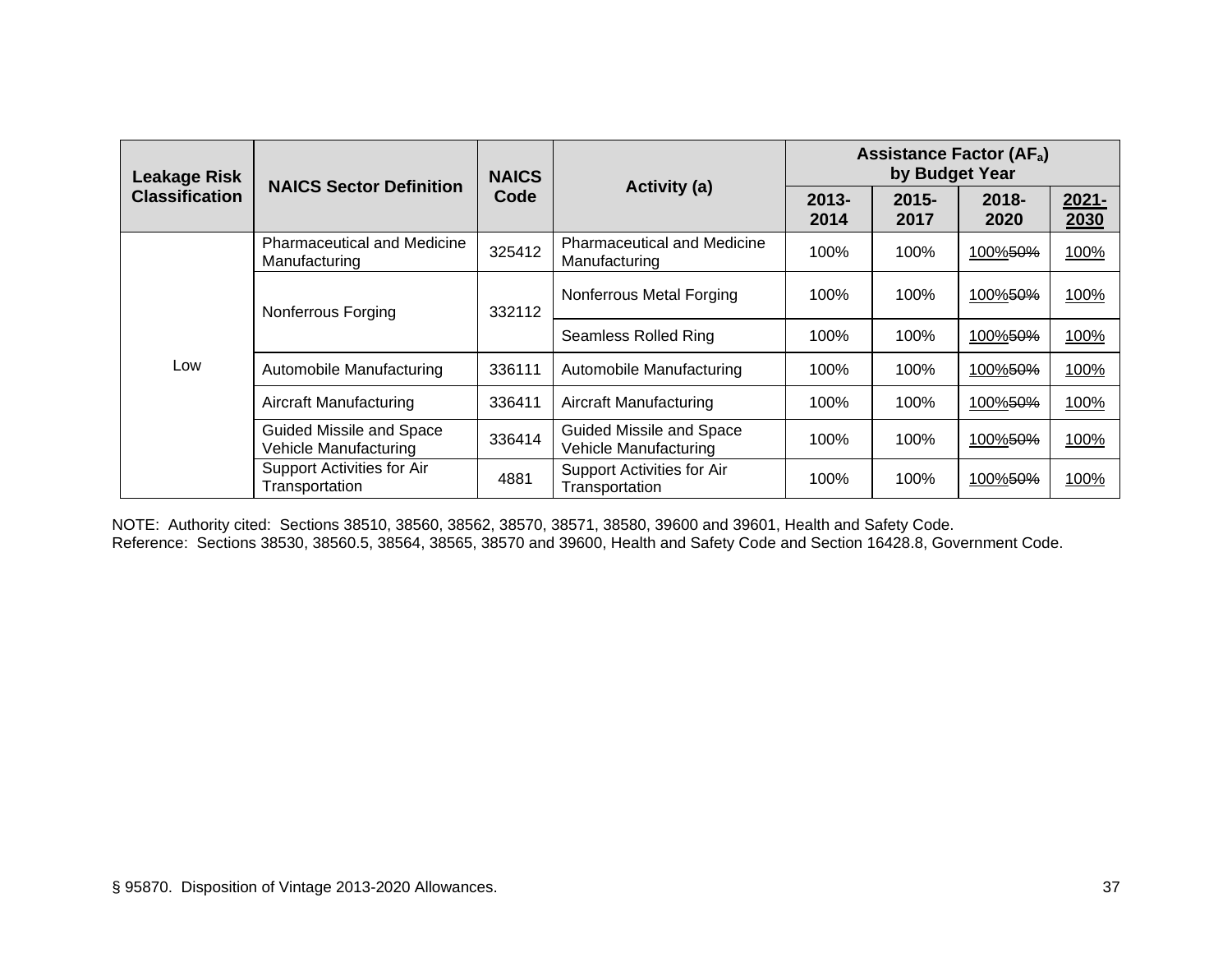| Leakage Risk Classification | NAICS Sector Definition | NAICS Code | Activity (a) | Assistance Factor ($AF_a$) by Budget Year | | | |
|---|---|---|---|---|---|---|---|
| | | | | 2013-2014 | 2015-2017 | 2018-2020 | <u>2021-2030</u> |
| Low | Pharmaceutical and Medicine Manufacturing | 325412 | Pharmaceutical and Medicine Manufacturing | 100% | 100% | <u>100%</u>~~50%~~ | <u>100%</u> |
| | Nonferrous Forging | 332112 | Nonferrous Metal Forging | 100% | 100% | <u>100%</u>~~50%~~ | <u>100%</u> |
| | | | Seamless Rolled Ring | 100% | 100% | <u>100%</u>~~50%~~ | <u>100%</u> |
| | Automobile Manufacturing | 336111 | Automobile Manufacturing | 100% | 100% | <u>100%</u>~~50%~~ | <u>100%</u> |
| | Aircraft Manufacturing | 336411 | Aircraft Manufacturing | 100% | 100% | <u>100%</u>~~50%~~ | <u>100%</u> |
| | Guided Missile and Space Vehicle Manufacturing | 336414 | Guided Missile and Space Vehicle Manufacturing | 100% | 100% | <u>100%</u>~~50%~~ | <u>100%</u> |
| | Support Activities for Air Transportation | 4881 | Support Activities for Air Transportation | 100% | 100% | <u>100%</u>~~50%~~ | <u>100%</u> |

NOTE: Authority cited: Sections 38510, 38560, 38562, 38570, 38571, 38580, 39600 and 39601, Health and Safety Code.
Reference: Sections 38530, 38560.5, 38564, 38565, 38570 and 39600, Health and Safety Code and Section 16428.8, Government Code.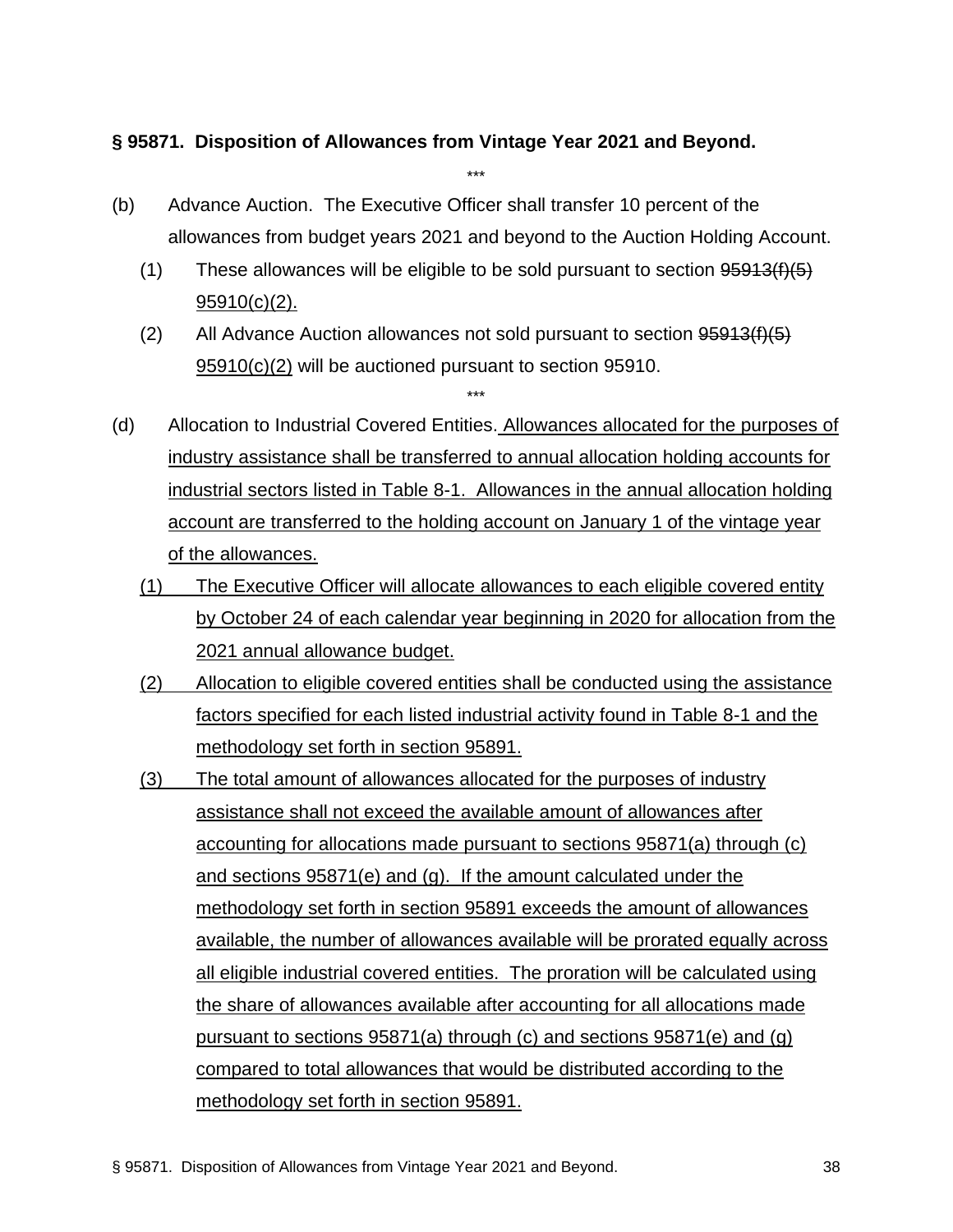**§ 95871. Disposition of Allowances from Vintage Year 2021 and Beyond.**

\*\*\*

(b) Advance Auction. The Executive Officer shall transfer 10 percent of the allowances from budget years 2021 and beyond to the Auction Holding Account.

(1) These allowances will be eligible to be sold pursuant to section ~~95913(f)(5)~~ <u>95910(c)(2).</u>

(2) All Advance Auction allowances not sold pursuant to section ~~95913(f)(5)~~ <u>95910(c)(2)</u> will be auctioned pursuant to section 95910.

\*\*\*

(d) Allocation to Industrial Covered Entities. <u>Allowances allocated for the purposes of industry assistance shall be transferred to annual allocation holding accounts for industrial sectors listed in Table 8-1. Allowances in the annual allocation holding account are transferred to the holding account on January 1 of the vintage year of the allowances.</u>

<u>(1) The Executive Officer will allocate allowances to each eligible covered entity by October 24 of each calendar year beginning in 2020 for allocation from the 2021 annual allowance budget.</u>

<u>(2) Allocation to eligible covered entities shall be conducted using the assistance factors specified for each listed industrial activity found in Table 8-1 and the methodology set forth in section 95891.</u>

<u>(3) The total amount of allowances allocated for the purposes of industry assistance shall not exceed the available amount of allowances after accounting for allocations made pursuant to sections 95871(a) through (c) and sections 95871(e) and (g). If the amount calculated under the methodology set forth in section 95891 exceeds the amount of allowances available, the number of allowances available will be prorated equally across all eligible industrial covered entities. The proration will be calculated using the share of allowances available after accounting for all allocations made pursuant to sections 95871(a) through (c) and sections 95871(e) and (g) compared to total allowances that would be distributed according to the methodology set forth in section 95891.</u>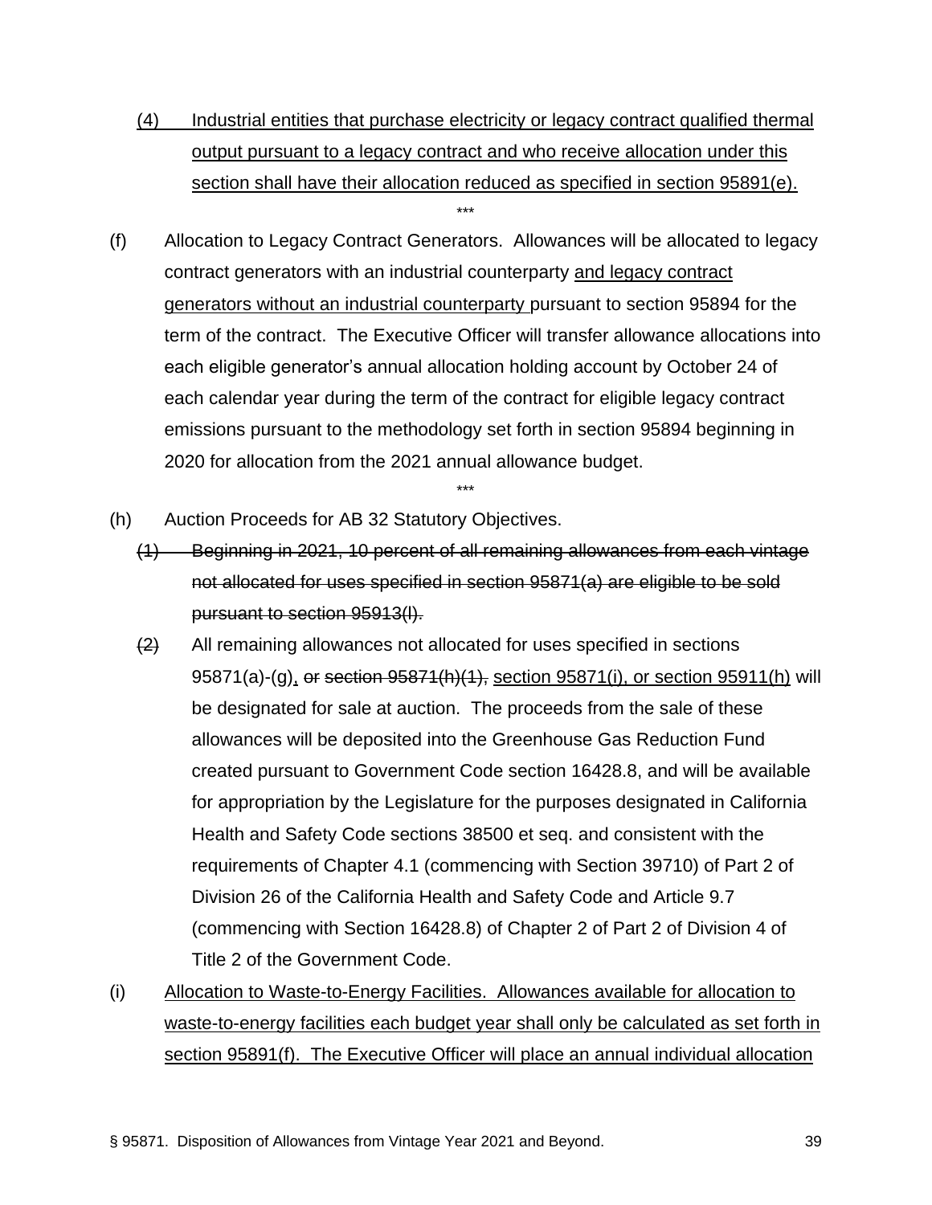(4) <u>Industrial entities that purchase electricity or legacy contract qualified thermal output pursuant to a legacy contract and who receive allocation under this section shall have their allocation reduced as specified in section 95891(e).</u>

\*\*\*

(f) Allocation to Legacy Contract Generators. Allowances will be allocated to legacy contract generators with an industrial counterparty <u>and legacy contract generators without an industrial counterparty</u> pursuant to section 95894 for the term of the contract. The Executive Officer will transfer allowance allocations into each eligible generator's annual allocation holding account by October 24 of each calendar year during the term of the contract for eligible legacy contract emissions pursuant to the methodology set forth in section 95894 beginning in 2020 for allocation from the 2021 annual allowance budget.

\*\*\*

(h) Auction Proceeds for AB 32 Statutory Objectives.

~~(1) Beginning in 2021, 10 percent of all remaining allowances from each vintage not allocated for uses specified in section 95871(a) are eligible to be sold pursuant to section 95913(l).~~

~~(2)~~ All remaining allowances not allocated for uses specified in sections 95871(a)-(g)<u>,</u> ~~or section 95871(h)(1),~~ <u>section 95871(i), or section 95911(h)</u> will be designated for sale at auction. The proceeds from the sale of these allowances will be deposited into the Greenhouse Gas Reduction Fund created pursuant to Government Code section 16428.8, and will be available for appropriation by the Legislature for the purposes designated in California Health and Safety Code sections 38500 et seq. and consistent with the requirements of Chapter 4.1 (commencing with Section 39710) of Part 2 of Division 26 of the California Health and Safety Code and Article 9.7 (commencing with Section 16428.8) of Chapter 2 of Part 2 of Division 4 of Title 2 of the Government Code.

(i) <u>Allocation to Waste-to-Energy Facilities. Allowances available for allocation to waste-to-energy facilities each budget year shall only be calculated as set forth in section 95891(f). The Executive Officer will place an annual individual allocation</u>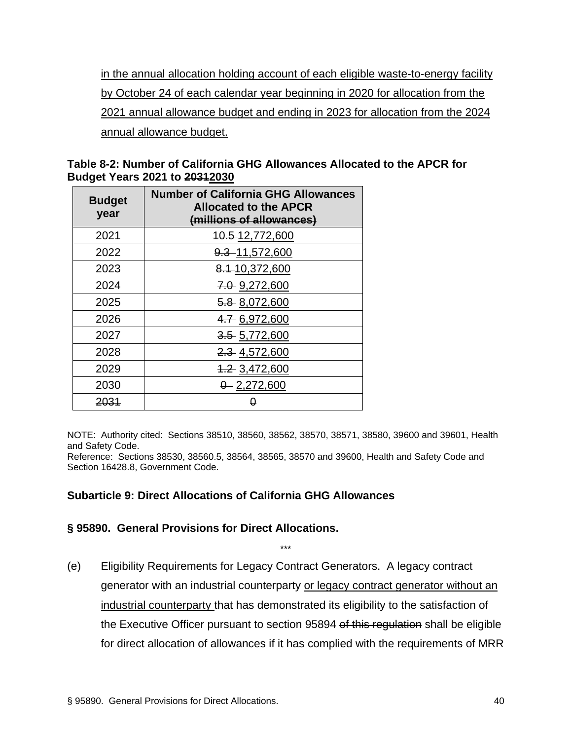in the annual allocation holding account of each eligible waste-to-energy facility by October 24 of each calendar year beginning in 2020 for allocation from the 2021 annual allowance budget and ending in 2023 for allocation from the 2024 annual allowance budget.

**Table 8-2: Number of California GHG Allowances Allocated to the APCR for Budget Years 2021 to ~~2031~~2030**

| Budget year | Number of California GHG Allowances Allocated to the APCR ~~(millions of allowances)~~ |
|---|---|
| 2021 | ~~10.5~~ 12,772,600 |
| 2022 | ~~9.3~~ 11,572,600 |
| 2023 | ~~8.1~~ 10,372,600 |
| 2024 | ~~7.0~~ 9,272,600 |
| 2025 | ~~5.8~~ 8,072,600 |
| 2026 | ~~4.7~~ 6,972,600 |
| 2027 | ~~3.5~~ 5,772,600 |
| 2028 | ~~2.3~~ 4,572,600 |
| 2029 | ~~1.2~~ 3,472,600 |
| 2030 | ~~0~~ 2,272,600 |
| ~~2031~~ | ~~0~~ |

NOTE: Authority cited: Sections 38510, 38560, 38562, 38570, 38571, 38580, 39600 and 39601, Health and Safety Code.
Reference: Sections 38530, 38560.5, 38564, 38565, 38570 and 39600, Health and Safety Code and Section 16428.8, Government Code.

### Subarticle 9: Direct Allocations of California GHG Allowances

### § 95890. General Provisions for Direct Allocations.

\*\*\*

(e) Eligibility Requirements for Legacy Contract Generators. A legacy contract generator with an industrial counterparty or legacy contract generator without an industrial counterparty that has demonstrated its eligibility to the satisfaction of the Executive Officer pursuant to section 95894 ~~of this regulation~~ shall be eligible for direct allocation of allowances if it has complied with the requirements of MRR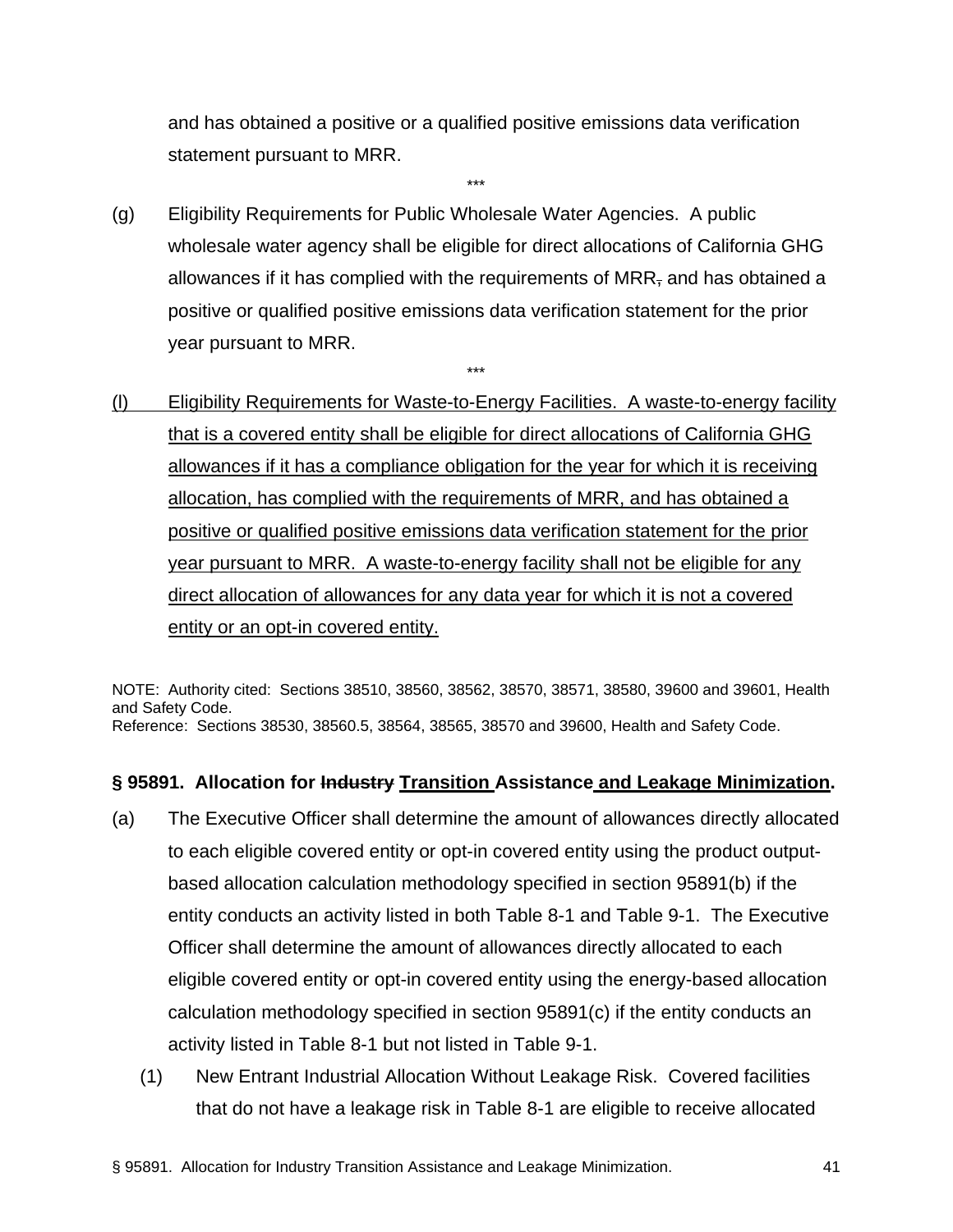and has obtained a positive or a qualified positive emissions data verification statement pursuant to MRR.

\*\*\*

(g) Eligibility Requirements for Public Wholesale Water Agencies. A public wholesale water agency shall be eligible for direct allocations of California GHG allowances if it has complied with the requirements of MRR~~,~~ and has obtained a positive or qualified positive emissions data verification statement for the prior year pursuant to MRR.

\*\*\*

<u>(l) Eligibility Requirements for Waste-to-Energy Facilities. A waste-to-energy facility that is a covered entity shall be eligible for direct allocations of California GHG allowances if it has a compliance obligation for the year for which it is receiving allocation, has complied with the requirements of MRR, and has obtained a positive or qualified positive emissions data verification statement for the prior year pursuant to MRR. A waste-to-energy facility shall not be eligible for any direct allocation of allowances for any data year for which it is not a covered entity or an opt-in covered entity.</u>

NOTE: Authority cited: Sections 38510, 38560, 38562, 38570, 38571, 38580, 39600 and 39601, Health and Safety Code.
Reference: Sections 38530, 38560.5, 38564, 38565, 38570 and 39600, Health and Safety Code.

**§ 95891. Allocation for ~~Industry~~ <u>Transition</u> Assistance <u>and Leakage Minimization</u>.**

(a) The Executive Officer shall determine the amount of allowances directly allocated to each eligible covered entity or opt-in covered entity using the product output-based allocation calculation methodology specified in section 95891(b) if the entity conducts an activity listed in both Table 8-1 and Table 9-1. The Executive Officer shall determine the amount of allowances directly allocated to each eligible covered entity or opt-in covered entity using the energy-based allocation calculation methodology specified in section 95891(c) if the entity conducts an activity listed in Table 8-1 but not listed in Table 9-1.

(1) New Entrant Industrial Allocation Without Leakage Risk. Covered facilities that do not have a leakage risk in Table 8-1 are eligible to receive allocated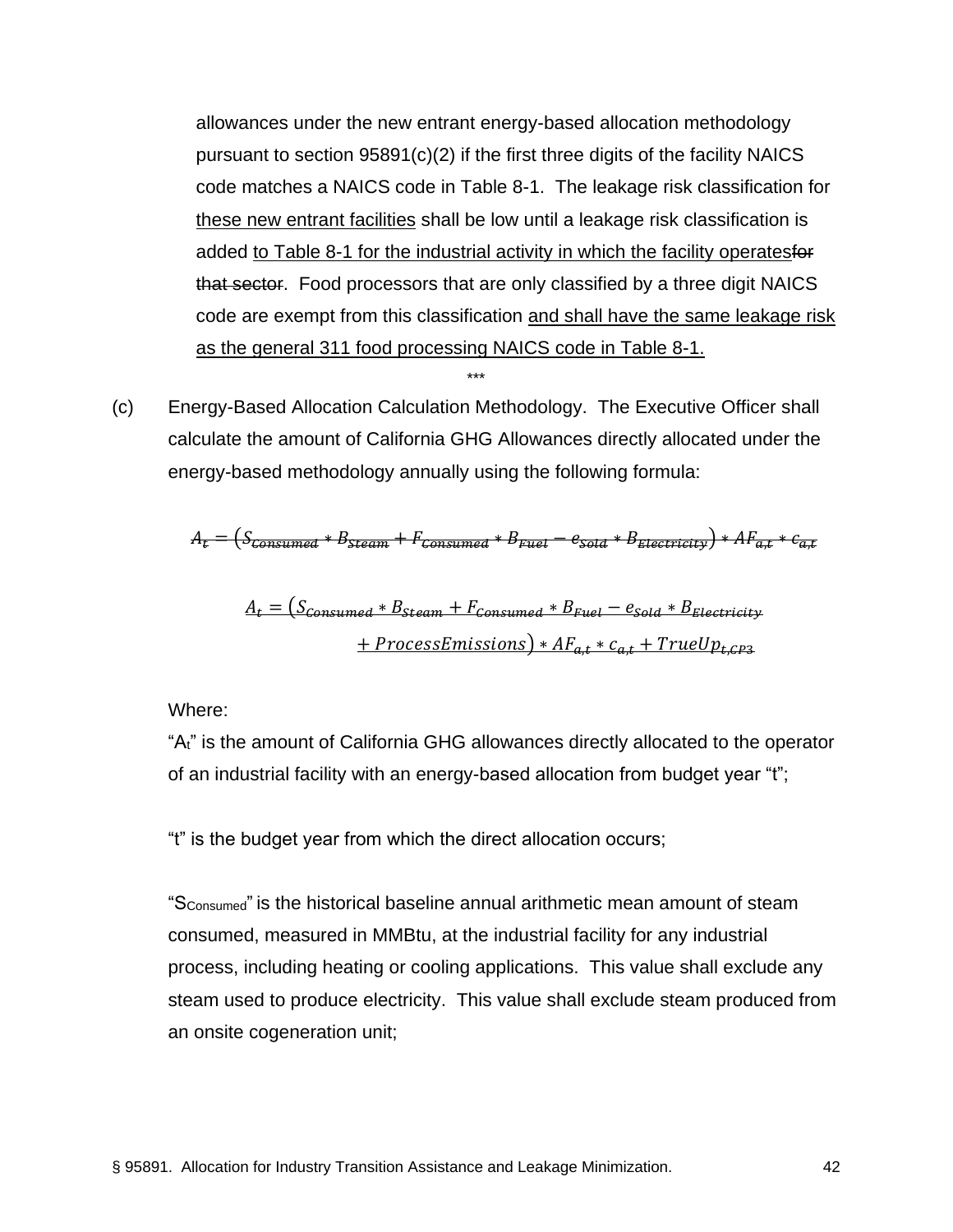allowances under the new entrant energy-based allocation methodology pursuant to section 95891(c)(2) if the first three digits of the facility NAICS code matches a NAICS code in Table 8-1. The leakage risk classification for <u>these new entrant facilities</u> shall be low until a leakage risk classification is added <u>to Table 8-1 for the industrial activity in which the facility operates</u>~~for that sector~~. Food processors that are only classified by a three digit NAICS code are exempt from this classification <u>and shall have the same leakage risk as the general 311 food processing NAICS code in Table 8-1.</u>

\*\*\*

(c) Energy-Based Allocation Calculation Methodology. The Executive Officer shall calculate the amount of California GHG Allowances directly allocated under the energy-based methodology annually using the following formula:

~~$$A_t = (S_{Consumed} * B_{Steam} + F_{Consumed} * B_{Fuel} - e_{Sold} * B_{Electricity}) * AF_{a,t} * c_{a,t}$$~~

<u>$$A_t = (S_{Consumed} * B_{Steam} + F_{Consumed} * B_{Fuel} - e_{Sold} * B_{Electricity} + ProcessEmissions) * AF_{a,t} * c_{a,t} + TrueUp_{t,CP3}$$</u>

Where:

"$A_t$" is the amount of California GHG allowances directly allocated to the operator of an industrial facility with an energy-based allocation from budget year "t";

"t" is the budget year from which the direct allocation occurs;

"$S_{Consumed}$" is the historical baseline annual arithmetic mean amount of steam consumed, measured in MMBtu, at the industrial facility for any industrial process, including heating or cooling applications. This value shall exclude any steam used to produce electricity. This value shall exclude steam produced from an onsite cogeneration unit;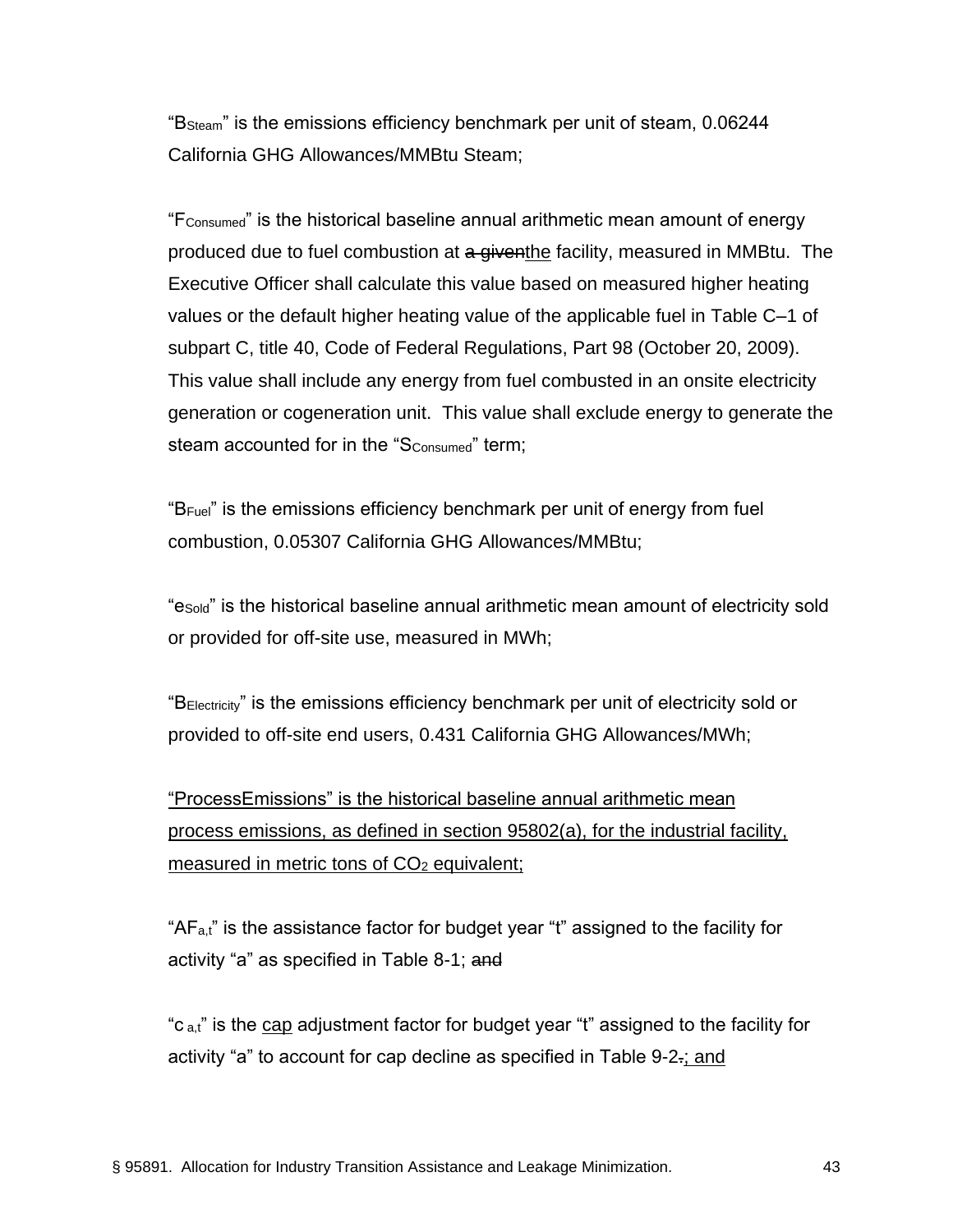"$B_{Steam}$" is the emissions efficiency benchmark per unit of steam, 0.06244 California GHG Allowances/MMBtu Steam;

"$F_{Consumed}$" is the historical baseline annual arithmetic mean amount of energy produced due to fuel combustion at ~~a given~~<u>the</u> facility, measured in MMBtu. The Executive Officer shall calculate this value based on measured higher heating values or the default higher heating value of the applicable fuel in Table C–1 of subpart C, title 40, Code of Federal Regulations, Part 98 (October 20, 2009). This value shall include any energy from fuel combusted in an onsite electricity generation or cogeneration unit. This value shall exclude energy to generate the steam accounted for in the "$S_{Consumed}$" term;

"$B_{Fuel}$" is the emissions efficiency benchmark per unit of energy from fuel combustion, 0.05307 California GHG Allowances/MMBtu;

"$e_{Sold}$" is the historical baseline annual arithmetic mean amount of electricity sold or provided for off-site use, measured in MWh;

"$B_{Electricity}$" is the emissions efficiency benchmark per unit of electricity sold or provided to off-site end users, 0.431 California GHG Allowances/MWh;

<u>"ProcessEmissions" is the historical baseline annual arithmetic mean process emissions, as defined in section 95802(a), for the industrial facility, measured in metric tons of $CO_2$ equivalent;</u>

"$AF_{a,t}$" is the assistance factor for budget year "t" assigned to the facility for activity "a" as specified in Table 8-1; ~~and~~

"$c_{a,t}$" is the <u>cap</u> adjustment factor for budget year "t" assigned to the facility for activity "a" to account for cap decline as specified in Table 9-2~~.~~<u>; and</u>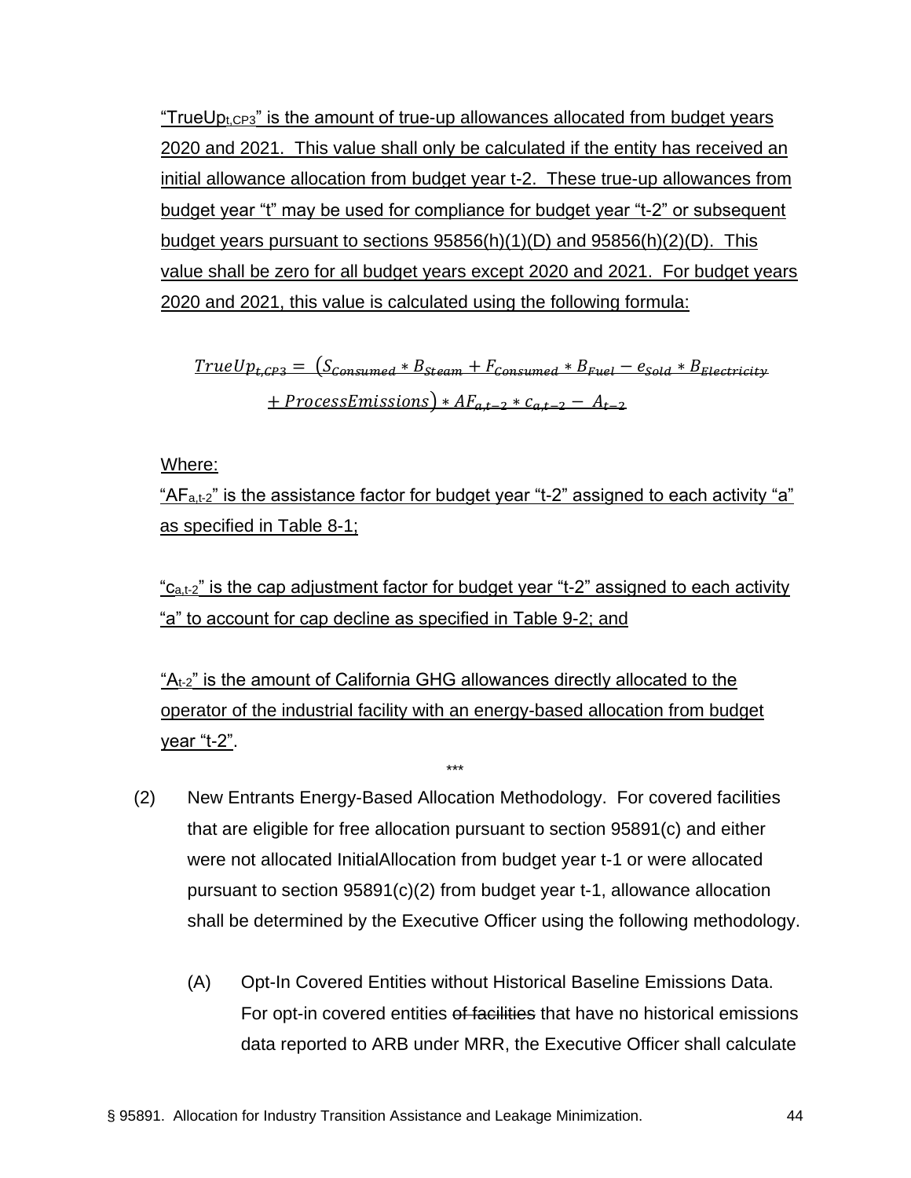"$TrueUp_{t,CP3}$" is the amount of true-up allowances allocated from budget years 2020 and 2021. This value shall only be calculated if the entity has received an initial allowance allocation from budget year t-2. These true-up allowances from budget year "t" may be used for compliance for budget year "t-2" or subsequent budget years pursuant to sections 95856(h)(1)(D) and 95856(h)(2)(D). This value shall be zero for all budget years except 2020 and 2021. For budget years 2020 and 2021, this value is calculated using the following formula:

$$TrueUp_{t,CP3} = \left(S_{Consumed} * B_{Steam} + F_{Consumed} * B_{Fuel} - e_{Sold} * B_{Electricity} + ProcessEmissions\right) * AF_{a,t-2} * c_{a,t-2} - A_{t-2}$$

Where:

"$AF_{a,t-2}$" is the assistance factor for budget year "t-2" assigned to each activity "a" as specified in Table 8-1;

"$c_{a,t-2}$" is the cap adjustment factor for budget year "t-2" assigned to each activity "a" to account for cap decline as specified in Table 9-2; and

"$A_{t-2}$" is the amount of California GHG allowances directly allocated to the operator of the industrial facility with an energy-based allocation from budget year "t-2".

\*\*\*

(2) New Entrants Energy-Based Allocation Methodology. For covered facilities that are eligible for free allocation pursuant to section 95891(c) and either were not allocated InitialAllocation from budget year t-1 or were allocated pursuant to section 95891(c)(2) from budget year t-1, allowance allocation shall be determined by the Executive Officer using the following methodology.

(A) Opt-In Covered Entities without Historical Baseline Emissions Data. For opt-in covered entities ~~of facilities~~ that have no historical emissions data reported to ARB under MRR, the Executive Officer shall calculate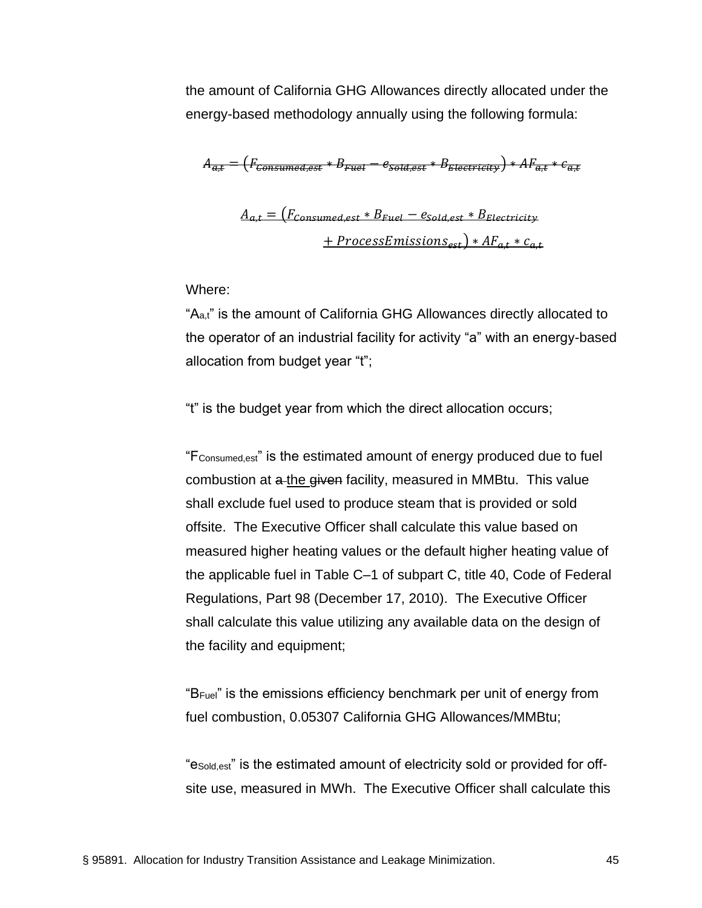the amount of California GHG Allowances directly allocated under the energy-based methodology annually using the following formula:

$$\sout{A_{a,t} = (F_{Consumed,est} * B_{Fuel} - e_{Sold,est} * B_{Electricity}) * AF_{a,t} * c_{a,t}}$$

$$\underline{A_{a,t} = (F_{Consumed,est} * B_{Fuel} - e_{Sold,est} * B_{Electricity} + ProcessEmissions_{est}) * AF_{a,t} * c_{a,t}}$$

Where:

"$A_{a,t}$" is the amount of California GHG Allowances directly allocated to the operator of an industrial facility for activity "a" with an energy-based allocation from budget year "t";

"t" is the budget year from which the direct allocation occurs;

"$F_{Consumed,est}$" is the estimated amount of energy produced due to fuel combustion at ~~a~~ the ~~given~~ facility, measured in MMBtu. This value shall exclude fuel used to produce steam that is provided or sold offsite. The Executive Officer shall calculate this value based on measured higher heating values or the default higher heating value of the applicable fuel in Table C–1 of subpart C, title 40, Code of Federal Regulations, Part 98 (December 17, 2010). The Executive Officer shall calculate this value utilizing any available data on the design of the facility and equipment;

"$B_{Fuel}$" is the emissions efficiency benchmark per unit of energy from fuel combustion, 0.05307 California GHG Allowances/MMBtu;

"$e_{Sold,est}$" is the estimated amount of electricity sold or provided for off-site use, measured in MWh. The Executive Officer shall calculate this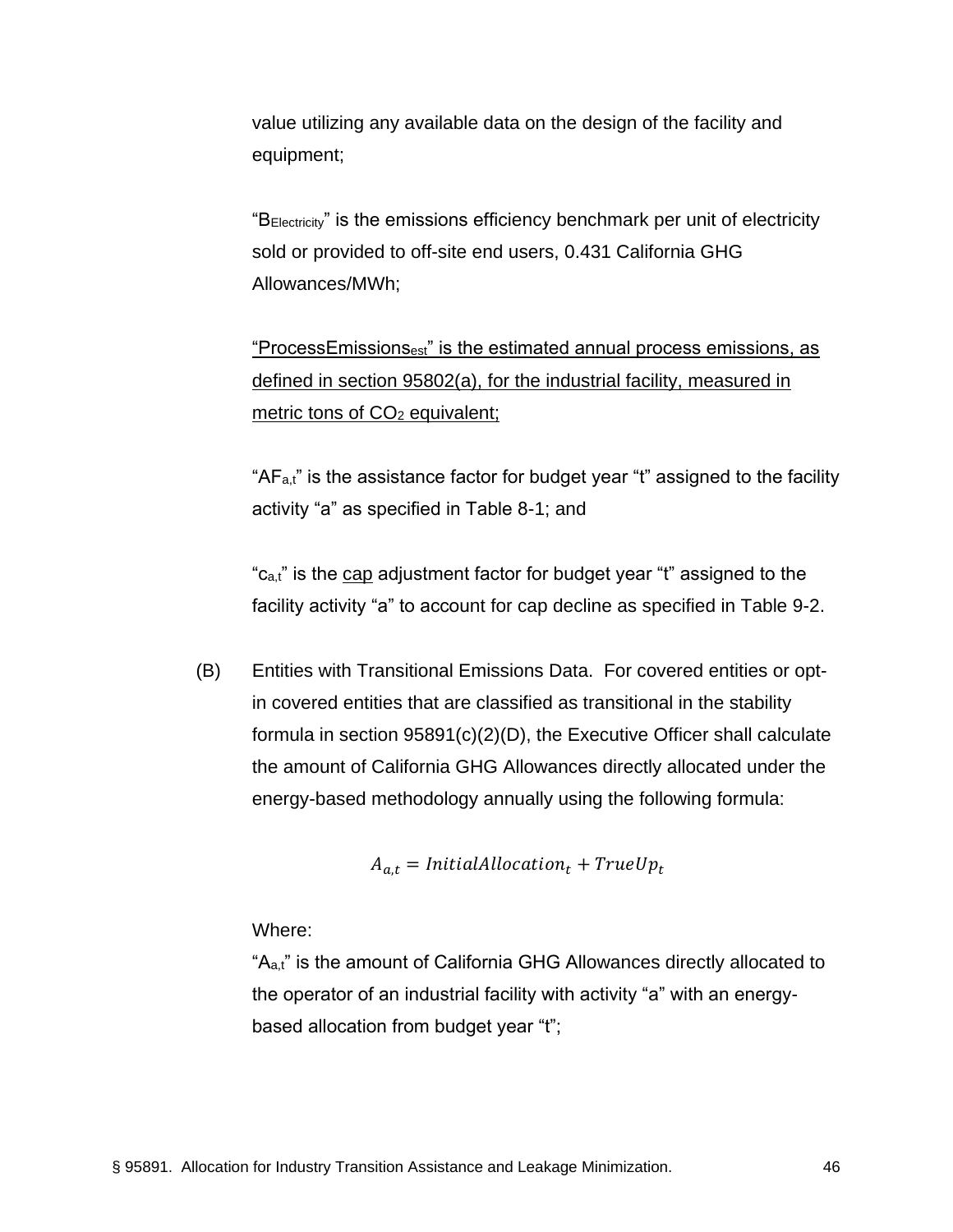value utilizing any available data on the design of the facility and equipment;

"$B_{Electricity}$" is the emissions efficiency benchmark per unit of electricity sold or provided to off-site end users, 0.431 California GHG Allowances/MWh;

<u>"$ProcessEmissions_{est}$" is the estimated annual process emissions, as defined in section 95802(a), for the industrial facility, measured in metric tons of $CO_2$ equivalent;</u>

"$AF_{a,t}$" is the assistance factor for budget year "t" assigned to the facility activity "a" as specified in Table 8-1; and

"$c_{a,t}$" is the <u>cap</u> adjustment factor for budget year "t" assigned to the facility activity "a" to account for cap decline as specified in Table 9-2.

(B) Entities with Transitional Emissions Data. For covered entities or opt-in covered entities that are classified as transitional in the stability formula in section 95891(c)(2)(D), the Executive Officer shall calculate the amount of California GHG Allowances directly allocated under the energy-based methodology annually using the following formula:

$$A_{a,t} = InitialAllocation_t + TrueUp_t$$

Where:

"$A_{a,t}$" is the amount of California GHG Allowances directly allocated to the operator of an industrial facility with activity "a" with an energy-based allocation from budget year "t";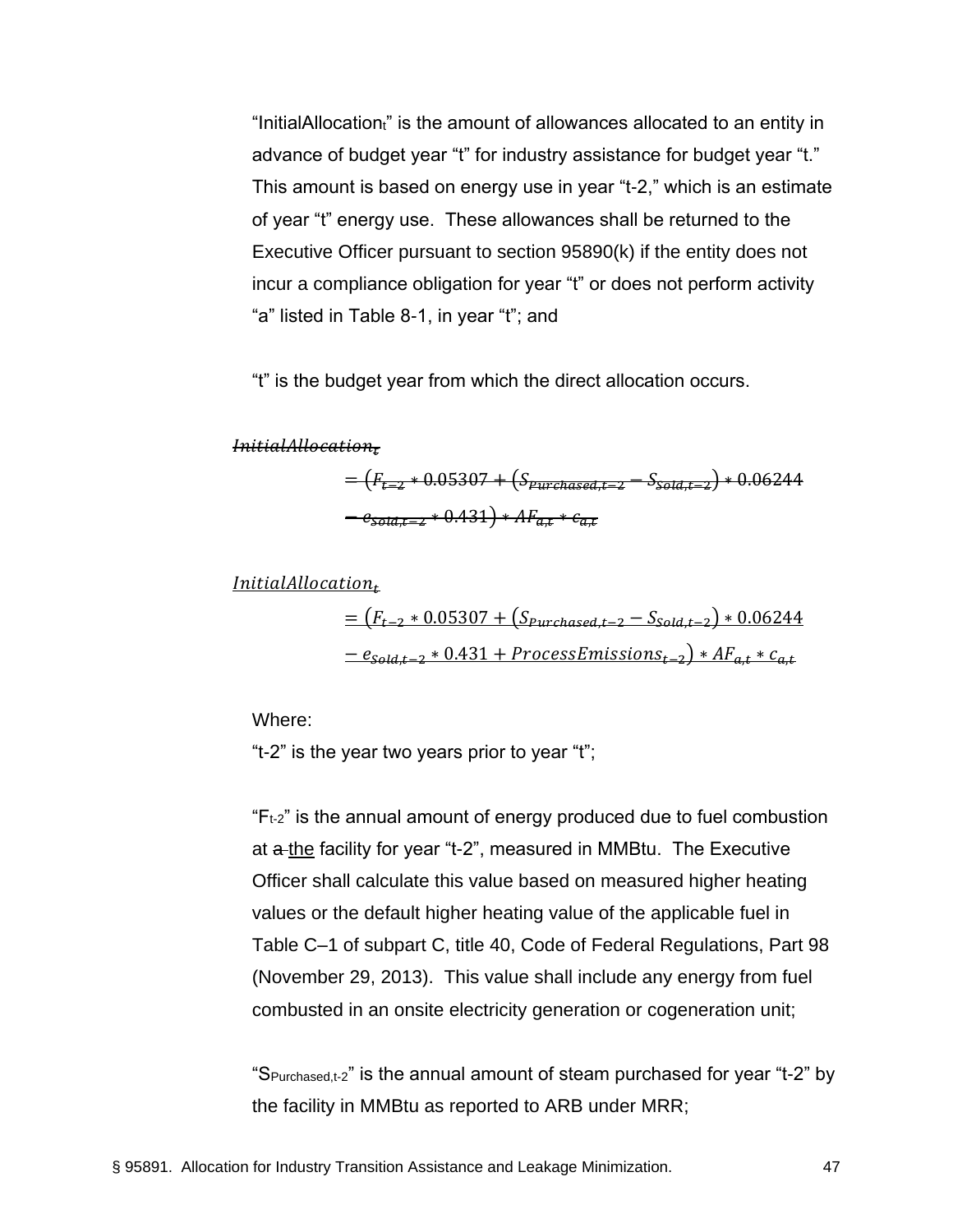"$InitialAllocation_t$" is the amount of allowances allocated to an entity in advance of budget year "t" for industry assistance for budget year "t." This amount is based on energy use in year "t-2," which is an estimate of year "t" energy use. These allowances shall be returned to the Executive Officer pursuant to section 95890(k) if the entity does not incur a compliance obligation for year "t" or does not perform activity "a" listed in Table 8-1, in year "t"; and

"t" is the budget year from which the direct allocation occurs.

~~$$InitialAllocation_t = (F_{t-2} * 0.05307 + (S_{Purchased,t-2} - S_{Sold,t-2}) * 0.06244 - e_{Sold,t-2} * 0.431) * AF_{a,t} * c_{a,t}$$~~

<u>$$InitialAllocation_t = (F_{t-2} * 0.05307 + (S_{Purchased,t-2} - S_{Sold,t-2}) * 0.06244 - e_{Sold,t-2} * 0.431 + ProcessEmissions_{t-2}) * AF_{a,t} * c_{a,t}$$</u>

Where:

"t-2" is the year two years prior to year "t";

"$F_{t-2}$" is the annual amount of energy produced due to fuel combustion at ~~a~~ <u>the</u> facility for year "t-2", measured in MMBtu. The Executive Officer shall calculate this value based on measured higher heating values or the default higher heating value of the applicable fuel in Table C–1 of subpart C, title 40, Code of Federal Regulations, Part 98 (November 29, 2013). This value shall include any energy from fuel combusted in an onsite electricity generation or cogeneration unit;

"$S_{Purchased,t-2}$" is the annual amount of steam purchased for year "t-2" by the facility in MMBtu as reported to ARB under MRR;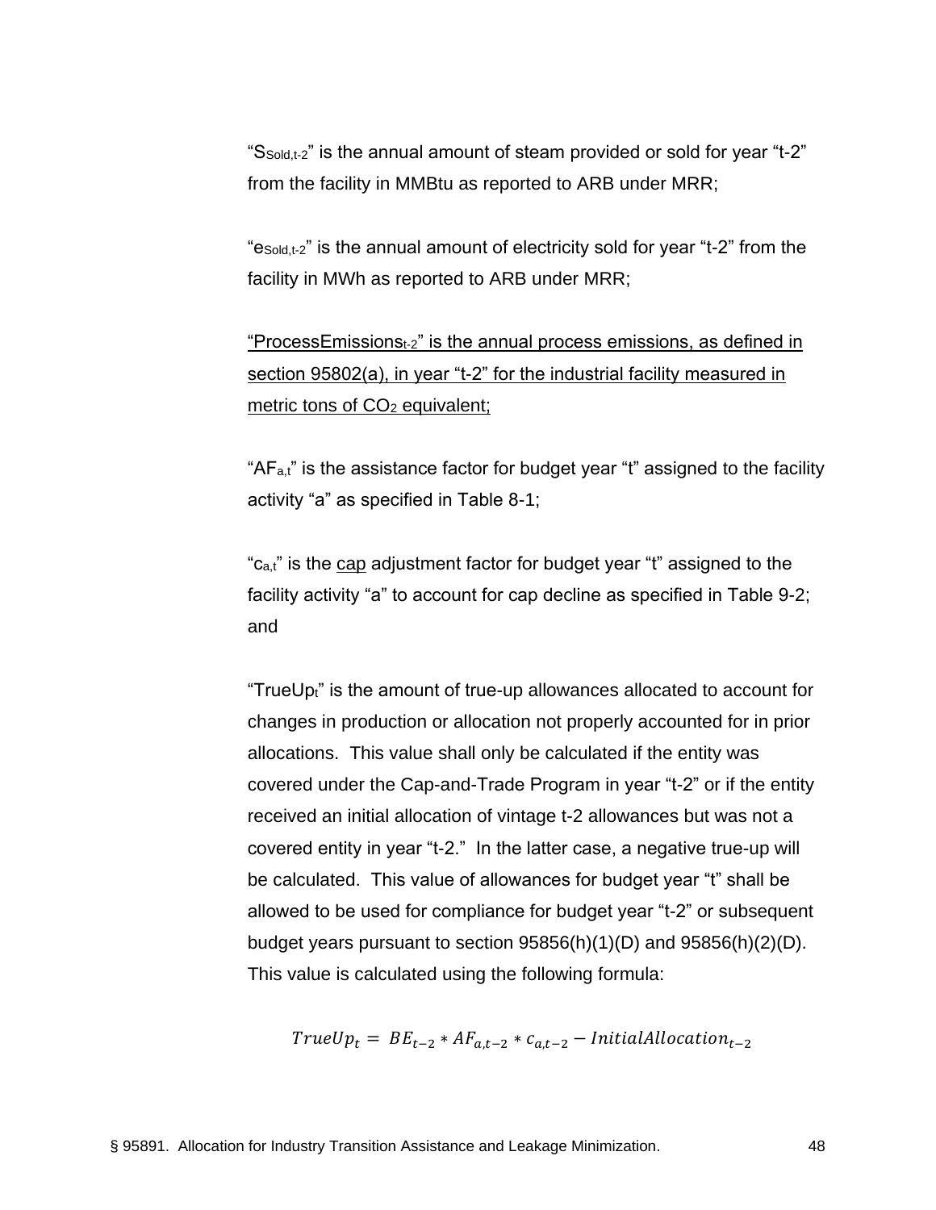"$S_{Sold,t-2}$" is the annual amount of steam provided or sold for year "t-2" from the facility in MMBtu as reported to ARB under MRR;

"$e_{Sold,t-2}$" is the annual amount of electricity sold for year "t-2" from the facility in MWh as reported to ARB under MRR;

<u>"$ProcessEmissions_{t-2}$" is the annual process emissions, as defined in section 95802(a), in year "t-2" for the industrial facility measured in metric tons of $CO_2$ equivalent;</u>

"$AF_{a,t}$" is the assistance factor for budget year "t" assigned to the facility activity "a" as specified in Table 8-1;

"$c_{a,t}$" is the <u>cap</u> adjustment factor for budget year "t" assigned to the facility activity "a" to account for cap decline as specified in Table 9-2; and

"$TrueUp_t$" is the amount of true-up allowances allocated to account for changes in production or allocation not properly accounted for in prior allocations. This value shall only be calculated if the entity was covered under the Cap-and-Trade Program in year "t-2" or if the entity received an initial allocation of vintage t-2 allowances but was not a covered entity in year "t-2." In the latter case, a negative true-up will be calculated. This value of allowances for budget year "t" shall be allowed to be used for compliance for budget year "t-2" or subsequent budget years pursuant to section 95856(h)(1)(D) and 95856(h)(2)(D). This value is calculated using the following formula:

$$TrueUp_t = BE_{t-2} * AF_{a,t-2} * c_{a,t-2} - InitialAllocation_{t-2}$$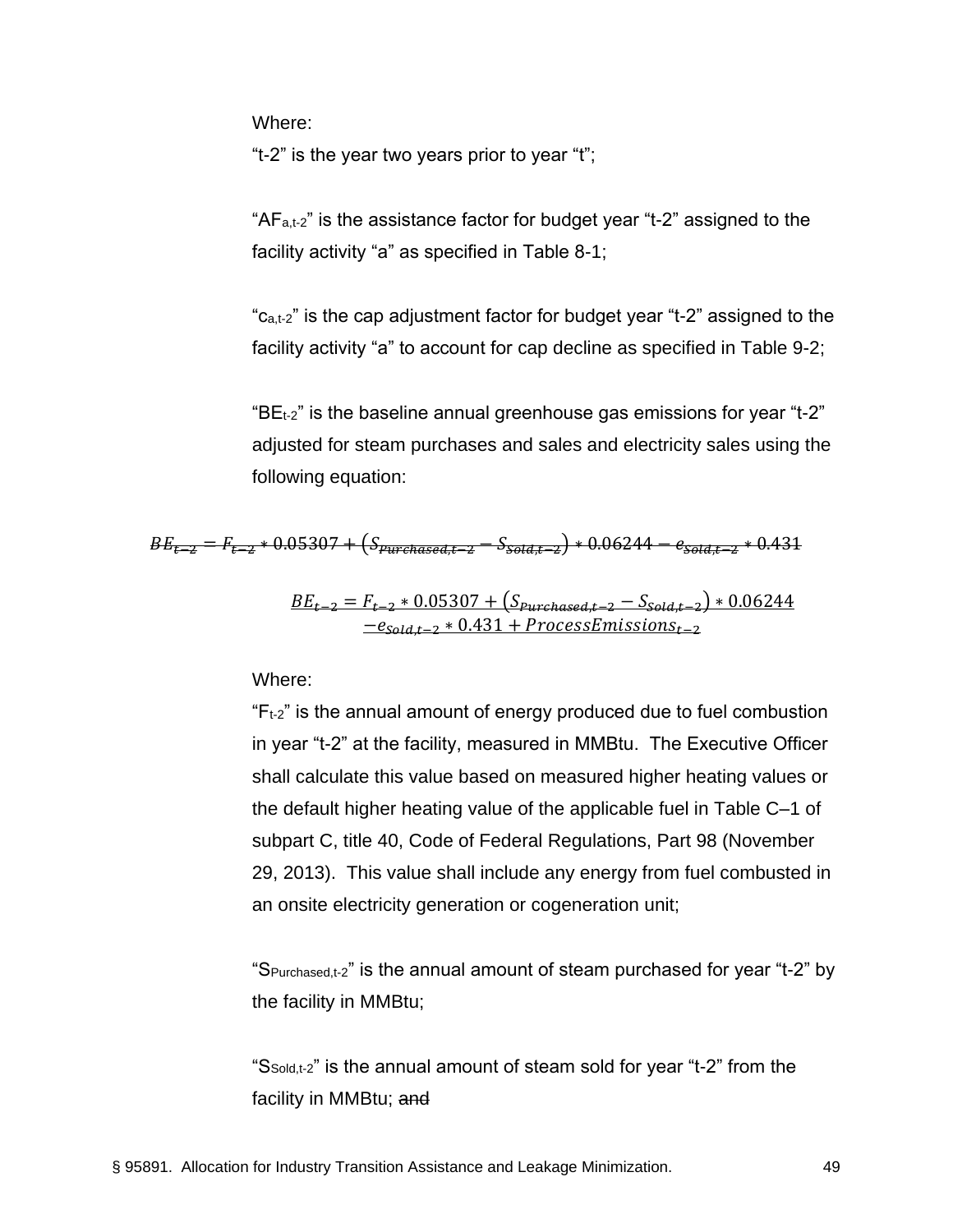Where:

"t-2" is the year two years prior to year "t";

"$AF_{a,t-2}$" is the assistance factor for budget year "t-2" assigned to the facility activity "a" as specified in Table 8-1;

"$c_{a,t-2}$" is the cap adjustment factor for budget year "t-2" assigned to the facility activity "a" to account for cap decline as specified in Table 9-2;

"$BE_{t-2}$" is the baseline annual greenhouse gas emissions for year "t-2" adjusted for steam purchases and sales and electricity sales using the following equation:

~~$BE_{t-2} = F_{t-2} * 0.05307 + (S_{Purchased,t-2} - S_{Sold,t-2}) * 0.06244 - e_{Sold,t-2} * 0.431$~~

$$\underline{BE_{t-2} = F_{t-2} * 0.05307 + (S_{Purchased,t-2} - S_{Sold,t-2}) * 0.06244 - e_{Sold,t-2} * 0.431 + ProcessEmissions_{t-2}}$$

Where:

"$F_{t-2}$" is the annual amount of energy produced due to fuel combustion in year "t-2" at the facility, measured in MMBtu. The Executive Officer shall calculate this value based on measured higher heating values or the default higher heating value of the applicable fuel in Table C–1 of subpart C, title 40, Code of Federal Regulations, Part 98 (November 29, 2013). This value shall include any energy from fuel combusted in an onsite electricity generation or cogeneration unit;

"$S_{Purchased,t-2}$" is the annual amount of steam purchased for year "t-2" by the facility in MMBtu;

"$S_{Sold,t-2}$" is the annual amount of steam sold for year "t-2" from the facility in MMBtu; ~~and~~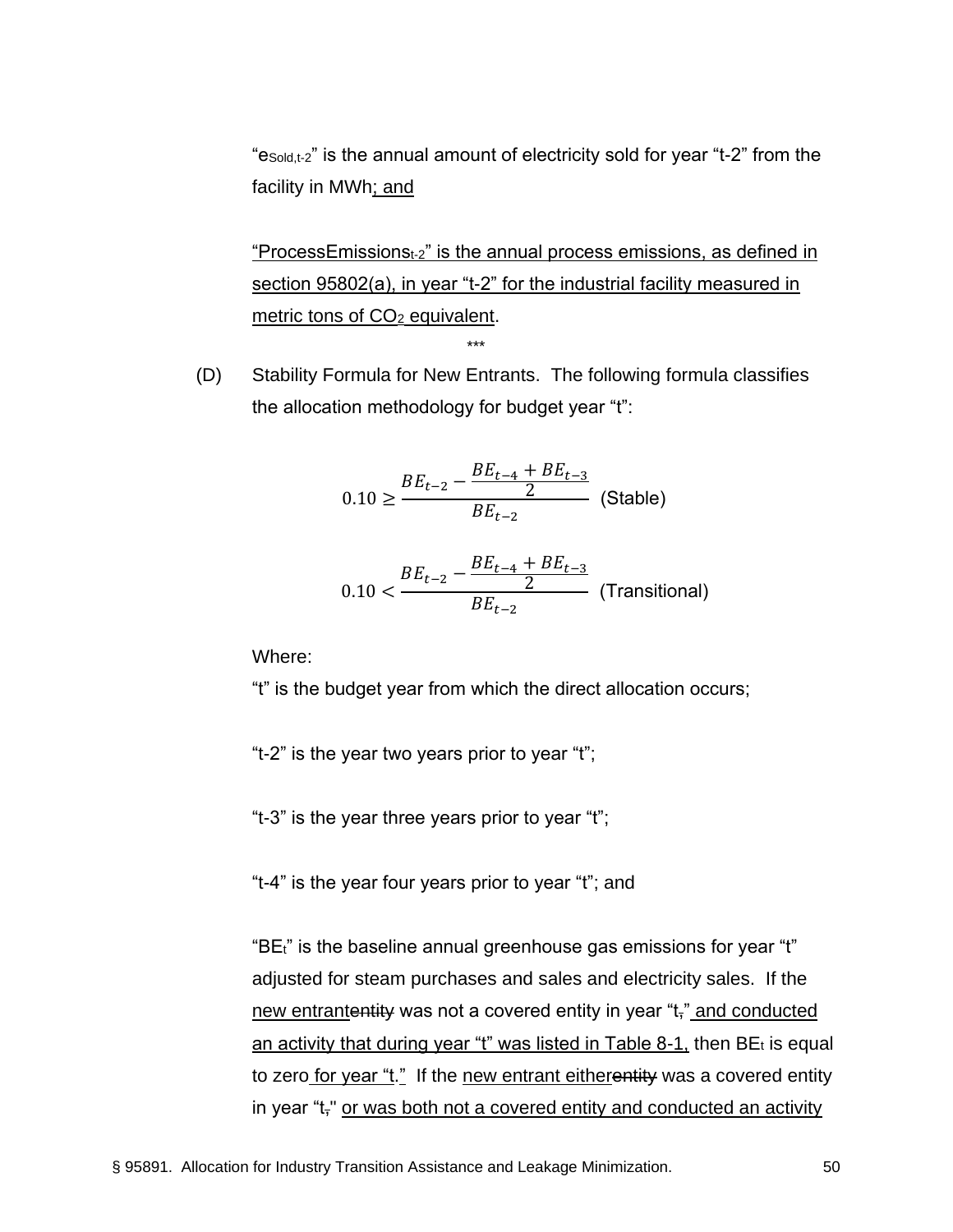"$e_{Sold,t-2}$" is the annual amount of electricity sold for year "t-2" from the facility in MWh; and

"$ProcessEmissions_{t-2}$" is the annual process emissions, as defined in section 95802(a), in year "t-2" for the industrial facility measured in metric tons of $CO_2$ equivalent.

\*\*\*

(D) Stability Formula for New Entrants. The following formula classifies the allocation methodology for budget year "t":

$$0.10 \geq \frac{BE_{t-2} - \frac{BE_{t-4} + BE_{t-3}}{2}}{BE_{t-2}} \text{ (Stable)}$$

$$0.10 < \frac{BE_{t-2} - \frac{BE_{t-4} + BE_{t-3}}{2}}{BE_{t-2}} \text{ (Transitional)}$$

Where:

"t" is the budget year from which the direct allocation occurs;

"t-2" is the year two years prior to year "t";

"t-3" is the year three years prior to year "t";

"t-4" is the year four years prior to year "t"; and

"$BE_t$" is the baseline annual greenhouse gas emissions for year "t" adjusted for steam purchases and sales and electricity sales. If the new entrantentity was not a covered entity in year "t," and conducted an activity that during year "t" was listed in Table 8-1, then $BE_t$ is equal to zero for year "t." If the new entrant eitherentity was a covered entity in year "t," or was both not a covered entity and conducted an activity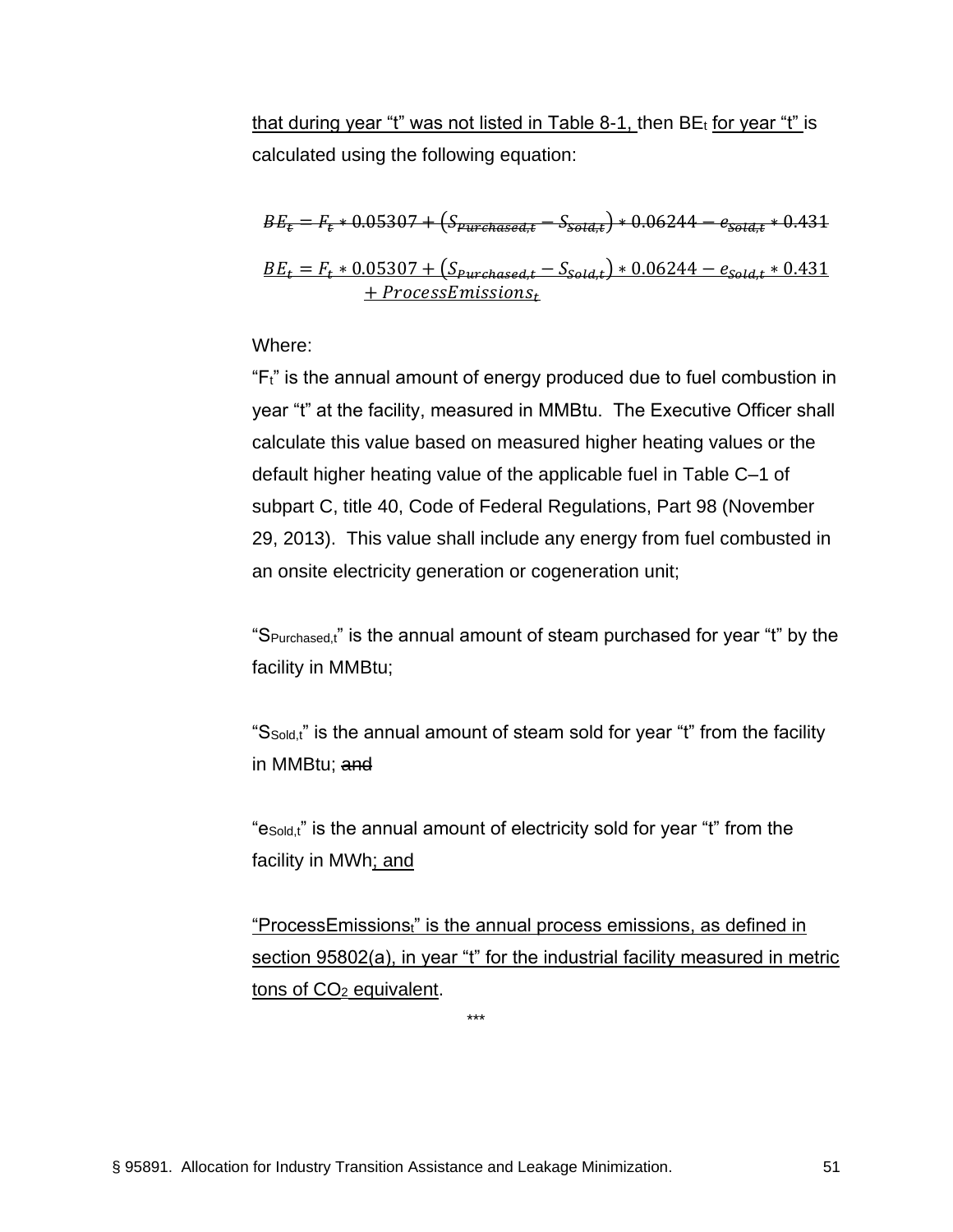that during year "t" was not listed in Table 8-1, then $BE_t$ for year "t" is calculated using the following equation:

$$BE_t = F_t * 0.05307 + (S_{Purchased,t} - S_{Sold,t}) * 0.06244 - e_{Sold,t} * 0.431$$

$$BE_t = F_t * 0.05307 + (S_{Purchased,t} - S_{Sold,t}) * 0.06244 - e_{Sold,t} * 0.431 + ProcessEmissions_t$$

Where:

"$F_t$" is the annual amount of energy produced due to fuel combustion in year "t" at the facility, measured in MMBtu. The Executive Officer shall calculate this value based on measured higher heating values or the default higher heating value of the applicable fuel in Table C–1 of subpart C, title 40, Code of Federal Regulations, Part 98 (November 29, 2013). This value shall include any energy from fuel combusted in an onsite electricity generation or cogeneration unit;

"$S_{Purchased,t}$" is the annual amount of steam purchased for year "t" by the facility in MMBtu;

"$S_{Sold,t}$" is the annual amount of steam sold for year "t" from the facility in MMBtu; ~~and~~

"$e_{Sold,t}$" is the annual amount of electricity sold for year "t" from the facility in MWh; and

"$ProcessEmissions_t$" is the annual process emissions, as defined in section 95802(a), in year "t" for the industrial facility measured in metric tons of $CO_2$ equivalent.

***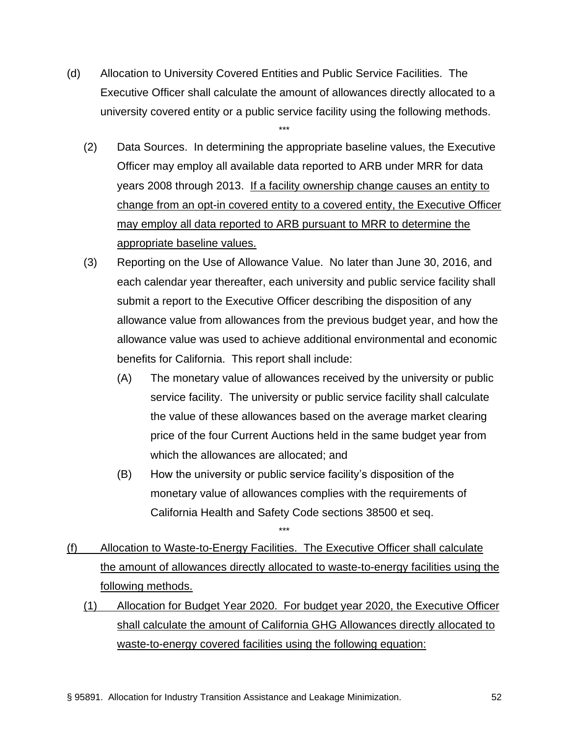(d) Allocation to University Covered Entities and Public Service Facilities. The Executive Officer shall calculate the amount of allowances directly allocated to a university covered entity or a public service facility using the following methods.

\*\*\*

(2) Data Sources. In determining the appropriate baseline values, the Executive Officer may employ all available data reported to ARB under MRR for data years 2008 through 2013. <u>If a facility ownership change causes an entity to change from an opt-in covered entity to a covered entity, the Executive Officer may employ all data reported to ARB pursuant to MRR to determine the appropriate baseline values.</u>

(3) Reporting on the Use of Allowance Value. No later than June 30, 2016, and each calendar year thereafter, each university and public service facility shall submit a report to the Executive Officer describing the disposition of any allowance value from allowances from the previous budget year, and how the allowance value was used to achieve additional environmental and economic benefits for California. This report shall include:

(A) The monetary value of allowances received by the university or public service facility. The university or public service facility shall calculate the value of these allowances based on the average market clearing price of the four Current Auctions held in the same budget year from which the allowances are allocated; and

(B) How the university or public service facility's disposition of the monetary value of allowances complies with the requirements of California Health and Safety Code sections 38500 et seq.

\*\*\*

<u>(f) Allocation to Waste-to-Energy Facilities. The Executive Officer shall calculate the amount of allowances directly allocated to waste-to-energy facilities using the following methods.</u>

<u>(1) Allocation for Budget Year 2020. For budget year 2020, the Executive Officer shall calculate the amount of California GHG Allowances directly allocated to waste-to-energy covered facilities using the following equation:</u>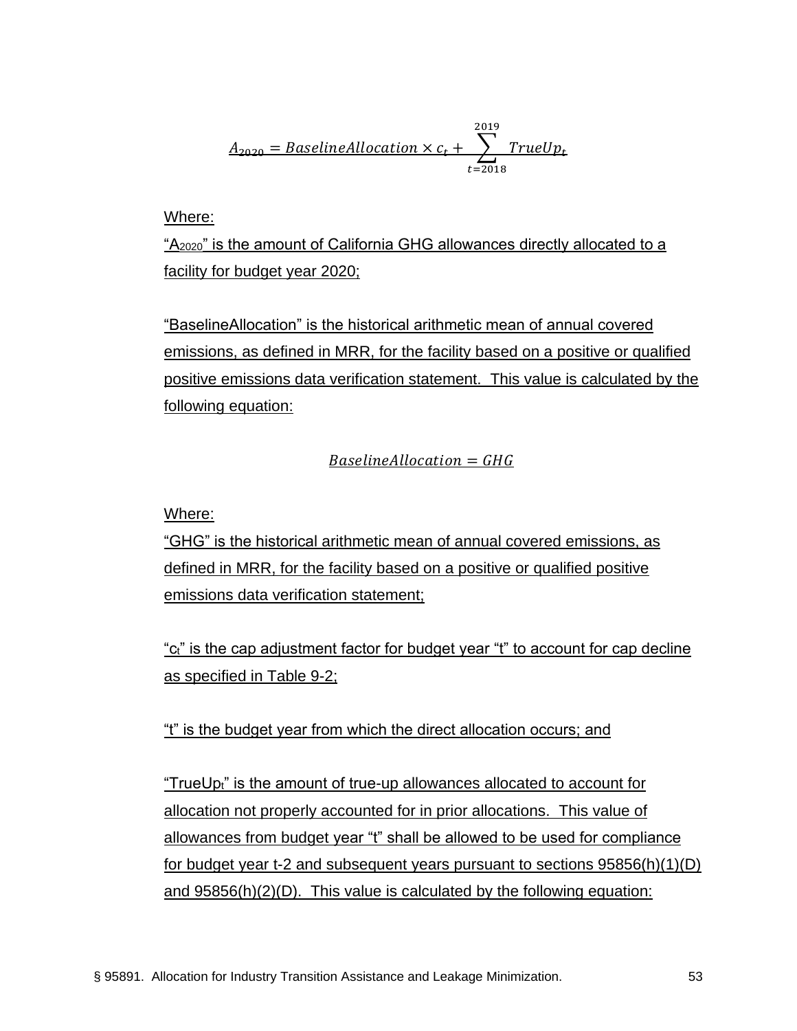$$\underline{A_{2020} = BaselineAllocation \times c_t + \sum_{t=2018}^{2019} TrueUp_t}$$

Where:

"$A_{2020}$" is the amount of California GHG allowances directly allocated to a facility for budget year 2020;

"BaselineAllocation" is the historical arithmetic mean of annual covered emissions, as defined in MRR, for the facility based on a positive or qualified positive emissions data verification statement. This value is calculated by the following equation:

$$\underline{BaselineAllocation = GHG}$$

Where:

"GHG" is the historical arithmetic mean of annual covered emissions, as defined in MRR, for the facility based on a positive or qualified positive emissions data verification statement;

"$c_t$" is the cap adjustment factor for budget year "t" to account for cap decline as specified in Table 9-2;

"t" is the budget year from which the direct allocation occurs; and

"$TrueUp_t$" is the amount of true-up allowances allocated to account for allocation not properly accounted for in prior allocations. This value of allowances from budget year "t" shall be allowed to be used for compliance for budget year t-2 and subsequent years pursuant to sections 95856(h)(1)(D) and 95856(h)(2)(D). This value is calculated by the following equation: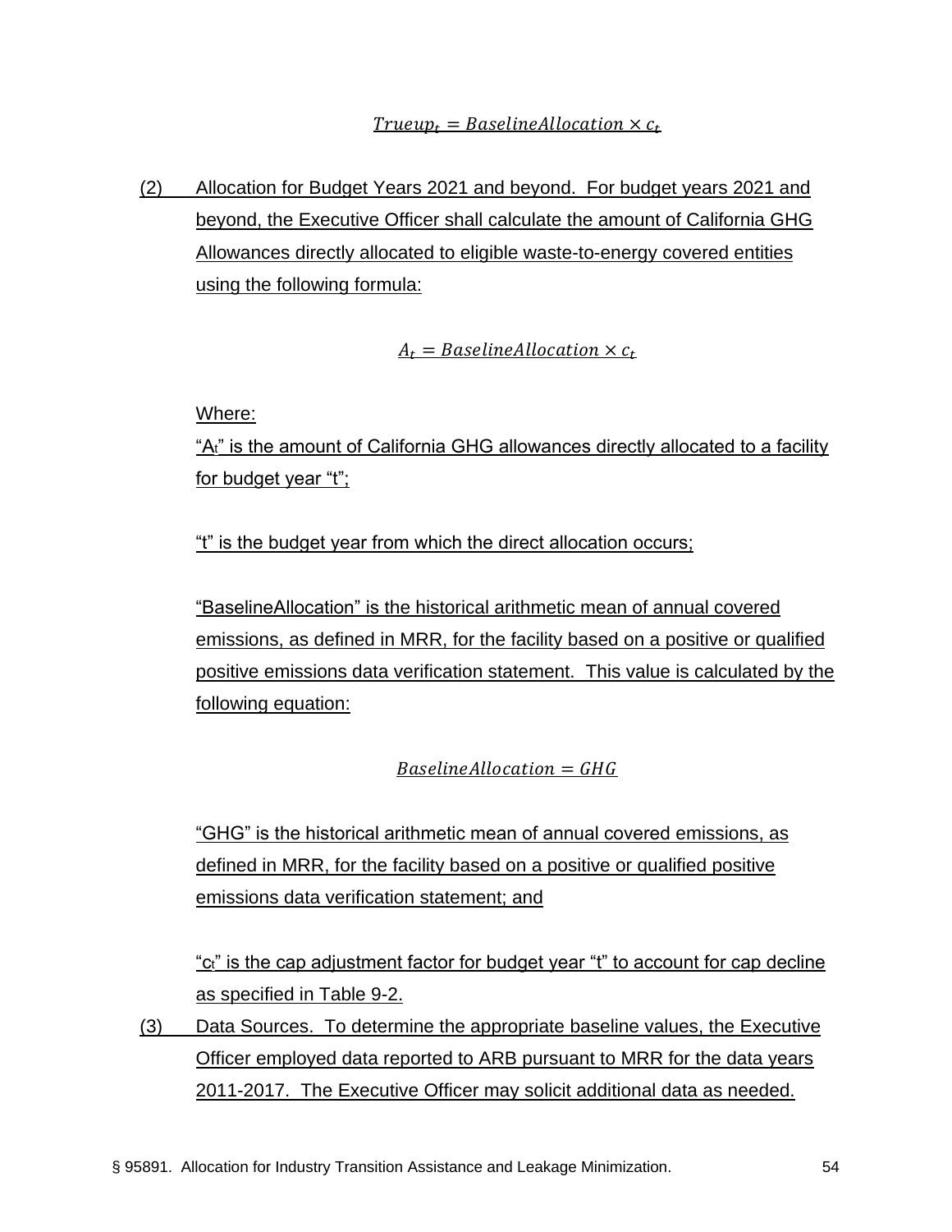$$Trueup_t = BaselineAllocation \times c_t$$

(2) Allocation for Budget Years 2021 and beyond. For budget years 2021 and beyond, the Executive Officer shall calculate the amount of California GHG Allowances directly allocated to eligible waste-to-energy covered entities using the following formula:

$$A_t = BaselineAllocation \times c_t$$

Where:

"$A_t$" is the amount of California GHG allowances directly allocated to a facility for budget year "t";

"t" is the budget year from which the direct allocation occurs;

"BaselineAllocation" is the historical arithmetic mean of annual covered emissions, as defined in MRR, for the facility based on a positive or qualified positive emissions data verification statement. This value is calculated by the following equation:

$$BaselineAllocation = GHG$$

"GHG" is the historical arithmetic mean of annual covered emissions, as defined in MRR, for the facility based on a positive or qualified positive emissions data verification statement; and

"$c_t$" is the cap adjustment factor for budget year "t" to account for cap decline as specified in Table 9-2.

(3) Data Sources. To determine the appropriate baseline values, the Executive Officer employed data reported to ARB pursuant to MRR for the data years 2011-2017. The Executive Officer may solicit additional data as needed.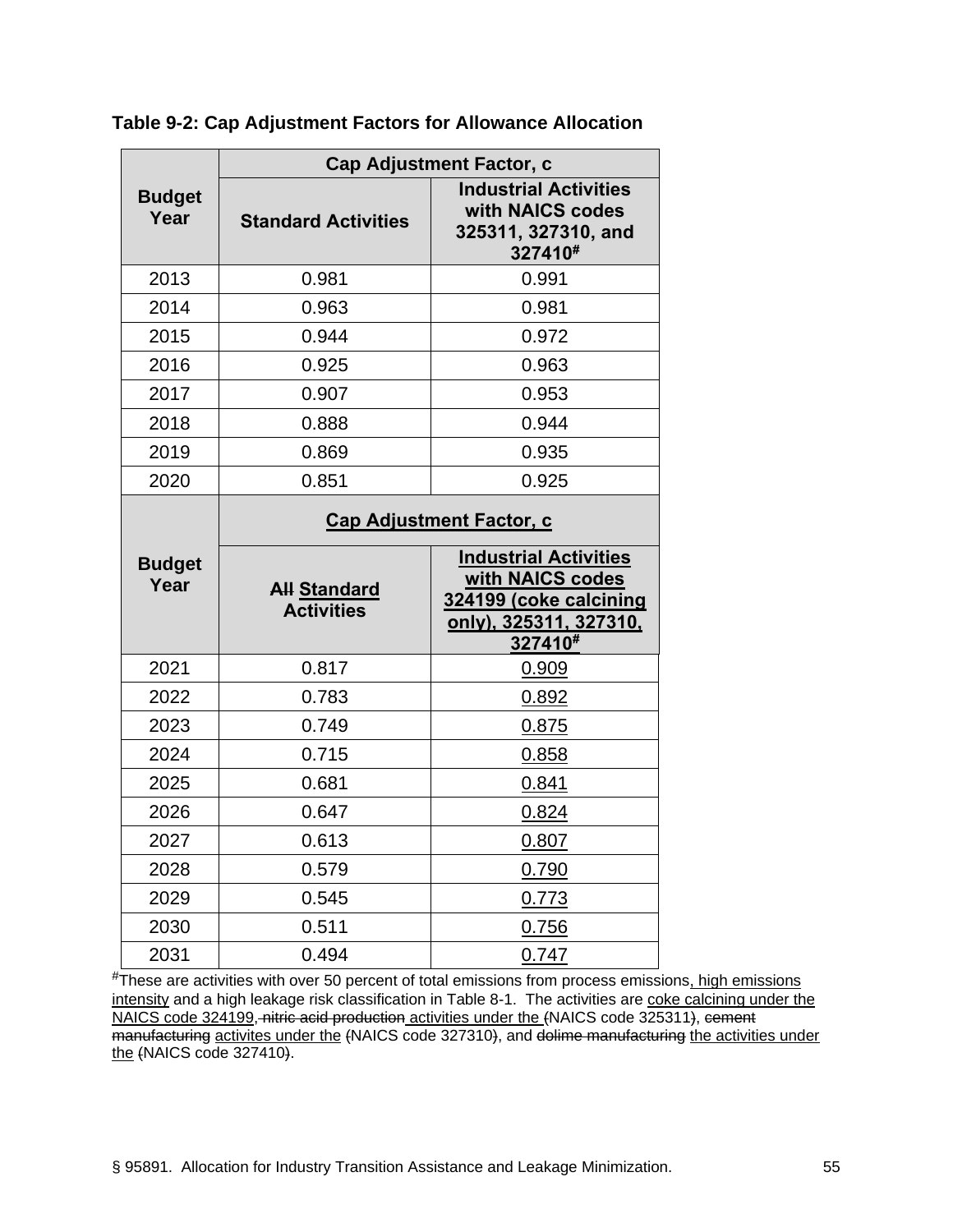**Table 9-2: Cap Adjustment Factors for Allowance Allocation**

| Budget Year | Cap Adjustment Factor, c | |
|---|---|---|
| | Standard Activities | Industrial Activities with NAICS codes 325311, 327310, and 327410# |
| 2013 | 0.981 | 0.991 |
| 2014 | 0.963 | 0.981 |
| 2015 | 0.944 | 0.972 |
| 2016 | 0.925 | 0.963 |
| 2017 | 0.907 | 0.953 |
| 2018 | 0.888 | 0.944 |
| 2019 | 0.869 | 0.935 |
| 2020 | 0.851 | 0.925 |
| **Budget Year** | **Cap Adjustment Factor, c** | |
| | **~~All~~ Standard Activities** | **Industrial Activities with NAICS codes 324199 (coke calcining only), 325311, 327310, 327410#** |
| 2021 | 0.817 | 0.909 |
| 2022 | 0.783 | 0.892 |
| 2023 | 0.749 | 0.875 |
| 2024 | 0.715 | 0.858 |
| 2025 | 0.681 | 0.841 |
| 2026 | 0.647 | 0.824 |
| 2027 | 0.613 | 0.807 |
| 2028 | 0.579 | 0.790 |
| 2029 | 0.545 | 0.773 |
| 2030 | 0.511 | 0.756 |
| 2031 | 0.494 | 0.747 |

#These are activities with over 50 percent of total emissions from process emissions, high emissions intensity and a high leakage risk classification in Table 8-1. The activities are coke calcining under the NAICS code 324199, ~~nitric acid production~~ activities under the ~~(~~NAICS code 325311~~)~~, ~~cement manufacturing~~ activites under the ~~(~~NAICS code 327310~~)~~, and ~~dolime manufacturing~~ the activities under the ~~(~~NAICS code 327410~~)~~.

§ 95891. Allocation for Industry Transition Assistance and Leakage Minimization.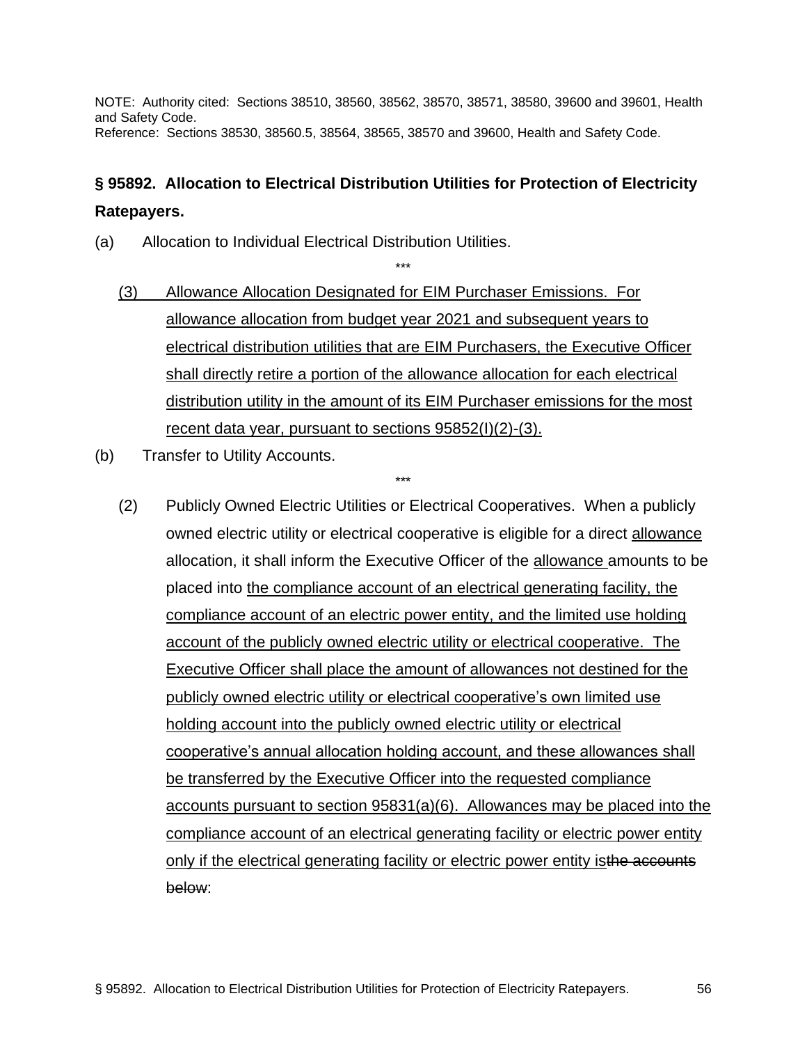NOTE: Authority cited: Sections 38510, 38560, 38562, 38570, 38571, 38580, 39600 and 39601, Health and Safety Code.
Reference: Sections 38530, 38560.5, 38564, 38565, 38570 and 39600, Health and Safety Code.

**§ 95892. Allocation to Electrical Distribution Utilities for Protection of Electricity Ratepayers.**

(a) Allocation to Individual Electrical Distribution Utilities.

\*\*\*

(3) <u>Allowance Allocation Designated for EIM Purchaser Emissions. For allowance allocation from budget year 2021 and subsequent years to electrical distribution utilities that are EIM Purchasers, the Executive Officer shall directly retire a portion of the allowance allocation for each electrical distribution utility in the amount of its EIM Purchaser emissions for the most recent data year, pursuant to sections 95852(l)(2)-(3).</u>

(b) Transfer to Utility Accounts.

\*\*\*

(2) Publicly Owned Electric Utilities or Electrical Cooperatives. When a publicly owned electric utility or electrical cooperative is eligible for a direct <u>allowance</u> allocation, it shall inform the Executive Officer of the <u>allowance</u> amounts to be placed into <u>the compliance account of an electrical generating facility, the compliance account of an electric power entity, and the limited use holding account of the publicly owned electric utility or electrical cooperative. The Executive Officer shall place the amount of allowances not destined for the publicly owned electric utility or electrical cooperative's own limited use holding account into the publicly owned electric utility or electrical cooperative's annual allocation holding account, and these allowances shall be transferred by the Executive Officer into the requested compliance accounts pursuant to section 95831(a)(6). Allowances may be placed into the compliance account of an electrical generating facility or electric power entity only if the electrical generating facility or electric power entity is</u>~~the accounts below~~: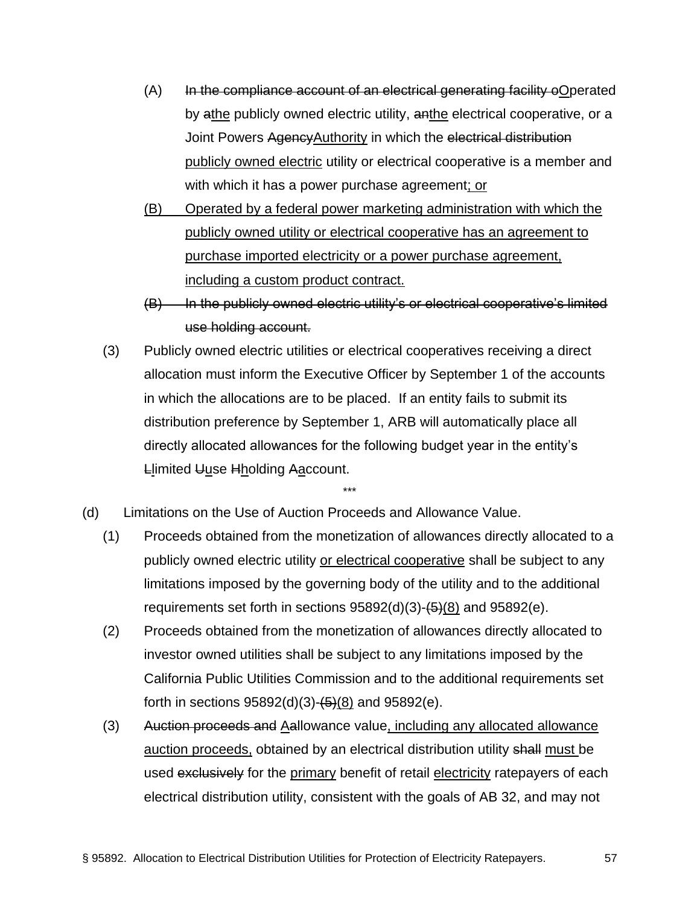(A) ~~In the compliance account of an electrical generating facility o~~<u>O</u>perated by ~~a~~<u>the</u> publicly owned electric utility, ~~an~~<u>the</u> electrical cooperative, or a Joint Powers ~~Agency~~<u>Authority</u> in which the ~~electrical distribution~~ <u>publicly owned electric</u> utility or electrical cooperative is a member and with which it has a power purchase agreement<u>; or</u>

<u>(B) Operated by a federal power marketing administration with which the publicly owned utility or electrical cooperative has an agreement to purchase imported electricity or a power purchase agreement, including a custom product contract.</u>

~~(B) In the publicly owned electric utility's or electrical cooperative's limited use holding account.~~

(3) Publicly owned electric utilities or electrical cooperatives receiving a direct allocation must inform the Executive Officer by September 1 of the accounts in which the allocations are to be placed. If an entity fails to submit its distribution preference by September 1, ARB will automatically place all directly allocated allowances for the following budget year in the entity's ~~L~~<u>l</u>imited ~~U~~<u>u</u>se ~~H~~<u>h</u>olding ~~A~~<u>a</u>ccount.

\*\*\*

(d) Limitations on the Use of Auction Proceeds and Allowance Value.

(1) Proceeds obtained from the monetization of allowances directly allocated to a publicly owned electric utility <u>or electrical cooperative</u> shall be subject to any limitations imposed by the governing body of the utility and to the additional requirements set forth in sections 95892(d)(3)-~~(5)~~<u>(8)</u> and 95892(e).

(2) Proceeds obtained from the monetization of allowances directly allocated to investor owned utilities shall be subject to any limitations imposed by the California Public Utilities Commission and to the additional requirements set forth in sections 95892(d)(3)-~~(5)~~<u>(8)</u> and 95892(e).

(3) ~~Auction proceeds and~~ ~~A~~<u>A</u>allowance value<u>, including any allocated allowance auction proceeds,</u> obtained by an electrical distribution utility ~~shall~~ <u>must</u> be used ~~exclusively~~ for the <u>primary</u> benefit of retail <u>electricity</u> ratepayers of each electrical distribution utility, consistent with the goals of AB 32, and may not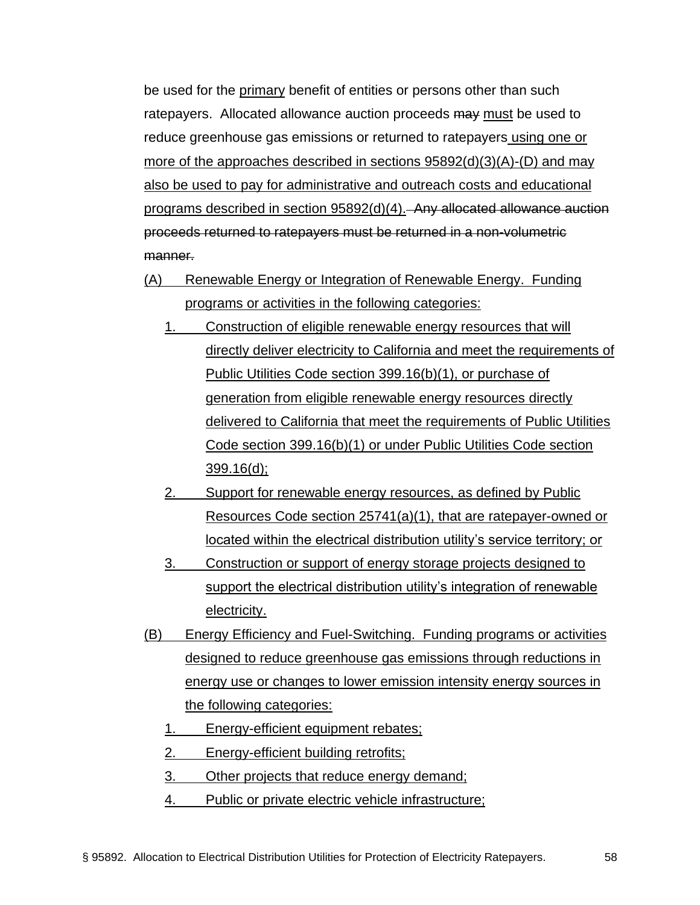be used for the <u>primary</u> benefit of entities or persons other than such ratepayers. Allocated allowance auction proceeds ~~may~~ <u>must</u> be used to reduce greenhouse gas emissions or returned to ratepayers <u>using one or more of the approaches described in sections 95892(d)(3)(A)-(D) and may also be used to pay for administrative and outreach costs and educational programs described in section 95892(d)(4).</u> ~~Any allocated allowance auction proceeds returned to ratepayers must be returned in a non-volumetric manner.~~

<u>(A) Renewable Energy or Integration of Renewable Energy. Funding programs or activities in the following categories:</u>

<u>1. Construction of eligible renewable energy resources that will directly deliver electricity to California and meet the requirements of Public Utilities Code section 399.16(b)(1), or purchase of generation from eligible renewable energy resources directly delivered to California that meet the requirements of Public Utilities Code section 399.16(b)(1) or under Public Utilities Code section 399.16(d);</u>

<u>2. Support for renewable energy resources, as defined by Public Resources Code section 25741(a)(1), that are ratepayer-owned or located within the electrical distribution utility's service territory; or</u>

<u>3. Construction or support of energy storage projects designed to support the electrical distribution utility's integration of renewable electricity.</u>

<u>(B) Energy Efficiency and Fuel-Switching. Funding programs or activities designed to reduce greenhouse gas emissions through reductions in energy use or changes to lower emission intensity energy sources in the following categories:</u>

<u>1. Energy-efficient equipment rebates;</u>

<u>2. Energy-efficient building retrofits;</u>

<u>3. Other projects that reduce energy demand;</u>

<u>4. Public or private electric vehicle infrastructure;</u>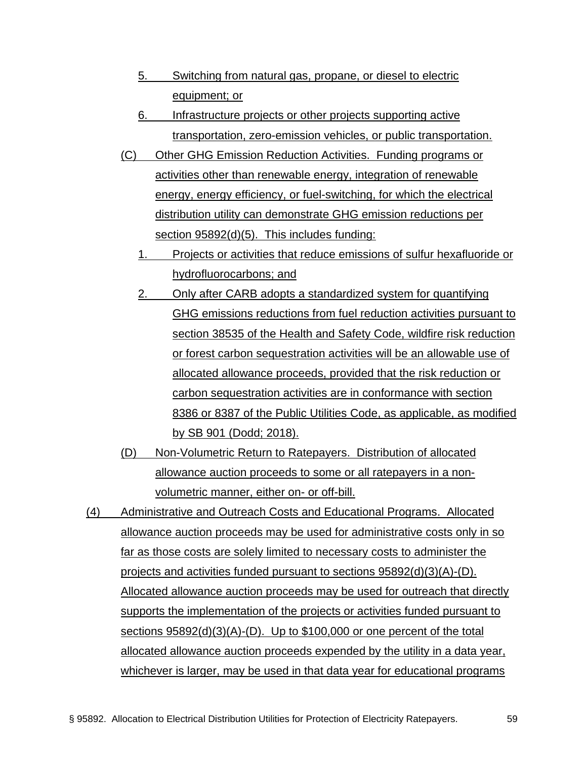5. Switching from natural gas, propane, or diesel to electric equipment; or

6. Infrastructure projects or other projects supporting active transportation, zero-emission vehicles, or public transportation.

(C) Other GHG Emission Reduction Activities. Funding programs or activities other than renewable energy, integration of renewable energy, energy efficiency, or fuel-switching, for which the electrical distribution utility can demonstrate GHG emission reductions per section 95892(d)(5). This includes funding:

1. Projects or activities that reduce emissions of sulfur hexafluoride or hydrofluorocarbons; and

2. Only after CARB adopts a standardized system for quantifying GHG emissions reductions from fuel reduction activities pursuant to section 38535 of the Health and Safety Code, wildfire risk reduction or forest carbon sequestration activities will be an allowable use of allocated allowance proceeds, provided that the risk reduction or carbon sequestration activities are in conformance with section 8386 or 8387 of the Public Utilities Code, as applicable, as modified by SB 901 (Dodd; 2018).

(D) Non-Volumetric Return to Ratepayers. Distribution of allocated allowance auction proceeds to some or all ratepayers in a non-volumetric manner, either on- or off-bill.

(4) Administrative and Outreach Costs and Educational Programs. Allocated allowance auction proceeds may be used for administrative costs only in so far as those costs are solely limited to necessary costs to administer the projects and activities funded pursuant to sections 95892(d)(3)(A)-(D). Allocated allowance auction proceeds may be used for outreach that directly supports the implementation of the projects or activities funded pursuant to sections 95892(d)(3)(A)-(D). Up to $100,000 or one percent of the total allocated allowance auction proceeds expended by the utility in a data year, whichever is larger, may be used in that data year for educational programs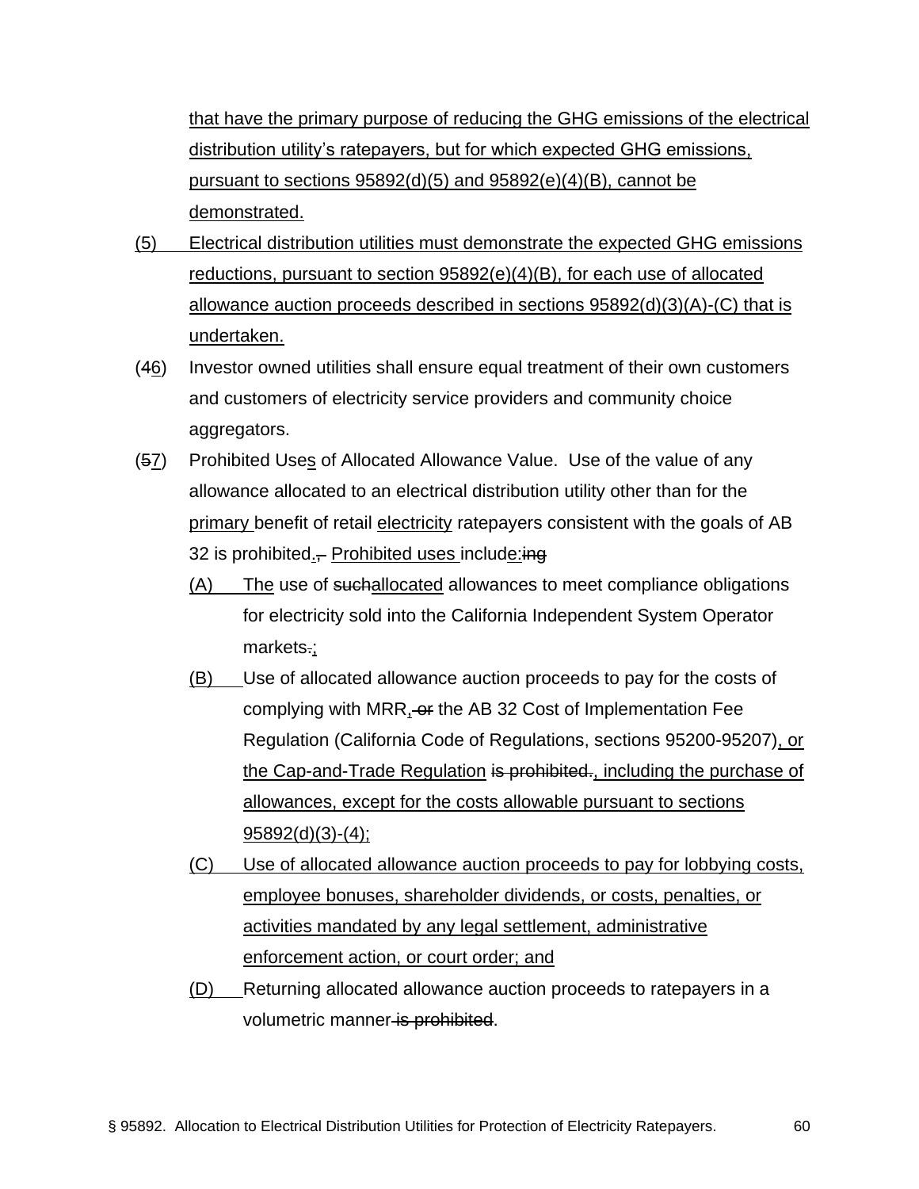that have the primary purpose of reducing the GHG emissions of the electrical distribution utility's ratepayers, but for which expected GHG emissions, pursuant to sections 95892(d)(5) and 95892(e)(4)(B), cannot be demonstrated.

(5) Electrical distribution utilities must demonstrate the expected GHG emissions reductions, pursuant to section 95892(e)(4)(B), for each use of allocated allowance auction proceeds described in sections 95892(d)(3)(A)-(C) that is undertaken.

(46) Investor owned utilities shall ensure equal treatment of their own customers and customers of electricity service providers and community choice aggregators.

(57) Prohibited Uses of Allocated Allowance Value. Use of the value of any allowance allocated to an electrical distribution utility other than for the primary benefit of retail electricity ratepayers consistent with the goals of AB 32 is prohibited., Prohibited uses include:ing

- (A) The use of suchallocated allowances to meet compliance obligations for electricity sold into the California Independent System Operator markets.;
- (B) Use of allocated allowance auction proceeds to pay for the costs of complying with MRR, or the AB 32 Cost of Implementation Fee Regulation (California Code of Regulations, sections 95200-95207), or the Cap-and-Trade Regulation is prohibited., including the purchase of allowances, except for the costs allowable pursuant to sections 95892(d)(3)-(4);
- (C) Use of allocated allowance auction proceeds to pay for lobbying costs, employee bonuses, shareholder dividends, or costs, penalties, or activities mandated by any legal settlement, administrative enforcement action, or court order; and
- (D) Returning allocated allowance auction proceeds to ratepayers in a volumetric manner is prohibited.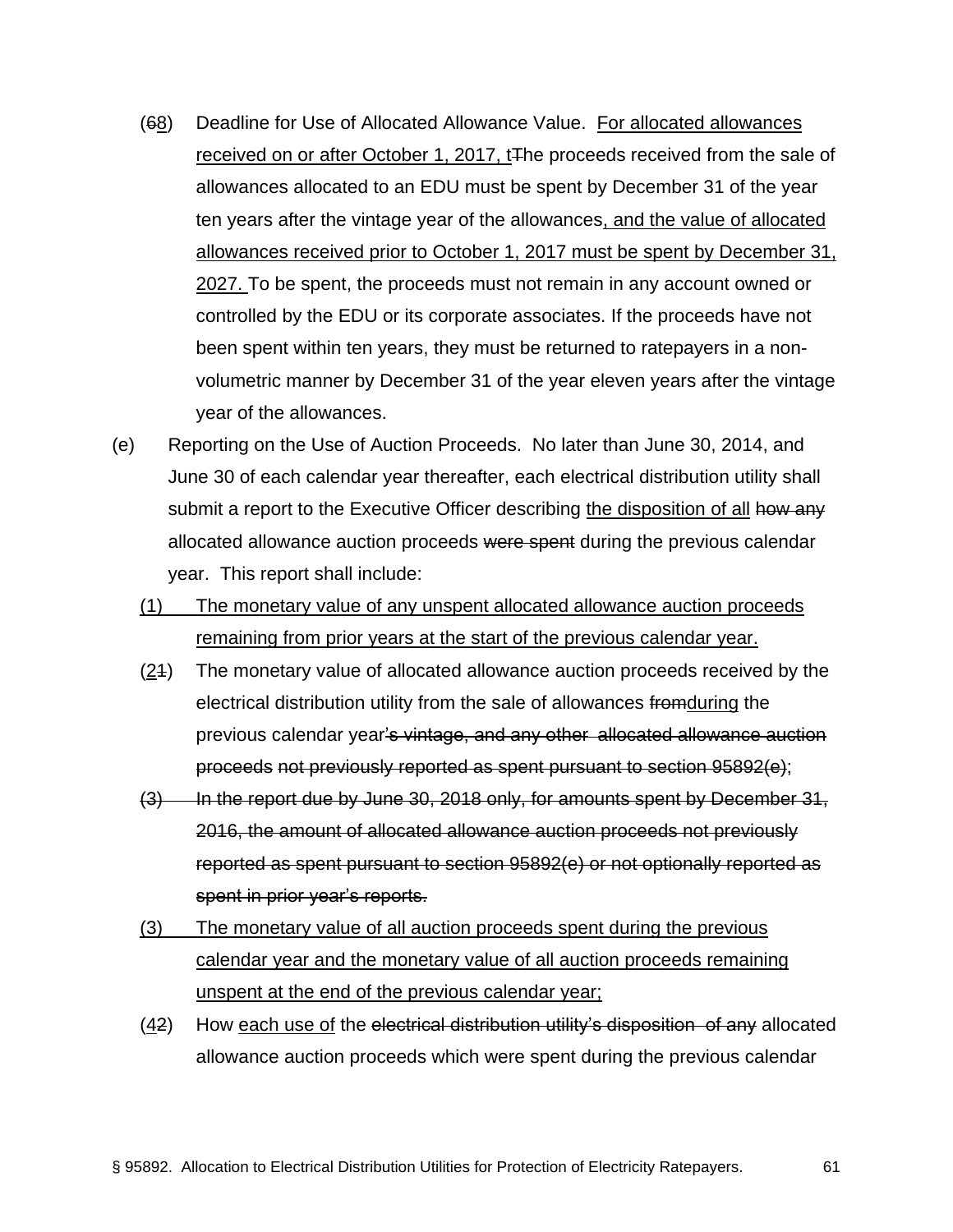(68) Deadline for Use of Allocated Allowance Value. For allocated allowances received on or after October 1, 2017, tThe proceeds received from the sale of allowances allocated to an EDU must be spent by December 31 of the year ten years after the vintage year of the allowances, and the value of allocated allowances received prior to October 1, 2017 must be spent by December 31, 2027. To be spent, the proceeds must not remain in any account owned or controlled by the EDU or its corporate associates. If the proceeds have not been spent within ten years, they must be returned to ratepayers in a non-volumetric manner by December 31 of the year eleven years after the vintage year of the allowances.

(e) Reporting on the Use of Auction Proceeds. No later than June 30, 2014, and June 30 of each calendar year thereafter, each electrical distribution utility shall submit a report to the Executive Officer describing the disposition of all how any allocated allowance auction proceeds were spent during the previous calendar year. This report shall include:

(1) The monetary value of any unspent allocated allowance auction proceeds remaining from prior years at the start of the previous calendar year.

(21) The monetary value of allocated allowance auction proceeds received by the electrical distribution utility from the sale of allowances fromduring the previous calendar year's vintage, and any other allocated allowance auction proceeds not previously reported as spent pursuant to section 95892(e);

~~(3) In the report due by June 30, 2018 only, for amounts spent by December 31, 2016, the amount of allocated allowance auction proceeds not previously reported as spent pursuant to section 95892(e) or not optionally reported as spent in prior year's reports.~~

(3) The monetary value of all auction proceeds spent during the previous calendar year and the monetary value of all auction proceeds remaining unspent at the end of the previous calendar year;

(42) How each use of the electrical distribution utility's disposition of any allocated allowance auction proceeds which were spent during the previous calendar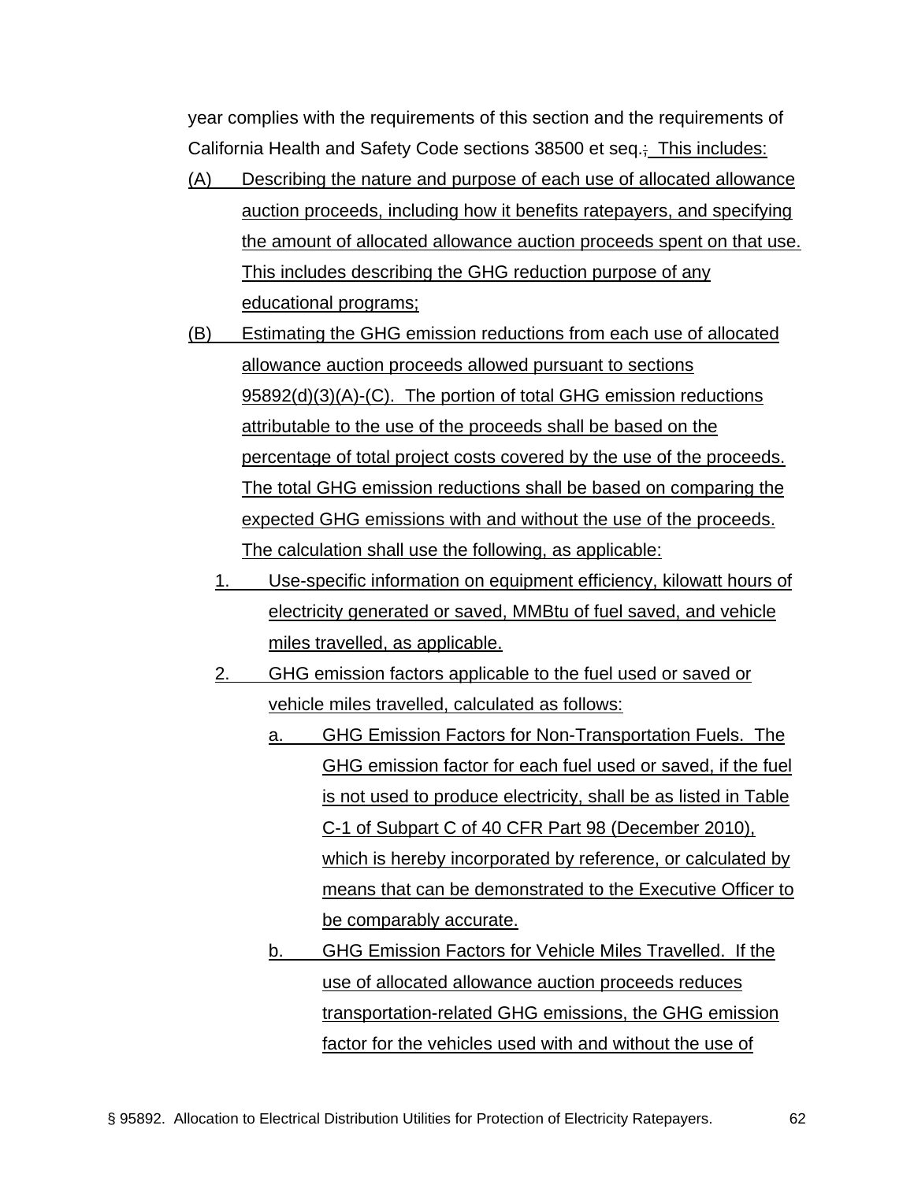year complies with the requirements of this section and the requirements of California Health and Safety Code sections 38500 et seq.; This includes:

(A) Describing the nature and purpose of each use of allocated allowance auction proceeds, including how it benefits ratepayers, and specifying the amount of allocated allowance auction proceeds spent on that use. This includes describing the GHG reduction purpose of any educational programs;

(B) Estimating the GHG emission reductions from each use of allocated allowance auction proceeds allowed pursuant to sections 95892(d)(3)(A)-(C). The portion of total GHG emission reductions attributable to the use of the proceeds shall be based on the percentage of total project costs covered by the use of the proceeds. The total GHG emission reductions shall be based on comparing the expected GHG emissions with and without the use of the proceeds. The calculation shall use the following, as applicable:

1. Use-specific information on equipment efficiency, kilowatt hours of electricity generated or saved, MMBtu of fuel saved, and vehicle miles travelled, as applicable.

2. GHG emission factors applicable to the fuel used or saved or vehicle miles travelled, calculated as follows:

   a. GHG Emission Factors for Non-Transportation Fuels. The GHG emission factor for each fuel used or saved, if the fuel is not used to produce electricity, shall be as listed in Table C-1 of Subpart C of 40 CFR Part 98 (December 2010), which is hereby incorporated by reference, or calculated by means that can be demonstrated to the Executive Officer to be comparably accurate.

   b. GHG Emission Factors for Vehicle Miles Travelled. If the use of allocated allowance auction proceeds reduces transportation-related GHG emissions, the GHG emission factor for the vehicles used with and without the use of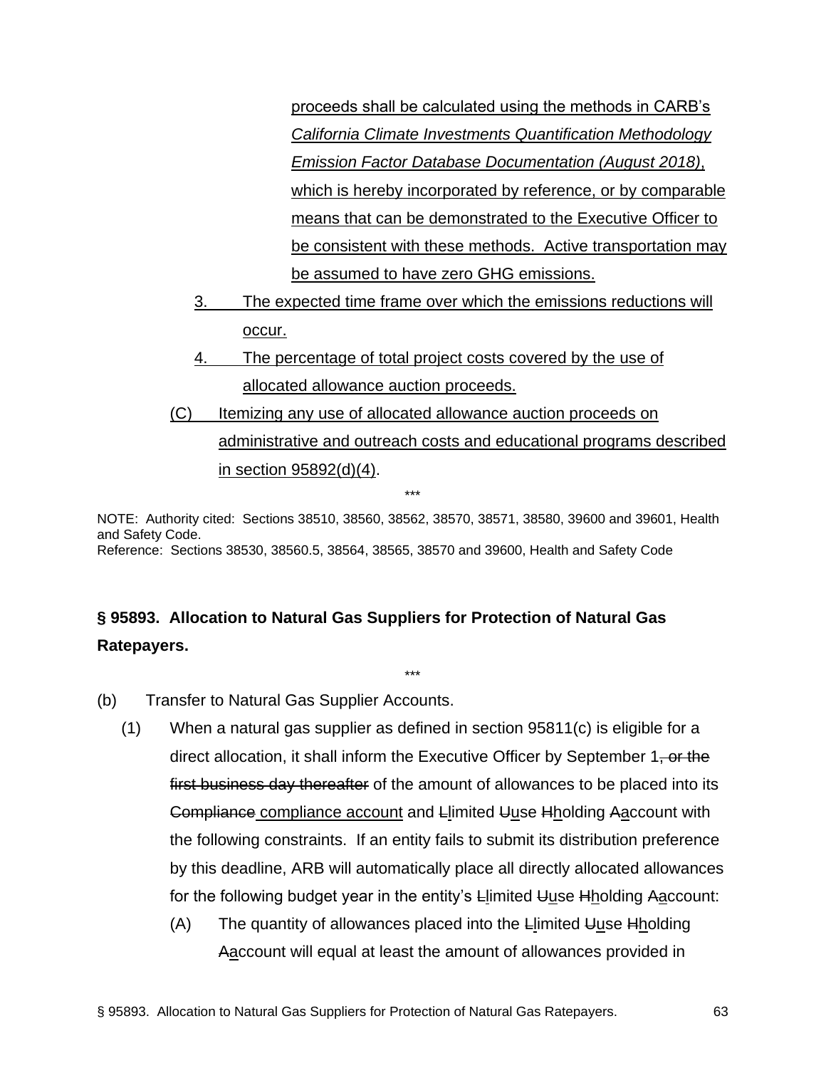proceeds shall be calculated using the methods in CARB's *California Climate Investments Quantification Methodology Emission Factor Database Documentation (August 2018)*, which is hereby incorporated by reference, or by comparable means that can be demonstrated to the Executive Officer to be consistent with these methods. Active transportation may be assumed to have zero GHG emissions.

3. The expected time frame over which the emissions reductions will occur.

4. The percentage of total project costs covered by the use of allocated allowance auction proceeds.

(C) Itemizing any use of allocated allowance auction proceeds on administrative and outreach costs and educational programs described in section 95892(d)(4).

\*\*\*

NOTE: Authority cited: Sections 38510, 38560, 38562, 38570, 38571, 38580, 39600 and 39601, Health and Safety Code.
Reference: Sections 38530, 38560.5, 38564, 38565, 38570 and 39600, Health and Safety Code

## § 95893. Allocation to Natural Gas Suppliers for Protection of Natural Gas Ratepayers.

\*\*\*

(b) Transfer to Natural Gas Supplier Accounts.

(1) When a natural gas supplier as defined in section 95811(c) is eligible for a direct allocation, it shall inform the Executive Officer by September 1~~, or the first business day thereafter~~ of the amount of allowances to be placed into its ~~Compliance~~ compliance account and ~~L~~limited ~~U~~use ~~H~~holding ~~A~~account with the following constraints. If an entity fails to submit its distribution preference by this deadline, ARB will automatically place all directly allocated allowances for the following budget year in the entity's ~~L~~limited ~~U~~use ~~H~~holding ~~A~~account:

(A) The quantity of allowances placed into the ~~L~~limited ~~U~~use ~~H~~holding ~~A~~account will equal at least the amount of allowances provided in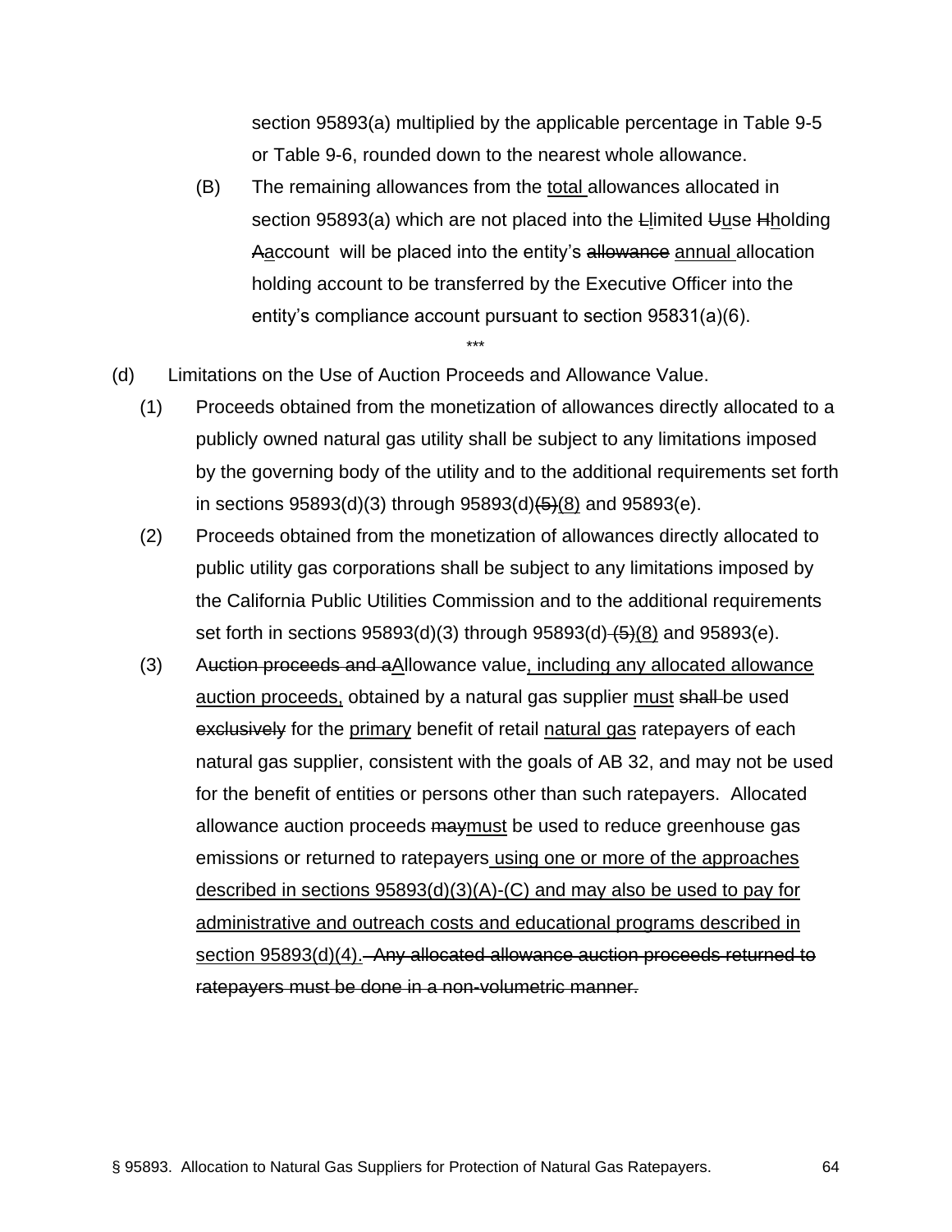section 95893(a) multiplied by the applicable percentage in Table 9-5 or Table 9-6, rounded down to the nearest whole allowance.

(B) The remaining allowances from the <u>total</u> allowances allocated in section 95893(a) which are not placed into the ~~L~~<u>l</u>imited ~~U~~<u>u</u>se ~~H~~<u>h</u>olding ~~A~~<u>a</u>ccount will be placed into the entity's ~~allowance~~ <u>annual</u> allocation holding account to be transferred by the Executive Officer into the entity's compliance account pursuant to section 95831(a)(6).

\*\*\*

(d) Limitations on the Use of Auction Proceeds and Allowance Value.

(1) Proceeds obtained from the monetization of allowances directly allocated to a publicly owned natural gas utility shall be subject to any limitations imposed by the governing body of the utility and to the additional requirements set forth in sections 95893(d)(3) through 95893(d)~~(5)~~<u>(8)</u> and 95893(e).

(2) Proceeds obtained from the monetization of allowances directly allocated to public utility gas corporations shall be subject to any limitations imposed by the California Public Utilities Commission and to the additional requirements set forth in sections 95893(d)(3) through 95893(d) ~~(5)~~<u>(8)</u> and 95893(e).

(3) ~~Auction proceeds and a~~<u>A</u>llowance value<u>, including any allocated allowance auction proceeds,</u> obtained by a natural gas supplier <u>must</u> ~~shall~~ be used ~~exclusively~~ for the <u>primary</u> benefit of retail <u>natural gas</u> ratepayers of each natural gas supplier, consistent with the goals of AB 32, and may not be used for the benefit of entities or persons other than such ratepayers. Allocated allowance auction proceeds ~~may~~<u>must</u> be used to reduce greenhouse gas emissions or returned to ratepayers <u>using one or more of the approaches described in sections 95893(d)(3)(A)-(C) and may also be used to pay for administrative and outreach costs and educational programs described in section 95893(d)(4).</u> ~~Any allocated allowance auction proceeds returned to ratepayers must be done in a non-volumetric manner.~~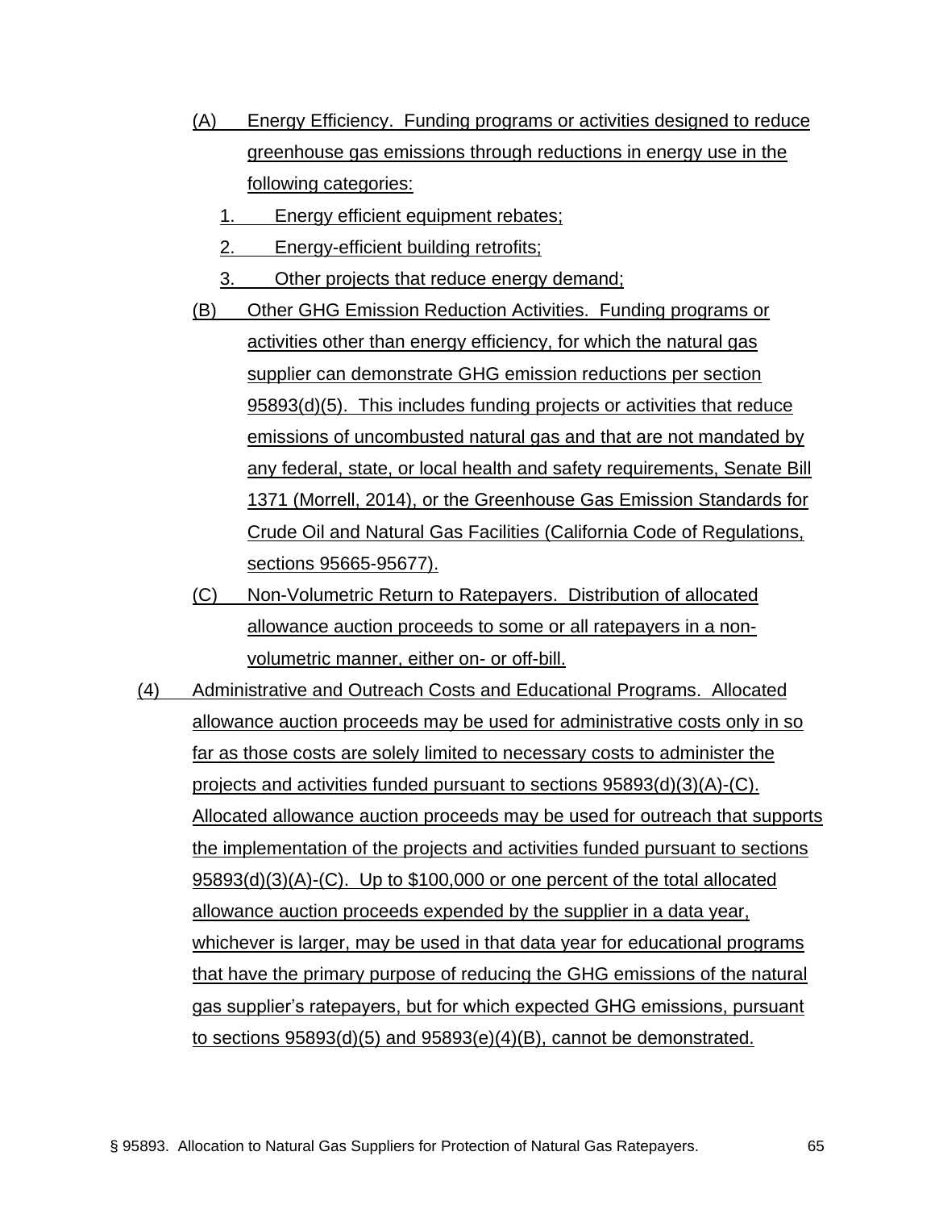(A) Energy Efficiency. Funding programs or activities designed to reduce greenhouse gas emissions through reductions in energy use in the following categories:

1. Energy efficient equipment rebates;
2. Energy-efficient building retrofits;
3. Other projects that reduce energy demand;

(B) Other GHG Emission Reduction Activities. Funding programs or activities other than energy efficiency, for which the natural gas supplier can demonstrate GHG emission reductions per section 95893(d)(5). This includes funding projects or activities that reduce emissions of uncombusted natural gas and that are not mandated by any federal, state, or local health and safety requirements, Senate Bill 1371 (Morrell, 2014), or the Greenhouse Gas Emission Standards for Crude Oil and Natural Gas Facilities (California Code of Regulations, sections 95665-95677).

(C) Non-Volumetric Return to Ratepayers. Distribution of allocated allowance auction proceeds to some or all ratepayers in a non-volumetric manner, either on- or off-bill.

(4) Administrative and Outreach Costs and Educational Programs. Allocated allowance auction proceeds may be used for administrative costs only in so far as those costs are solely limited to necessary costs to administer the projects and activities funded pursuant to sections 95893(d)(3)(A)-(C). Allocated allowance auction proceeds may be used for outreach that supports the implementation of the projects and activities funded pursuant to sections 95893(d)(3)(A)-(C). Up to $100,000 or one percent of the total allocated allowance auction proceeds expended by the supplier in a data year, whichever is larger, may be used in that data year for educational programs that have the primary purpose of reducing the GHG emissions of the natural gas supplier's ratepayers, but for which expected GHG emissions, pursuant to sections 95893(d)(5) and 95893(e)(4)(B), cannot be demonstrated.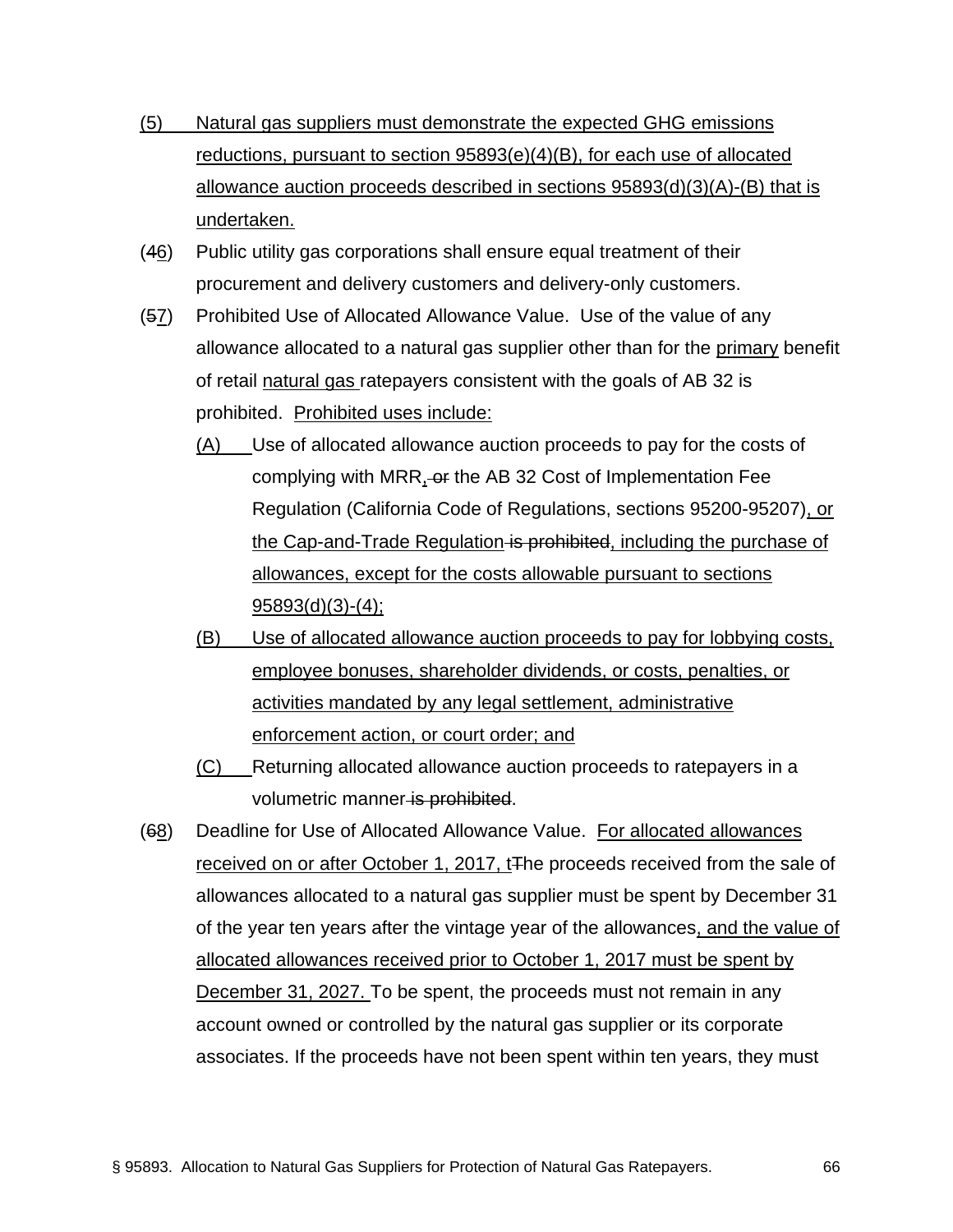(5) Natural gas suppliers must demonstrate the expected GHG emissions reductions, pursuant to section 95893(e)(4)(B), for each use of allocated allowance auction proceeds described in sections 95893(d)(3)(A)-(B) that is undertaken.

(46) Public utility gas corporations shall ensure equal treatment of their procurement and delivery customers and delivery-only customers.

(57) Prohibited Use of Allocated Allowance Value. Use of the value of any allowance allocated to a natural gas supplier other than for the primary benefit of retail natural gas ratepayers consistent with the goals of AB 32 is prohibited. Prohibited uses include:

(A) Use of allocated allowance auction proceeds to pay for the costs of complying with MRR, or the AB 32 Cost of Implementation Fee Regulation (California Code of Regulations, sections 95200-95207), or the Cap-and-Trade Regulation is prohibited, including the purchase of allowances, except for the costs allowable pursuant to sections 95893(d)(3)-(4);

(B) Use of allocated allowance auction proceeds to pay for lobbying costs, employee bonuses, shareholder dividends, or costs, penalties, or activities mandated by any legal settlement, administrative enforcement action, or court order; and

(C) Returning allocated allowance auction proceeds to ratepayers in a volumetric manner is prohibited.

(68) Deadline for Use of Allocated Allowance Value. For allocated allowances received on or after October 1, 2017, tThe proceeds received from the sale of allowances allocated to a natural gas supplier must be spent by December 31 of the year ten years after the vintage year of the allowances, and the value of allocated allowances received prior to October 1, 2017 must be spent by December 31, 2027. To be spent, the proceeds must not remain in any account owned or controlled by the natural gas supplier or its corporate associates. If the proceeds have not been spent within ten years, they must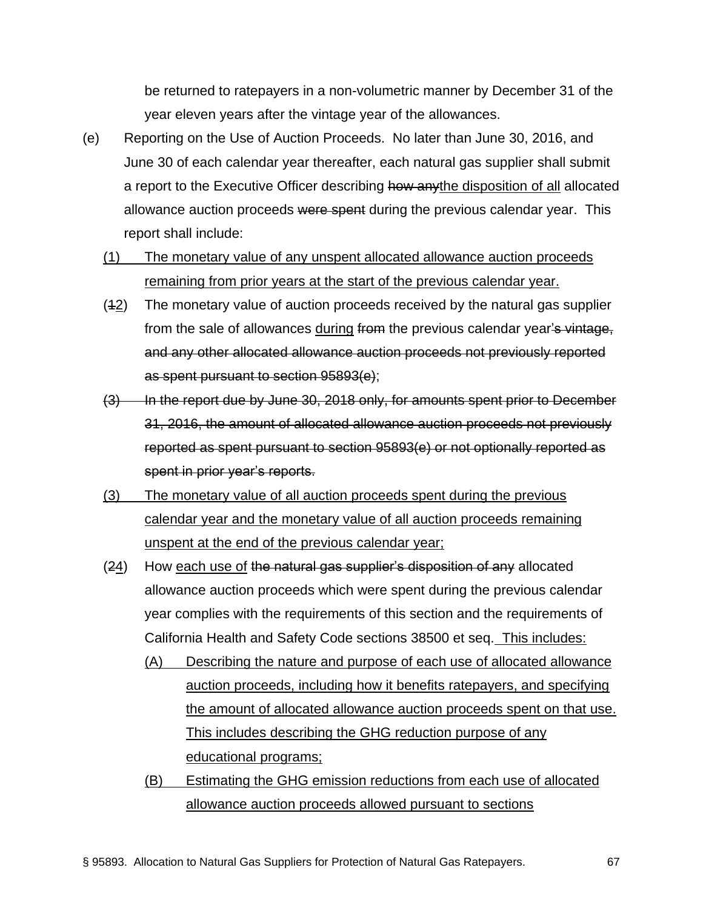be returned to ratepayers in a non-volumetric manner by December 31 of the year eleven years after the vintage year of the allowances.

(e) Reporting on the Use of Auction Proceeds. No later than June 30, 2016, and June 30 of each calendar year thereafter, each natural gas supplier shall submit a report to the Executive Officer describing ~~how any~~<u>the disposition of all</u> allocated allowance auction proceeds ~~were spent~~ during the previous calendar year. This report shall include:

<u>(1) The monetary value of any unspent allocated allowance auction proceeds remaining from prior years at the start of the previous calendar year.</u>

(~~1~~<u>2</u>) The monetary value of auction proceeds received by the natural gas supplier from the sale of allowances <u>during</u> ~~from~~ the previous calendar year~~'s vintage, and any other allocated allowance auction proceeds not previously reported as spent pursuant to section 95893(e)~~;

~~(3) In the report due by June 30, 2018 only, for amounts spent prior to December 31, 2016, the amount of allocated allowance auction proceeds not previously reported as spent pursuant to section 95893(e) or not optionally reported as spent in prior year's reports.~~

<u>(3) The monetary value of all auction proceeds spent during the previous calendar year and the monetary value of all auction proceeds remaining unspent at the end of the previous calendar year;</u>

(~~2~~<u>4</u>) How <u>each use of</u> ~~the natural gas supplier's disposition of any~~ allocated allowance auction proceeds which were spent during the previous calendar year complies with the requirements of this section and the requirements of California Health and Safety Code sections 38500 et seq.<u> This includes:</u>

<u>(A) Describing the nature and purpose of each use of allocated allowance auction proceeds, including how it benefits ratepayers, and specifying the amount of allocated allowance auction proceeds spent on that use. This includes describing the GHG reduction purpose of any educational programs;</u>

<u>(B) Estimating the GHG emission reductions from each use of allocated allowance auction proceeds allowed pursuant to sections</u>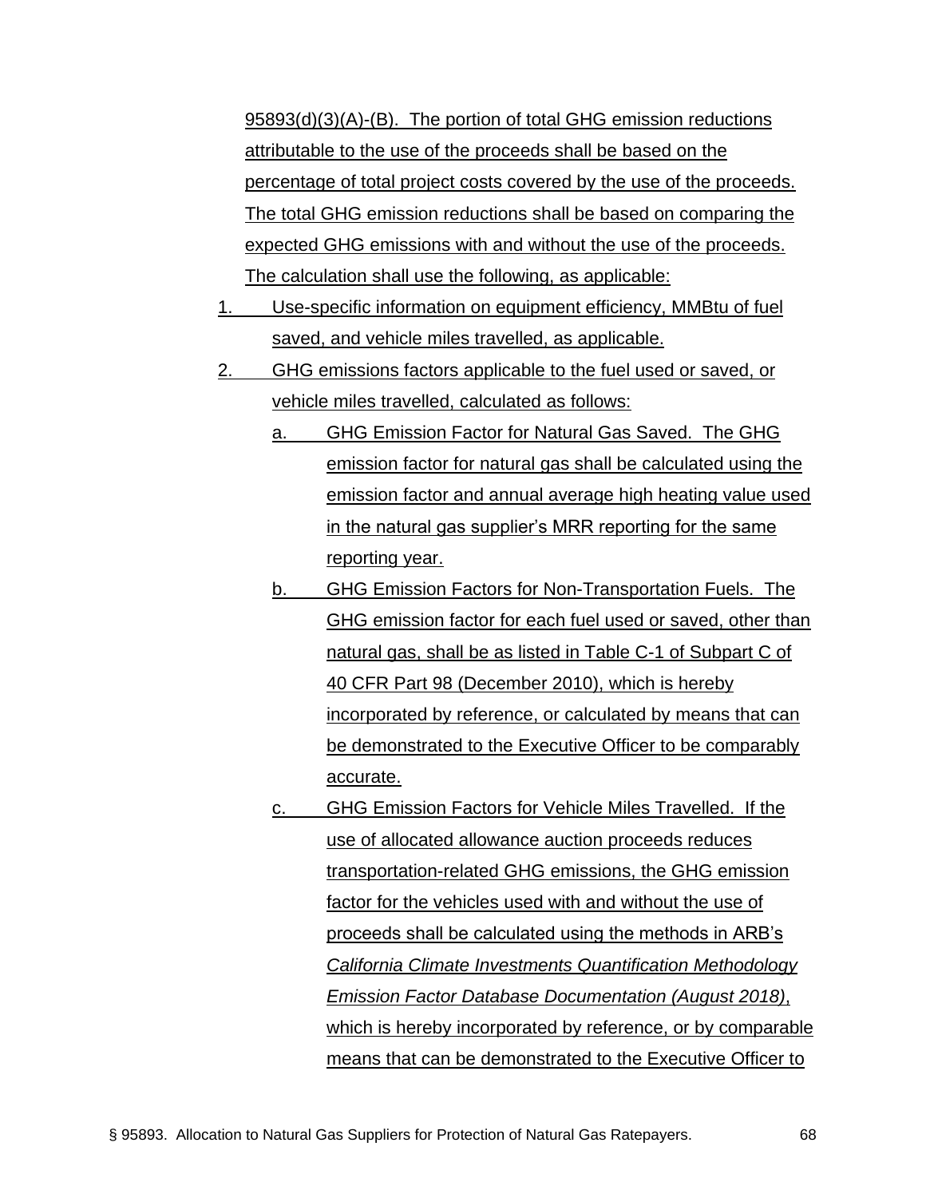95893(d)(3)(A)-(B). The portion of total GHG emission reductions attributable to the use of the proceeds shall be based on the percentage of total project costs covered by the use of the proceeds. The total GHG emission reductions shall be based on comparing the expected GHG emissions with and without the use of the proceeds. The calculation shall use the following, as applicable:

1. Use-specific information on equipment efficiency, MMBtu of fuel saved, and vehicle miles travelled, as applicable.
2. GHG emissions factors applicable to the fuel used or saved, or vehicle miles travelled, calculated as follows:
   a. GHG Emission Factor for Natural Gas Saved. The GHG emission factor for natural gas shall be calculated using the emission factor and annual average high heating value used in the natural gas supplier's MRR reporting for the same reporting year.
   b. GHG Emission Factors for Non-Transportation Fuels. The GHG emission factor for each fuel used or saved, other than natural gas, shall be as listed in Table C-1 of Subpart C of 40 CFR Part 98 (December 2010), which is hereby incorporated by reference, or calculated by means that can be demonstrated to the Executive Officer to be comparably accurate.
   c. GHG Emission Factors for Vehicle Miles Travelled. If the use of allocated allowance auction proceeds reduces transportation-related GHG emissions, the GHG emission factor for the vehicles used with and without the use of proceeds shall be calculated using the methods in ARB's *California Climate Investments Quantification Methodology Emission Factor Database Documentation (August 2018)*, which is hereby incorporated by reference, or by comparable means that can be demonstrated to the Executive Officer to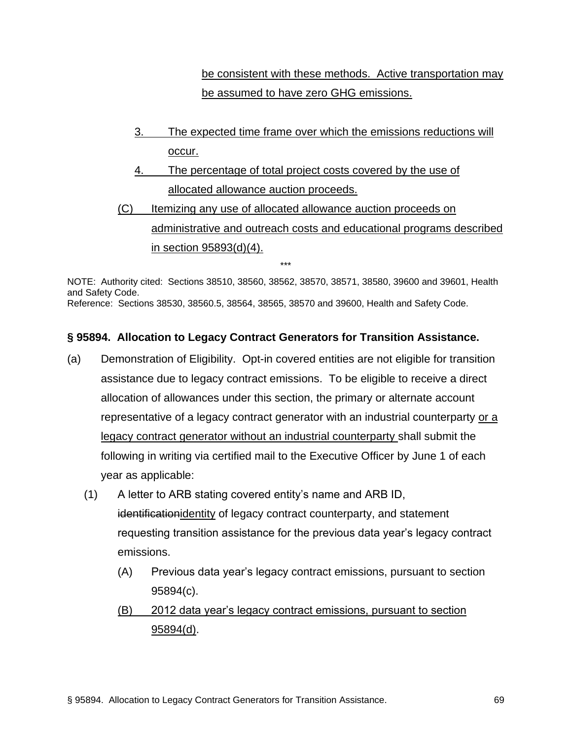be consistent with these methods. Active transportation may be assumed to have zero GHG emissions.

3. The expected time frame over which the emissions reductions will occur.

4. The percentage of total project costs covered by the use of allocated allowance auction proceeds.

(C) Itemizing any use of allocated allowance auction proceeds on administrative and outreach costs and educational programs described in section 95893(d)(4).

\*\*\*

NOTE: Authority cited: Sections 38510, 38560, 38562, 38570, 38571, 38580, 39600 and 39601, Health and Safety Code.
Reference: Sections 38530, 38560.5, 38564, 38565, 38570 and 39600, Health and Safety Code.

### § 95894. Allocation to Legacy Contract Generators for Transition Assistance.

(a) Demonstration of Eligibility. Opt-in covered entities are not eligible for transition assistance due to legacy contract emissions. To be eligible to receive a direct allocation of allowances under this section, the primary or alternate account representative of a legacy contract generator with an industrial counterparty or a legacy contract generator without an industrial counterparty shall submit the following in writing via certified mail to the Executive Officer by June 1 of each year as applicable:

(1) A letter to ARB stating covered entity's name and ARB ID, ~~identification~~identity of legacy contract counterparty, and statement requesting transition assistance for the previous data year's legacy contract emissions.

(A) Previous data year's legacy contract emissions, pursuant to section 95894(c).

(B) 2012 data year's legacy contract emissions, pursuant to section 95894(d).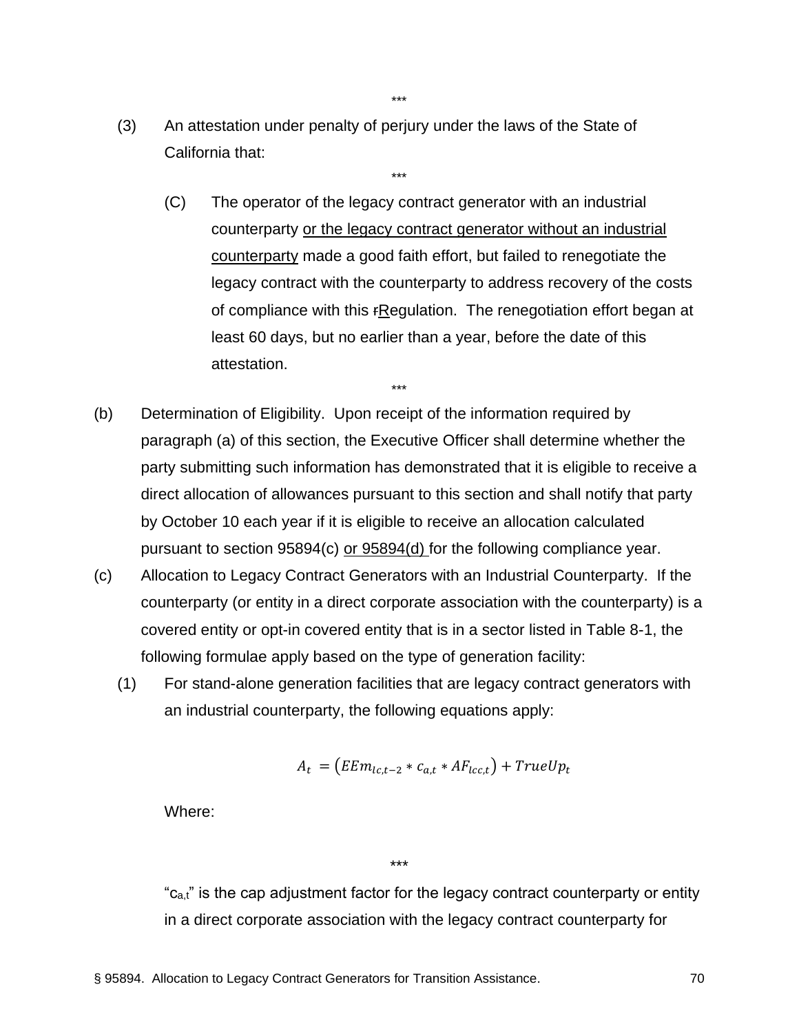\*\*\*

(3) An attestation under penalty of perjury under the laws of the State of California that:

\*\*\*

(C) The operator of the legacy contract generator with an industrial counterparty <u>or the legacy contract generator without an industrial counterparty</u> made a good faith effort, but failed to renegotiate the legacy contract with the counterparty to address recovery of the costs of compliance with this ~~r~~<u>R</u>egulation. The renegotiation effort began at least 60 days, but no earlier than a year, before the date of this attestation.

\*\*\*

(b) Determination of Eligibility. Upon receipt of the information required by paragraph (a) of this section, the Executive Officer shall determine whether the party submitting such information has demonstrated that it is eligible to receive a direct allocation of allowances pursuant to this section and shall notify that party by October 10 each year if it is eligible to receive an allocation calculated pursuant to section 95894(c) <u>or 95894(d)</u> for the following compliance year.

(c) Allocation to Legacy Contract Generators with an Industrial Counterparty. If the counterparty (or entity in a direct corporate association with the counterparty) is a covered entity or opt-in covered entity that is in a sector listed in Table 8-1, the following formulae apply based on the type of generation facility:

(1) For stand-alone generation facilities that are legacy contract generators with an industrial counterparty, the following equations apply:

$$A_t = \left(EEm_{lc,t-2} * c_{a,t} * AF_{lcc,t}\right) + TrueUp_t$$

Where:

\*\*\*

"$c_{a,t}$" is the cap adjustment factor for the legacy contract counterparty or entity in a direct corporate association with the legacy contract counterparty for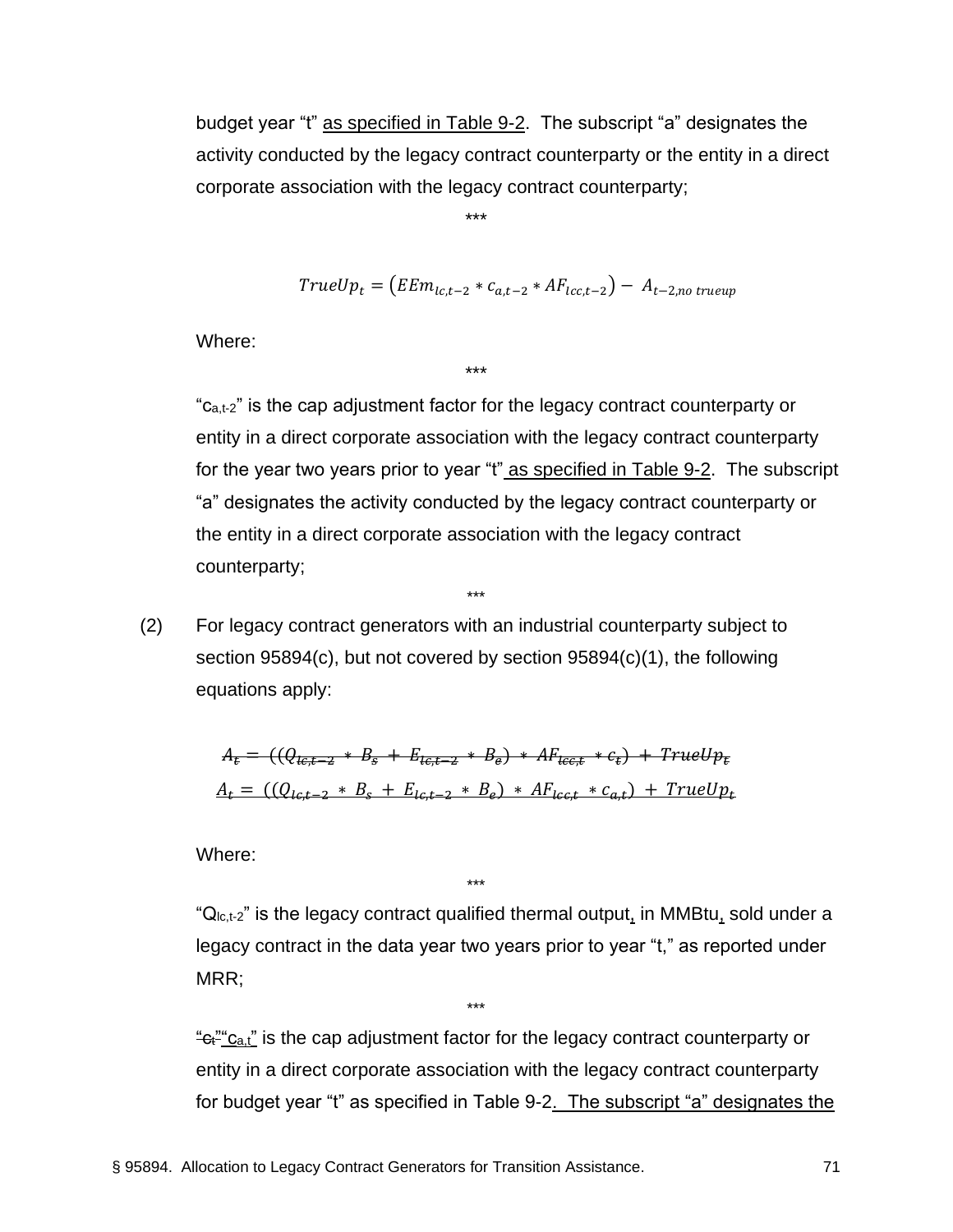budget year "t" as specified in Table 9-2.  The subscript "a" designates the activity conducted by the legacy contract counterparty or the entity in a direct corporate association with the legacy contract counterparty;

***

$$TrueUp_t = \left(EEm_{lc,t-2} * c_{a,t-2} * AF_{lcc,t-2}\right) - A_{t-2,no\ trueup}$$

Where:

***

"$c_{a,t-2}$" is the cap adjustment factor for the legacy contract counterparty or entity in a direct corporate association with the legacy contract counterparty for the year two years prior to year "t" as specified in Table 9-2.  The subscript "a" designates the activity conducted by the legacy contract counterparty or the entity in a direct corporate association with the legacy contract counterparty;

***

(2) For legacy contract generators with an industrial counterparty subject to section 95894(c), but not covered by section 95894(c)(1), the following equations apply:

$$A_t = ((Q_{lc,t-2} * B_s + E_{lc,t-2} * B_e) * AF_{lcc,t} * c_t) + TrueUp_t$$

$$A_t = ((Q_{lc,t-2} * B_s + E_{lc,t-2} * B_e) * AF_{lcc,t} * c_{a,t}) + TrueUp_t$$

Where:

***

"$Q_{lc,t-2}$" is the legacy contract qualified thermal output, in MMBtu, sold under a legacy contract in the data year two years prior to year "t," as reported under MRR;

***

"$c_t$""$c_{a,t}$" is the cap adjustment factor for the legacy contract counterparty or entity in a direct corporate association with the legacy contract counterparty for budget year "t" as specified in Table 9-2.  The subscript "a" designates the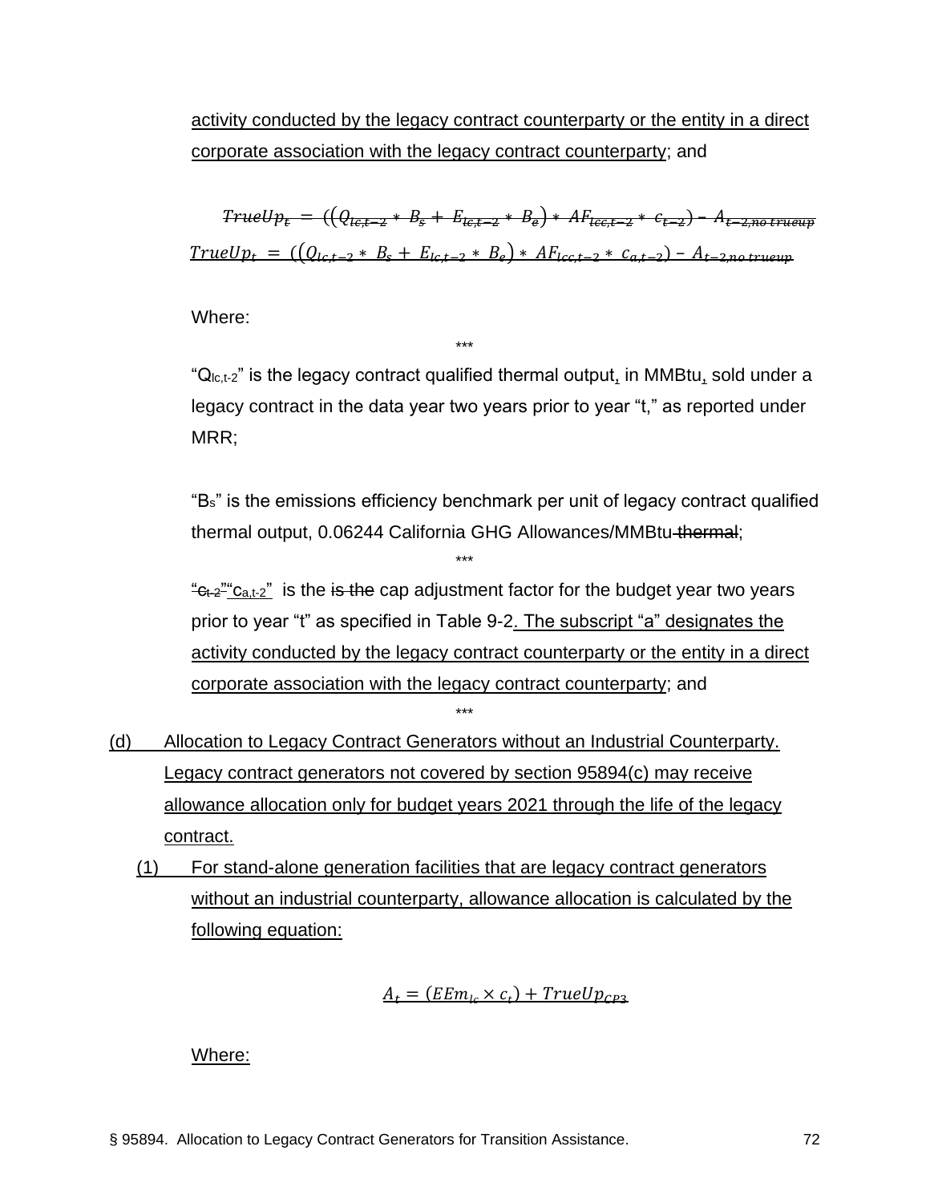activity conducted by the legacy contract counterparty or the entity in a direct corporate association with the legacy contract counterparty; and

~~$$TrueUp_t = ((Q_{lc,t-2} * B_s + E_{lc,t-2} * B_e) * AF_{lcc,t-2} * c_{t-2}) - A_{t-2,no\ trueup}$$~~

$$TrueUp_t = ((Q_{lc,t-2} * B_s + E_{lc,t-2} * B_e) * AF_{lcc,t-2} * c_{a,t-2}) - A_{t-2,no\ trueup}$$

Where:

\*\*\*

"$Q_{lc,t-2}$" is the legacy contract qualified thermal output, in MMBtu, sold under a legacy contract in the data year two years prior to year "t," as reported under MRR;

"$B_s$" is the emissions efficiency benchmark per unit of legacy contract qualified thermal output, 0.06244 California GHG Allowances/MMBtu ~~thermal~~;

\*\*\*

~~"$c_{t-2}$"~~ "$c_{a,t-2}$" is the ~~is the~~ cap adjustment factor for the budget year two years prior to year "t" as specified in Table 9-2. The subscript "a" designates the activity conducted by the legacy contract counterparty or the entity in a direct corporate association with the legacy contract counterparty; and

\*\*\*

(d) Allocation to Legacy Contract Generators without an Industrial Counterparty. Legacy contract generators not covered by section 95894(c) may receive allowance allocation only for budget years 2021 through the life of the legacy contract.

(1) For stand-alone generation facilities that are legacy contract generators without an industrial counterparty, allowance allocation is calculated by the following equation:

$$A_t = (EEm_{lc} \times c_t) + TrueUp_{CP3}$$

Where: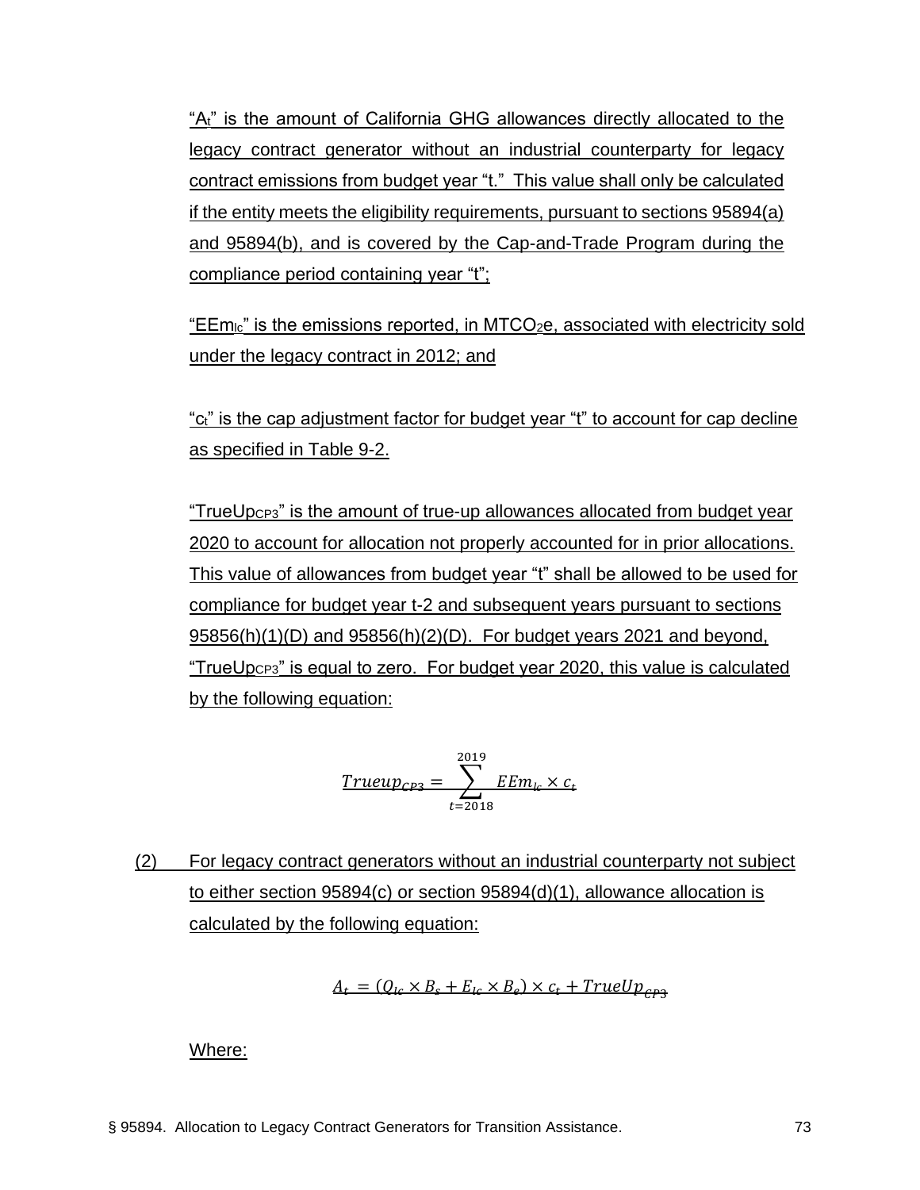"$A_t$" is the amount of California GHG allowances directly allocated to the legacy contract generator without an industrial counterparty for legacy contract emissions from budget year "t." This value shall only be calculated if the entity meets the eligibility requirements, pursuant to sections 95894(a) and 95894(b), and is covered by the Cap-and-Trade Program during the compliance period containing year "t";

"$EEm_{lc}$" is the emissions reported, in $MTCO_2e$, associated with electricity sold under the legacy contract in 2012; and

"$c_t$" is the cap adjustment factor for budget year "t" to account for cap decline as specified in Table 9-2.

"$TrueUp_{CP3}$" is the amount of true-up allowances allocated from budget year 2020 to account for allocation not properly accounted for in prior allocations. This value of allowances from budget year "t" shall be allowed to be used for compliance for budget year t-2 and subsequent years pursuant to sections 95856(h)(1)(D) and 95856(h)(2)(D). For budget years 2021 and beyond, "$TrueUp_{CP3}$" is equal to zero. For budget year 2020, this value is calculated by the following equation:

$$Trueup_{CP3} = \sum_{t=2018}^{2019} EEm_{lc} \times c_t$$

(2) For legacy contract generators without an industrial counterparty not subject to either section 95894(c) or section 95894(d)(1), allowance allocation is calculated by the following equation:

$$A_t = (Q_{lc} \times B_s + E_{lc} \times B_e) \times c_t + TrueUp_{CP3}$$

Where: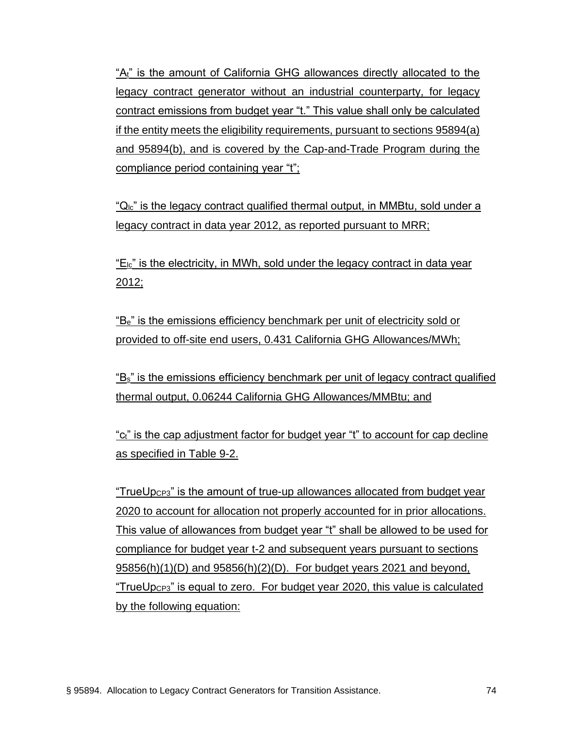"$A_t$" is the amount of California GHG allowances directly allocated to the legacy contract generator without an industrial counterparty, for legacy contract emissions from budget year "t." This value shall only be calculated if the entity meets the eligibility requirements, pursuant to sections 95894(a) and 95894(b), and is covered by the Cap-and-Trade Program during the compliance period containing year "t";

"$Q_{lc}$" is the legacy contract qualified thermal output, in MMBtu, sold under a legacy contract in data year 2012, as reported pursuant to MRR;

"$E_{lc}$" is the electricity, in MWh, sold under the legacy contract in data year 2012;

"$B_e$" is the emissions efficiency benchmark per unit of electricity sold or provided to off-site end users, 0.431 California GHG Allowances/MWh;

"$B_s$" is the emissions efficiency benchmark per unit of legacy contract qualified thermal output, 0.06244 California GHG Allowances/MMBtu; and

"$c_t$" is the cap adjustment factor for budget year "t" to account for cap decline as specified in Table 9-2.

"$TrueUp_{CP3}$" is the amount of true-up allowances allocated from budget year 2020 to account for allocation not properly accounted for in prior allocations. This value of allowances from budget year "t" shall be allowed to be used for compliance for budget year t-2 and subsequent years pursuant to sections 95856(h)(1)(D) and 95856(h)(2)(D). For budget years 2021 and beyond, "$TrueUp_{CP3}$" is equal to zero. For budget year 2020, this value is calculated by the following equation: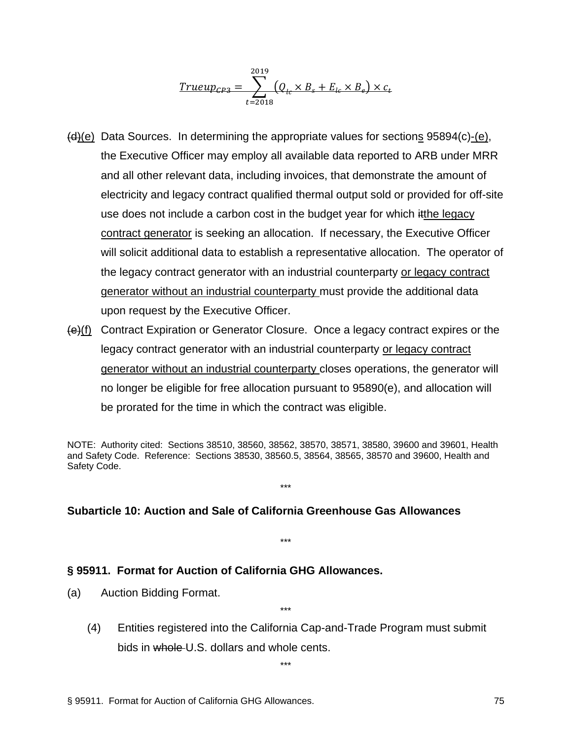$$\underline{Trueup_{CP3} = \sum_{t=2018}^{2019} \left(Q_{lc} \times B_s + E_{lc} \times B_e\right) \times c_t}$$

~~(d)~~(e) Data Sources. In determining the appropriate values for section<u>s</u> 95894(c)<u>-(e)</u>, the Executive Officer may employ all available data reported to ARB under MRR and all other relevant data, including invoices, that demonstrate the amount of electricity and legacy contract qualified thermal output sold or provided for off-site use does not include a carbon cost in the budget year for which ~~it~~<u>the legacy contract generator</u> is seeking an allocation. If necessary, the Executive Officer will solicit additional data to establish a representative allocation. The operator of the legacy contract generator with an industrial counterparty <u>or legacy contract generator without an industrial counterparty</u> must provide the additional data upon request by the Executive Officer.

~~(e)~~(f) Contract Expiration or Generator Closure. Once a legacy contract expires or the legacy contract generator with an industrial counterparty <u>or legacy contract generator without an industrial counterparty</u> closes operations, the generator will no longer be eligible for free allocation pursuant to 95890(e), and allocation will be prorated for the time in which the contract was eligible.

NOTE: Authority cited: Sections 38510, 38560, 38562, 38570, 38571, 38580, 39600 and 39601, Health and Safety Code. Reference: Sections 38530, 38560.5, 38564, 38565, 38570 and 39600, Health and Safety Code.

***

**Subarticle 10: Auction and Sale of California Greenhouse Gas Allowances**

***

**§ 95911. Format for Auction of California GHG Allowances.**

(a) Auction Bidding Format.

***

(4) Entities registered into the California Cap-and-Trade Program must submit bids in ~~whole~~ U.S. dollars and whole cents.

***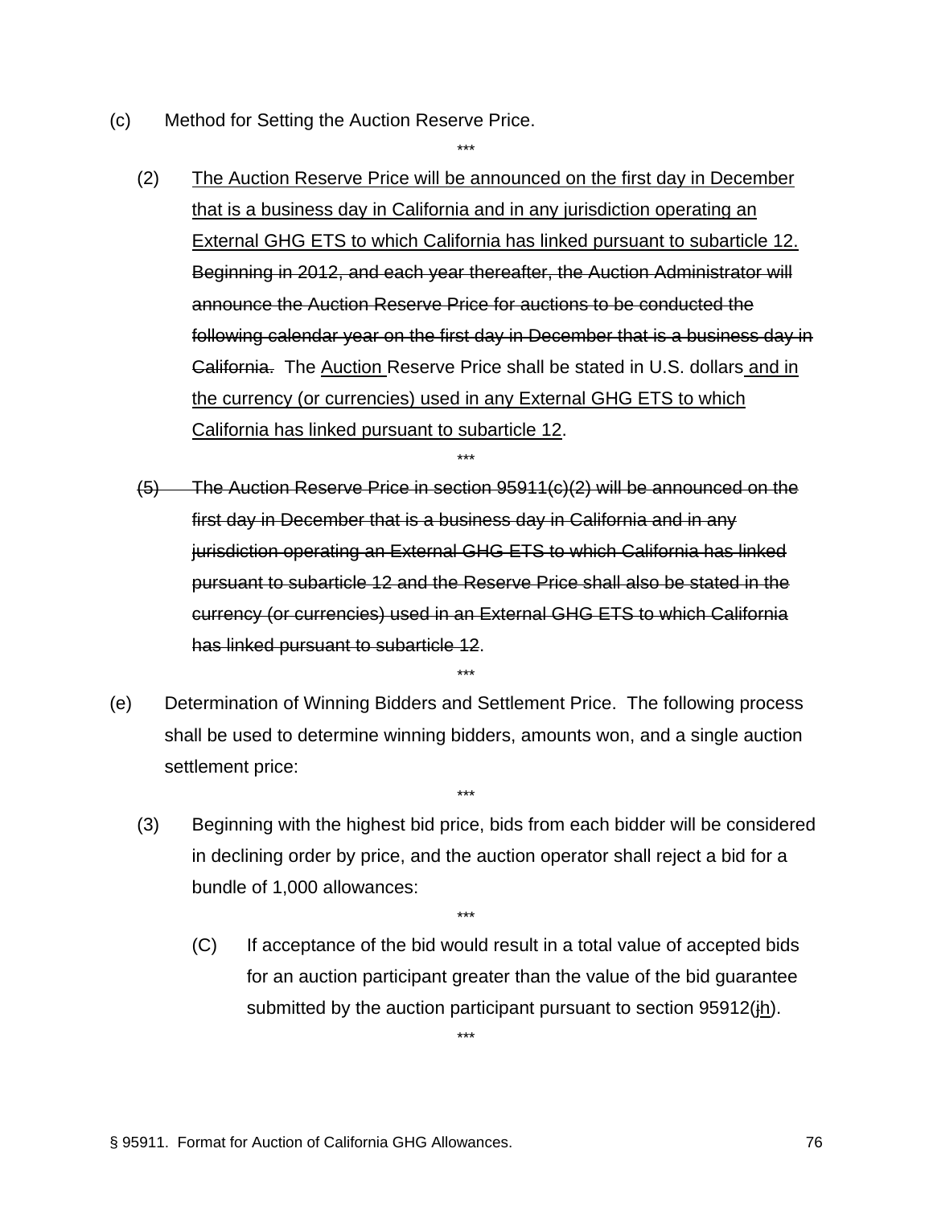(c) Method for Setting the Auction Reserve Price.

\*\*\*

(2) <u>The Auction Reserve Price will be announced on the first day in December that is a business day in California and in any jurisdiction operating an External GHG ETS to which California has linked pursuant to subarticle 12.</u> ~~Beginning in 2012, and each year thereafter, the Auction Administrator will announce the Auction Reserve Price for auctions to be conducted the following calendar year on the first day in December that is a business day in California.~~ The <u>Auction</u> Reserve Price shall be stated in U.S. dollars <u>and in the currency (or currencies) used in any External GHG ETS to which California has linked pursuant to subarticle 12</u>.

\*\*\*

~~(5) The Auction Reserve Price in section 95911(c)(2) will be announced on the first day in December that is a business day in California and in any jurisdiction operating an External GHG ETS to which California has linked pursuant to subarticle 12 and the Reserve Price shall also be stated in the currency (or currencies) used in an External GHG ETS to which California has linked pursuant to subarticle 12~~.

\*\*\*

(e) Determination of Winning Bidders and Settlement Price. The following process shall be used to determine winning bidders, amounts won, and a single auction settlement price:

\*\*\*

(3) Beginning with the highest bid price, bids from each bidder will be considered in declining order by price, and the auction operator shall reject a bid for a bundle of 1,000 allowances:

\*\*\*

(C) If acceptance of the bid would result in a total value of accepted bids for an auction participant greater than the value of the bid guarantee submitted by the auction participant pursuant to section 95912(~~i~~<u>h</u>).

\*\*\*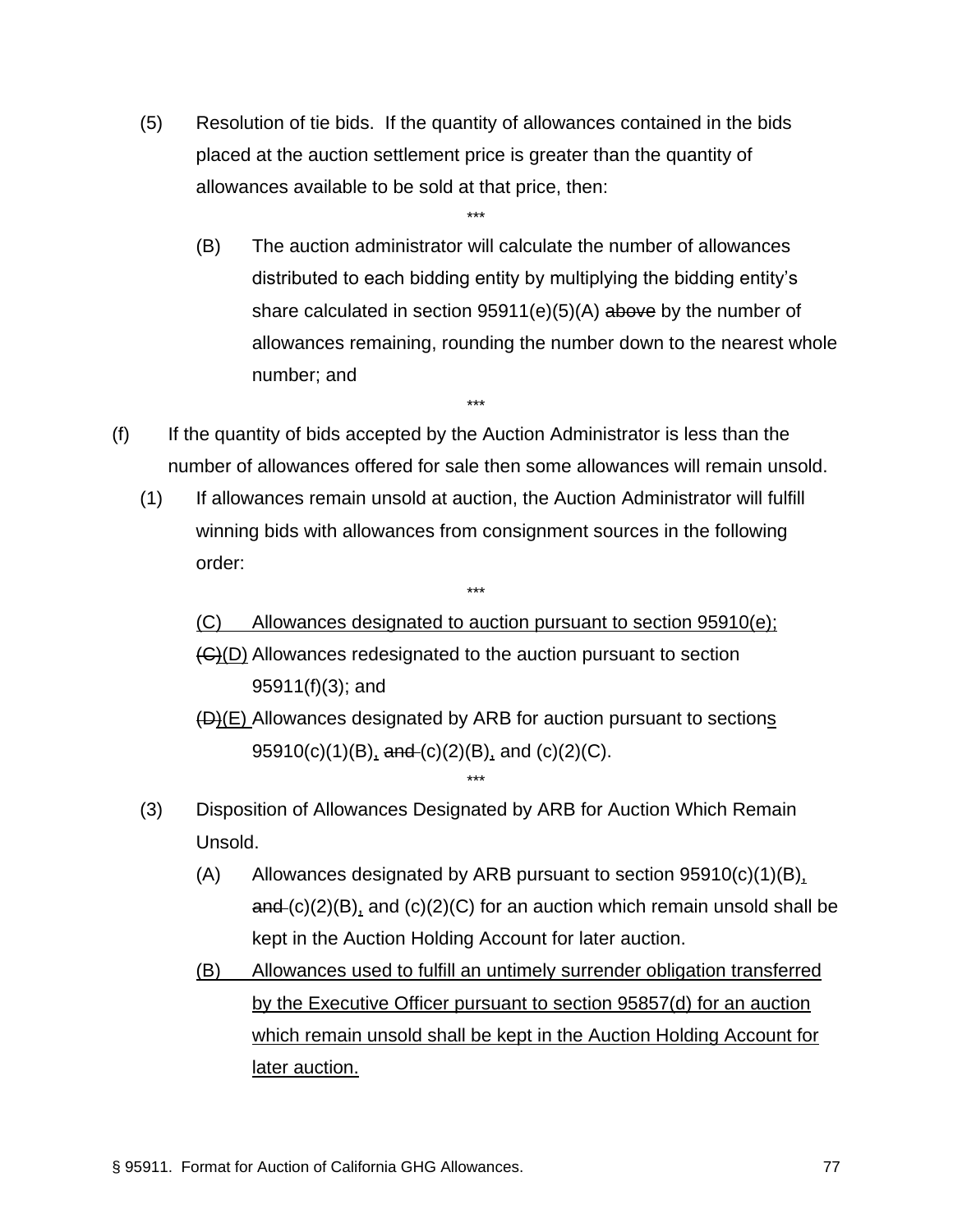(5) Resolution of tie bids. If the quantity of allowances contained in the bids placed at the auction settlement price is greater than the quantity of allowances available to be sold at that price, then:

\*\*\*

(B) The auction administrator will calculate the number of allowances distributed to each bidding entity by multiplying the bidding entity's share calculated in section 95911(e)(5)(A) ~~above~~ by the number of allowances remaining, rounding the number down to the nearest whole number; and

\*\*\*

(f) If the quantity of bids accepted by the Auction Administrator is less than the number of allowances offered for sale then some allowances will remain unsold.

(1) If allowances remain unsold at auction, the Auction Administrator will fulfill winning bids with allowances from consignment sources in the following order:

\*\*\*

<u>(C) Allowances designated to auction pursuant to section 95910(e);</u>

~~(C)~~<u>(D)</u> Allowances redesignated to the auction pursuant to section 95911(f)(3); and

~~(D)~~<u>(E)</u> Allowances designated by ARB for auction pursuant to section<u>s</u> 95910(c)(1)(B)<u>,</u> ~~and~~ (c)(2)(B)<u>,</u> and (c)(2)(C).

\*\*\*

(3) Disposition of Allowances Designated by ARB for Auction Which Remain Unsold.

(A) Allowances designated by ARB pursuant to section 95910(c)(1)(B)<u>,</u> ~~and~~ (c)(2)(B)<u>,</u> and (c)(2)(C) for an auction which remain unsold shall be kept in the Auction Holding Account for later auction.

<u>(B) Allowances used to fulfill an untimely surrender obligation transferred by the Executive Officer pursuant to section 95857(d) for an auction which remain unsold shall be kept in the Auction Holding Account for later auction.</u>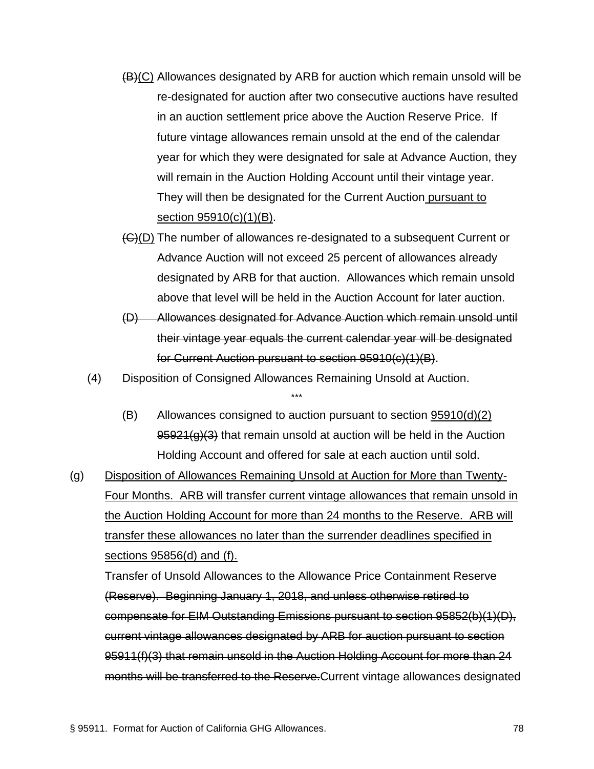~~(B)~~<u>(C)</u> Allowances designated by ARB for auction which remain unsold will be re-designated for auction after two consecutive auctions have resulted in an auction settlement price above the Auction Reserve Price. If future vintage allowances remain unsold at the end of the calendar year for which they were designated for sale at Advance Auction, they will remain in the Auction Holding Account until their vintage year. They will then be designated for the Current Auction<u> pursuant to section 95910(c)(1)(B)</u>.

~~(C)~~<u>(D)</u> The number of allowances re-designated to a subsequent Current or Advance Auction will not exceed 25 percent of allowances already designated by ARB for that auction. Allowances which remain unsold above that level will be held in the Auction Account for later auction.

~~(D) Allowances designated for Advance Auction which remain unsold until their vintage year equals the current calendar year will be designated for Current Auction pursuant to section 95910(c)(1)(B)~~.

(4) Disposition of Consigned Allowances Remaining Unsold at Auction.

\*\*\*

(B) Allowances consigned to auction pursuant to section <u>95910(d)(2)</u> ~~95921(g)(3)~~ that remain unsold at auction will be held in the Auction Holding Account and offered for sale at each auction until sold.

(g) <u>Disposition of Allowances Remaining Unsold at Auction for More than Twenty-Four Months. ARB will transfer current vintage allowances that remain unsold in the Auction Holding Account for more than 24 months to the Reserve. ARB will transfer these allowances no later than the surrender deadlines specified in sections 95856(d) and (f).</u>

~~Transfer of Unsold Allowances to the Allowance Price Containment Reserve (Reserve). Beginning January 1, 2018, and unless otherwise retired to compensate for EIM Outstanding Emissions pursuant to section 95852(b)(1)(D), current vintage allowances designated by ARB for auction pursuant to section 95911(f)(3) that remain unsold in the Auction Holding Account for more than 24 months will be transferred to the Reserve.~~Current vintage allowances designated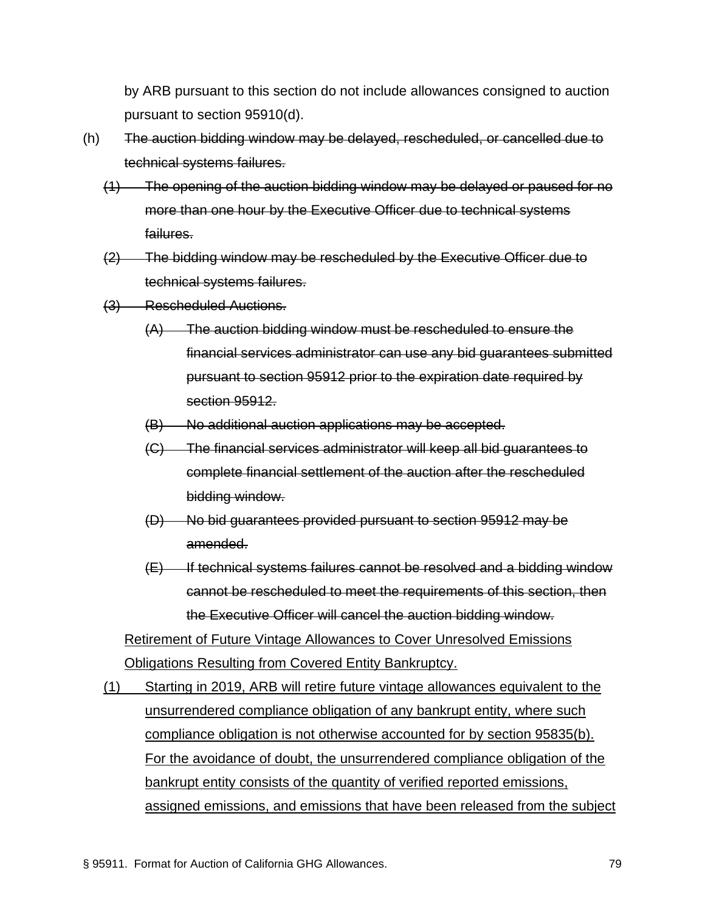by ARB pursuant to this section do not include allowances consigned to auction pursuant to section 95910(d).

(h) ~~The auction bidding window may be delayed, rescheduled, or cancelled due to technical systems failures.~~

~~(1) The opening of the auction bidding window may be delayed or paused for no more than one hour by the Executive Officer due to technical systems failures.~~

~~(2) The bidding window may be rescheduled by the Executive Officer due to technical systems failures.~~

~~(3) Rescheduled Auctions.~~

~~(A) The auction bidding window must be rescheduled to ensure the financial services administrator can use any bid guarantees submitted pursuant to section 95912 prior to the expiration date required by section 95912.~~

~~(B) No additional auction applications may be accepted.~~

~~(C) The financial services administrator will keep all bid guarantees to complete financial settlement of the auction after the rescheduled bidding window.~~

~~(D) No bid guarantees provided pursuant to section 95912 may be amended.~~

~~(E) If technical systems failures cannot be resolved and a bidding window cannot be rescheduled to meet the requirements of this section, then the Executive Officer will cancel the auction bidding window.~~

<u>Retirement of Future Vintage Allowances to Cover Unresolved Emissions Obligations Resulting from Covered Entity Bankruptcy.</u>

<u>(1) Starting in 2019, ARB will retire future vintage allowances equivalent to the unsurrendered compliance obligation of any bankrupt entity, where such compliance obligation is not otherwise accounted for by section 95835(b). For the avoidance of doubt, the unsurrendered compliance obligation of the bankrupt entity consists of the quantity of verified reported emissions, assigned emissions, and emissions that have been released from the subject</u>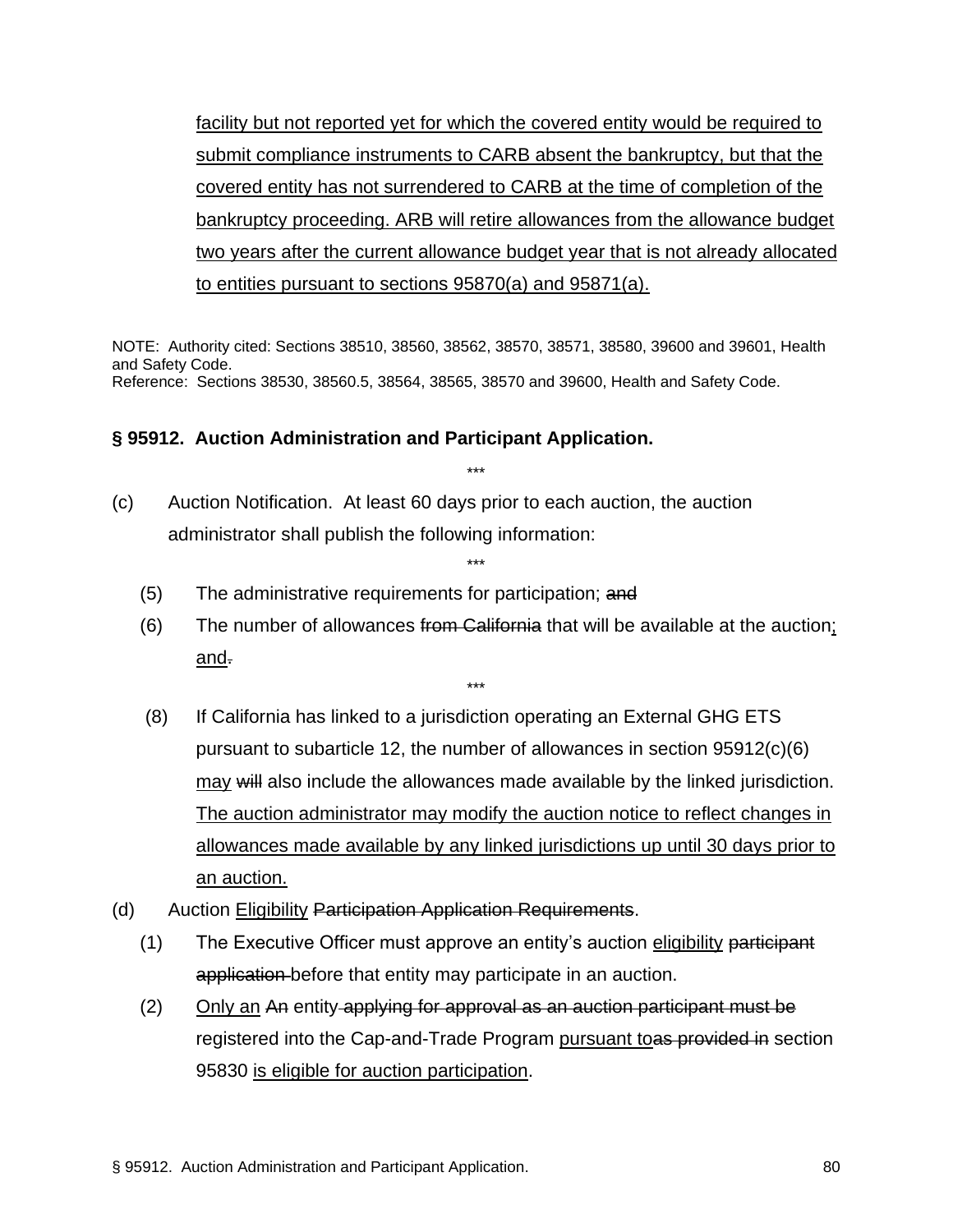<u>facility but not reported yet for which the covered entity would be required to submit compliance instruments to CARB absent the bankruptcy, but that the covered entity has not surrendered to CARB at the time of completion of the bankruptcy proceeding. ARB will retire allowances from the allowance budget two years after the current allowance budget year that is not already allocated to entities pursuant to sections 95870(a) and 95871(a).</u>

NOTE: Authority cited: Sections 38510, 38560, 38562, 38570, 38571, 38580, 39600 and 39601, Health and Safety Code.
Reference: Sections 38530, 38560.5, 38564, 38565, 38570 and 39600, Health and Safety Code.

**§ 95912. Auction Administration and Participant Application.**

\*\*\*

(c) Auction Notification. At least 60 days prior to each auction, the auction administrator shall publish the following information:

\*\*\*

(5) The administrative requirements for participation; ~~and~~

(6) The number of allowances ~~from California~~ that will be available at the auction<u>; and</u>~~.~~

\*\*\*

(8) If California has linked to a jurisdiction operating an External GHG ETS pursuant to subarticle 12, the number of allowances in section 95912(c)(6) <u>may</u> ~~will~~ also include the allowances made available by the linked jurisdiction. <u>The auction administrator may modify the auction notice to reflect changes in allowances made available by any linked jurisdictions up until 30 days prior to an auction.</u>

(d) Auction <u>Eligibility</u> ~~Participation Application Requirements~~.

(1) The Executive Officer must approve an entity's auction <u>eligibility</u> ~~participant application~~ before that entity may participate in an auction.

(2) <u>Only an</u> ~~An~~ entity ~~applying for approval as an auction participant must be~~ registered into the Cap-and-Trade Program <u>pursuant to</u>~~as provided in~~ section 95830 <u>is eligible for auction participation</u>.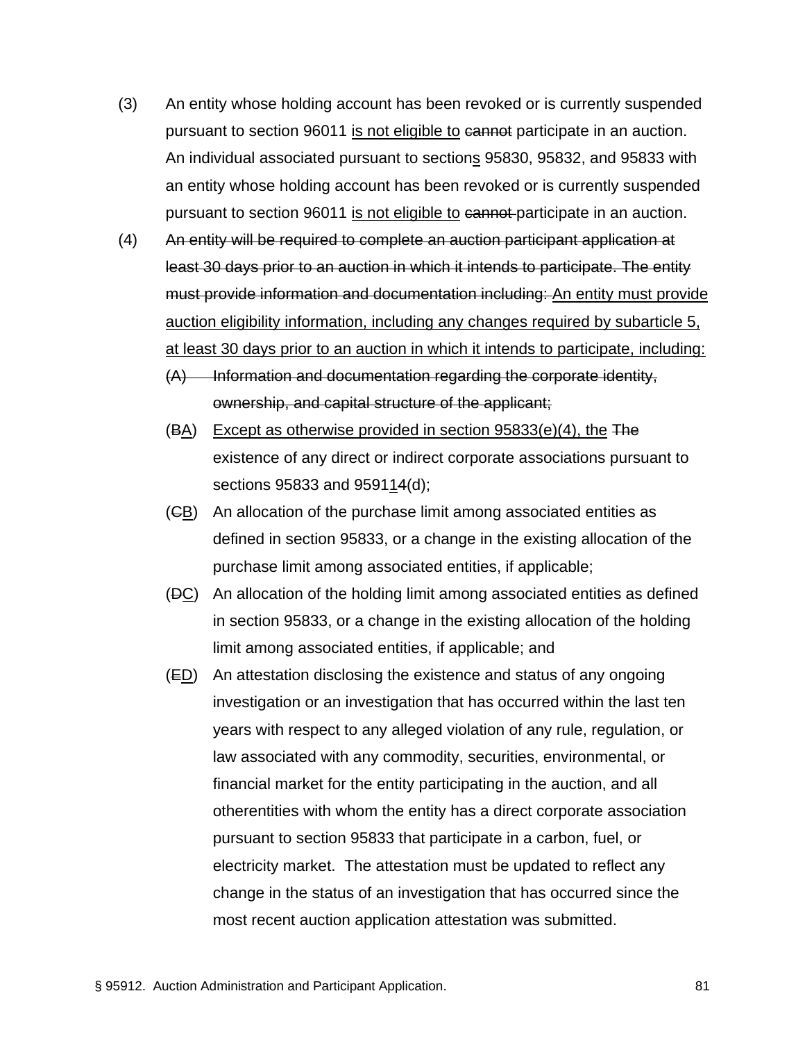(3) An entity whose holding account has been revoked or is currently suspended pursuant to section 96011 <u>is not eligible to</u> ~~cannot~~ participate in an auction. An individual associated pursuant to section<u>s</u> 95830, 95832, and 95833 with an entity whose holding account has been revoked or is currently suspended pursuant to section 96011 <u>is not eligible to</u> ~~cannot~~ participate in an auction.

(4) ~~An entity will be required to complete an auction participant application at least 30 days prior to an auction in which it intends to participate. The entity must provide information and documentation including:~~ <u>An entity must provide auction eligibility information, including any changes required by subarticle 5, at least 30 days prior to an auction in which it intends to participate, including:</u>

   ~~(A) Information and documentation regarding the corporate identity, ownership, and capital structure of the applicant;~~

   (~~B~~<u>A</u>) <u>Except as otherwise provided in section 95833(e)(4), the</u> ~~The~~ existence of any direct or indirect corporate associations pursuant to sections 95833 and 9591<u>1</u>~~4~~(d);

   (~~C~~<u>B</u>) An allocation of the purchase limit among associated entities as defined in section 95833, or a change in the existing allocation of the purchase limit among associated entities, if applicable;

   (~~D~~<u>C</u>) An allocation of the holding limit among associated entities as defined in section 95833, or a change in the existing allocation of the holding limit among associated entities, if applicable; and

   (~~E~~<u>D</u>) An attestation disclosing the existence and status of any ongoing investigation or an investigation that has occurred within the last ten years with respect to any alleged violation of any rule, regulation, or law associated with any commodity, securities, environmental, or financial market for the entity participating in the auction, and all otherentities with whom the entity has a direct corporate association pursuant to section 95833 that participate in a carbon, fuel, or electricity market. The attestation must be updated to reflect any change in the status of an investigation that has occurred since the most recent auction application attestation was submitted.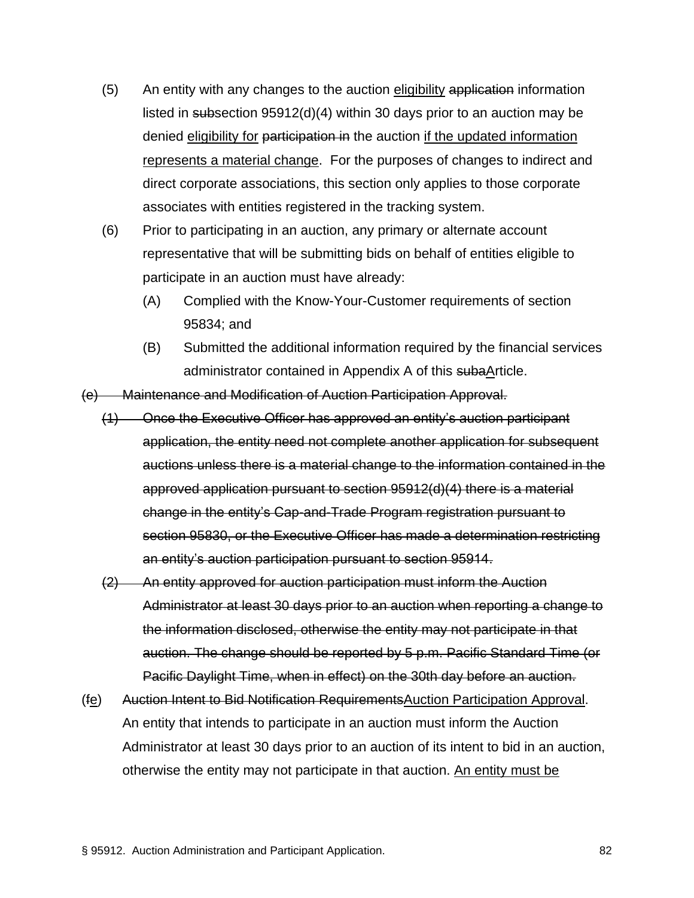(5) An entity with any changes to the auction <u>eligibility</u> ~~application~~ information listed in ~~sub~~section 95912(d)(4) within 30 days prior to an auction may be denied <u>eligibility for</u> ~~participation in~~ the auction <u>if the updated information represents a material change</u>. For the purposes of changes to indirect and direct corporate associations, this section only applies to those corporate associates with entities registered in the tracking system.

(6) Prior to participating in an auction, any primary or alternate account representative that will be submitting bids on behalf of entities eligible to participate in an auction must have already:

(A) Complied with the Know-Your-Customer requirements of section 95834; and

(B) Submitted the additional information required by the financial services administrator contained in Appendix A of this ~~suba~~<u>A</u>rticle.

~~(e) Maintenance and Modification of Auction Participation Approval.~~

~~(1) Once the Executive Officer has approved an entity's auction participant application, the entity need not complete another application for subsequent auctions unless there is a material change to the information contained in the approved application pursuant to section 95912(d)(4) there is a material change in the entity's Cap-and-Trade Program registration pursuant to section 95830, or the Executive Officer has made a determination restricting an entity's auction participation pursuant to section 95914.~~

~~(2) An entity approved for auction participation must inform the Auction Administrator at least 30 days prior to an auction when reporting a change to the information disclosed, otherwise the entity may not participate in that auction. The change should be reported by 5 p.m. Pacific Standard Time (or Pacific Daylight Time, when in effect) on the 30th day before an auction.~~

(~~f~~<u>e</u>) ~~Auction Intent to Bid Notification Requirements~~<u>Auction Participation Approval</u>. An entity that intends to participate in an auction must inform the Auction Administrator at least 30 days prior to an auction of its intent to bid in an auction, otherwise the entity may not participate in that auction. <u>An entity must be</u>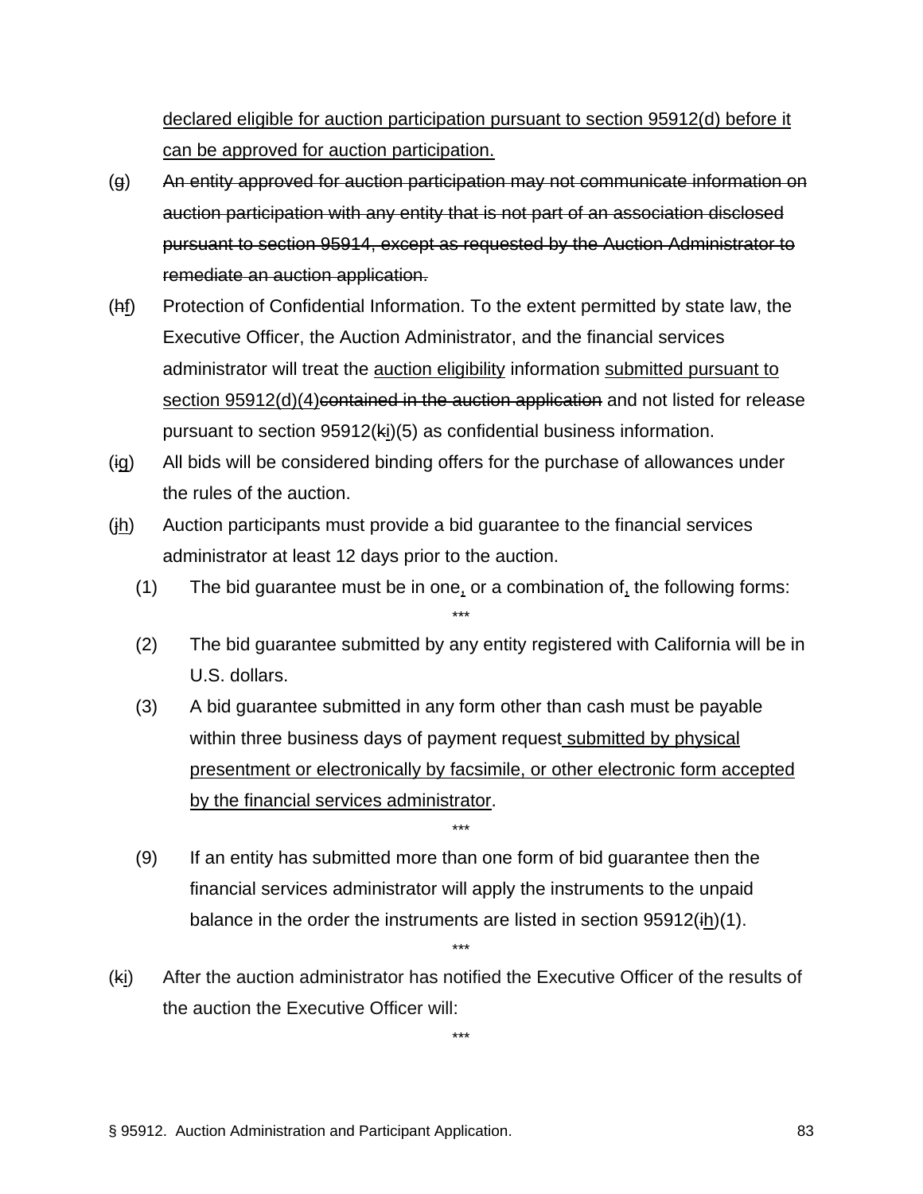declared eligible for auction participation pursuant to section 95912(d) before it can be approved for auction participation.

(g) An entity approved for auction participation may not communicate information on auction participation with any entity that is not part of an association disclosed pursuant to section 95914, except as requested by the Auction Administrator to remediate an auction application.

(hf) Protection of Confidential Information. To the extent permitted by state law, the Executive Officer, the Auction Administrator, and the financial services administrator will treat the auction eligibility information submitted pursuant to section 95912(d)(4)contained in the auction application and not listed for release pursuant to section 95912(ki)(5) as confidential business information.

(ig) All bids will be considered binding offers for the purchase of allowances under the rules of the auction.

(jh) Auction participants must provide a bid guarantee to the financial services administrator at least 12 days prior to the auction.

(1) The bid guarantee must be in one, or a combination of, the following forms:

\*\*\*

(2) The bid guarantee submitted by any entity registered with California will be in U.S. dollars.

(3) A bid guarantee submitted in any form other than cash must be payable within three business days of payment request submitted by physical presentment or electronically by facsimile, or other electronic form accepted by the financial services administrator.

\*\*\*

(9) If an entity has submitted more than one form of bid guarantee then the financial services administrator will apply the instruments to the unpaid balance in the order the instruments are listed in section 95912(ih)(1).

\*\*\*

(ki) After the auction administrator has notified the Executive Officer of the results of the auction the Executive Officer will:

\*\*\*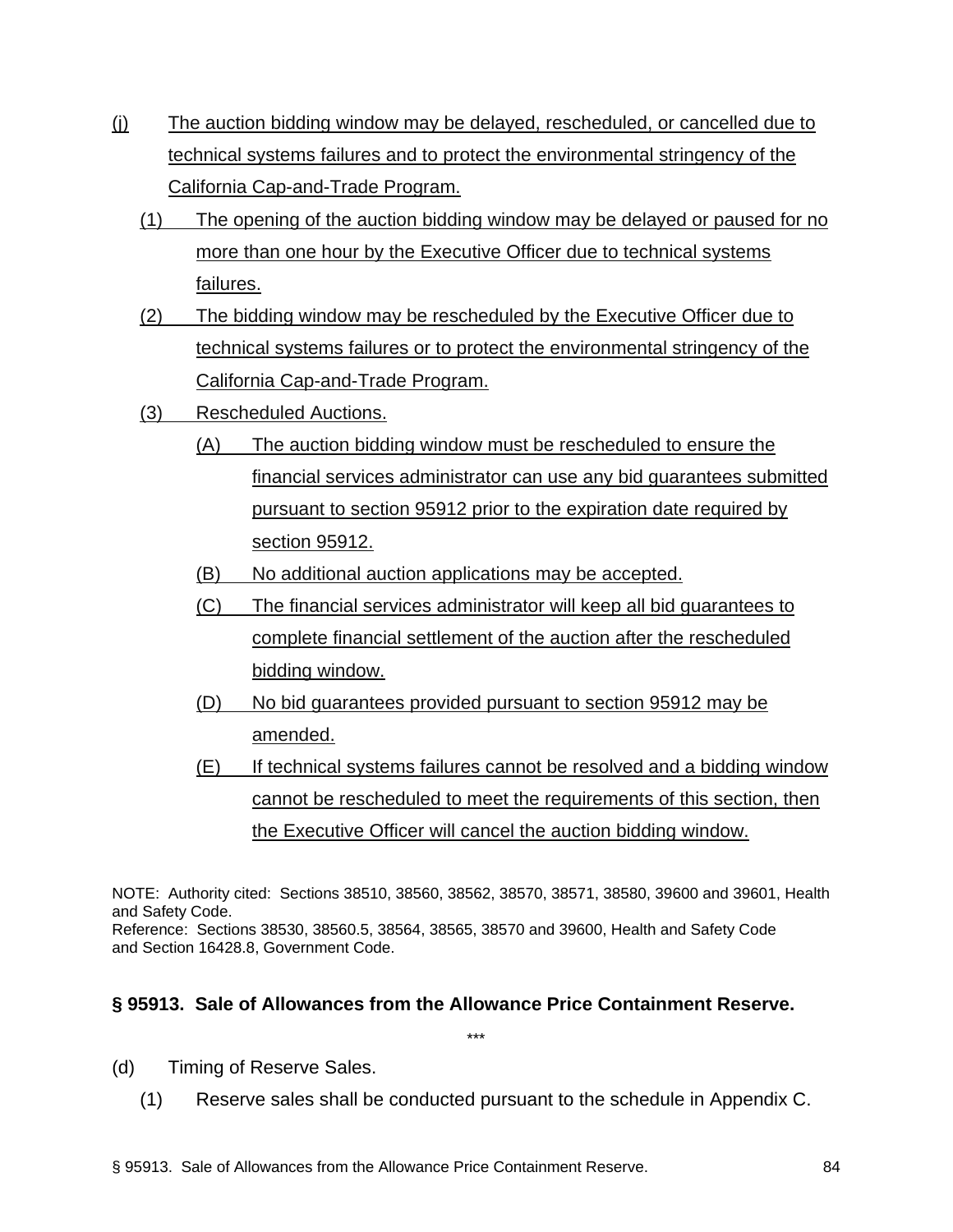(j) The auction bidding window may be delayed, rescheduled, or cancelled due to technical systems failures and to protect the environmental stringency of the California Cap-and-Trade Program.

(1) The opening of the auction bidding window may be delayed or paused for no more than one hour by the Executive Officer due to technical systems failures.

(2) The bidding window may be rescheduled by the Executive Officer due to technical systems failures or to protect the environmental stringency of the California Cap-and-Trade Program.

(3) Rescheduled Auctions.

(A) The auction bidding window must be rescheduled to ensure the financial services administrator can use any bid guarantees submitted pursuant to section 95912 prior to the expiration date required by section 95912.

(B) No additional auction applications may be accepted.

(C) The financial services administrator will keep all bid guarantees to complete financial settlement of the auction after the rescheduled bidding window.

(D) No bid guarantees provided pursuant to section 95912 may be amended.

(E) If technical systems failures cannot be resolved and a bidding window cannot be rescheduled to meet the requirements of this section, then the Executive Officer will cancel the auction bidding window.

NOTE: Authority cited: Sections 38510, 38560, 38562, 38570, 38571, 38580, 39600 and 39601, Health and Safety Code.
Reference: Sections 38530, 38560.5, 38564, 38565, 38570 and 39600, Health and Safety Code and Section 16428.8, Government Code.

## § 95913. Sale of Allowances from the Allowance Price Containment Reserve.

\*\*\*

(d) Timing of Reserve Sales.

(1) Reserve sales shall be conducted pursuant to the schedule in Appendix C.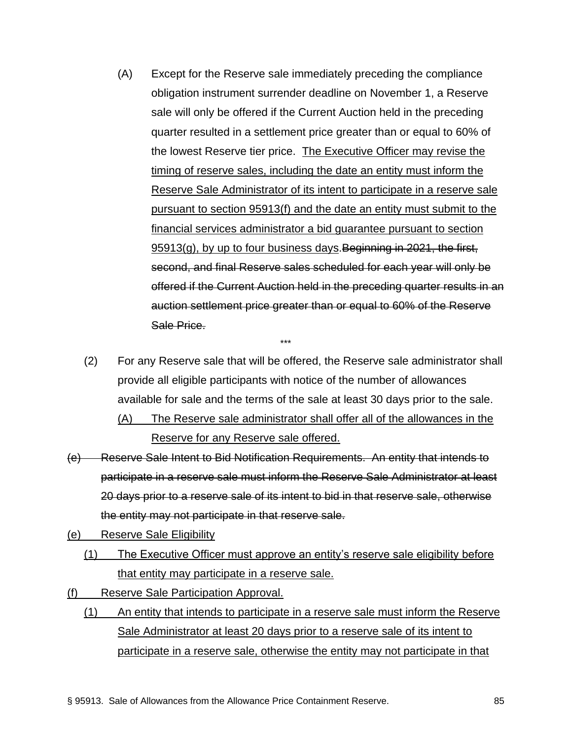(A) Except for the Reserve sale immediately preceding the compliance obligation instrument surrender deadline on November 1, a Reserve sale will only be offered if the Current Auction held in the preceding quarter resulted in a settlement price greater than or equal to 60% of the lowest Reserve tier price. <u>The Executive Officer may revise the timing of reserve sales, including the date an entity must inform the Reserve Sale Administrator of its intent to participate in a reserve sale pursuant to section 95913(f) and the date an entity must submit to the financial services administrator a bid guarantee pursuant to section 95913(g), by up to four business days.</u>~~Beginning in 2021, the first, second, and final Reserve sales scheduled for each year will only be offered if the Current Auction held in the preceding quarter results in an auction settlement price greater than or equal to 60% of the Reserve Sale Price.~~

\*\*\*

(2) For any Reserve sale that will be offered, the Reserve sale administrator shall provide all eligible participants with notice of the number of allowances available for sale and the terms of the sale at least 30 days prior to the sale.

<u>(A) The Reserve sale administrator shall offer all of the allowances in the Reserve for any Reserve sale offered.</u>

~~(e) Reserve Sale Intent to Bid Notification Requirements. An entity that intends to participate in a reserve sale must inform the Reserve Sale Administrator at least 20 days prior to a reserve sale of its intent to bid in that reserve sale, otherwise the entity may not participate in that reserve sale.~~

<u>(e) Reserve Sale Eligibility</u>

<u>(1) The Executive Officer must approve an entity's reserve sale eligibility before that entity may participate in a reserve sale.</u>

<u>(f) Reserve Sale Participation Approval.</u>

<u>(1) An entity that intends to participate in a reserve sale must inform the Reserve Sale Administrator at least 20 days prior to a reserve sale of its intent to participate in a reserve sale, otherwise the entity may not participate in that</u>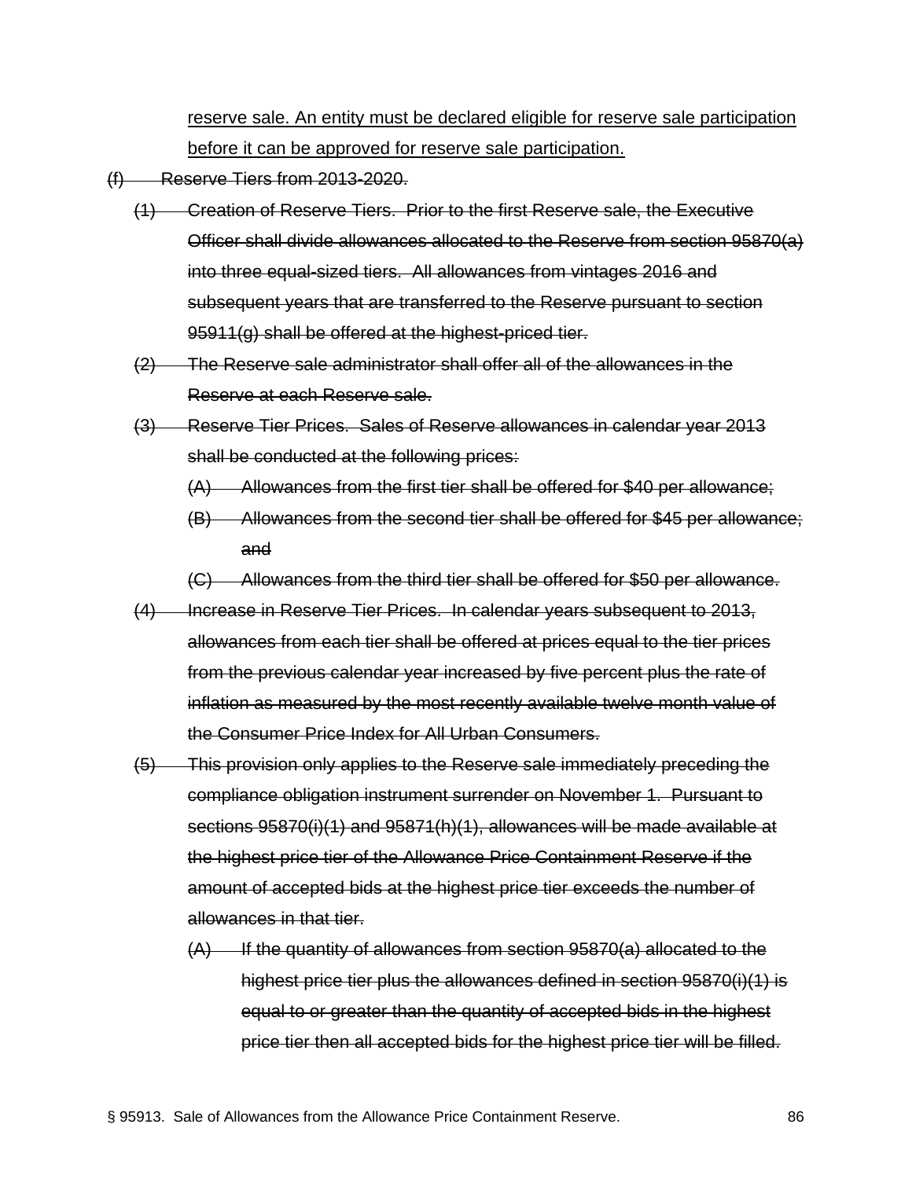<u>reserve sale. An entity must be declared eligible for reserve sale participation before it can be approved for reserve sale participation.</u>

~~(f) Reserve Tiers from 2013-2020.~~

~~(1) Creation of Reserve Tiers. Prior to the first Reserve sale, the Executive Officer shall divide allowances allocated to the Reserve from section 95870(a) into three equal-sized tiers. All allowances from vintages 2016 and subsequent years that are transferred to the Reserve pursuant to section 95911(g) shall be offered at the highest-priced tier.~~

~~(2) The Reserve sale administrator shall offer all of the allowances in the Reserve at each Reserve sale.~~

~~(3) Reserve Tier Prices. Sales of Reserve allowances in calendar year 2013 shall be conducted at the following prices:~~

~~(A) Allowances from the first tier shall be offered for $40 per allowance;~~

~~(B) Allowances from the second tier shall be offered for $45 per allowance; and~~

~~(C) Allowances from the third tier shall be offered for $50 per allowance.~~

~~(4) Increase in Reserve Tier Prices. In calendar years subsequent to 2013, allowances from each tier shall be offered at prices equal to the tier prices from the previous calendar year increased by five percent plus the rate of inflation as measured by the most recently available twelve month value of the Consumer Price Index for All Urban Consumers.~~

~~(5) This provision only applies to the Reserve sale immediately preceding the compliance obligation instrument surrender on November 1. Pursuant to sections 95870(i)(1) and 95871(h)(1), allowances will be made available at the highest price tier of the Allowance Price Containment Reserve if the amount of accepted bids at the highest price tier exceeds the number of allowances in that tier.~~

~~(A) If the quantity of allowances from section 95870(a) allocated to the highest price tier plus the allowances defined in section 95870(i)(1) is equal to or greater than the quantity of accepted bids in the highest price tier then all accepted bids for the highest price tier will be filled.~~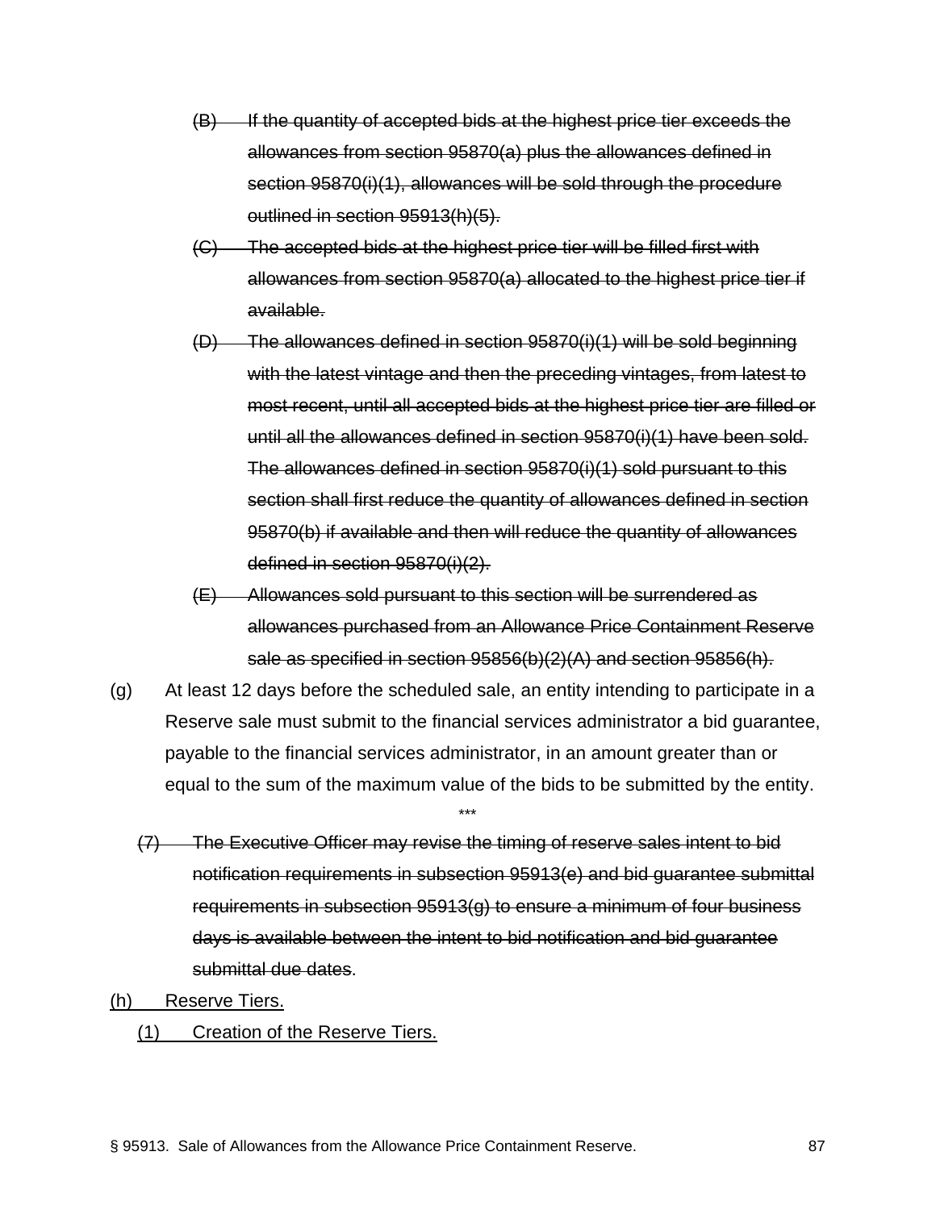~~(B) If the quantity of accepted bids at the highest price tier exceeds the allowances from section 95870(a) plus the allowances defined in section 95870(i)(1), allowances will be sold through the procedure outlined in section 95913(h)(5).~~

~~(C) The accepted bids at the highest price tier will be filled first with allowances from section 95870(a) allocated to the highest price tier if available.~~

~~(D) The allowances defined in section 95870(i)(1) will be sold beginning with the latest vintage and then the preceding vintages, from latest to most recent, until all accepted bids at the highest price tier are filled or until all the allowances defined in section 95870(i)(1) have been sold. The allowances defined in section 95870(i)(1) sold pursuant to this section shall first reduce the quantity of allowances defined in section 95870(b) if available and then will reduce the quantity of allowances defined in section 95870(i)(2).~~

~~(E) Allowances sold pursuant to this section will be surrendered as allowances purchased from an Allowance Price Containment Reserve sale as specified in section 95856(b)(2)(A) and section 95856(h).~~

(g) At least 12 days before the scheduled sale, an entity intending to participate in a Reserve sale must submit to the financial services administrator a bid guarantee, payable to the financial services administrator, in an amount greater than or equal to the sum of the maximum value of the bids to be submitted by the entity.

***

~~(7) The Executive Officer may revise the timing of reserve sales intent to bid notification requirements in subsection 95913(e) and bid guarantee submittal requirements in subsection 95913(g) to ensure a minimum of four business days is available between the intent to bid notification and bid guarantee submittal due dates~~.

<u>(h) Reserve Tiers.</u>

<u>(1) Creation of the Reserve Tiers.</u>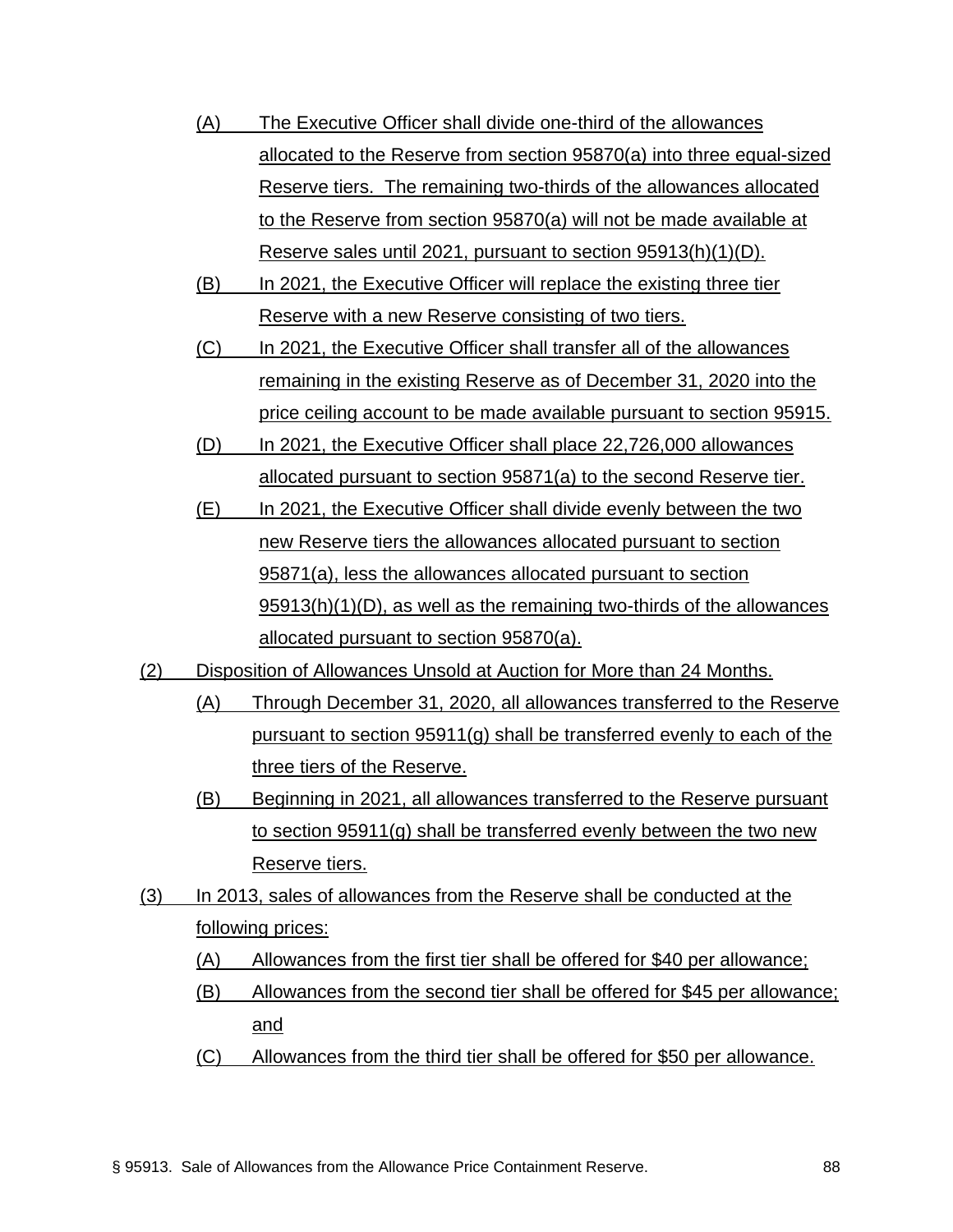(A) The Executive Officer shall divide one-third of the allowances allocated to the Reserve from section 95870(a) into three equal-sized Reserve tiers. The remaining two-thirds of the allowances allocated to the Reserve from section 95870(a) will not be made available at Reserve sales until 2021, pursuant to section 95913(h)(1)(D).

(B) In 2021, the Executive Officer will replace the existing three tier Reserve with a new Reserve consisting of two tiers.

(C) In 2021, the Executive Officer shall transfer all of the allowances remaining in the existing Reserve as of December 31, 2020 into the price ceiling account to be made available pursuant to section 95915.

(D) In 2021, the Executive Officer shall place 22,726,000 allowances allocated pursuant to section 95871(a) to the second Reserve tier.

(E) In 2021, the Executive Officer shall divide evenly between the two new Reserve tiers the allowances allocated pursuant to section 95871(a), less the allowances allocated pursuant to section 95913(h)(1)(D), as well as the remaining two-thirds of the allowances allocated pursuant to section 95870(a).

(2) Disposition of Allowances Unsold at Auction for More than 24 Months.

(A) Through December 31, 2020, all allowances transferred to the Reserve pursuant to section 95911(g) shall be transferred evenly to each of the three tiers of the Reserve.

(B) Beginning in 2021, all allowances transferred to the Reserve pursuant to section 95911(g) shall be transferred evenly between the two new Reserve tiers.

(3) In 2013, sales of allowances from the Reserve shall be conducted at the following prices:

(A) Allowances from the first tier shall be offered for $40 per allowance;

(B) Allowances from the second tier shall be offered for $45 per allowance; and

(C) Allowances from the third tier shall be offered for $50 per allowance.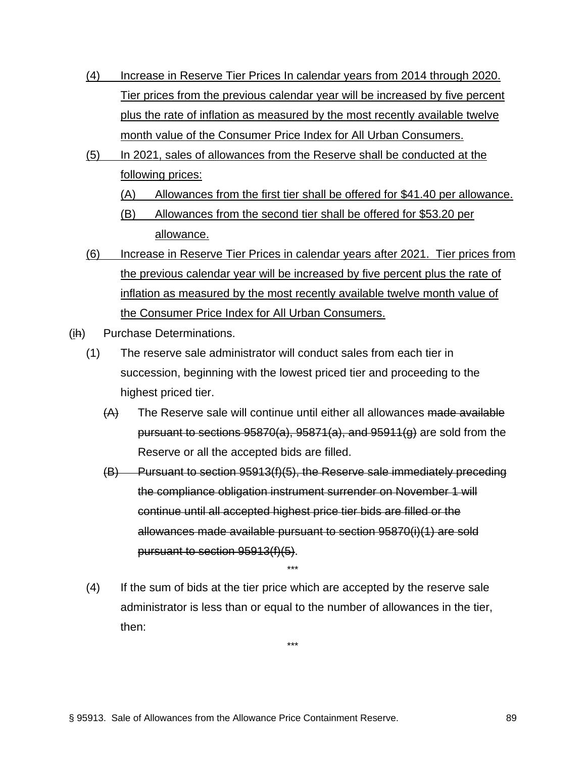(4) Increase in Reserve Tier Prices In calendar years from 2014 through 2020. Tier prices from the previous calendar year will be increased by five percent plus the rate of inflation as measured by the most recently available twelve month value of the Consumer Price Index for All Urban Consumers.

(5) In 2021, sales of allowances from the Reserve shall be conducted at the following prices:

(A) Allowances from the first tier shall be offered for $41.40 per allowance.

(B) Allowances from the second tier shall be offered for $53.20 per allowance.

(6) Increase in Reserve Tier Prices in calendar years after 2021. Tier prices from the previous calendar year will be increased by five percent plus the rate of inflation as measured by the most recently available twelve month value of the Consumer Price Index for All Urban Consumers.

(i~~h~~) Purchase Determinations.

(1) The reserve sale administrator will conduct sales from each tier in succession, beginning with the lowest priced tier and proceeding to the highest priced tier.

~~(A)~~ The Reserve sale will continue until either all allowances ~~made available pursuant to sections 95870(a), 95871(a), and 95911(g)~~ are sold from the Reserve or all the accepted bids are filled.

~~(B) Pursuant to section 95913(f)(5), the Reserve sale immediately preceding the compliance obligation instrument surrender on November 1 will continue until all accepted highest price tier bids are filled or the allowances made available pursuant to section 95870(i)(1) are sold pursuant to section 95913(f)(5)~~.

***

(4) If the sum of bids at the tier price which are accepted by the reserve sale administrator is less than or equal to the number of allowances in the tier, then:

***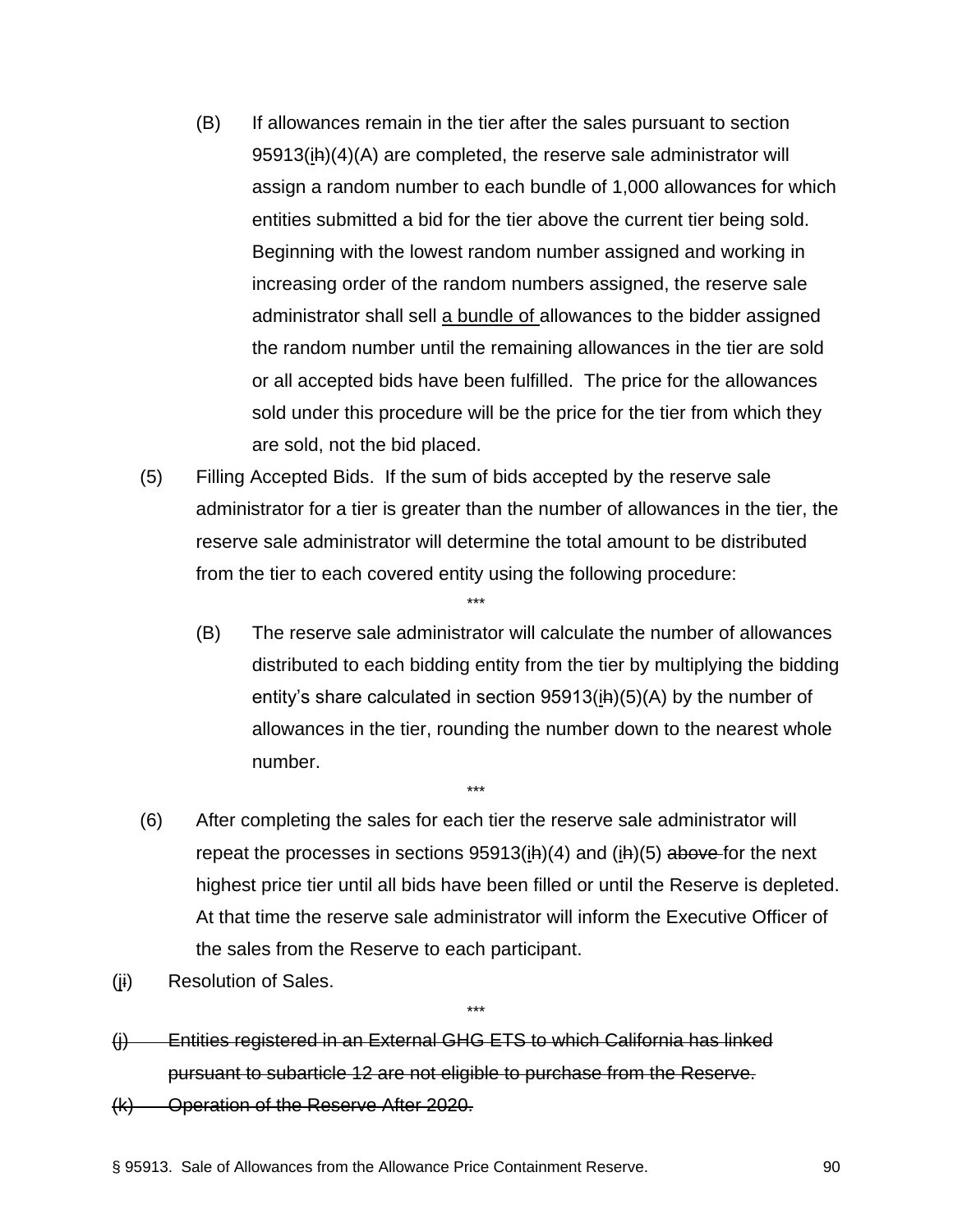(B) If allowances remain in the tier after the sales pursuant to section 95913(<u>i</u>~~h~~)(4)(A) are completed, the reserve sale administrator will assign a random number to each bundle of 1,000 allowances for which entities submitted a bid for the tier above the current tier being sold. Beginning with the lowest random number assigned and working in increasing order of the random numbers assigned, the reserve sale administrator shall sell <u>a bundle of</u> allowances to the bidder assigned the random number until the remaining allowances in the tier are sold or all accepted bids have been fulfilled. The price for the allowances sold under this procedure will be the price for the tier from which they are sold, not the bid placed.

(5) Filling Accepted Bids. If the sum of bids accepted by the reserve sale administrator for a tier is greater than the number of allowances in the tier, the reserve sale administrator will determine the total amount to be distributed from the tier to each covered entity using the following procedure:

\*\*\*

(B) The reserve sale administrator will calculate the number of allowances distributed to each bidding entity from the tier by multiplying the bidding entity's share calculated in section 95913(<u>i</u>~~h~~)(5)(A) by the number of allowances in the tier, rounding the number down to the nearest whole number.

\*\*\*

(6) After completing the sales for each tier the reserve sale administrator will repeat the processes in sections 95913(<u>i</u>~~h~~)(4) and (<u>i</u>~~h~~)(5) ~~above~~ for the next highest price tier until all bids have been filled or until the Reserve is depleted. At that time the reserve sale administrator will inform the Executive Officer of the sales from the Reserve to each participant.

(<u>j</u>~~i~~) Resolution of Sales.

\*\*\*

~~(j) Entities registered in an External GHG ETS to which California has linked pursuant to subarticle 12 are not eligible to purchase from the Reserve.~~

~~(k) Operation of the Reserve After 2020.~~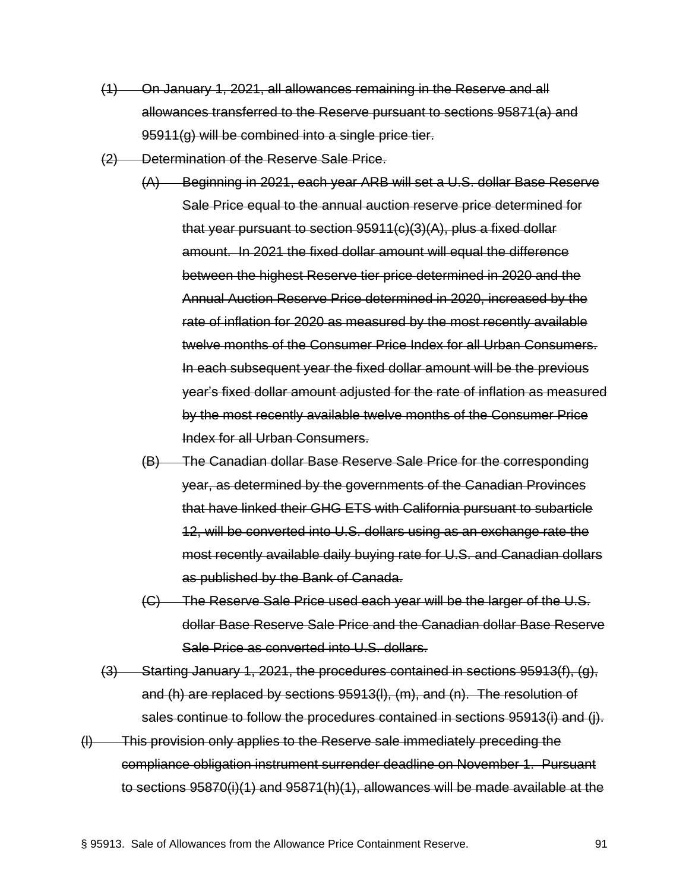~~(1) On January 1, 2021, all allowances remaining in the Reserve and all allowances transferred to the Reserve pursuant to sections 95871(a) and 95911(g) will be combined into a single price tier.~~

~~(2) Determination of the Reserve Sale Price.~~

~~(A) Beginning in 2021, each year ARB will set a U.S. dollar Base Reserve Sale Price equal to the annual auction reserve price determined for that year pursuant to section 95911(c)(3)(A), plus a fixed dollar amount. In 2021 the fixed dollar amount will equal the difference between the highest Reserve tier price determined in 2020 and the Annual Auction Reserve Price determined in 2020, increased by the rate of inflation for 2020 as measured by the most recently available twelve months of the Consumer Price Index for all Urban Consumers. In each subsequent year the fixed dollar amount will be the previous year's fixed dollar amount adjusted for the rate of inflation as measured by the most recently available twelve months of the Consumer Price Index for all Urban Consumers.~~

~~(B) The Canadian dollar Base Reserve Sale Price for the corresponding year, as determined by the governments of the Canadian Provinces that have linked their GHG ETS with California pursuant to subarticle 12, will be converted into U.S. dollars using as an exchange rate the most recently available daily buying rate for U.S. and Canadian dollars as published by the Bank of Canada.~~

~~(C) The Reserve Sale Price used each year will be the larger of the U.S. dollar Base Reserve Sale Price and the Canadian dollar Base Reserve Sale Price as converted into U.S. dollars.~~

~~(3) Starting January 1, 2021, the procedures contained in sections 95913(f), (g), and (h) are replaced by sections 95913(l), (m), and (n). The resolution of sales continue to follow the procedures contained in sections 95913(i) and (j).~~

~~(l) This provision only applies to the Reserve sale immediately preceding the compliance obligation instrument surrender deadline on November 1. Pursuant to sections 95870(i)(1) and 95871(h)(1), allowances will be made available at the~~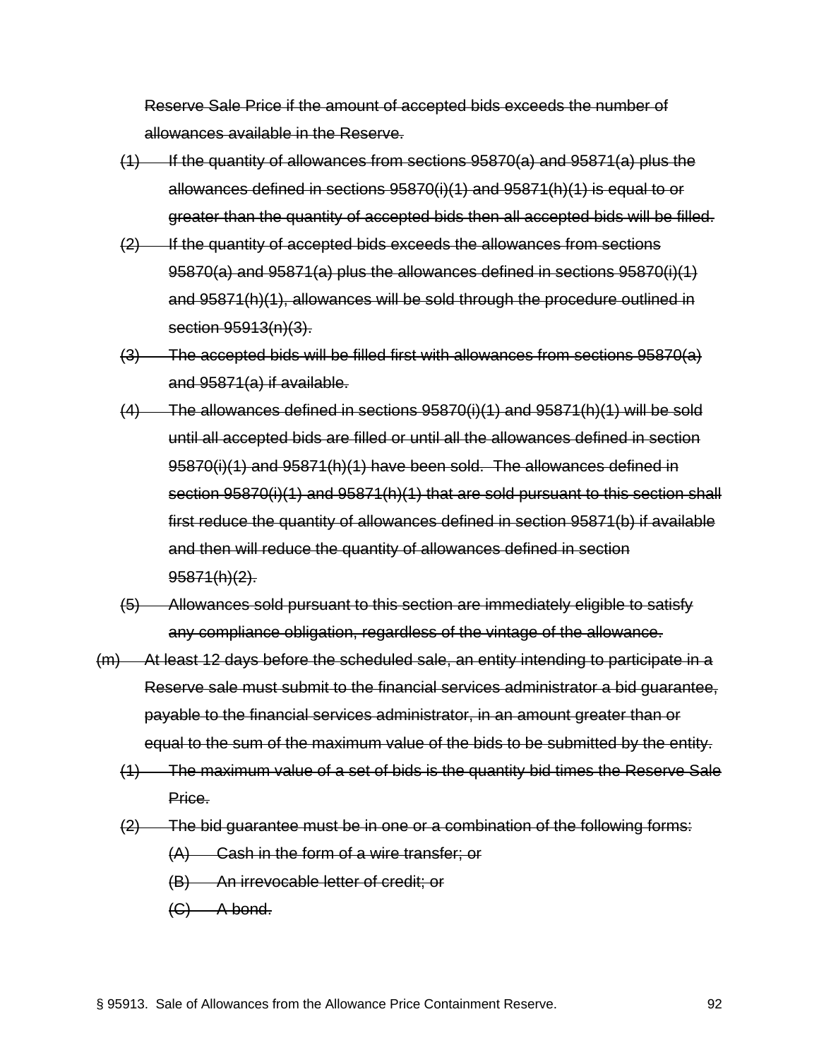~~Reserve Sale Price if the amount of accepted bids exceeds the number of allowances available in the Reserve.~~

~~(1) If the quantity of allowances from sections 95870(a) and 95871(a) plus the allowances defined in sections 95870(i)(1) and 95871(h)(1) is equal to or greater than the quantity of accepted bids then all accepted bids will be filled.~~

~~(2) If the quantity of accepted bids exceeds the allowances from sections 95870(a) and 95871(a) plus the allowances defined in sections 95870(i)(1) and 95871(h)(1), allowances will be sold through the procedure outlined in section 95913(n)(3).~~

~~(3) The accepted bids will be filled first with allowances from sections 95870(a) and 95871(a) if available.~~

~~(4) The allowances defined in sections 95870(i)(1) and 95871(h)(1) will be sold until all accepted bids are filled or until all the allowances defined in section 95870(i)(1) and 95871(h)(1) have been sold. The allowances defined in section 95870(i)(1) and 95871(h)(1) that are sold pursuant to this section shall first reduce the quantity of allowances defined in section 95871(b) if available and then will reduce the quantity of allowances defined in section 95871(h)(2).~~

~~(5) Allowances sold pursuant to this section are immediately eligible to satisfy any compliance obligation, regardless of the vintage of the allowance.~~

~~(m) At least 12 days before the scheduled sale, an entity intending to participate in a Reserve sale must submit to the financial services administrator a bid guarantee, payable to the financial services administrator, in an amount greater than or equal to the sum of the maximum value of the bids to be submitted by the entity.~~

~~(1) The maximum value of a set of bids is the quantity bid times the Reserve Sale Price.~~

~~(2) The bid guarantee must be in one or a combination of the following forms:~~

~~(A) Cash in the form of a wire transfer; or~~

~~(B) An irrevocable letter of credit; or~~

~~(C) A bond.~~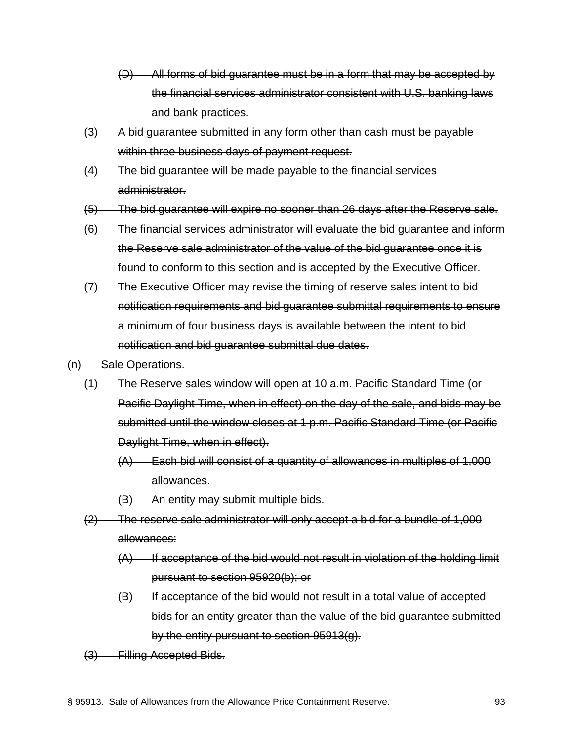~~(D) All forms of bid guarantee must be in a form that may be accepted by the financial services administrator consistent with U.S. banking laws and bank practices.~~

~~(3) A bid guarantee submitted in any form other than cash must be payable within three business days of payment request.~~

~~(4) The bid guarantee will be made payable to the financial services administrator.~~

~~(5) The bid guarantee will expire no sooner than 26 days after the Reserve sale.~~

~~(6) The financial services administrator will evaluate the bid guarantee and inform the Reserve sale administrator of the value of the bid guarantee once it is found to conform to this section and is accepted by the Executive Officer.~~

~~(7) The Executive Officer may revise the timing of reserve sales intent to bid notification requirements and bid guarantee submittal requirements to ensure a minimum of four business days is available between the intent to bid notification and bid guarantee submittal due dates.~~

~~(n) Sale Operations.~~

~~(1) The Reserve sales window will open at 10 a.m. Pacific Standard Time (or Pacific Daylight Time, when in effect) on the day of the sale, and bids may be submitted until the window closes at 1 p.m. Pacific Standard Time (or Pacific Daylight Time, when in effect).~~

~~(A) Each bid will consist of a quantity of allowances in multiples of 1,000 allowances.~~

~~(B) An entity may submit multiple bids.~~

~~(2) The reserve sale administrator will only accept a bid for a bundle of 1,000 allowances:~~

~~(A) If acceptance of the bid would not result in violation of the holding limit pursuant to section 95920(b); or~~

~~(B) If acceptance of the bid would not result in a total value of accepted bids for an entity greater than the value of the bid guarantee submitted by the entity pursuant to section 95913(g).~~

~~(3) Filling Accepted Bids.~~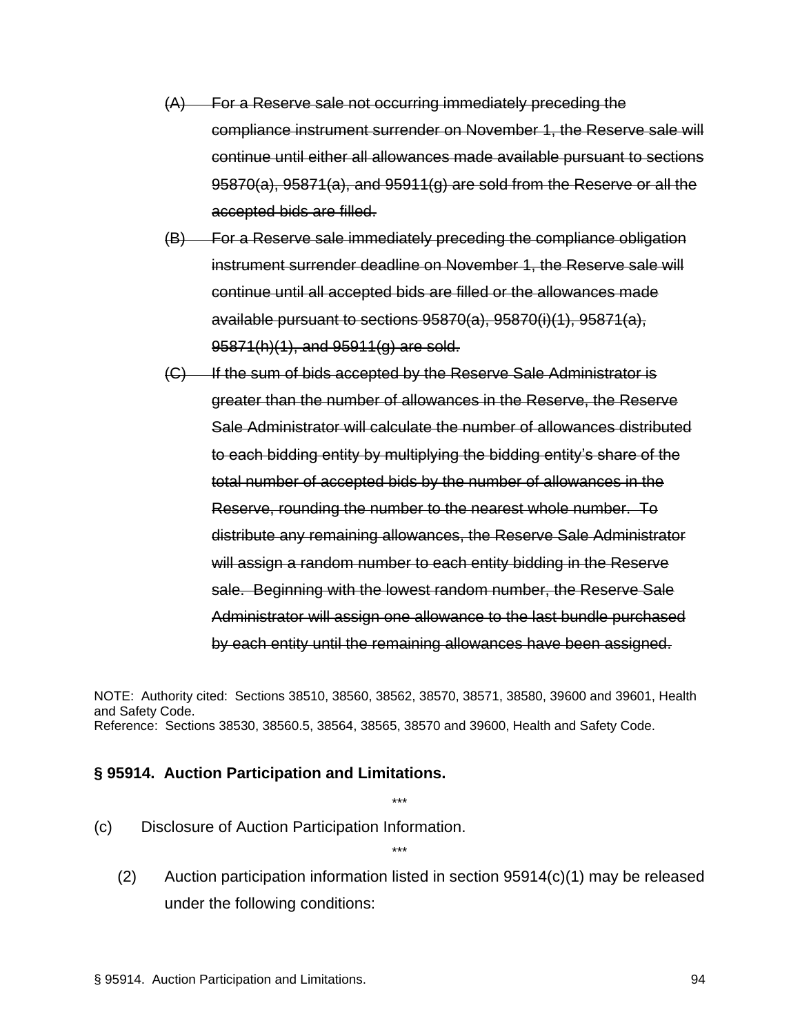(A) ~~For a Reserve sale not occurring immediately preceding the compliance instrument surrender on November 1, the Reserve sale will continue until either all allowances made available pursuant to sections 95870(a), 95871(a), and 95911(g) are sold from the Reserve or all the accepted bids are filled.~~

(B) ~~For a Reserve sale immediately preceding the compliance obligation instrument surrender deadline on November 1, the Reserve sale will continue until all accepted bids are filled or the allowances made available pursuant to sections 95870(a), 95870(i)(1), 95871(a), 95871(h)(1), and 95911(g) are sold.~~

(C) ~~If the sum of bids accepted by the Reserve Sale Administrator is greater than the number of allowances in the Reserve, the Reserve Sale Administrator will calculate the number of allowances distributed to each bidding entity by multiplying the bidding entity's share of the total number of accepted bids by the number of allowances in the Reserve, rounding the number to the nearest whole number. To distribute any remaining allowances, the Reserve Sale Administrator will assign a random number to each entity bidding in the Reserve sale. Beginning with the lowest random number, the Reserve Sale Administrator will assign one allowance to the last bundle purchased by each entity until the remaining allowances have been assigned.~~

NOTE: Authority cited: Sections 38510, 38560, 38562, 38570, 38571, 38580, 39600 and 39601, Health and Safety Code.
Reference: Sections 38530, 38560.5, 38564, 38565, 38570 and 39600, Health and Safety Code.

## § 95914. Auction Participation and Limitations.

\*\*\*

(c) Disclosure of Auction Participation Information.

\*\*\*

(2) Auction participation information listed in section 95914(c)(1) may be released under the following conditions: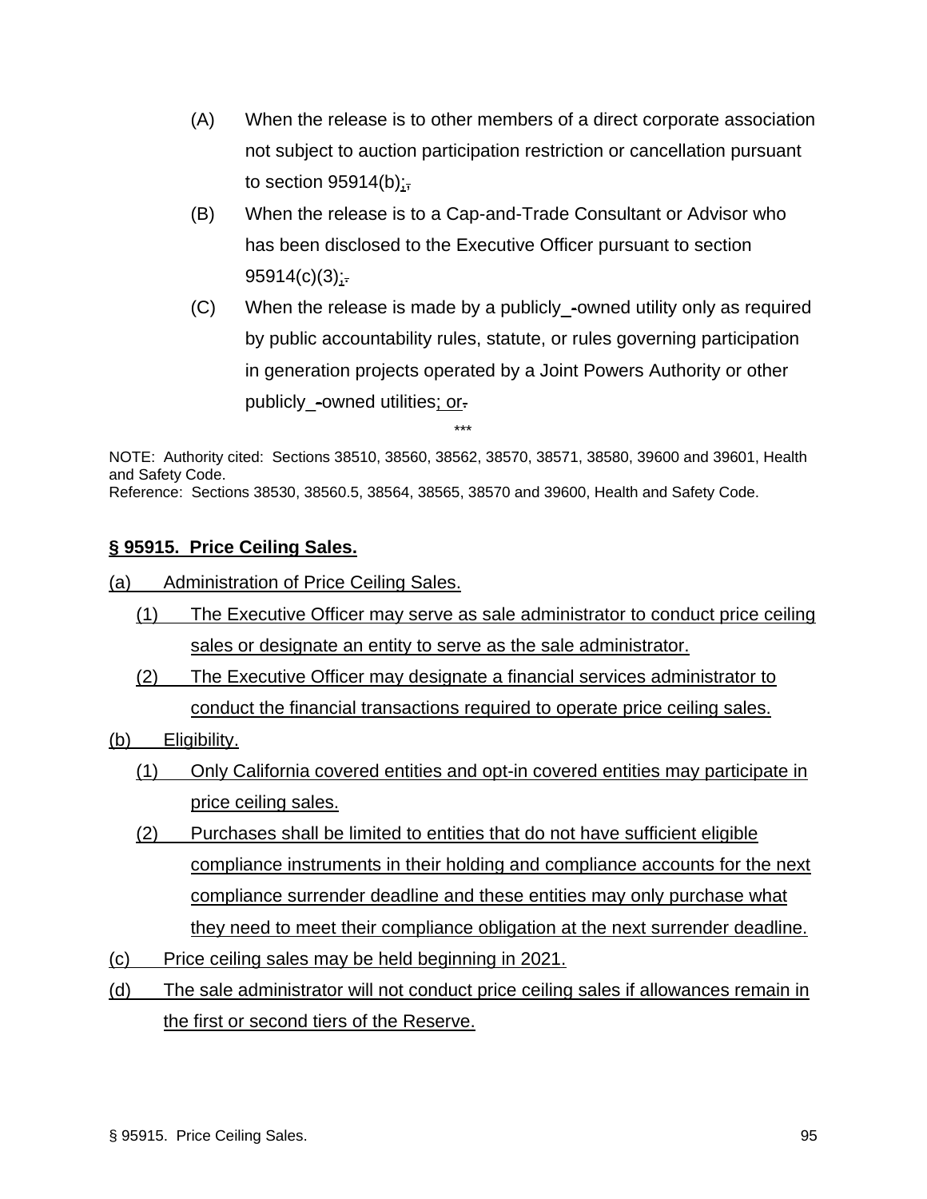(A) When the release is to other members of a direct corporate association not subject to auction participation restriction or cancellation pursuant to section 95914(b);

(B) When the release is to a Cap-and-Trade Consultant or Advisor who has been disclosed to the Executive Officer pursuant to section 95914(c)(3);

(C) When the release is made by a publicly owned utility only as required by public accountability rules, statute, or rules governing participation in generation projects operated by a Joint Powers Authority or other publicly owned utilities; or

\*\*\*

NOTE: Authority cited: Sections 38510, 38560, 38562, 38570, 38571, 38580, 39600 and 39601, Health and Safety Code.
Reference: Sections 38530, 38560.5, 38564, 38565, 38570 and 39600, Health and Safety Code.

## § 95915. Price Ceiling Sales.

(a) Administration of Price Ceiling Sales.

(1) The Executive Officer may serve as sale administrator to conduct price ceiling sales or designate an entity to serve as the sale administrator.

(2) The Executive Officer may designate a financial services administrator to conduct the financial transactions required to operate price ceiling sales.

(b) Eligibility.

(1) Only California covered entities and opt-in covered entities may participate in price ceiling sales.

(2) Purchases shall be limited to entities that do not have sufficient eligible compliance instruments in their holding and compliance accounts for the next compliance surrender deadline and these entities may only purchase what they need to meet their compliance obligation at the next surrender deadline.

(c) Price ceiling sales may be held beginning in 2021.

(d) The sale administrator will not conduct price ceiling sales if allowances remain in the first or second tiers of the Reserve.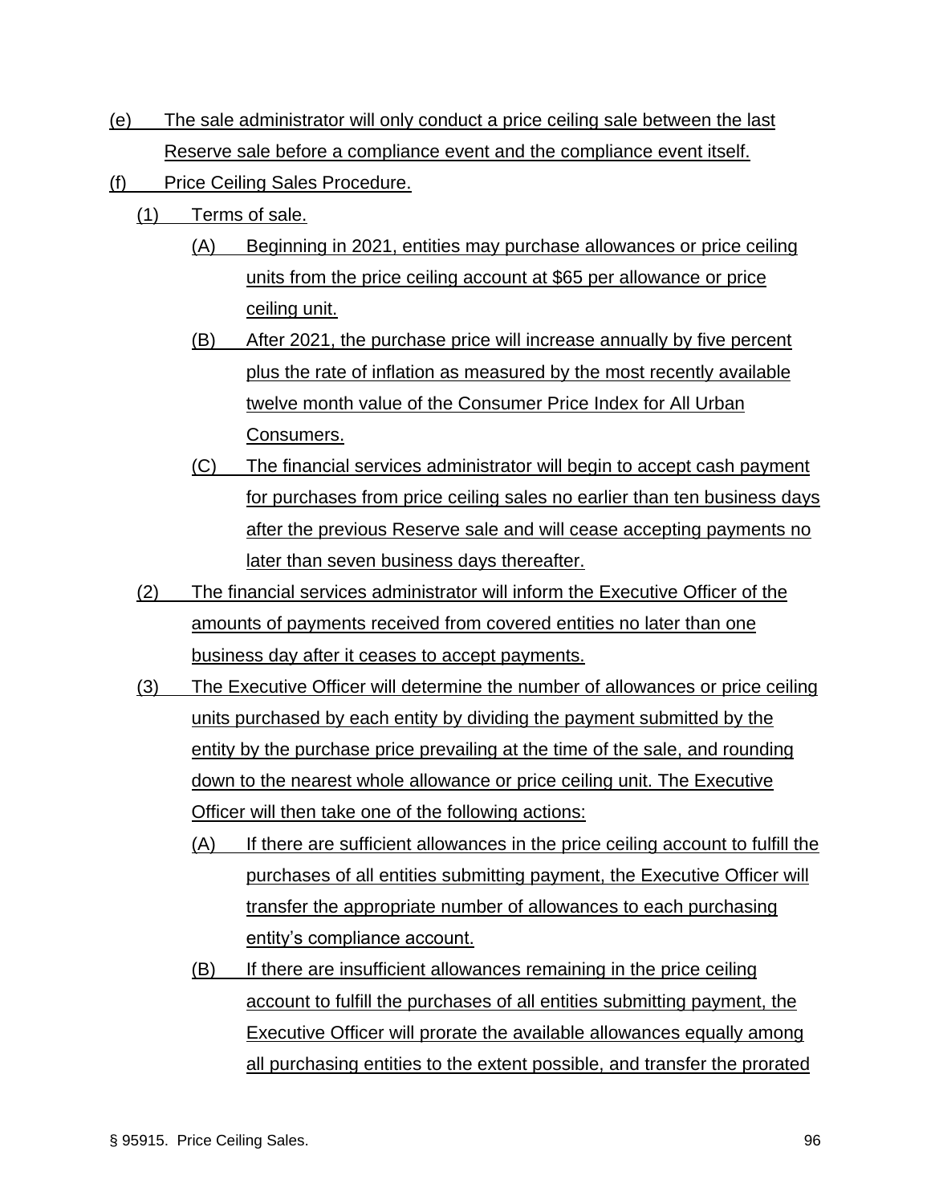(e) The sale administrator will only conduct a price ceiling sale between the last Reserve sale before a compliance event and the compliance event itself.

(f) Price Ceiling Sales Procedure.

   (1) Terms of sale.

      (A) Beginning in 2021, entities may purchase allowances or price ceiling units from the price ceiling account at $65 per allowance or price ceiling unit.

      (B) After 2021, the purchase price will increase annually by five percent plus the rate of inflation as measured by the most recently available twelve month value of the Consumer Price Index for All Urban Consumers.

      (C) The financial services administrator will begin to accept cash payment for purchases from price ceiling sales no earlier than ten business days after the previous Reserve sale and will cease accepting payments no later than seven business days thereafter.

   (2) The financial services administrator will inform the Executive Officer of the amounts of payments received from covered entities no later than one business day after it ceases to accept payments.

   (3) The Executive Officer will determine the number of allowances or price ceiling units purchased by each entity by dividing the payment submitted by the entity by the purchase price prevailing at the time of the sale, and rounding down to the nearest whole allowance or price ceiling unit. The Executive Officer will then take one of the following actions:

      (A) If there are sufficient allowances in the price ceiling account to fulfill the purchases of all entities submitting payment, the Executive Officer will transfer the appropriate number of allowances to each purchasing entity's compliance account.

      (B) If there are insufficient allowances remaining in the price ceiling account to fulfill the purchases of all entities submitting payment, the Executive Officer will prorate the available allowances equally among all purchasing entities to the extent possible, and transfer the prorated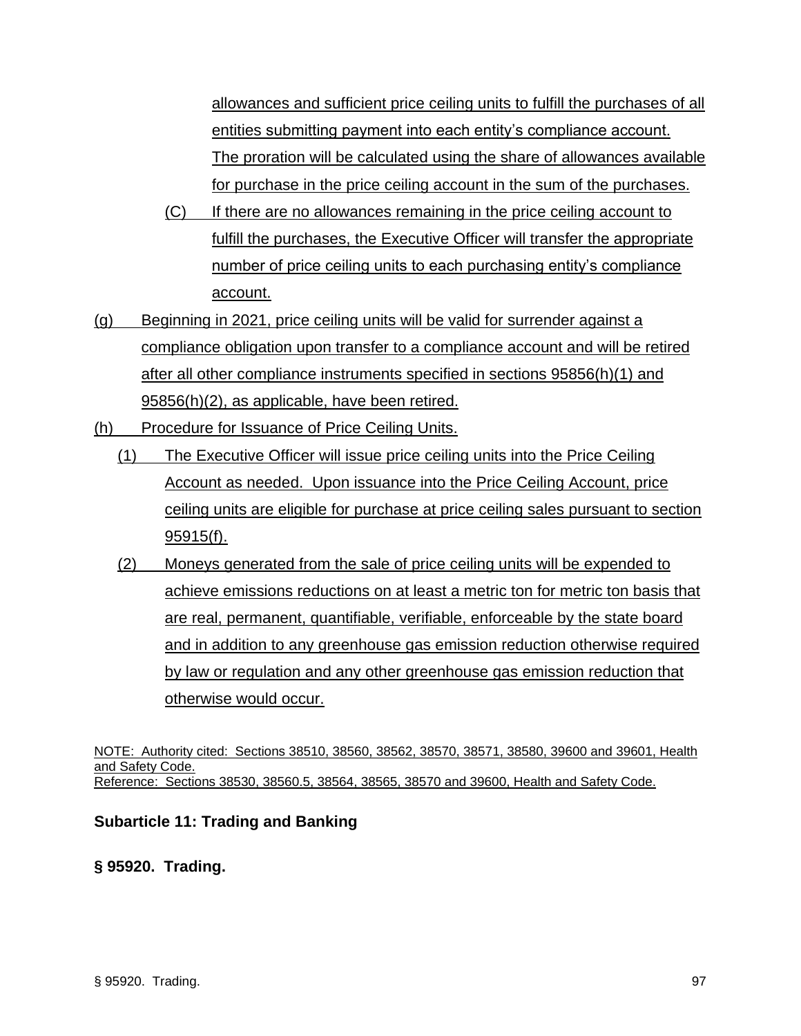allowances and sufficient price ceiling units to fulfill the purchases of all entities submitting payment into each entity's compliance account. The proration will be calculated using the share of allowances available for purchase in the price ceiling account in the sum of the purchases.

(C) If there are no allowances remaining in the price ceiling account to fulfill the purchases, the Executive Officer will transfer the appropriate number of price ceiling units to each purchasing entity's compliance account.

(g) Beginning in 2021, price ceiling units will be valid for surrender against a compliance obligation upon transfer to a compliance account and will be retired after all other compliance instruments specified in sections 95856(h)(1) and 95856(h)(2), as applicable, have been retired.

(h) Procedure for Issuance of Price Ceiling Units.

(1) The Executive Officer will issue price ceiling units into the Price Ceiling Account as needed. Upon issuance into the Price Ceiling Account, price ceiling units are eligible for purchase at price ceiling sales pursuant to section 95915(f).

(2) Moneys generated from the sale of price ceiling units will be expended to achieve emissions reductions on at least a metric ton for metric ton basis that are real, permanent, quantifiable, verifiable, enforceable by the state board and in addition to any greenhouse gas emission reduction otherwise required by law or regulation and any other greenhouse gas emission reduction that otherwise would occur.

NOTE: Authority cited: Sections 38510, 38560, 38562, 38570, 38571, 38580, 39600 and 39601, Health and Safety Code.
Reference: Sections 38530, 38560.5, 38564, 38565, 38570 and 39600, Health and Safety Code.

## Subarticle 11: Trading and Banking

### § 95920. Trading.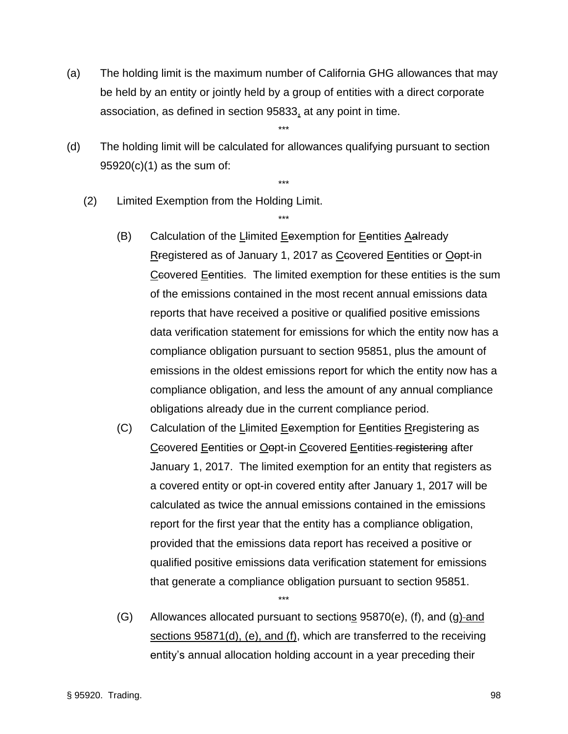(a) The holding limit is the maximum number of California GHG allowances that may be held by an entity or jointly held by a group of entities with a direct corporate association, as defined in section 95833<u>,</u> at any point in time.

\*\*\*

(d) The holding limit will be calculated for allowances qualifying pursuant to section 95920(c)(1) as the sum of:

\*\*\*

(2) Limited Exemption from the Holding Limit.

\*\*\*

(B) Calculation of the <u>L</u>~~l~~imited <u>E</u>~~e~~xemption for <u>E</u>~~e~~ntities <u>A</u>~~a~~lready <u>R</u>~~r~~egistered as of January 1, 2017 as <u>C</u>~~c~~overed <u>E</u>~~e~~ntities or <u>O</u>~~o~~pt-in <u>C</u>~~c~~overed <u>E</u>~~e~~ntities. The limited exemption for these entities is the sum of the emissions contained in the most recent annual emissions data reports that have received a positive or qualified positive emissions data verification statement for emissions for which the entity now has a compliance obligation pursuant to section 95851, plus the amount of emissions in the oldest emissions report for which the entity now has a compliance obligation, and less the amount of any annual compliance obligations already due in the current compliance period.

(C) Calculation of the <u>L</u>~~l~~imited <u>E</u>~~e~~xemption for <u>E</u>~~e~~ntities <u>R</u>~~r~~egistering as <u>C</u>~~c~~overed <u>E</u>~~e~~ntities or <u>O</u>~~o~~pt-in <u>C</u>~~c~~overed <u>E</u>~~e~~ntities~~ registering~~ after January 1, 2017. The limited exemption for an entity that registers as a covered entity or opt-in covered entity after January 1, 2017 will be calculated as twice the annual emissions contained in the emissions report for the first year that the entity has a compliance obligation, provided that the emissions data report has received a positive or qualified positive emissions data verification statement for emissions that generate a compliance obligation pursuant to section 95851.

\*\*\*

(G) Allowances allocated pursuant to section<u>s</u> 95870(e), (f), and (g)~~ and~~ <u>and sections 95871(d), (e), and (f)</u>, which are transferred to the receiving entity's annual allocation holding account in a year preceding their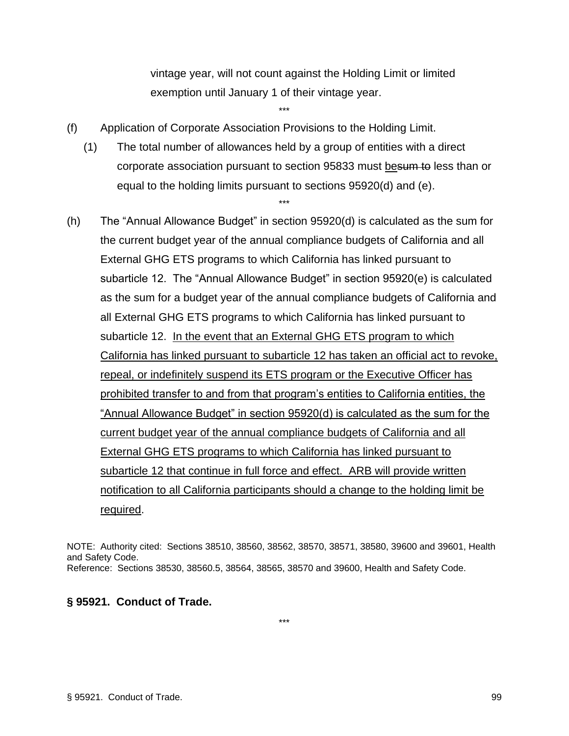vintage year, will not count against the Holding Limit or limited exemption until January 1 of their vintage year.

\*\*\*

(f) Application of Corporate Association Provisions to the Holding Limit.

(1) The total number of allowances held by a group of entities with a direct corporate association pursuant to section 95833 must <u>be</u>~~sum to~~ less than or equal to the holding limits pursuant to sections 95920(d) and (e).

\*\*\*

(h) The "Annual Allowance Budget" in section 95920(d) is calculated as the sum for the current budget year of the annual compliance budgets of California and all External GHG ETS programs to which California has linked pursuant to subarticle 12. The "Annual Allowance Budget" in section 95920(e) is calculated as the sum for a budget year of the annual compliance budgets of California and all External GHG ETS programs to which California has linked pursuant to subarticle 12. <u>In the event that an External GHG ETS program to which California has linked pursuant to subarticle 12 has taken an official act to revoke, repeal, or indefinitely suspend its ETS program or the Executive Officer has prohibited transfer to and from that program's entities to California entities, the "Annual Allowance Budget" in section 95920(d) is calculated as the sum for the current budget year of the annual compliance budgets of California and all External GHG ETS programs to which California has linked pursuant to subarticle 12 that continue in full force and effect. ARB will provide written notification to all California participants should a change to the holding limit be required</u>.

NOTE: Authority cited: Sections 38510, 38560, 38562, 38570, 38571, 38580, 39600 and 39601, Health and Safety Code.
Reference: Sections 38530, 38560.5, 38564, 38565, 38570 and 39600, Health and Safety Code.

## § 95921. Conduct of Trade.

\*\*\*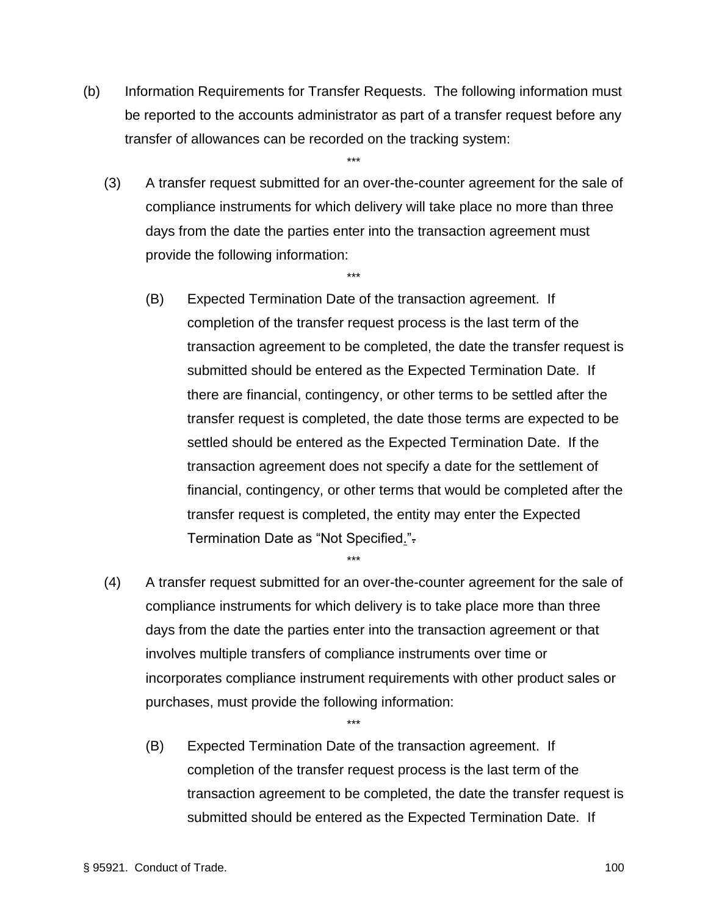(b) Information Requirements for Transfer Requests. The following information must be reported to the accounts administrator as part of a transfer request before any transfer of allowances can be recorded on the tracking system:

\*\*\*

(3) A transfer request submitted for an over-the-counter agreement for the sale of compliance instruments for which delivery will take place no more than three days from the date the parties enter into the transaction agreement must provide the following information:

\*\*\*

(B) Expected Termination Date of the transaction agreement. If completion of the transfer request process is the last term of the transaction agreement to be completed, the date the transfer request is submitted should be entered as the Expected Termination Date. If there are financial, contingency, or other terms to be settled after the transfer request is completed, the date those terms are expected to be settled should be entered as the Expected Termination Date. If the transaction agreement does not specify a date for the settlement of financial, contingency, or other terms that would be completed after the transfer request is completed, the entity may enter the Expected Termination Date as "Not Specified."~~.~~

\*\*\*

(4) A transfer request submitted for an over-the-counter agreement for the sale of compliance instruments for which delivery is to take place more than three days from the date the parties enter into the transaction agreement or that involves multiple transfers of compliance instruments over time or incorporates compliance instrument requirements with other product sales or purchases, must provide the following information:

\*\*\*

(B) Expected Termination Date of the transaction agreement. If completion of the transfer request process is the last term of the transaction agreement to be completed, the date the transfer request is submitted should be entered as the Expected Termination Date. If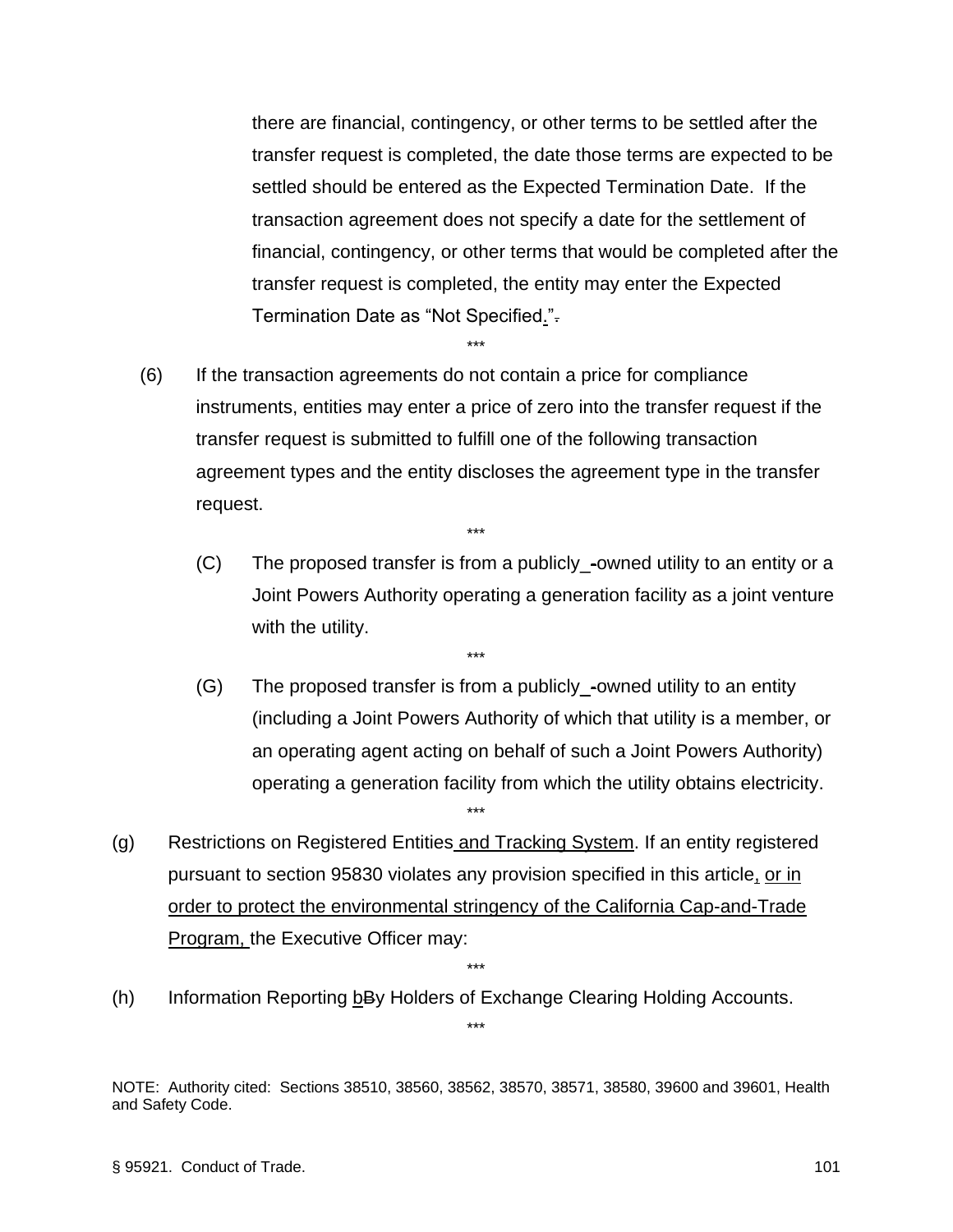there are financial, contingency, or other terms to be settled after the transfer request is completed, the date those terms are expected to be settled should be entered as the Expected Termination Date. If the transaction agreement does not specify a date for the settlement of financial, contingency, or other terms that would be completed after the transfer request is completed, the entity may enter the Expected Termination Date as "Not Specified.".

\*\*\*

(6) If the transaction agreements do not contain a price for compliance instruments, entities may enter a price of zero into the transfer request if the transfer request is submitted to fulfill one of the following transaction agreement types and the entity discloses the agreement type in the transfer request.

\*\*\*

(C) The proposed transfer is from a publicly -owned utility to an entity or a Joint Powers Authority operating a generation facility as a joint venture with the utility.

\*\*\*

(G) The proposed transfer is from a publicly -owned utility to an entity (including a Joint Powers Authority of which that utility is a member, or an operating agent acting on behalf of such a Joint Powers Authority) operating a generation facility from which the utility obtains electricity.

\*\*\*

(g) Restrictions on Registered Entities and Tracking System. If an entity registered pursuant to section 95830 violates any provision specified in this article, or in order to protect the environmental stringency of the California Cap-and-Trade Program, the Executive Officer may:

\*\*\*

(h) Information Reporting bBy Holders of Exchange Clearing Holding Accounts.

\*\*\*

NOTE: Authority cited: Sections 38510, 38560, 38562, 38570, 38571, 38580, 39600 and 39601, Health and Safety Code.

§ 95921. Conduct of Trade.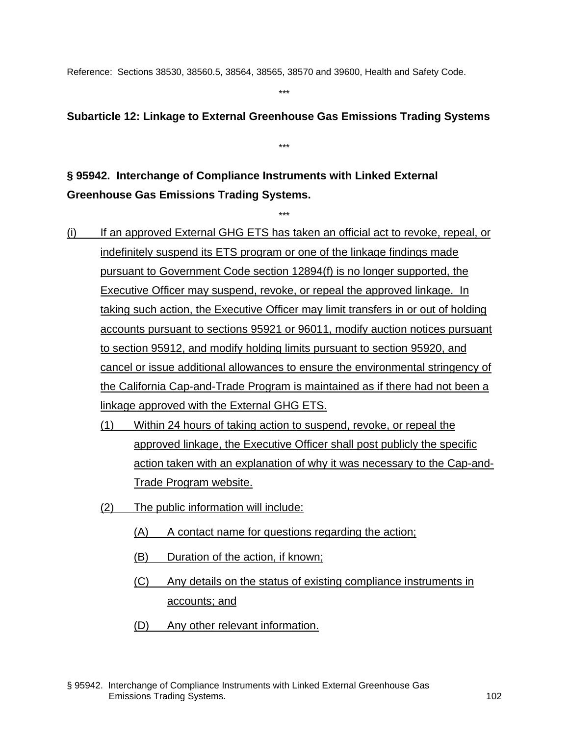Reference: Sections 38530, 38560.5, 38564, 38565, 38570 and 39600, Health and Safety Code.

\*\*\*

**Subarticle 12: Linkage to External Greenhouse Gas Emissions Trading Systems**

\*\*\*

**§ 95942. Interchange of Compliance Instruments with Linked External Greenhouse Gas Emissions Trading Systems.**

\*\*\*

<u>(i) If an approved External GHG ETS has taken an official act to revoke, repeal, or indefinitely suspend its ETS program or one of the linkage findings made pursuant to Government Code section 12894(f) is no longer supported, the Executive Officer may suspend, revoke, or repeal the approved linkage. In taking such action, the Executive Officer may limit transfers in or out of holding accounts pursuant to sections 95921 or 96011, modify auction notices pursuant to section 95912, and modify holding limits pursuant to section 95920, and cancel or issue additional allowances to ensure the environmental stringency of the California Cap-and-Trade Program is maintained as if there had not been a linkage approved with the External GHG ETS.</u>

<u>(1) Within 24 hours of taking action to suspend, revoke, or repeal the approved linkage, the Executive Officer shall post publicly the specific action taken with an explanation of why it was necessary to the Cap-and-Trade Program website.</u>

<u>(2) The public information will include:</u>

<u>(A) A contact name for questions regarding the action;</u>

<u>(B) Duration of the action, if known;</u>

<u>(C) Any details on the status of existing compliance instruments in accounts; and</u>

<u>(D) Any other relevant information.</u>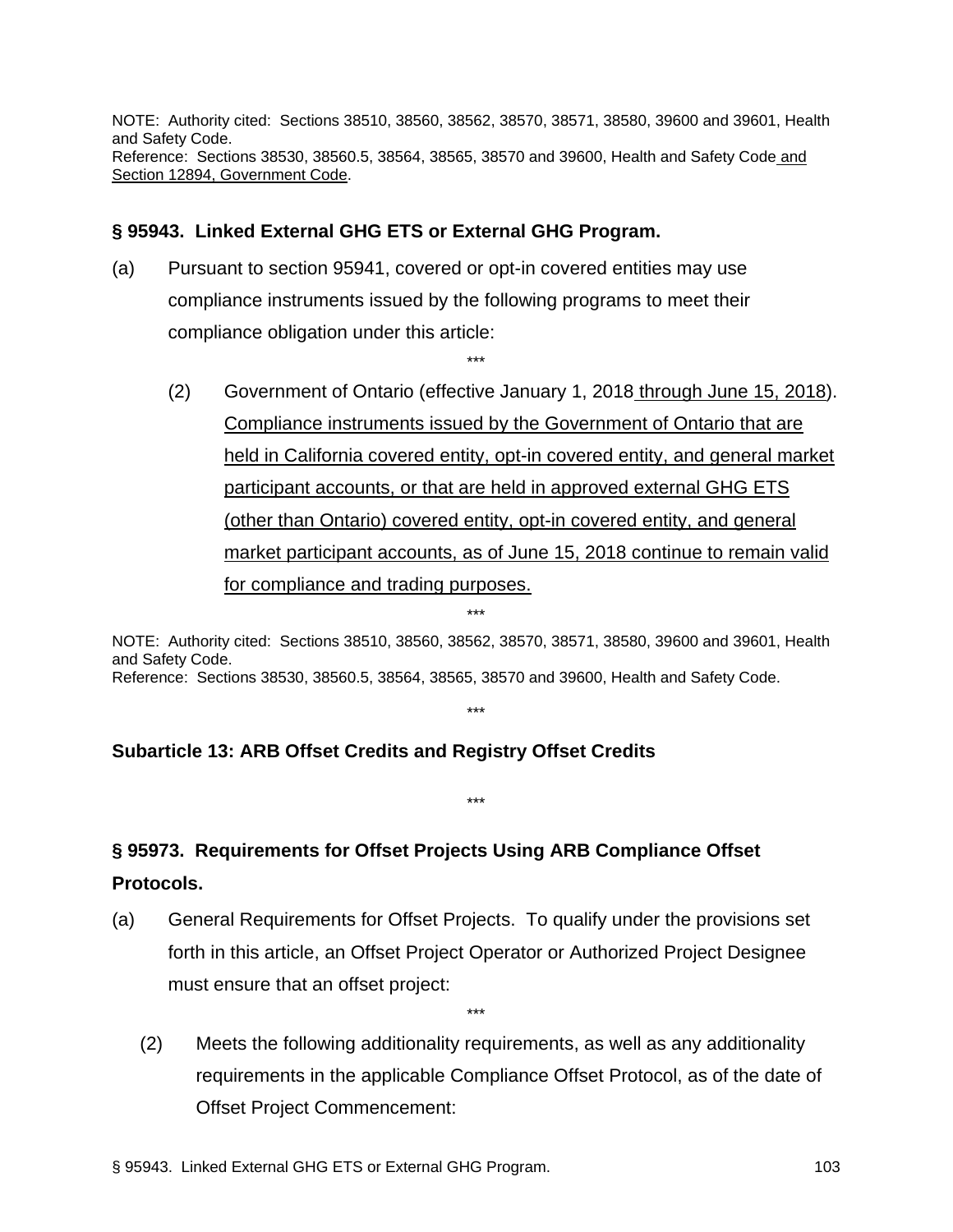NOTE: Authority cited: Sections 38510, 38560, 38562, 38570, 38571, 38580, 39600 and 39601, Health and Safety Code.
Reference: Sections 38530, 38560.5, 38564, 38565, 38570 and 39600, Health and Safety Code and Section 12894, Government Code.

## § 95943. Linked External GHG ETS or External GHG Program.

(a) Pursuant to section 95941, covered or opt-in covered entities may use compliance instruments issued by the following programs to meet their compliance obligation under this article:

\*\*\*

(2) Government of Ontario (effective January 1, 2018 through June 15, 2018). Compliance instruments issued by the Government of Ontario that are held in California covered entity, opt-in covered entity, and general market participant accounts, or that are held in approved external GHG ETS (other than Ontario) covered entity, opt-in covered entity, and general market participant accounts, as of June 15, 2018 continue to remain valid for compliance and trading purposes.

\*\*\*

NOTE: Authority cited: Sections 38510, 38560, 38562, 38570, 38571, 38580, 39600 and 39601, Health and Safety Code.
Reference: Sections 38530, 38560.5, 38564, 38565, 38570 and 39600, Health and Safety Code.

\*\*\*

## Subarticle 13: ARB Offset Credits and Registry Offset Credits

\*\*\*

## § 95973. Requirements for Offset Projects Using ARB Compliance Offset Protocols.

(a) General Requirements for Offset Projects. To qualify under the provisions set forth in this article, an Offset Project Operator or Authorized Project Designee must ensure that an offset project:

\*\*\*

(2) Meets the following additionality requirements, as well as any additionality requirements in the applicable Compliance Offset Protocol, as of the date of Offset Project Commencement: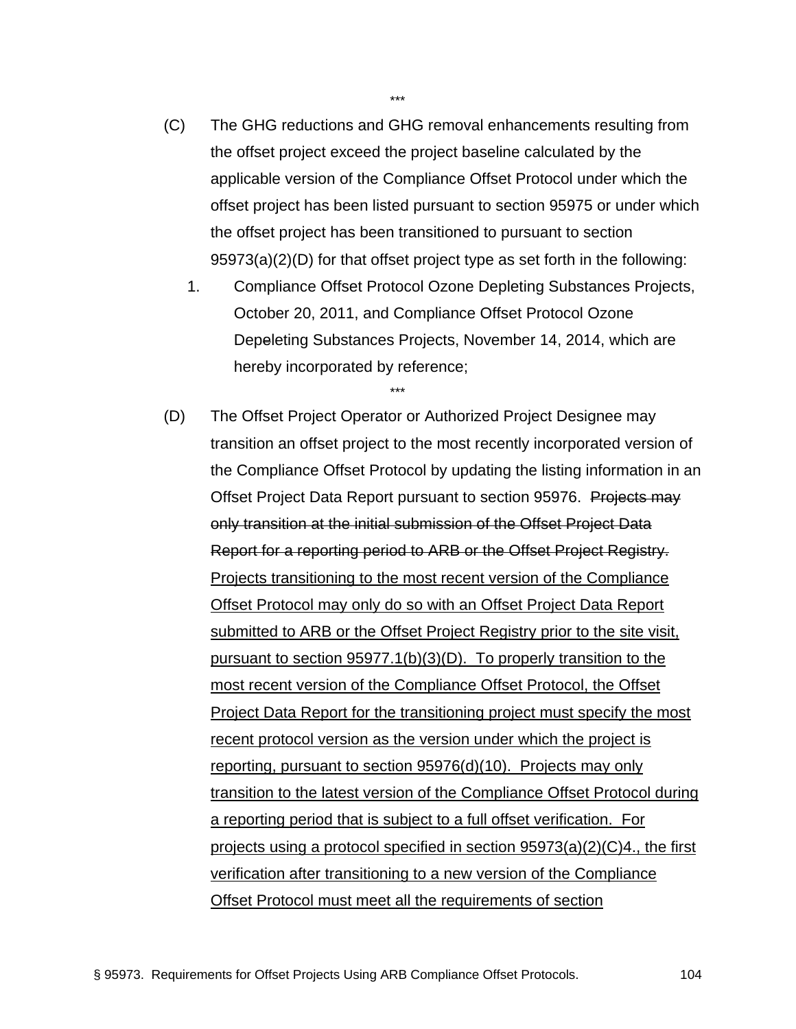\*\*\*

(C) The GHG reductions and GHG removal enhancements resulting from the offset project exceed the project baseline calculated by the applicable version of the Compliance Offset Protocol under which the offset project has been listed pursuant to section 95975 or under which the offset project has been transitioned to pursuant to section 95973(a)(2)(D) for that offset project type as set forth in the following:

1. Compliance Offset Protocol Ozone Depleting Substances Projects, October 20, 2011, and Compliance Offset Protocol Ozone Dep~~e~~leting Substances Projects, November 14, 2014, which are hereby incorporated by reference;

\*\*\*

(D) The Offset Project Operator or Authorized Project Designee may transition an offset project to the most recently incorporated version of the Compliance Offset Protocol by updating the listing information in an Offset Project Data Report pursuant to section 95976. ~~Projects may only transition at the initial submission of the Offset Project Data Report for a reporting period to ARB or the Offset Project Registry.~~ <u>Projects transitioning to the most recent version of the Compliance Offset Protocol may only do so with an Offset Project Data Report submitted to ARB or the Offset Project Registry prior to the site visit, pursuant to section 95977.1(b)(3)(D). To properly transition to the most recent version of the Compliance Offset Protocol, the Offset Project Data Report for the transitioning project must specify the most recent protocol version as the version under which the project is reporting, pursuant to section 95976(d)(10). Projects may only transition to the latest version of the Compliance Offset Protocol during a reporting period that is subject to a full offset verification. For projects using a protocol specified in section 95973(a)(2)(C)4., the first verification after transitioning to a new version of the Compliance Offset Protocol must meet all the requirements of section</u>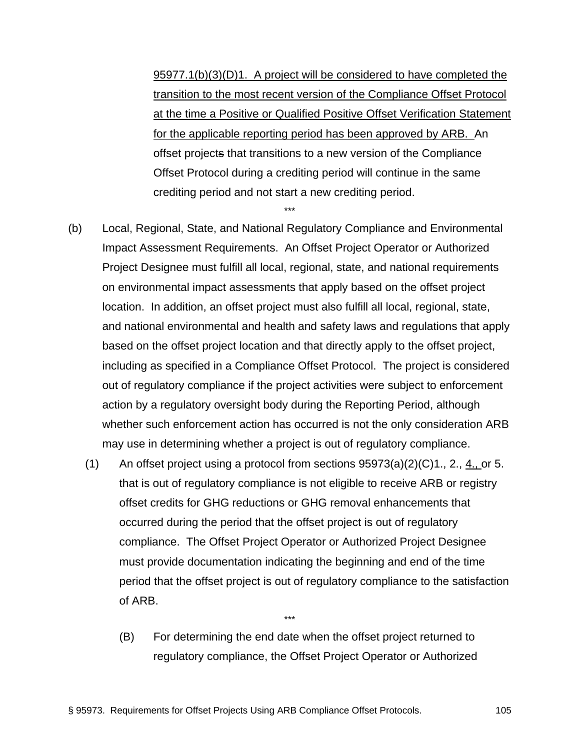95977.1(b)(3)(D)1. A project will be considered to have completed the transition to the most recent version of the Compliance Offset Protocol at the time a Positive or Qualified Positive Offset Verification Statement for the applicable reporting period has been approved by ARB. An offset projects that transitions to a new version of the Compliance Offset Protocol during a crediting period will continue in the same crediting period and not start a new crediting period.

\*\*\*

(b) Local, Regional, State, and National Regulatory Compliance and Environmental Impact Assessment Requirements. An Offset Project Operator or Authorized Project Designee must fulfill all local, regional, state, and national requirements on environmental impact assessments that apply based on the offset project location. In addition, an offset project must also fulfill all local, regional, state, and national environmental and health and safety laws and regulations that apply based on the offset project location and that directly apply to the offset project, including as specified in a Compliance Offset Protocol. The project is considered out of regulatory compliance if the project activities were subject to enforcement action by a regulatory oversight body during the Reporting Period, although whether such enforcement action has occurred is not the only consideration ARB may use in determining whether a project is out of regulatory compliance.

(1) An offset project using a protocol from sections 95973(a)(2)(C)1., 2., 4., or 5. that is out of regulatory compliance is not eligible to receive ARB or registry offset credits for GHG reductions or GHG removal enhancements that occurred during the period that the offset project is out of regulatory compliance. The Offset Project Operator or Authorized Project Designee must provide documentation indicating the beginning and end of the time period that the offset project is out of regulatory compliance to the satisfaction of ARB.

\*\*\*

(B) For determining the end date when the offset project returned to regulatory compliance, the Offset Project Operator or Authorized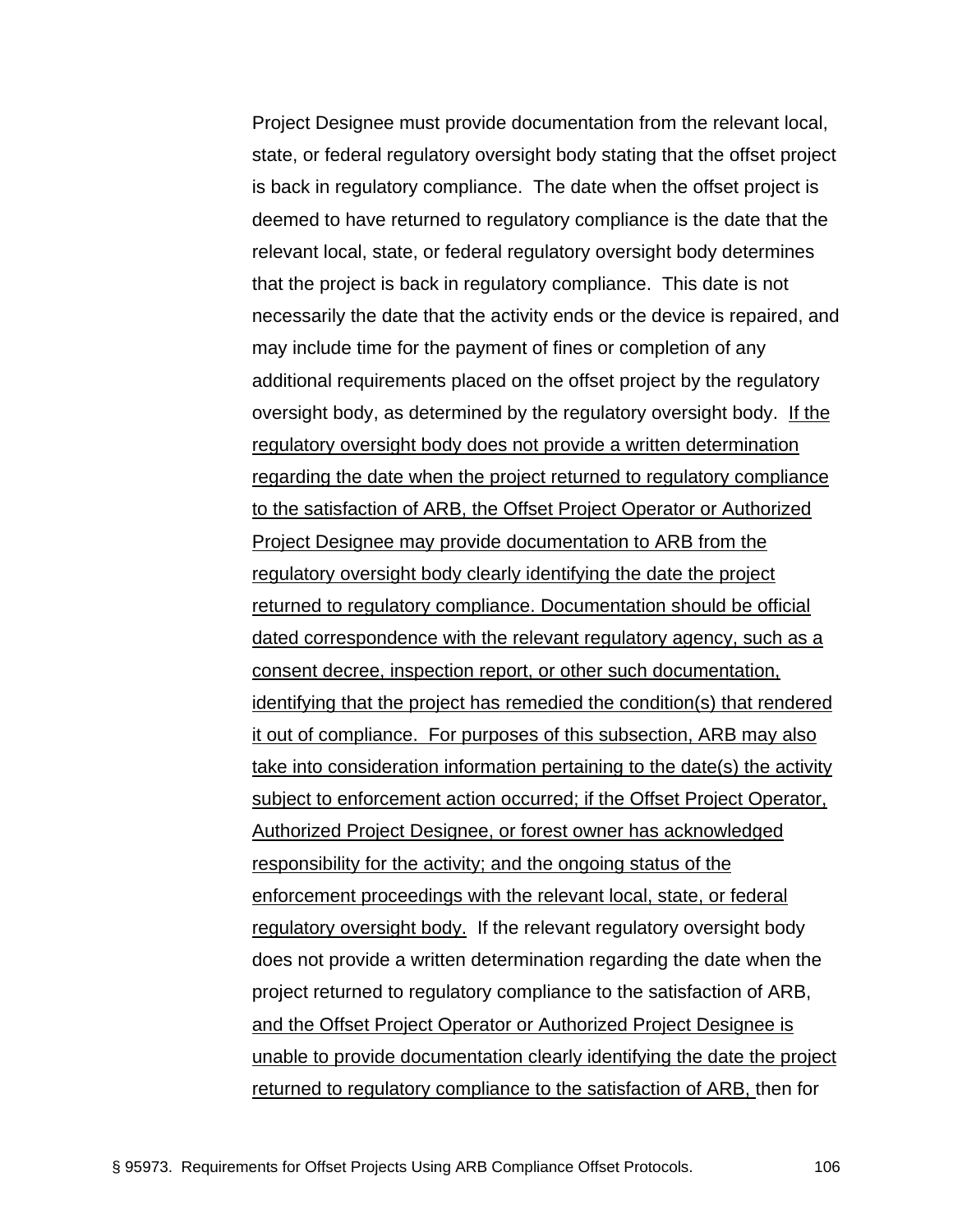Project Designee must provide documentation from the relevant local, state, or federal regulatory oversight body stating that the offset project is back in regulatory compliance. The date when the offset project is deemed to have returned to regulatory compliance is the date that the relevant local, state, or federal regulatory oversight body determines that the project is back in regulatory compliance. This date is not necessarily the date that the activity ends or the device is repaired, and may include time for the payment of fines or completion of any additional requirements placed on the offset project by the regulatory oversight body, as determined by the regulatory oversight body. If the regulatory oversight body does not provide a written determination regarding the date when the project returned to regulatory compliance to the satisfaction of ARB, the Offset Project Operator or Authorized Project Designee may provide documentation to ARB from the regulatory oversight body clearly identifying the date the project returned to regulatory compliance. Documentation should be official dated correspondence with the relevant regulatory agency, such as a consent decree, inspection report, or other such documentation, identifying that the project has remedied the condition(s) that rendered it out of compliance. For purposes of this subsection, ARB may also take into consideration information pertaining to the date(s) the activity subject to enforcement action occurred; if the Offset Project Operator, Authorized Project Designee, or forest owner has acknowledged responsibility for the activity; and the ongoing status of the enforcement proceedings with the relevant local, state, or federal regulatory oversight body. If the relevant regulatory oversight body does not provide a written determination regarding the date when the project returned to regulatory compliance to the satisfaction of ARB, and the Offset Project Operator or Authorized Project Designee is unable to provide documentation clearly identifying the date the project returned to regulatory compliance to the satisfaction of ARB, then for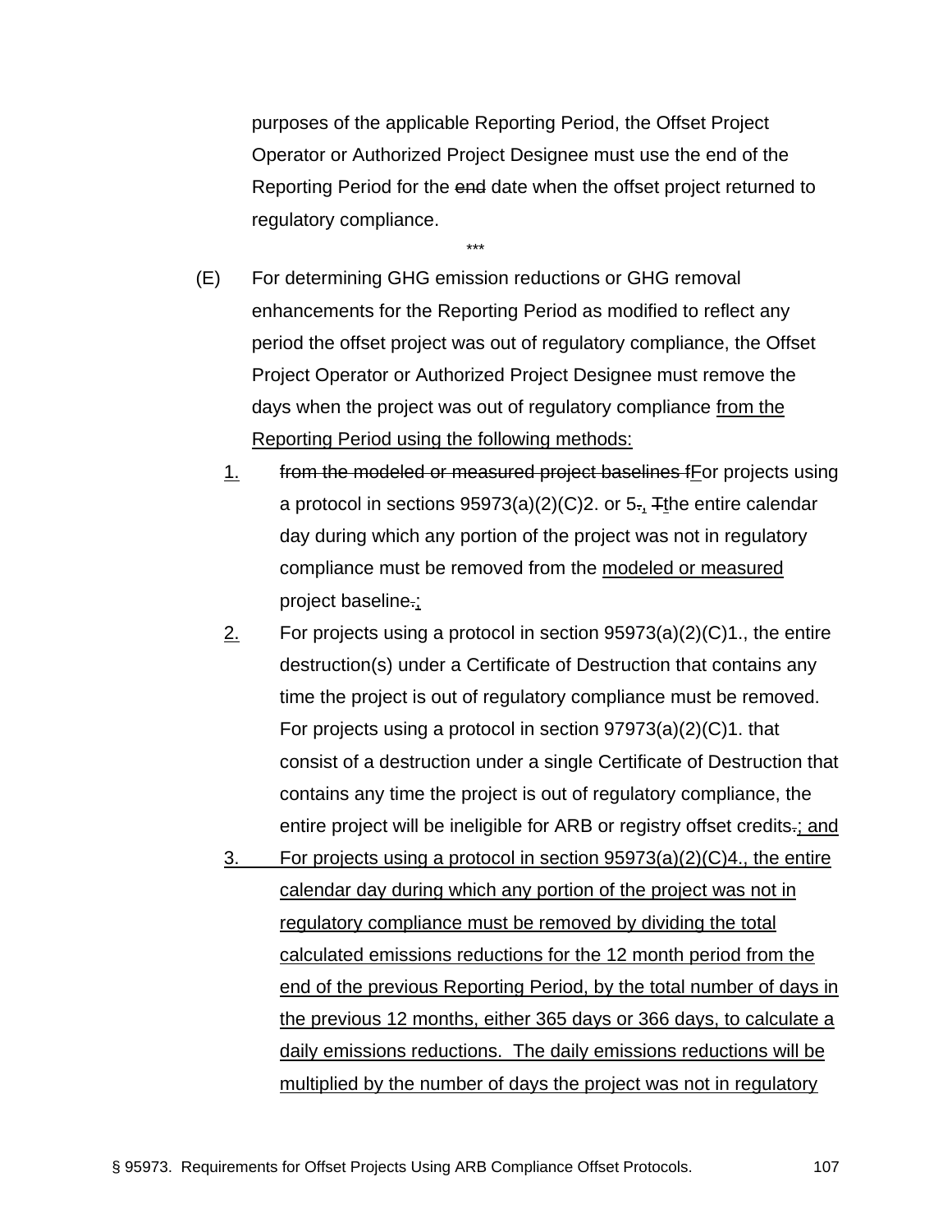purposes of the applicable Reporting Period, the Offset Project Operator or Authorized Project Designee must use the end of the Reporting Period for the ~~end~~ date when the offset project returned to regulatory compliance.

\*\*\*

(E) For determining GHG emission reductions or GHG removal enhancements for the Reporting Period as modified to reflect any period the offset project was out of regulatory compliance, the Offset Project Operator or Authorized Project Designee must remove the days when the project was out of regulatory compliance <u>from the Reporting Period using the following methods:</u>

<u>1.</u> ~~from the modeled or measured project baselines f~~<u>F</u>or projects using a protocol in sections 95973(a)(2)(C)2. or 5~~.~~<u>,</u> ~~T~~<u>t</u>he entire calendar day during which any portion of the project was not in regulatory compliance must be removed from the <u>modeled or measured</u> project baseline~~.~~<u>;</u>

<u>2.</u> For projects using a protocol in section 95973(a)(2)(C)1., the entire destruction(s) under a Certificate of Destruction that contains any time the project is out of regulatory compliance must be removed. For projects using a protocol in section 97973(a)(2)(C)1. that consist of a destruction under a single Certificate of Destruction that contains any time the project is out of regulatory compliance, the entire project will be ineligible for ARB or registry offset credits~~.~~<u>; and</u>

<u>3. For projects using a protocol in section 95973(a)(2)(C)4., the entire calendar day during which any portion of the project was not in regulatory compliance must be removed by dividing the total calculated emissions reductions for the 12 month period from the end of the previous Reporting Period, by the total number of days in the previous 12 months, either 365 days or 366 days, to calculate a daily emissions reductions. The daily emissions reductions will be multiplied by the number of days the project was not in regulatory</u>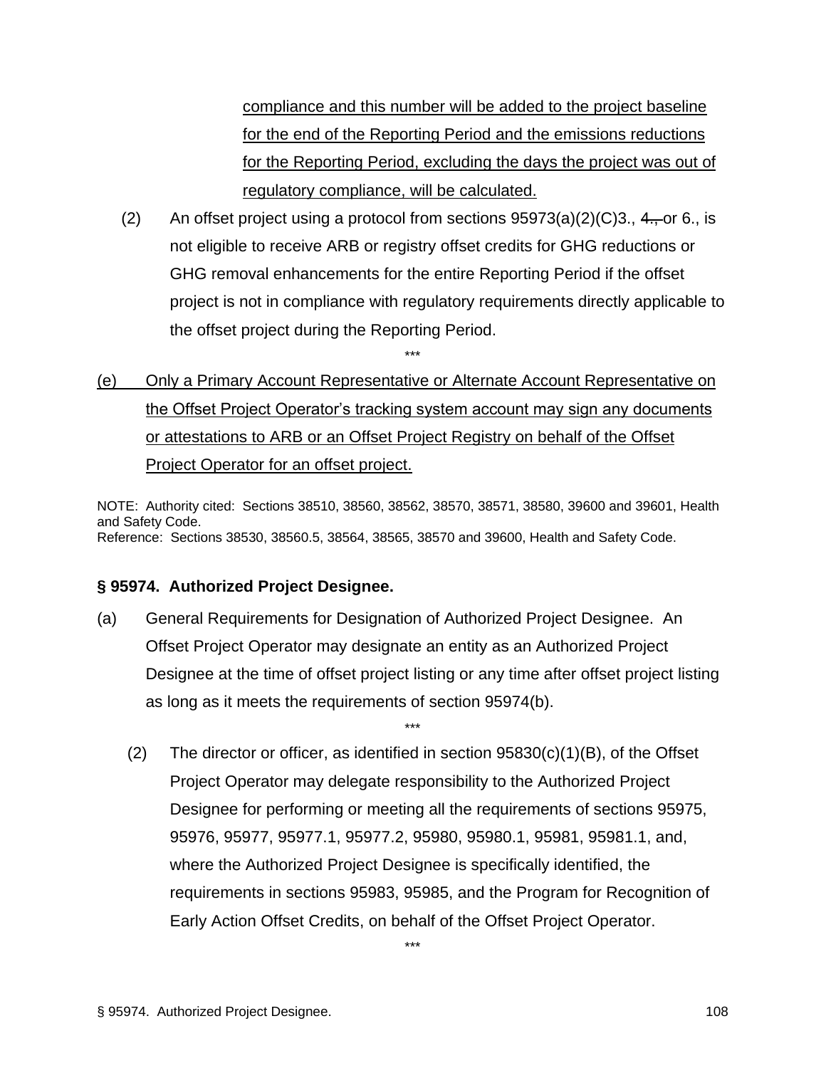compliance and this number will be added to the project baseline for the end of the Reporting Period and the emissions reductions for the Reporting Period, excluding the days the project was out of regulatory compliance, will be calculated.

(2) An offset project using a protocol from sections 95973(a)(2)(C)3., ~~4.,~~ or 6., is not eligible to receive ARB or registry offset credits for GHG reductions or GHG removal enhancements for the entire Reporting Period if the offset project is not in compliance with regulatory requirements directly applicable to the offset project during the Reporting Period.

\*\*\*

(e) Only a Primary Account Representative or Alternate Account Representative on the Offset Project Operator's tracking system account may sign any documents or attestations to ARB or an Offset Project Registry on behalf of the Offset Project Operator for an offset project.

NOTE: Authority cited: Sections 38510, 38560, 38562, 38570, 38571, 38580, 39600 and 39601, Health and Safety Code.
Reference: Sections 38530, 38560.5, 38564, 38565, 38570 and 39600, Health and Safety Code.

**§ 95974. Authorized Project Designee.**

(a) General Requirements for Designation of Authorized Project Designee. An Offset Project Operator may designate an entity as an Authorized Project Designee at the time of offset project listing or any time after offset project listing as long as it meets the requirements of section 95974(b).

\*\*\*

(2) The director or officer, as identified in section 95830(c)(1)(B), of the Offset Project Operator may delegate responsibility to the Authorized Project Designee for performing or meeting all the requirements of sections 95975, 95976, 95977, 95977.1, 95977.2, 95980, 95980.1, 95981, 95981.1, and, where the Authorized Project Designee is specifically identified, the requirements in sections 95983, 95985, and the Program for Recognition of Early Action Offset Credits, on behalf of the Offset Project Operator.

\*\*\*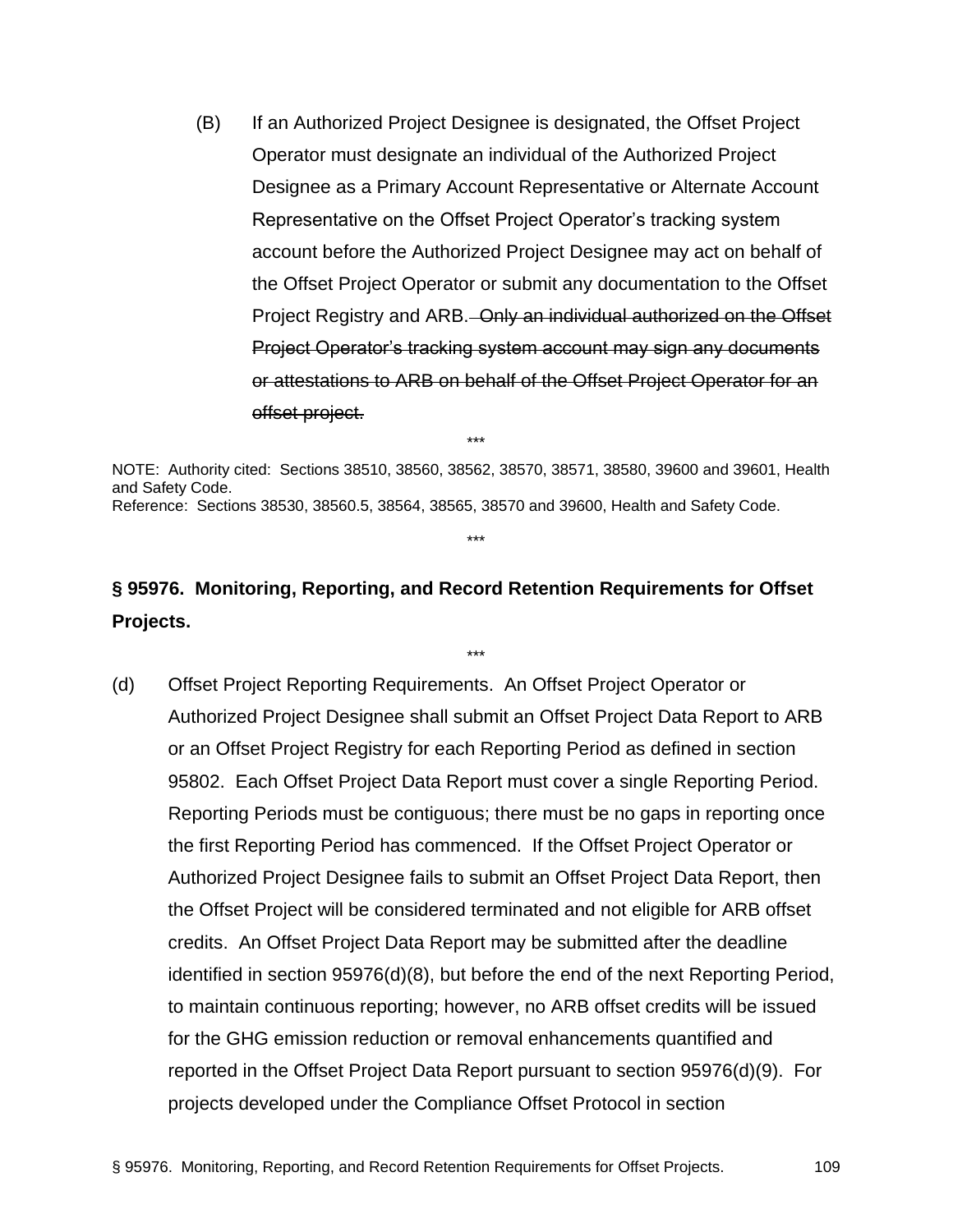(B) If an Authorized Project Designee is designated, the Offset Project Operator must designate an individual of the Authorized Project Designee as a Primary Account Representative or Alternate Account Representative on the Offset Project Operator's tracking system account before the Authorized Project Designee may act on behalf of the Offset Project Operator or submit any documentation to the Offset Project Registry and ARB. ~~Only an individual authorized on the Offset Project Operator's tracking system account may sign any documents or attestations to ARB on behalf of the Offset Project Operator for an offset project.~~

\*\*\*

NOTE: Authority cited: Sections 38510, 38560, 38562, 38570, 38571, 38580, 39600 and 39601, Health and Safety Code.
Reference: Sections 38530, 38560.5, 38564, 38565, 38570 and 39600, Health and Safety Code.

\*\*\*

**§ 95976. Monitoring, Reporting, and Record Retention Requirements for Offset Projects.**

\*\*\*

(d) Offset Project Reporting Requirements. An Offset Project Operator or Authorized Project Designee shall submit an Offset Project Data Report to ARB or an Offset Project Registry for each Reporting Period as defined in section 95802. Each Offset Project Data Report must cover a single Reporting Period. Reporting Periods must be contiguous; there must be no gaps in reporting once the first Reporting Period has commenced. If the Offset Project Operator or Authorized Project Designee fails to submit an Offset Project Data Report, then the Offset Project will be considered terminated and not eligible for ARB offset credits. An Offset Project Data Report may be submitted after the deadline identified in section 95976(d)(8), but before the end of the next Reporting Period, to maintain continuous reporting; however, no ARB offset credits will be issued for the GHG emission reduction or removal enhancements quantified and reported in the Offset Project Data Report pursuant to section 95976(d)(9). For projects developed under the Compliance Offset Protocol in section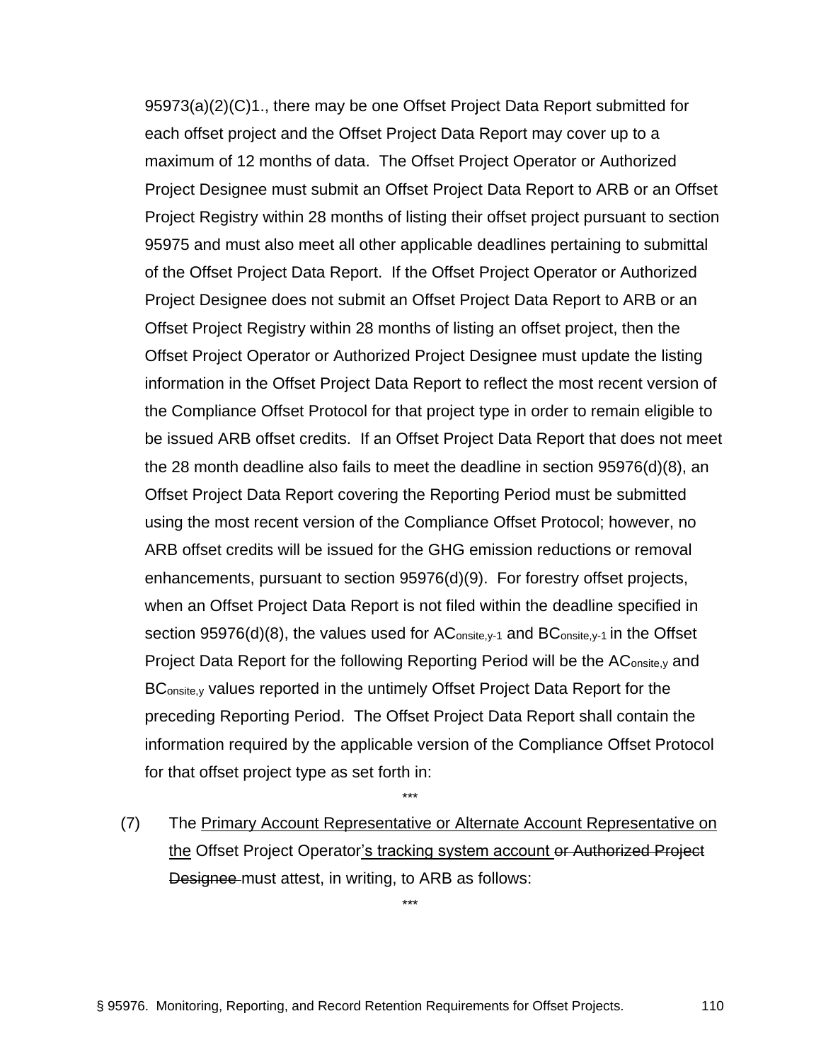95973(a)(2)(C)1., there may be one Offset Project Data Report submitted for each offset project and the Offset Project Data Report may cover up to a maximum of 12 months of data. The Offset Project Operator or Authorized Project Designee must submit an Offset Project Data Report to ARB or an Offset Project Registry within 28 months of listing their offset project pursuant to section 95975 and must also meet all other applicable deadlines pertaining to submittal of the Offset Project Data Report. If the Offset Project Operator or Authorized Project Designee does not submit an Offset Project Data Report to ARB or an Offset Project Registry within 28 months of listing an offset project, then the Offset Project Operator or Authorized Project Designee must update the listing information in the Offset Project Data Report to reflect the most recent version of the Compliance Offset Protocol for that project type in order to remain eligible to be issued ARB offset credits. If an Offset Project Data Report that does not meet the 28 month deadline also fails to meet the deadline in section 95976(d)(8), an Offset Project Data Report covering the Reporting Period must be submitted using the most recent version of the Compliance Offset Protocol; however, no ARB offset credits will be issued for the GHG emission reductions or removal enhancements, pursuant to section 95976(d)(9). For forestry offset projects, when an Offset Project Data Report is not filed within the deadline specified in section 95976(d)(8), the values used for $AC_{onsite,y-1}$ and $BC_{onsite,y-1}$ in the Offset Project Data Report for the following Reporting Period will be the $AC_{onsite,y}$ and $BC_{onsite,y}$ values reported in the untimely Offset Project Data Report for the preceding Reporting Period. The Offset Project Data Report shall contain the information required by the applicable version of the Compliance Offset Protocol for that offset project type as set forth in:

\*\*\*

(7) The <u>Primary Account Representative or Alternate Account Representative on the</u> Offset Project Operator<u>'s tracking system account</u> ~~or Authorized Project Designee~~ must attest, in writing, to ARB as follows:

\*\*\*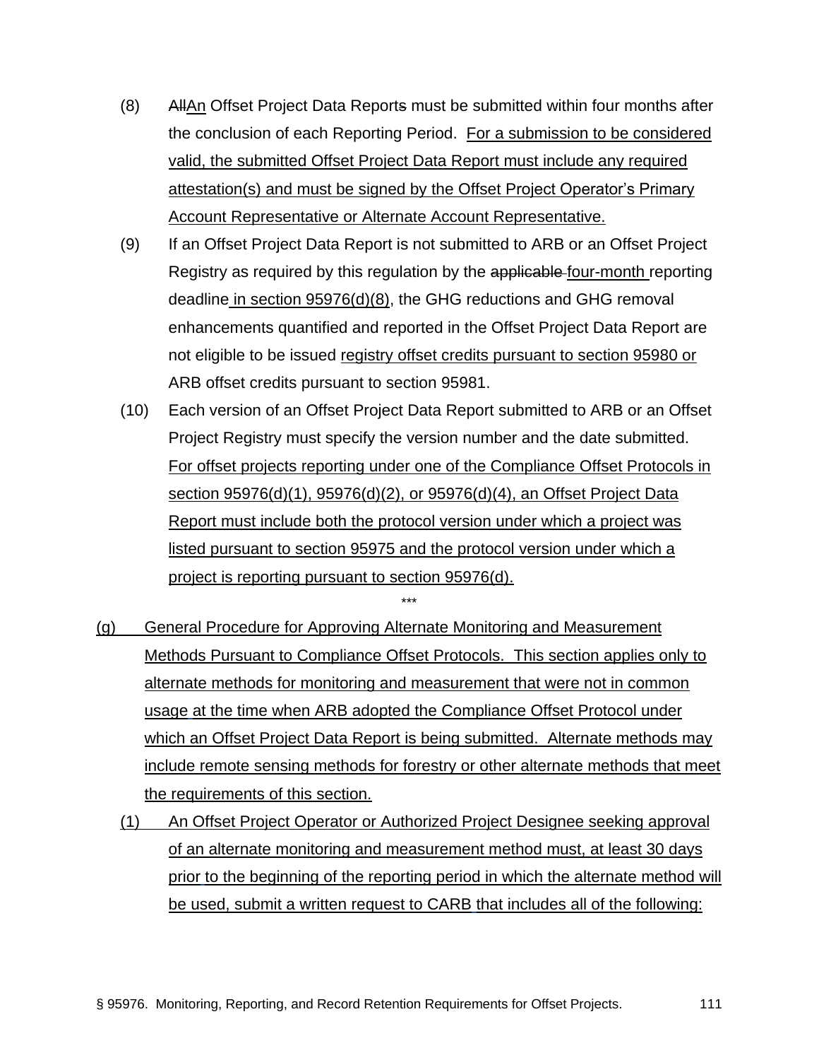(8) ~~All~~An Offset Project Data Report~~s~~ must be submitted within four months after the conclusion of each Reporting Period. For a submission to be considered valid, the submitted Offset Project Data Report must include any required attestation(s) and must be signed by the Offset Project Operator's Primary Account Representative or Alternate Account Representative.

(9) If an Offset Project Data Report is not submitted to ARB or an Offset Project Registry as required by this regulation by the ~~applicable~~ four-month reporting deadline in section 95976(d)(8), the GHG reductions and GHG removal enhancements quantified and reported in the Offset Project Data Report are not eligible to be issued registry offset credits pursuant to section 95980 or ARB offset credits pursuant to section 95981.

(10) Each version of an Offset Project Data Report submitted to ARB or an Offset Project Registry must specify the version number and the date submitted. For offset projects reporting under one of the Compliance Offset Protocols in section 95976(d)(1), 95976(d)(2), or 95976(d)(4), an Offset Project Data Report must include both the protocol version under which a project was listed pursuant to section 95975 and the protocol version under which a project is reporting pursuant to section 95976(d).

\*\*\*

(g) General Procedure for Approving Alternate Monitoring and Measurement Methods Pursuant to Compliance Offset Protocols. This section applies only to alternate methods for monitoring and measurement that were not in common usage at the time when ARB adopted the Compliance Offset Protocol under which an Offset Project Data Report is being submitted. Alternate methods may include remote sensing methods for forestry or other alternate methods that meet the requirements of this section.

(1) An Offset Project Operator or Authorized Project Designee seeking approval of an alternate monitoring and measurement method must, at least 30 days prior to the beginning of the reporting period in which the alternate method will be used, submit a written request to CARB that includes all of the following: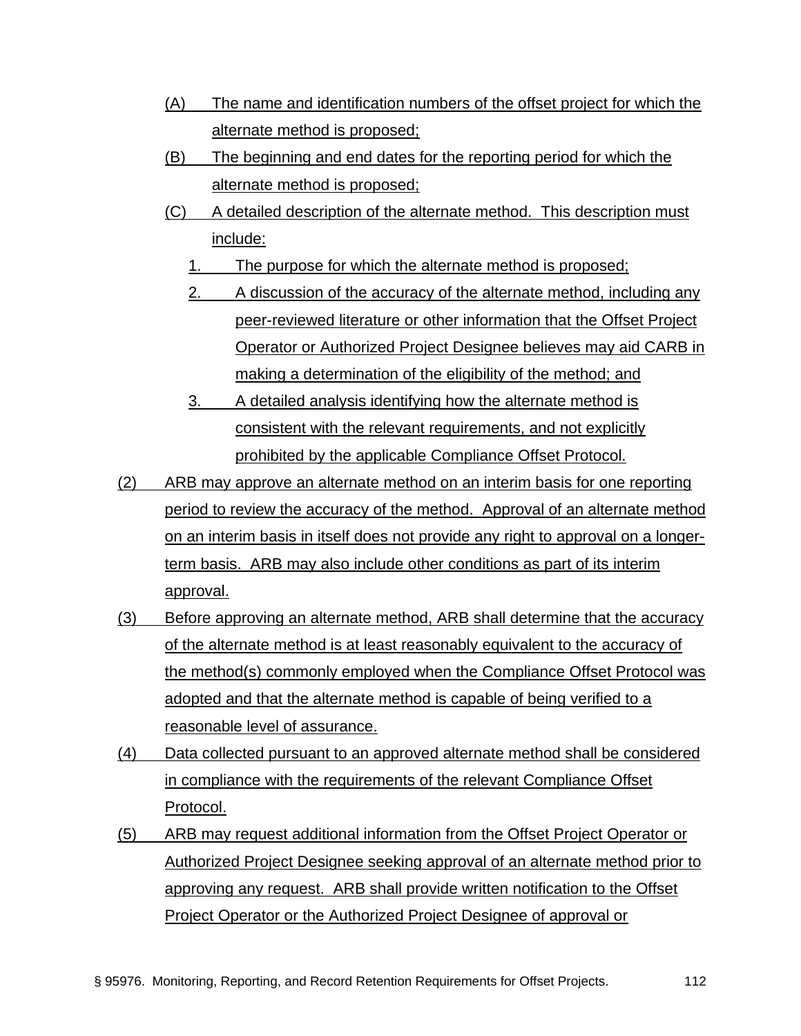(A) The name and identification numbers of the offset project for which the alternate method is proposed;

(B) The beginning and end dates for the reporting period for which the alternate method is proposed;

(C) A detailed description of the alternate method. This description must include:

1. The purpose for which the alternate method is proposed;

2. A discussion of the accuracy of the alternate method, including any peer-reviewed literature or other information that the Offset Project Operator or Authorized Project Designee believes may aid CARB in making a determination of the eligibility of the method; and

3. A detailed analysis identifying how the alternate method is consistent with the relevant requirements, and not explicitly prohibited by the applicable Compliance Offset Protocol.

(2) ARB may approve an alternate method on an interim basis for one reporting period to review the accuracy of the method. Approval of an alternate method on an interim basis in itself does not provide any right to approval on a longer-term basis. ARB may also include other conditions as part of its interim approval.

(3) Before approving an alternate method, ARB shall determine that the accuracy of the alternate method is at least reasonably equivalent to the accuracy of the method(s) commonly employed when the Compliance Offset Protocol was adopted and that the alternate method is capable of being verified to a reasonable level of assurance.

(4) Data collected pursuant to an approved alternate method shall be considered in compliance with the requirements of the relevant Compliance Offset Protocol.

(5) ARB may request additional information from the Offset Project Operator or Authorized Project Designee seeking approval of an alternate method prior to approving any request. ARB shall provide written notification to the Offset Project Operator or the Authorized Project Designee of approval or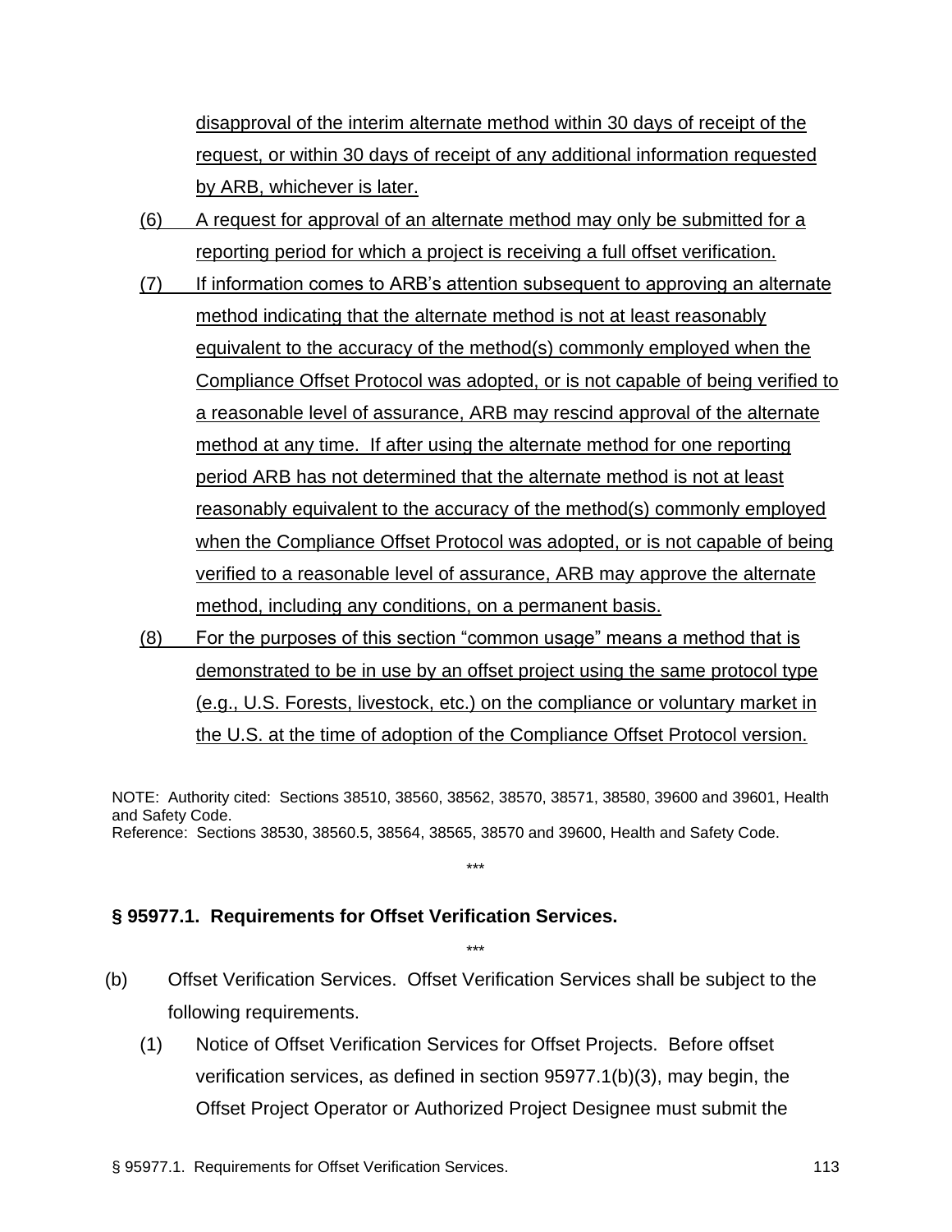disapproval of the interim alternate method within 30 days of receipt of the request, or within 30 days of receipt of any additional information requested by ARB, whichever is later.

(6) A request for approval of an alternate method may only be submitted for a reporting period for which a project is receiving a full offset verification.

(7) If information comes to ARB's attention subsequent to approving an alternate method indicating that the alternate method is not at least reasonably equivalent to the accuracy of the method(s) commonly employed when the Compliance Offset Protocol was adopted, or is not capable of being verified to a reasonable level of assurance, ARB may rescind approval of the alternate method at any time. If after using the alternate method for one reporting period ARB has not determined that the alternate method is not at least reasonably equivalent to the accuracy of the method(s) commonly employed when the Compliance Offset Protocol was adopted, or is not capable of being verified to a reasonable level of assurance, ARB may approve the alternate method, including any conditions, on a permanent basis.

(8) For the purposes of this section "common usage" means a method that is demonstrated to be in use by an offset project using the same protocol type (e.g., U.S. Forests, livestock, etc.) on the compliance or voluntary market in the U.S. at the time of adoption of the Compliance Offset Protocol version.

NOTE: Authority cited: Sections 38510, 38560, 38562, 38570, 38571, 38580, 39600 and 39601, Health and Safety Code.
Reference: Sections 38530, 38560.5, 38564, 38565, 38570 and 39600, Health and Safety Code.

***

**§ 95977.1. Requirements for Offset Verification Services.**

***

(b) Offset Verification Services. Offset Verification Services shall be subject to the following requirements.

(1) Notice of Offset Verification Services for Offset Projects. Before offset verification services, as defined in section 95977.1(b)(3), may begin, the Offset Project Operator or Authorized Project Designee must submit the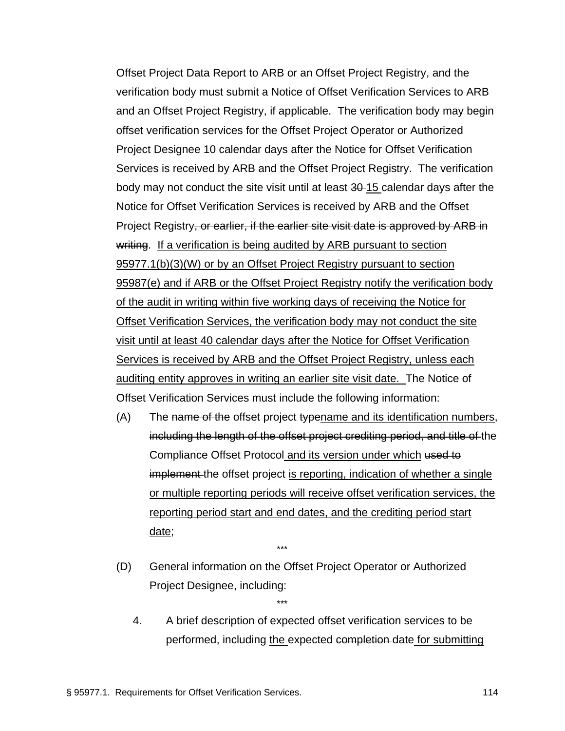Offset Project Data Report to ARB or an Offset Project Registry, and the verification body must submit a Notice of Offset Verification Services to ARB and an Offset Project Registry, if applicable. The verification body may begin offset verification services for the Offset Project Operator or Authorized Project Designee 10 calendar days after the Notice for Offset Verification Services is received by ARB and the Offset Project Registry. The verification body may not conduct the site visit until at least ~~30~~ <u>15</u> calendar days after the Notice for Offset Verification Services is received by ARB and the Offset Project Registry~~, or earlier, if the earlier site visit date is approved by ARB in writing~~. <u>If a verification is being audited by ARB pursuant to section 95977.1(b)(3)(W) or by an Offset Project Registry pursuant to section 95987(e) and if ARB or the Offset Project Registry notify the verification body of the audit in writing within five working days of receiving the Notice for Offset Verification Services, the verification body may not conduct the site visit until at least 40 calendar days after the Notice for Offset Verification Services is received by ARB and the Offset Project Registry, unless each auditing entity approves in writing an earlier site visit date.</u> The Notice of Offset Verification Services must include the following information:

(A) The ~~name of the~~ offset project ~~type~~<u>name and its identification numbers</u>, ~~including the length of the offset project crediting period, and title of~~ the Compliance Offset Protocol <u>and its version under which</u> ~~used to implement~~ the offset project <u>is reporting, indication of whether a single or multiple reporting periods will receive offset verification services, the reporting period start and end dates, and the crediting period start date</u>;

\*\*\*

(D) General information on the Offset Project Operator or Authorized Project Designee, including:

\*\*\*

4. A brief description of expected offset verification services to be performed, including <u>the</u> expected ~~completion~~ date <u>for submitting</u>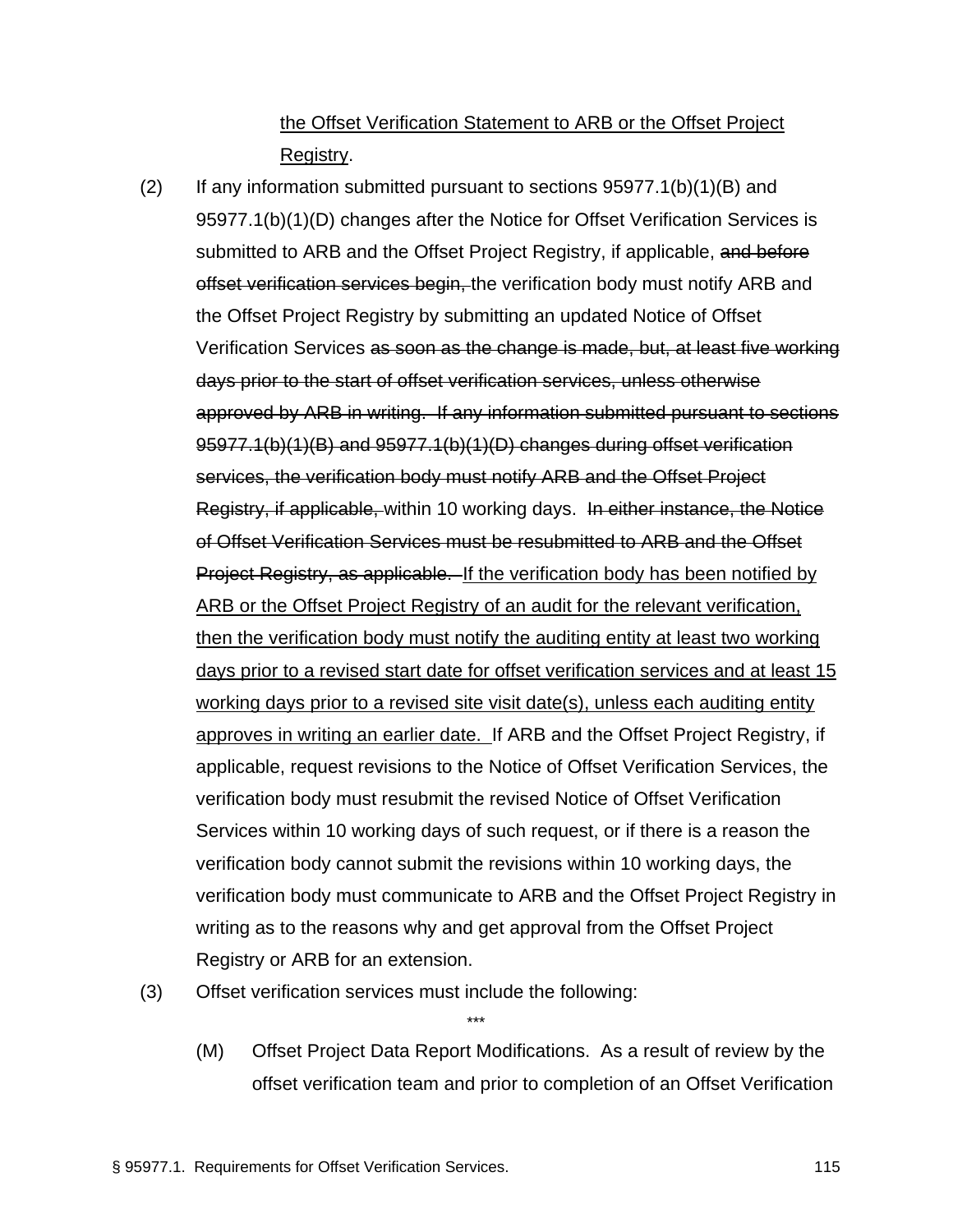<u>the Offset Verification Statement to ARB or the Offset Project Registry</u>.

(2) If any information submitted pursuant to sections 95977.1(b)(1)(B) and 95977.1(b)(1)(D) changes after the Notice for Offset Verification Services is submitted to ARB and the Offset Project Registry, if applicable, ~~and before offset verification services begin,~~ the verification body must notify ARB and the Offset Project Registry by submitting an updated Notice of Offset Verification Services ~~as soon as the change is made, but, at least five working days prior to the start of offset verification services, unless otherwise approved by ARB in writing. If any information submitted pursuant to sections 95977.1(b)(1)(B) and 95977.1(b)(1)(D) changes during offset verification services, the verification body must notify ARB and the Offset Project Registry, if applicable,~~ within 10 working days. ~~In either instance, the Notice of Offset Verification Services must be resubmitted to ARB and the Offset Project Registry, as applicable.~~ <u>If the verification body has been notified by ARB or the Offset Project Registry of an audit for the relevant verification, then the verification body must notify the auditing entity at least two working days prior to a revised start date for offset verification services and at least 15 working days prior to a revised site visit date(s), unless each auditing entity approves in writing an earlier date.</u> If ARB and the Offset Project Registry, if applicable, request revisions to the Notice of Offset Verification Services, the verification body must resubmit the revised Notice of Offset Verification Services within 10 working days of such request, or if there is a reason the verification body cannot submit the revisions within 10 working days, the verification body must communicate to ARB and the Offset Project Registry in writing as to the reasons why and get approval from the Offset Project Registry or ARB for an extension.

(3) Offset verification services must include the following:

***

(M) Offset Project Data Report Modifications. As a result of review by the offset verification team and prior to completion of an Offset Verification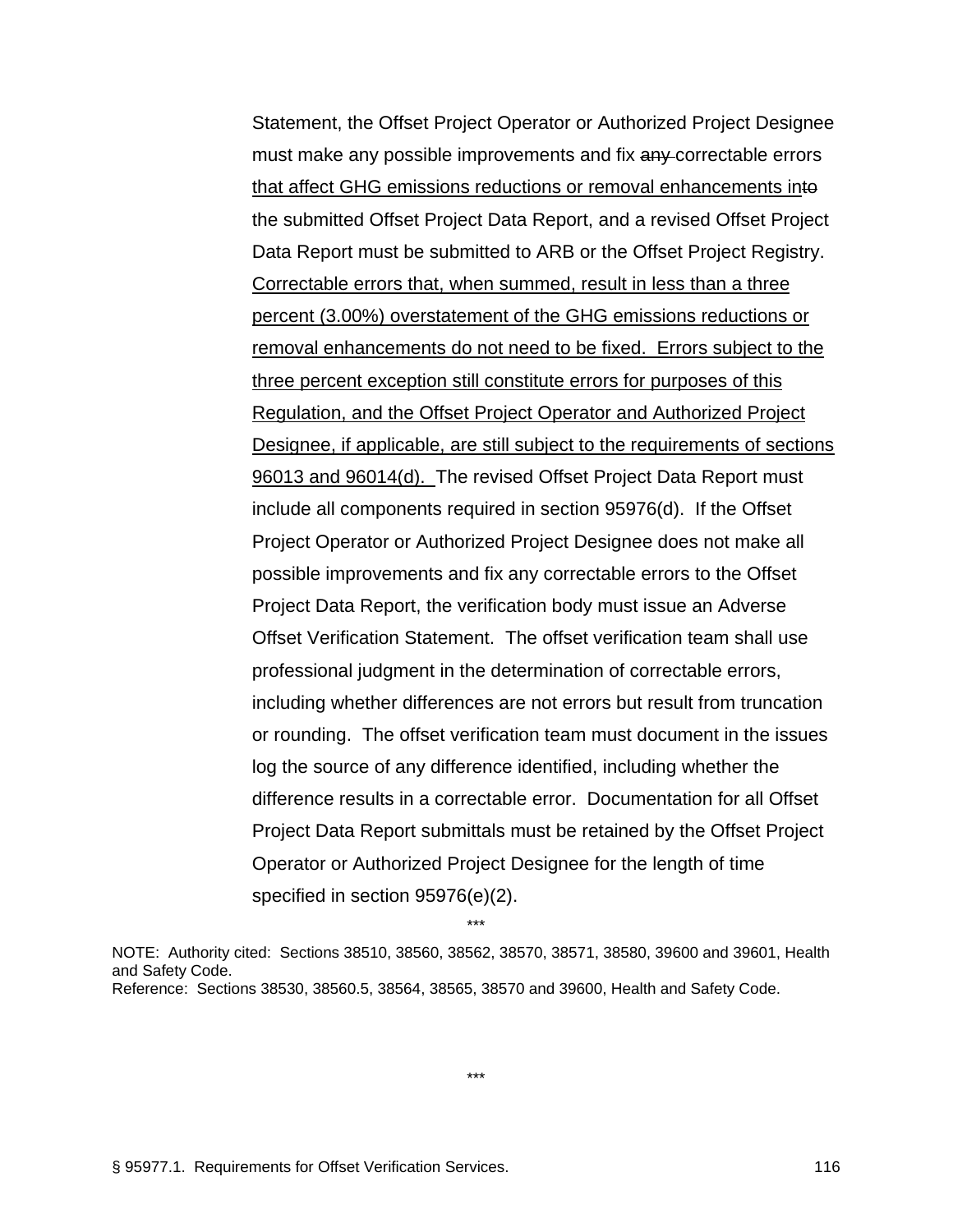Statement, the Offset Project Operator or Authorized Project Designee must make any possible improvements and fix ~~any~~ correctable errors <u>that affect GHG emissions reductions or removal enhancements in</u>~~to~~ the submitted Offset Project Data Report, and a revised Offset Project Data Report must be submitted to ARB or the Offset Project Registry. <u>Correctable errors that, when summed, result in less than a three percent (3.00%) overstatement of the GHG emissions reductions or removal enhancements do not need to be fixed. Errors subject to the three percent exception still constitute errors for purposes of this Regulation, and the Offset Project Operator and Authorized Project Designee, if applicable, are still subject to the requirements of sections 96013 and 96014(d).</u> The revised Offset Project Data Report must include all components required in section 95976(d). If the Offset Project Operator or Authorized Project Designee does not make all possible improvements and fix any correctable errors to the Offset Project Data Report, the verification body must issue an Adverse Offset Verification Statement. The offset verification team shall use professional judgment in the determination of correctable errors, including whether differences are not errors but result from truncation or rounding. The offset verification team must document in the issues log the source of any difference identified, including whether the difference results in a correctable error. Documentation for all Offset Project Data Report submittals must be retained by the Offset Project Operator or Authorized Project Designee for the length of time specified in section 95976(e)(2).

\*\*\*

NOTE: Authority cited: Sections 38510, 38560, 38562, 38570, 38571, 38580, 39600 and 39601, Health and Safety Code.
Reference: Sections 38530, 38560.5, 38564, 38565, 38570 and 39600, Health and Safety Code.

\*\*\*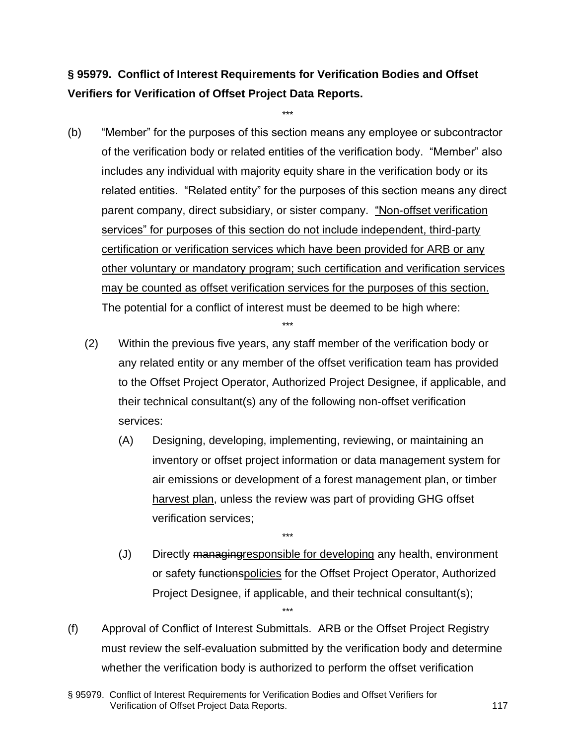**§ 95979. Conflict of Interest Requirements for Verification Bodies and Offset Verifiers for Verification of Offset Project Data Reports.**

\*\*\*

(b) "Member" for the purposes of this section means any employee or subcontractor of the verification body or related entities of the verification body. "Member" also includes any individual with majority equity share in the verification body or its related entities. "Related entity" for the purposes of this section means any direct parent company, direct subsidiary, or sister company. <u>"Non-offset verification services" for purposes of this section do not include independent, third-party certification or verification services which have been provided for ARB or any other voluntary or mandatory program; such certification and verification services may be counted as offset verification services for the purposes of this section.</u> The potential for a conflict of interest must be deemed to be high where:

\*\*\*

(2) Within the previous five years, any staff member of the verification body or any related entity or any member of the offset verification team has provided to the Offset Project Operator, Authorized Project Designee, if applicable, and their technical consultant(s) any of the following non-offset verification services:

(A) Designing, developing, implementing, reviewing, or maintaining an inventory or offset project information or data management system for air emissions<u> or development of a forest management plan, or timber harvest plan</u>, unless the review was part of providing GHG offset verification services;

\*\*\*

(J) Directly ~~managing~~<u>responsible for developing</u> any health, environment or safety ~~functions~~<u>policies</u> for the Offset Project Operator, Authorized Project Designee, if applicable, and their technical consultant(s);

\*\*\*

(f) Approval of Conflict of Interest Submittals. ARB or the Offset Project Registry must review the self-evaluation submitted by the verification body and determine whether the verification body is authorized to perform the offset verification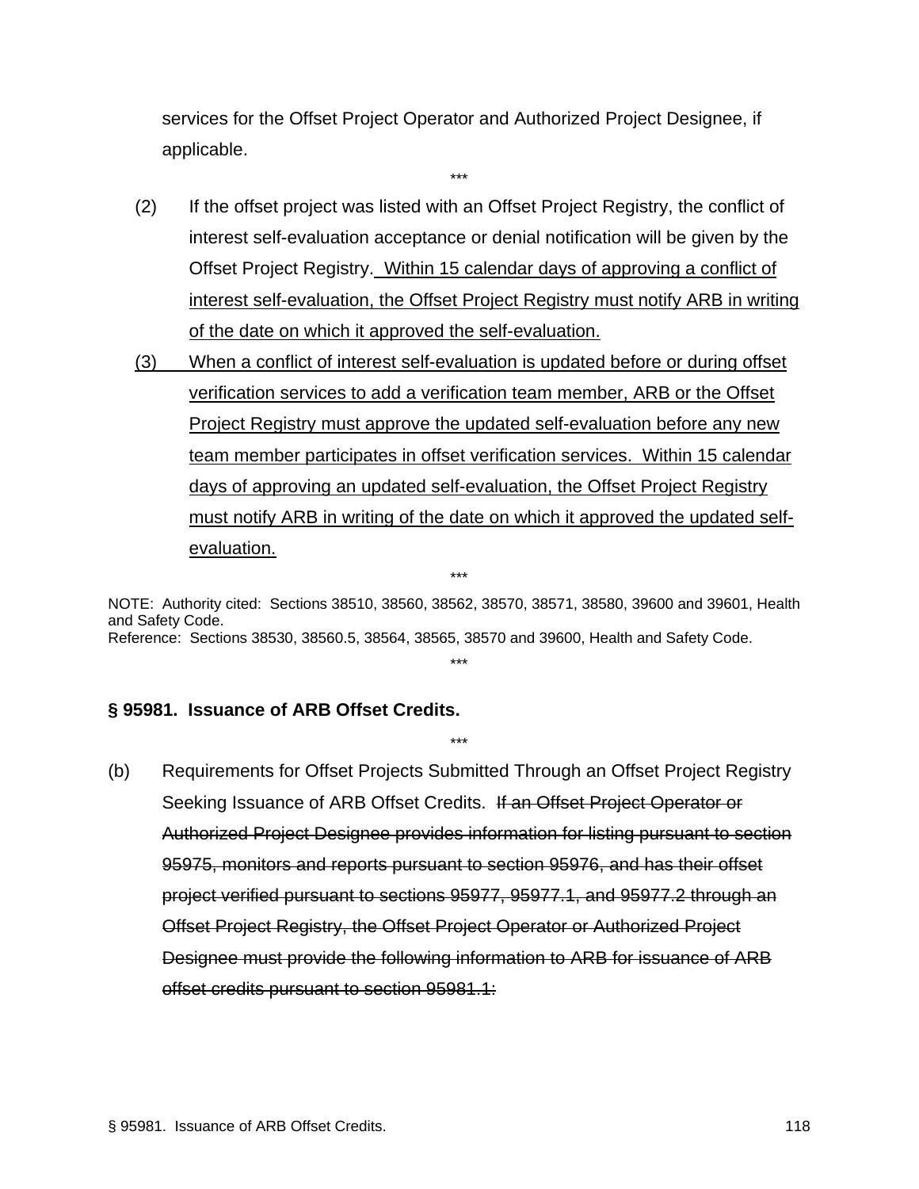services for the Offset Project Operator and Authorized Project Designee, if applicable.

\*\*\*

(2) If the offset project was listed with an Offset Project Registry, the conflict of interest self-evaluation acceptance or denial notification will be given by the Offset Project Registry. <u>Within 15 calendar days of approving a conflict of interest self-evaluation, the Offset Project Registry must notify ARB in writing of the date on which it approved the self-evaluation.</u>

<u>(3) When a conflict of interest self-evaluation is updated before or during offset verification services to add a verification team member, ARB or the Offset Project Registry must approve the updated self-evaluation before any new team member participates in offset verification services. Within 15 calendar days of approving an updated self-evaluation, the Offset Project Registry must notify ARB in writing of the date on which it approved the updated self-evaluation.</u>

\*\*\*

NOTE: Authority cited: Sections 38510, 38560, 38562, 38570, 38571, 38580, 39600 and 39601, Health and Safety Code.
Reference: Sections 38530, 38560.5, 38564, 38565, 38570 and 39600, Health and Safety Code.

\*\*\*

**§ 95981. Issuance of ARB Offset Credits.**

\*\*\*

(b) Requirements for Offset Projects Submitted Through an Offset Project Registry Seeking Issuance of ARB Offset Credits. ~~If an Offset Project Operator or Authorized Project Designee provides information for listing pursuant to section 95975, monitors and reports pursuant to section 95976, and has their offset project verified pursuant to sections 95977, 95977.1, and 95977.2 through an Offset Project Registry, the Offset Project Operator or Authorized Project Designee must provide the following information to ARB for issuance of ARB offset credits pursuant to section 95981.1:~~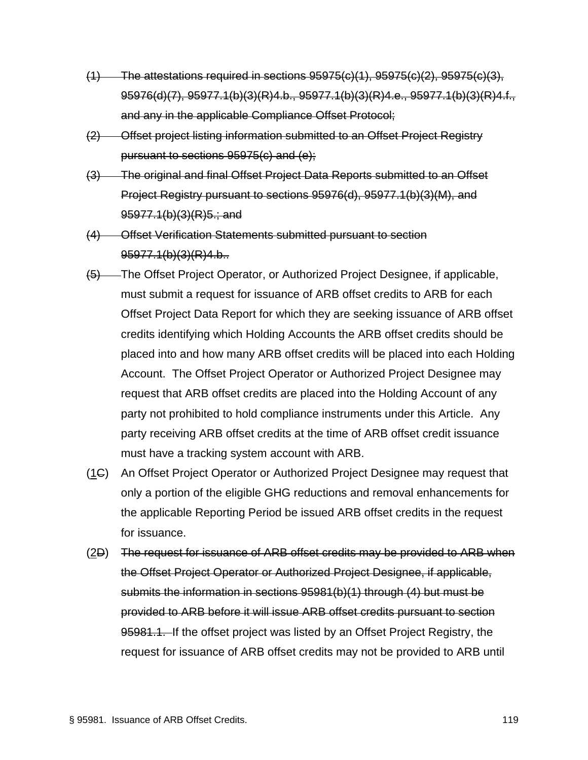~~(1) The attestations required in sections 95975(c)(1), 95975(c)(2), 95975(c)(3), 95976(d)(7), 95977.1(b)(3)(R)4.b., 95977.1(b)(3)(R)4.e., 95977.1(b)(3)(R)4.f., and any in the applicable Compliance Offset Protocol;~~

~~(2) Offset project listing information submitted to an Offset Project Registry pursuant to sections 95975(c) and (e);~~

~~(3) The original and final Offset Project Data Reports submitted to an Offset Project Registry pursuant to sections 95976(d), 95977.1(b)(3)(M), and 95977.1(b)(3)(R)5.; and~~

~~(4) Offset Verification Statements submitted pursuant to section 95977.1(b)(3)(R)4.b..~~

~~(5)~~ The Offset Project Operator, or Authorized Project Designee, if applicable, must submit a request for issuance of ARB offset credits to ARB for each Offset Project Data Report for which they are seeking issuance of ARB offset credits identifying which Holding Accounts the ARB offset credits should be placed into and how many ARB offset credits will be placed into each Holding Account. The Offset Project Operator or Authorized Project Designee may request that ARB offset credits are placed into the Holding Account of any party not prohibited to hold compliance instruments under this Article. Any party receiving ARB offset credits at the time of ARB offset credit issuance must have a tracking system account with ARB.

(<u>1</u>~~C~~) An Offset Project Operator or Authorized Project Designee may request that only a portion of the eligible GHG reductions and removal enhancements for the applicable Reporting Period be issued ARB offset credits in the request for issuance.

(<u>2</u>~~D~~) ~~The request for issuance of ARB offset credits may be provided to ARB when the Offset Project Operator or Authorized Project Designee, if applicable, submits the information in sections 95981(b)(1) through (4) but must be provided to ARB before it will issue ARB offset credits pursuant to section 95981.1.~~ If the offset project was listed by an Offset Project Registry, the request for issuance of ARB offset credits may not be provided to ARB until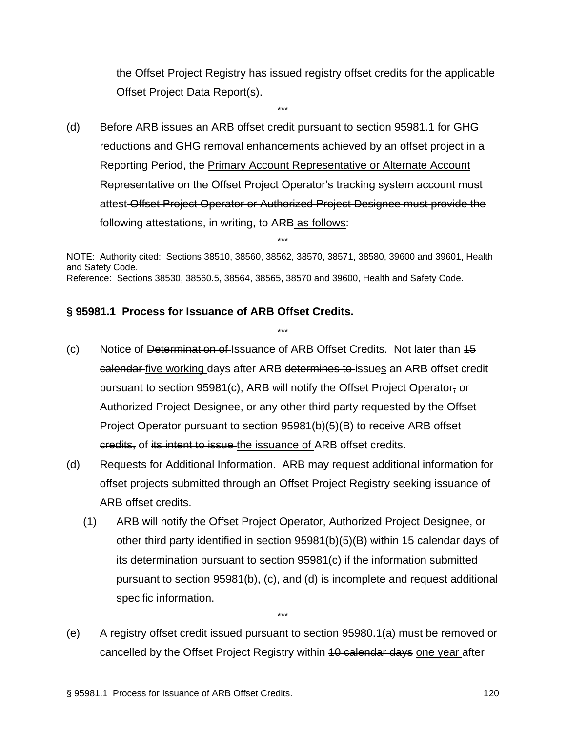the Offset Project Registry has issued registry offset credits for the applicable Offset Project Data Report(s).

***

(d) Before ARB issues an ARB offset credit pursuant to section 95981.1 for GHG reductions and GHG removal enhancements achieved by an offset project in a Reporting Period, the <u>Primary Account Representative or Alternate Account Representative on the Offset Project Operator's tracking system account must attest</u> ~~Offset Project Operator or Authorized Project Designee must provide the following attestations~~, in writing, to ARB <u>as follows</u>:

***

NOTE: Authority cited: Sections 38510, 38560, 38562, 38570, 38571, 38580, 39600 and 39601, Health and Safety Code.
Reference: Sections 38530, 38560.5, 38564, 38565, 38570 and 39600, Health and Safety Code.

**§ 95981.1 Process for Issuance of ARB Offset Credits.**

***

(c) Notice of ~~Determination of~~ Issuance of ARB Offset Credits. Not later than ~~15 calendar~~ <u>five working</u> days after ARB ~~determines to~~ issue<u>s</u> an ARB offset credit pursuant to section 95981(c), ARB will notify the Offset Project Operator~~,~~ <u>or</u> Authorized Project Designee~~, or any other third party requested by the Offset Project Operator pursuant to section 95981(b)(5)(B) to receive ARB offset credits,~~ of ~~its intent to issue~~ <u>the issuance of</u> ARB offset credits.

(d) Requests for Additional Information. ARB may request additional information for offset projects submitted through an Offset Project Registry seeking issuance of ARB offset credits.

(1) ARB will notify the Offset Project Operator, Authorized Project Designee, or other third party identified in section 95981(b)~~(5)(B)~~ within 15 calendar days of its determination pursuant to section 95981(c) if the information submitted pursuant to section 95981(b), (c), and (d) is incomplete and request additional specific information.

***

(e) A registry offset credit issued pursuant to section 95980.1(a) must be removed or cancelled by the Offset Project Registry within ~~10 calendar days~~ <u>one year</u> after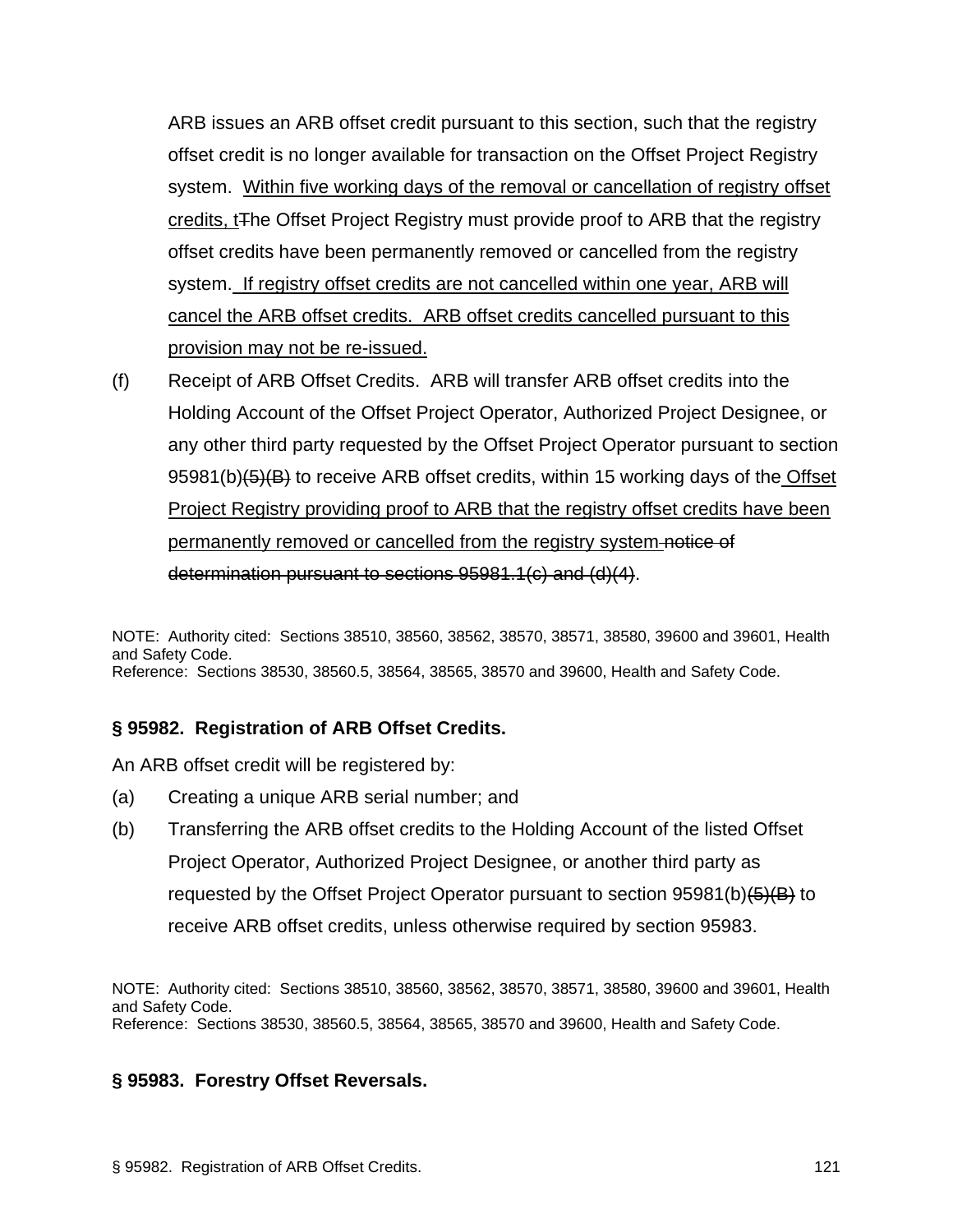ARB issues an ARB offset credit pursuant to this section, such that the registry offset credit is no longer available for transaction on the Offset Project Registry system. <u>Within five working days of the removal or cancellation of registry offset credits, t</u>~~T~~he Offset Project Registry must provide proof to ARB that the registry offset credits have been permanently removed or cancelled from the registry system. <u>If registry offset credits are not cancelled within one year, ARB will cancel the ARB offset credits. ARB offset credits cancelled pursuant to this provision may not be re-issued.</u>

(f) Receipt of ARB Offset Credits. ARB will transfer ARB offset credits into the Holding Account of the Offset Project Operator, Authorized Project Designee, or any other third party requested by the Offset Project Operator pursuant to section 95981(b)~~(5)(B)~~ to receive ARB offset credits, within 15 working days of the <u>Offset Project Registry providing proof to ARB that the registry offset credits have been permanently removed or cancelled from the registry system</u> ~~notice of determination pursuant to sections 95981.1(c) and (d)(4)~~.

NOTE: Authority cited: Sections 38510, 38560, 38562, 38570, 38571, 38580, 39600 and 39601, Health and Safety Code.
Reference: Sections 38530, 38560.5, 38564, 38565, 38570 and 39600, Health and Safety Code.

### § 95982. Registration of ARB Offset Credits.

An ARB offset credit will be registered by:

(a) Creating a unique ARB serial number; and

(b) Transferring the ARB offset credits to the Holding Account of the listed Offset Project Operator, Authorized Project Designee, or another third party as requested by the Offset Project Operator pursuant to section 95981(b)~~(5)(B)~~ to receive ARB offset credits, unless otherwise required by section 95983.

NOTE: Authority cited: Sections 38510, 38560, 38562, 38570, 38571, 38580, 39600 and 39601, Health and Safety Code.
Reference: Sections 38530, 38560.5, 38564, 38565, 38570 and 39600, Health and Safety Code.

### § 95983. Forestry Offset Reversals.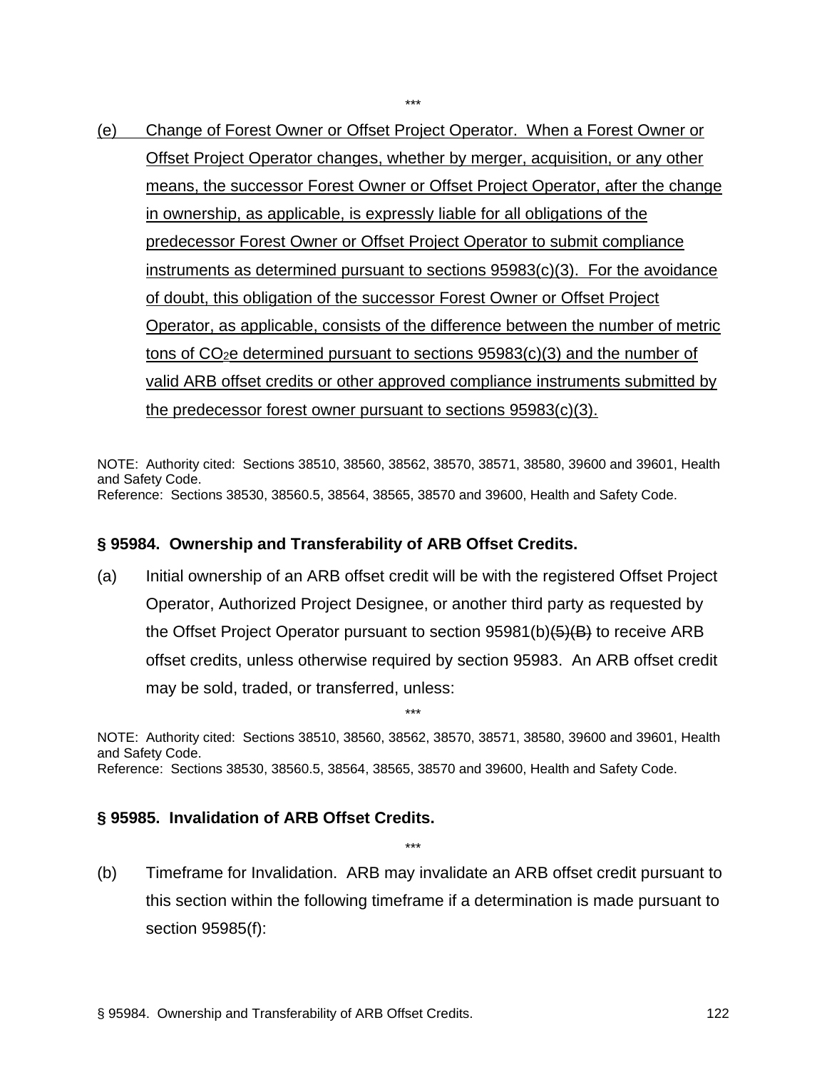\*\*\*

(e) Change of Forest Owner or Offset Project Operator. When a Forest Owner or Offset Project Operator changes, whether by merger, acquisition, or any other means, the successor Forest Owner or Offset Project Operator, after the change in ownership, as applicable, is expressly liable for all obligations of the predecessor Forest Owner or Offset Project Operator to submit compliance instruments as determined pursuant to sections 95983(c)(3). For the avoidance of doubt, this obligation of the successor Forest Owner or Offset Project Operator, as applicable, consists of the difference between the number of metric tons of $CO_2$e determined pursuant to sections 95983(c)(3) and the number of valid ARB offset credits or other approved compliance instruments submitted by the predecessor forest owner pursuant to sections 95983(c)(3).

NOTE: Authority cited: Sections 38510, 38560, 38562, 38570, 38571, 38580, 39600 and 39601, Health and Safety Code.
Reference: Sections 38530, 38560.5, 38564, 38565, 38570 and 39600, Health and Safety Code.

## § 95984. Ownership and Transferability of ARB Offset Credits.

(a) Initial ownership of an ARB offset credit will be with the registered Offset Project Operator, Authorized Project Designee, or another third party as requested by the Offset Project Operator pursuant to section 95981(b)~~(5)(B)~~ to receive ARB offset credits, unless otherwise required by section 95983. An ARB offset credit may be sold, traded, or transferred, unless:

\*\*\*

NOTE: Authority cited: Sections 38510, 38560, 38562, 38570, 38571, 38580, 39600 and 39601, Health and Safety Code.
Reference: Sections 38530, 38560.5, 38564, 38565, 38570 and 39600, Health and Safety Code.

## § 95985. Invalidation of ARB Offset Credits.

\*\*\*

(b) Timeframe for Invalidation. ARB may invalidate an ARB offset credit pursuant to this section within the following timeframe if a determination is made pursuant to section 95985(f):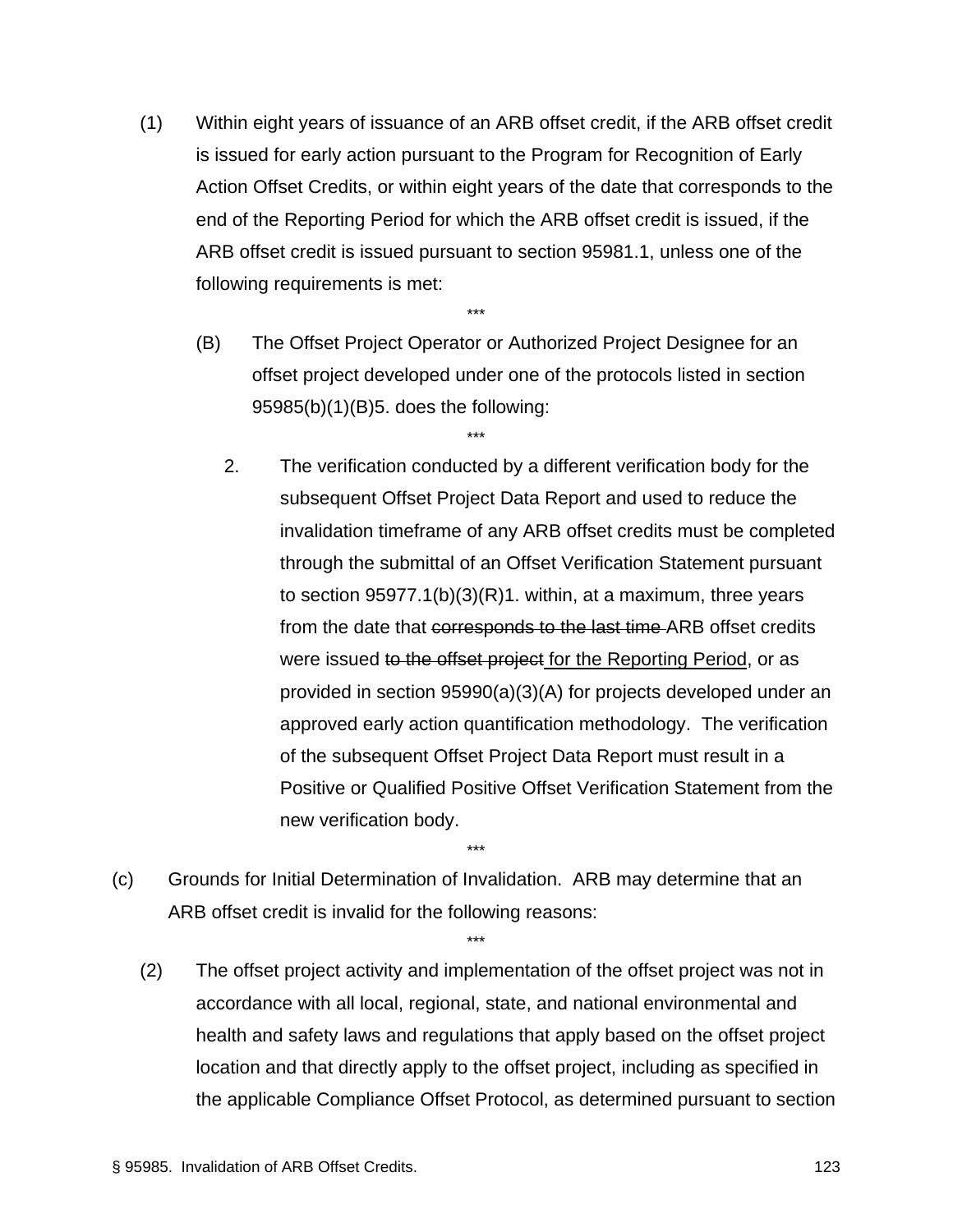(1) Within eight years of issuance of an ARB offset credit, if the ARB offset credit is issued for early action pursuant to the Program for Recognition of Early Action Offset Credits, or within eight years of the date that corresponds to the end of the Reporting Period for which the ARB offset credit is issued, if the ARB offset credit is issued pursuant to section 95981.1, unless one of the following requirements is met:

\*\*\*

(B) The Offset Project Operator or Authorized Project Designee for an offset project developed under one of the protocols listed in section 95985(b)(1)(B)5. does the following:

\*\*\*

2. The verification conducted by a different verification body for the subsequent Offset Project Data Report and used to reduce the invalidation timeframe of any ARB offset credits must be completed through the submittal of an Offset Verification Statement pursuant to section 95977.1(b)(3)(R)1. within, at a maximum, three years from the date that ~~corresponds to the last time~~ ARB offset credits were issued ~~to the offset project~~ <u>for the Reporting Period</u>, or as provided in section 95990(a)(3)(A) for projects developed under an approved early action quantification methodology. The verification of the subsequent Offset Project Data Report must result in a Positive or Qualified Positive Offset Verification Statement from the new verification body.

\*\*\*

(c) Grounds for Initial Determination of Invalidation. ARB may determine that an ARB offset credit is invalid for the following reasons:

\*\*\*

(2) The offset project activity and implementation of the offset project was not in accordance with all local, regional, state, and national environmental and health and safety laws and regulations that apply based on the offset project location and that directly apply to the offset project, including as specified in the applicable Compliance Offset Protocol, as determined pursuant to section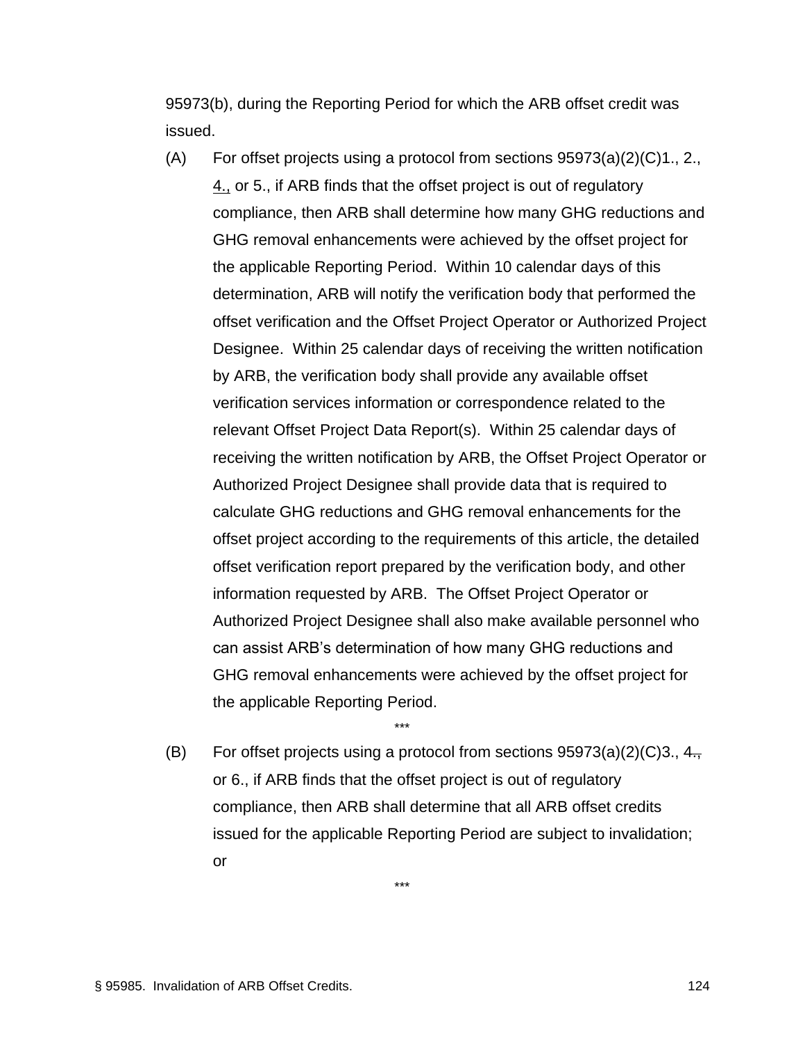95973(b), during the Reporting Period for which the ARB offset credit was issued.

(A) For offset projects using a protocol from sections 95973(a)(2)(C)1., 2., <u>4.,</u> or 5., if ARB finds that the offset project is out of regulatory compliance, then ARB shall determine how many GHG reductions and GHG removal enhancements were achieved by the offset project for the applicable Reporting Period. Within 10 calendar days of this determination, ARB will notify the verification body that performed the offset verification and the Offset Project Operator or Authorized Project Designee. Within 25 calendar days of receiving the written notification by ARB, the verification body shall provide any available offset verification services information or correspondence related to the relevant Offset Project Data Report(s). Within 25 calendar days of receiving the written notification by ARB, the Offset Project Operator or Authorized Project Designee shall provide data that is required to calculate GHG reductions and GHG removal enhancements for the offset project according to the requirements of this article, the detailed offset verification report prepared by the verification body, and other information requested by ARB. The Offset Project Operator or Authorized Project Designee shall also make available personnel who can assist ARB's determination of how many GHG reductions and GHG removal enhancements were achieved by the offset project for the applicable Reporting Period.

\*\*\*

(B) For offset projects using a protocol from sections 95973(a)(2)(C)3., ~~4.,~~ or 6., if ARB finds that the offset project is out of regulatory compliance, then ARB shall determine that all ARB offset credits issued for the applicable Reporting Period are subject to invalidation; or

\*\*\*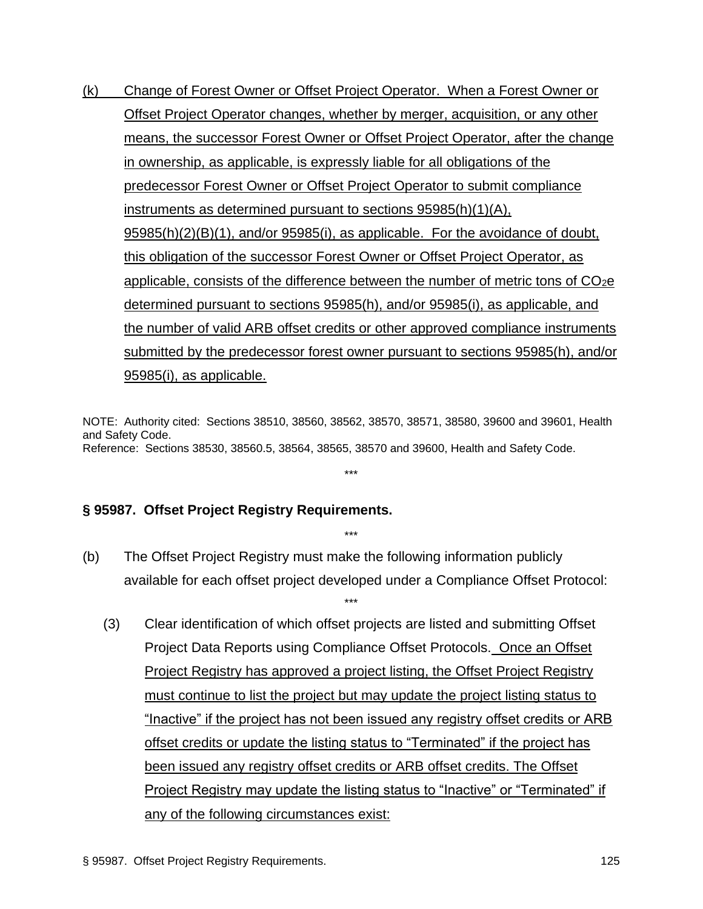(k) Change of Forest Owner or Offset Project Operator. When a Forest Owner or Offset Project Operator changes, whether by merger, acquisition, or any other means, the successor Forest Owner or Offset Project Operator, after the change in ownership, as applicable, is expressly liable for all obligations of the predecessor Forest Owner or Offset Project Operator to submit compliance instruments as determined pursuant to sections 95985(h)(1)(A), 95985(h)(2)(B)(1), and/or 95985(i), as applicable. For the avoidance of doubt, this obligation of the successor Forest Owner or Offset Project Operator, as applicable, consists of the difference between the number of metric tons of $CO_2e$ determined pursuant to sections 95985(h), and/or 95985(i), as applicable, and the number of valid ARB offset credits or other approved compliance instruments submitted by the predecessor forest owner pursuant to sections 95985(h), and/or 95985(i), as applicable.

NOTE: Authority cited: Sections 38510, 38560, 38562, 38570, 38571, 38580, 39600 and 39601, Health and Safety Code.
Reference: Sections 38530, 38560.5, 38564, 38565, 38570 and 39600, Health and Safety Code.

\*\*\*

**§ 95987. Offset Project Registry Requirements.**

\*\*\*

(b) The Offset Project Registry must make the following information publicly available for each offset project developed under a Compliance Offset Protocol:

\*\*\*

(3) Clear identification of which offset projects are listed and submitting Offset Project Data Reports using Compliance Offset Protocols. Once an Offset Project Registry has approved a project listing, the Offset Project Registry must continue to list the project but may update the project listing status to "Inactive" if the project has not been issued any registry offset credits or ARB offset credits or update the listing status to "Terminated" if the project has been issued any registry offset credits or ARB offset credits. The Offset Project Registry may update the listing status to "Inactive" or "Terminated" if any of the following circumstances exist: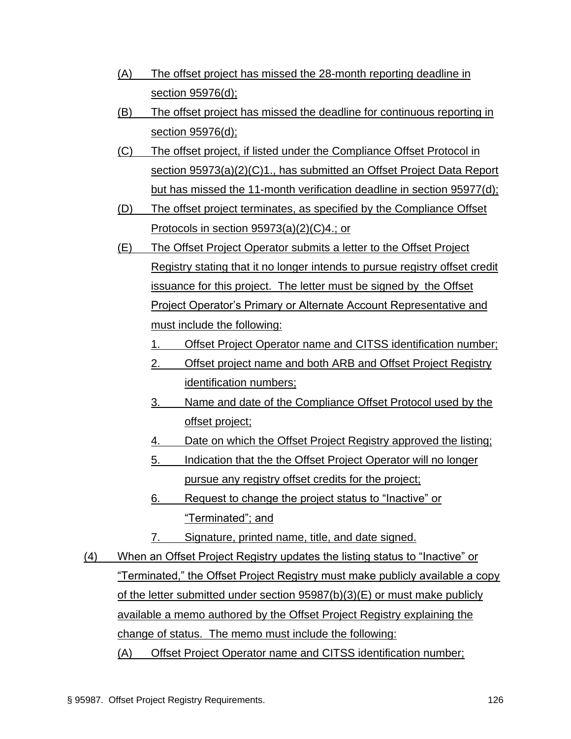(A) The offset project has missed the 28-month reporting deadline in section 95976(d);

(B) The offset project has missed the deadline for continuous reporting in section 95976(d);

(C) The offset project, if listed under the Compliance Offset Protocol in section 95973(a)(2)(C)1., has submitted an Offset Project Data Report but has missed the 11-month verification deadline in section 95977(d);

(D) The offset project terminates, as specified by the Compliance Offset Protocols in section 95973(a)(2)(C)4.; or

(E) The Offset Project Operator submits a letter to the Offset Project Registry stating that it no longer intends to pursue registry offset credit issuance for this project. The letter must be signed by the Offset Project Operator's Primary or Alternate Account Representative and must include the following:

1. Offset Project Operator name and CITSS identification number;
2. Offset project name and both ARB and Offset Project Registry identification numbers;
3. Name and date of the Compliance Offset Protocol used by the offset project;
4. Date on which the Offset Project Registry approved the listing;
5. Indication that the the Offset Project Operator will no longer pursue any registry offset credits for the project;
6. Request to change the project status to "Inactive" or "Terminated"; and
7. Signature, printed name, title, and date signed.

(4) When an Offset Project Registry updates the listing status to "Inactive" or "Terminated," the Offset Project Registry must make publicly available a copy of the letter submitted under section 95987(b)(3)(E) or must make publicly available a memo authored by the Offset Project Registry explaining the change of status. The memo must include the following:

(A) Offset Project Operator name and CITSS identification number;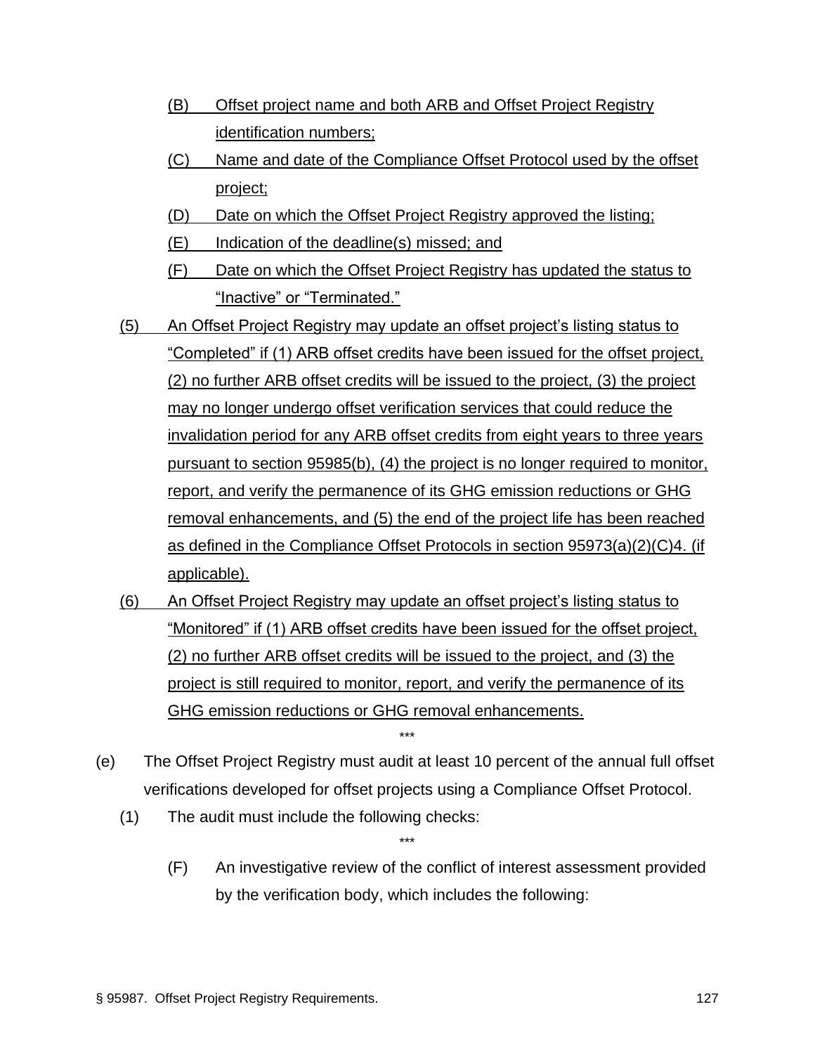(B) Offset project name and both ARB and Offset Project Registry identification numbers;

(C) Name and date of the Compliance Offset Protocol used by the offset project;

(D) Date on which the Offset Project Registry approved the listing;

(E) Indication of the deadline(s) missed; and

(F) Date on which the Offset Project Registry has updated the status to "Inactive" or "Terminated."

(5) An Offset Project Registry may update an offset project's listing status to "Completed" if (1) ARB offset credits have been issued for the offset project, (2) no further ARB offset credits will be issued to the project, (3) the project may no longer undergo offset verification services that could reduce the invalidation period for any ARB offset credits from eight years to three years pursuant to section 95985(b), (4) the project is no longer required to monitor, report, and verify the permanence of its GHG emission reductions or GHG removal enhancements, and (5) the end of the project life has been reached as defined in the Compliance Offset Protocols in section 95973(a)(2)(C)4. (if applicable).

(6) An Offset Project Registry may update an offset project's listing status to "Monitored" if (1) ARB offset credits have been issued for the offset project, (2) no further ARB offset credits will be issued to the project, and (3) the project is still required to monitor, report, and verify the permanence of its GHG emission reductions or GHG removal enhancements.

\*\*\*

(e) The Offset Project Registry must audit at least 10 percent of the annual full offset verifications developed for offset projects using a Compliance Offset Protocol.

(1) The audit must include the following checks:

\*\*\*

(F) An investigative review of the conflict of interest assessment provided by the verification body, which includes the following: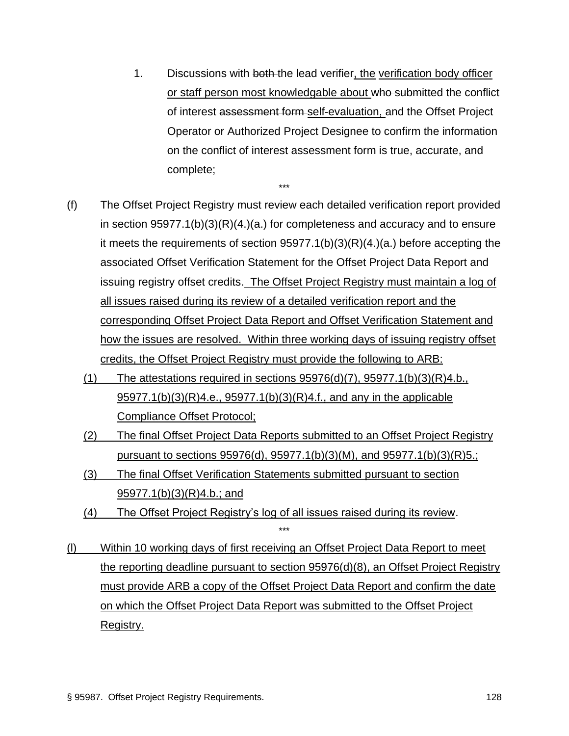1. Discussions with ~~both~~ the lead verifier, the verification body officer or staff person most knowledgable about ~~who submitted~~ the conflict of interest ~~assessment form~~ self-evaluation, and the Offset Project Operator or Authorized Project Designee to confirm the information on the conflict of interest assessment form is true, accurate, and complete;

\*\*\*

(f) The Offset Project Registry must review each detailed verification report provided in section 95977.1(b)(3)(R)(4.)(a.) for completeness and accuracy and to ensure it meets the requirements of section 95977.1(b)(3)(R)(4.)(a.) before accepting the associated Offset Verification Statement for the Offset Project Data Report and issuing registry offset credits. The Offset Project Registry must maintain a log of all issues raised during its review of a detailed verification report and the corresponding Offset Project Data Report and Offset Verification Statement and how the issues are resolved. Within three working days of issuing registry offset credits, the Offset Project Registry must provide the following to ARB:

(1) The attestations required in sections 95976(d)(7), 95977.1(b)(3)(R)4.b., 95977.1(b)(3)(R)4.e., 95977.1(b)(3)(R)4.f., and any in the applicable Compliance Offset Protocol;

(2) The final Offset Project Data Reports submitted to an Offset Project Registry pursuant to sections 95976(d), 95977.1(b)(3)(M), and 95977.1(b)(3)(R)5.;

(3) The final Offset Verification Statements submitted pursuant to section 95977.1(b)(3)(R)4.b.; and

(4) The Offset Project Registry's log of all issues raised during its review.

\*\*\*

(l) Within 10 working days of first receiving an Offset Project Data Report to meet the reporting deadline pursuant to section 95976(d)(8), an Offset Project Registry must provide ARB a copy of the Offset Project Data Report and confirm the date on which the Offset Project Data Report was submitted to the Offset Project Registry.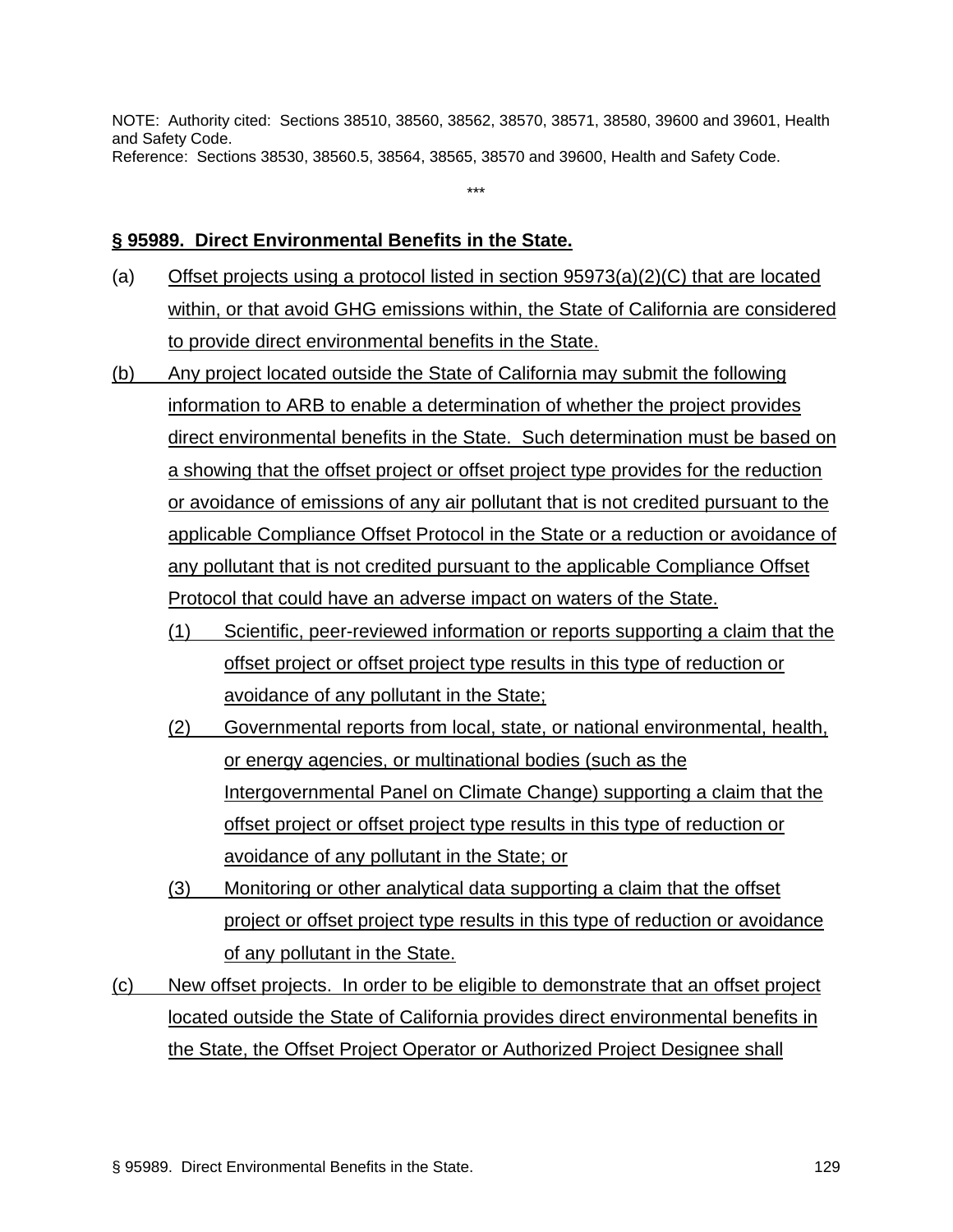NOTE: Authority cited: Sections 38510, 38560, 38562, 38570, 38571, 38580, 39600 and 39601, Health and Safety Code.
Reference: Sections 38530, 38560.5, 38564, 38565, 38570 and 39600, Health and Safety Code.

***

**§ 95989. Direct Environmental Benefits in the State.**

(a) Offset projects using a protocol listed in section 95973(a)(2)(C) that are located within, or that avoid GHG emissions within, the State of California are considered to provide direct environmental benefits in the State.

(b) Any project located outside the State of California may submit the following information to ARB to enable a determination of whether the project provides direct environmental benefits in the State. Such determination must be based on a showing that the offset project or offset project type provides for the reduction or avoidance of emissions of any air pollutant that is not credited pursuant to the applicable Compliance Offset Protocol in the State or a reduction or avoidance of any pollutant that is not credited pursuant to the applicable Compliance Offset Protocol that could have an adverse impact on waters of the State.

(1) Scientific, peer-reviewed information or reports supporting a claim that the offset project or offset project type results in this type of reduction or avoidance of any pollutant in the State;

(2) Governmental reports from local, state, or national environmental, health, or energy agencies, or multinational bodies (such as the Intergovernmental Panel on Climate Change) supporting a claim that the offset project or offset project type results in this type of reduction or avoidance of any pollutant in the State; or

(3) Monitoring or other analytical data supporting a claim that the offset project or offset project type results in this type of reduction or avoidance of any pollutant in the State.

(c) New offset projects. In order to be eligible to demonstrate that an offset project located outside the State of California provides direct environmental benefits in the State, the Offset Project Operator or Authorized Project Designee shall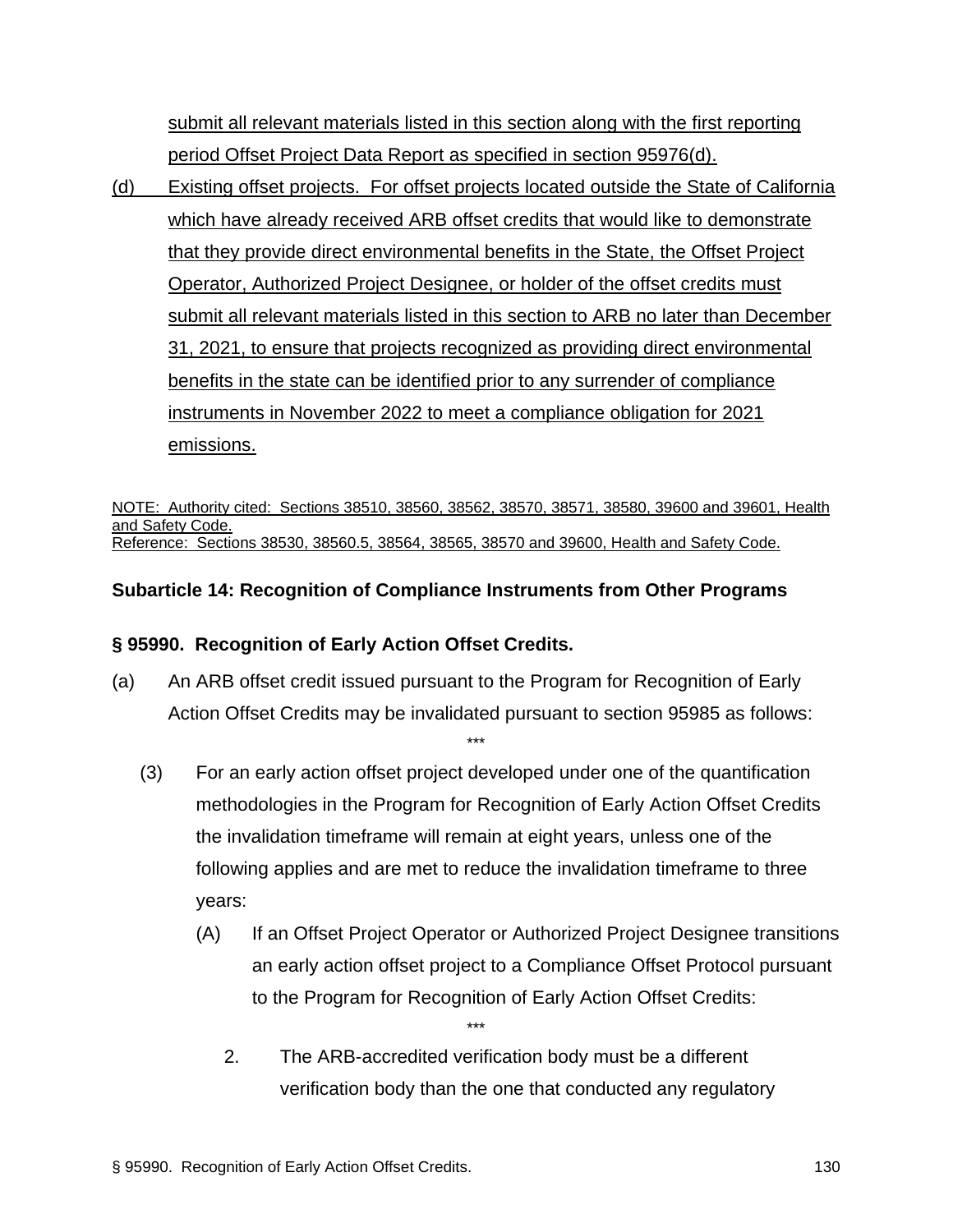submit all relevant materials listed in this section along with the first reporting period Offset Project Data Report as specified in section 95976(d).

(d) Existing offset projects. For offset projects located outside the State of California which have already received ARB offset credits that would like to demonstrate that they provide direct environmental benefits in the State, the Offset Project Operator, Authorized Project Designee, or holder of the offset credits must submit all relevant materials listed in this section to ARB no later than December 31, 2021, to ensure that projects recognized as providing direct environmental benefits in the state can be identified prior to any surrender of compliance instruments in November 2022 to meet a compliance obligation for 2021 emissions.

NOTE: Authority cited: Sections 38510, 38560, 38562, 38570, 38571, 38580, 39600 and 39601, Health and Safety Code.
Reference: Sections 38530, 38560.5, 38564, 38565, 38570 and 39600, Health and Safety Code.

**Subarticle 14: Recognition of Compliance Instruments from Other Programs**

**§ 95990. Recognition of Early Action Offset Credits.**

(a) An ARB offset credit issued pursuant to the Program for Recognition of Early Action Offset Credits may be invalidated pursuant to section 95985 as follows:

\*\*\*

(3) For an early action offset project developed under one of the quantification methodologies in the Program for Recognition of Early Action Offset Credits the invalidation timeframe will remain at eight years, unless one of the following applies and are met to reduce the invalidation timeframe to three years:

(A) If an Offset Project Operator or Authorized Project Designee transitions an early action offset project to a Compliance Offset Protocol pursuant to the Program for Recognition of Early Action Offset Credits:

\*\*\*

2. The ARB-accredited verification body must be a different verification body than the one that conducted any regulatory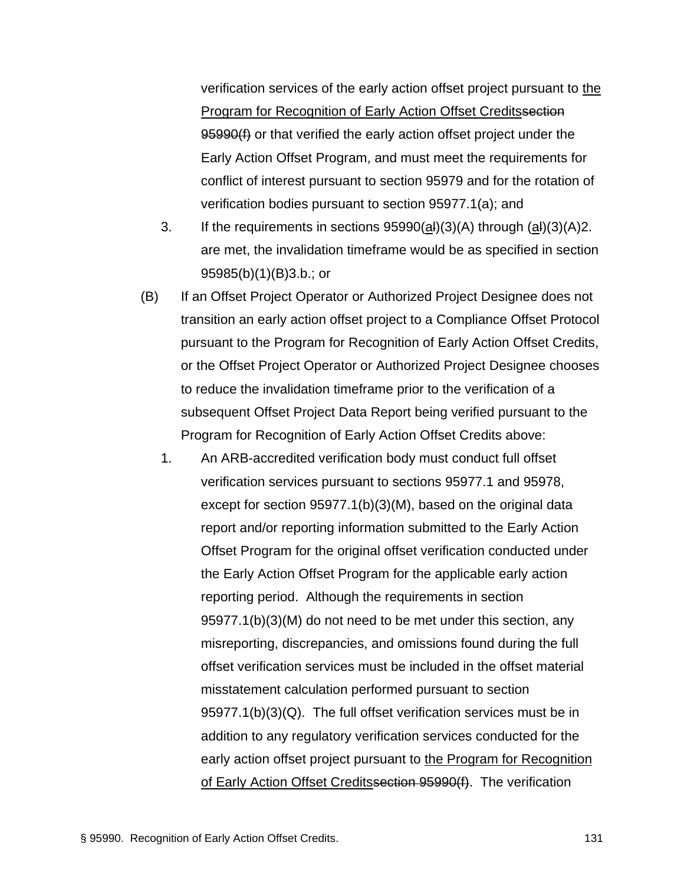verification services of the early action offset project pursuant to <u>the Program for Recognition of Early Action Offset Credits</u>~~section 95990(f)~~ or that verified the early action offset project under the Early Action Offset Program, and must meet the requirements for conflict of interest pursuant to section 95979 and for the rotation of verification bodies pursuant to section 95977.1(a); and

3. If the requirements in sections 95990(<u>a</u>~~l~~)(3)(A) through (<u>a</u>~~l~~)(3)(A)2. are met, the invalidation timeframe would be as specified in section 95985(b)(1)(B)3.b.; or

(B) If an Offset Project Operator or Authorized Project Designee does not transition an early action offset project to a Compliance Offset Protocol pursuant to the Program for Recognition of Early Action Offset Credits, or the Offset Project Operator or Authorized Project Designee chooses to reduce the invalidation timeframe prior to the verification of a subsequent Offset Project Data Report being verified pursuant to the Program for Recognition of Early Action Offset Credits above:

1. An ARB-accredited verification body must conduct full offset verification services pursuant to sections 95977.1 and 95978, except for section 95977.1(b)(3)(M), based on the original data report and/or reporting information submitted to the Early Action Offset Program for the original offset verification conducted under the Early Action Offset Program for the applicable early action reporting period. Although the requirements in section 95977.1(b)(3)(M) do not need to be met under this section, any misreporting, discrepancies, and omissions found during the full offset verification services must be included in the offset material misstatement calculation performed pursuant to section 95977.1(b)(3)(Q). The full offset verification services must be in addition to any regulatory verification services conducted for the early action offset project pursuant to <u>the Program for Recognition of Early Action Offset Credits</u>~~section 95990(f)~~. The verification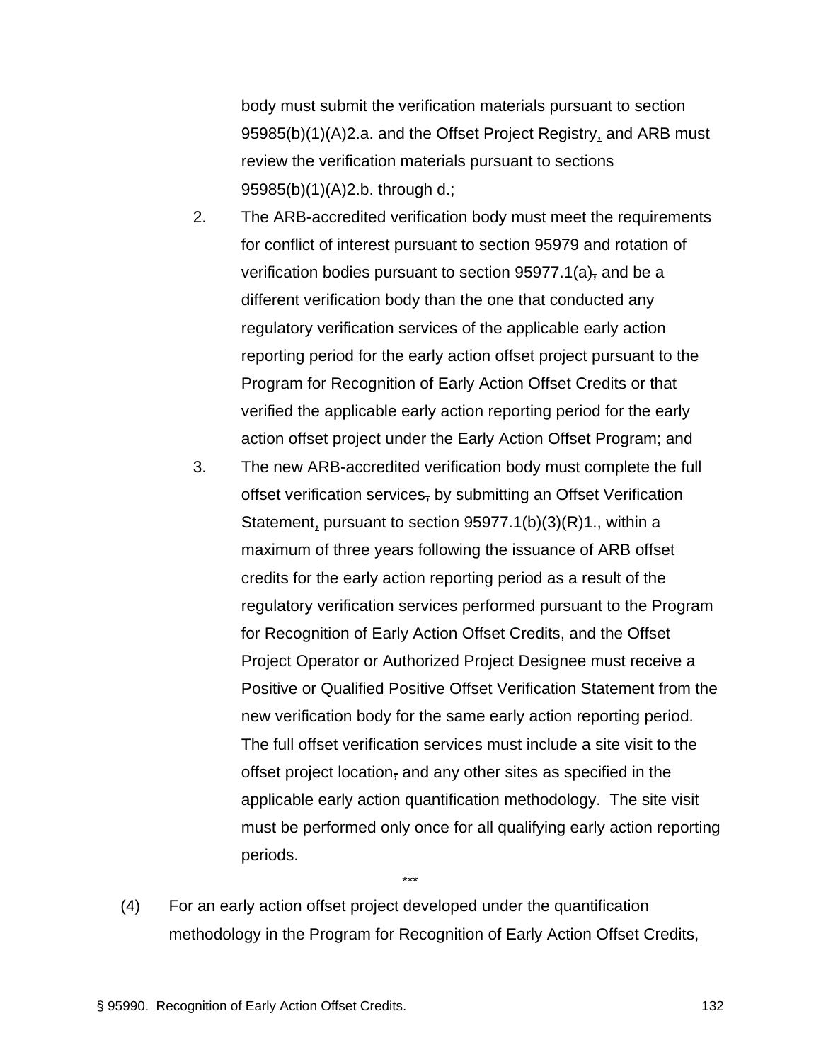body must submit the verification materials pursuant to section 95985(b)(1)(A)2.a. and the Offset Project Registry, and ARB must review the verification materials pursuant to sections 95985(b)(1)(A)2.b. through d.;

2. The ARB-accredited verification body must meet the requirements for conflict of interest pursuant to section 95979 and rotation of verification bodies pursuant to section 95977.1(a), and be a different verification body than the one that conducted any regulatory verification services of the applicable early action reporting period for the early action offset project pursuant to the Program for Recognition of Early Action Offset Credits or that verified the applicable early action reporting period for the early action offset project under the Early Action Offset Program; and

3. The new ARB-accredited verification body must complete the full offset verification services, by submitting an Offset Verification Statement, pursuant to section 95977.1(b)(3)(R)1., within a maximum of three years following the issuance of ARB offset credits for the early action reporting period as a result of the regulatory verification services performed pursuant to the Program for Recognition of Early Action Offset Credits, and the Offset Project Operator or Authorized Project Designee must receive a Positive or Qualified Positive Offset Verification Statement from the new verification body for the same early action reporting period. The full offset verification services must include a site visit to the offset project location, and any other sites as specified in the applicable early action quantification methodology. The site visit must be performed only once for all qualifying early action reporting periods.

\*\*\*

(4) For an early action offset project developed under the quantification methodology in the Program for Recognition of Early Action Offset Credits,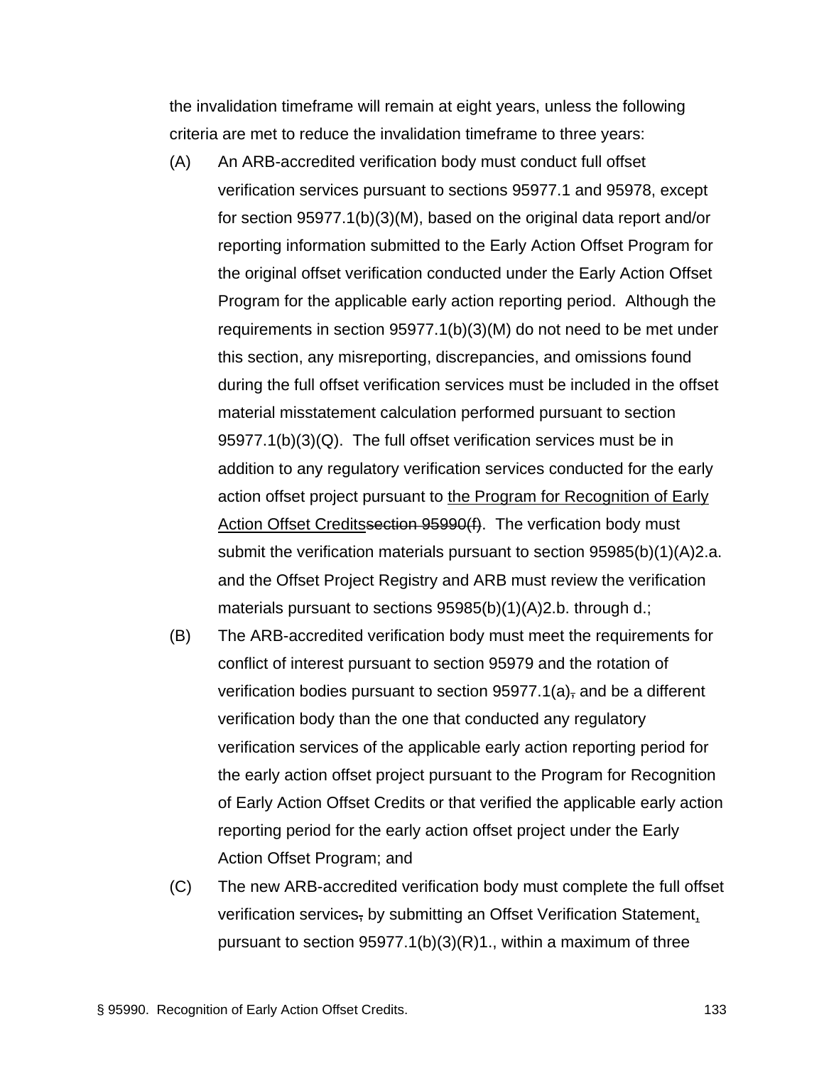the invalidation timeframe will remain at eight years, unless the following criteria are met to reduce the invalidation timeframe to three years:

(A) An ARB-accredited verification body must conduct full offset verification services pursuant to sections 95977.1 and 95978, except for section 95977.1(b)(3)(M), based on the original data report and/or reporting information submitted to the Early Action Offset Program for the original offset verification conducted under the Early Action Offset Program for the applicable early action reporting period. Although the requirements in section 95977.1(b)(3)(M) do not need to be met under this section, any misreporting, discrepancies, and omissions found during the full offset verification services must be included in the offset material misstatement calculation performed pursuant to section 95977.1(b)(3)(Q). The full offset verification services must be in addition to any regulatory verification services conducted for the early action offset project pursuant to <u>the Program for Recognition of Early Action Offset Credits</u>~~section 95990(f)~~. The verfication body must submit the verification materials pursuant to section 95985(b)(1)(A)2.a. and the Offset Project Registry and ARB must review the verification materials pursuant to sections 95985(b)(1)(A)2.b. through d.;

(B) The ARB-accredited verification body must meet the requirements for conflict of interest pursuant to section 95979 and the rotation of verification bodies pursuant to section 95977.1(a)~~,~~ and be a different verification body than the one that conducted any regulatory verification services of the applicable early action reporting period for the early action offset project pursuant to the Program for Recognition of Early Action Offset Credits or that verified the applicable early action reporting period for the early action offset project under the Early Action Offset Program; and

(C) The new ARB-accredited verification body must complete the full offset verification services~~,~~ by submitting an Offset Verification Statement<u>,</u> pursuant to section 95977.1(b)(3)(R)1., within a maximum of three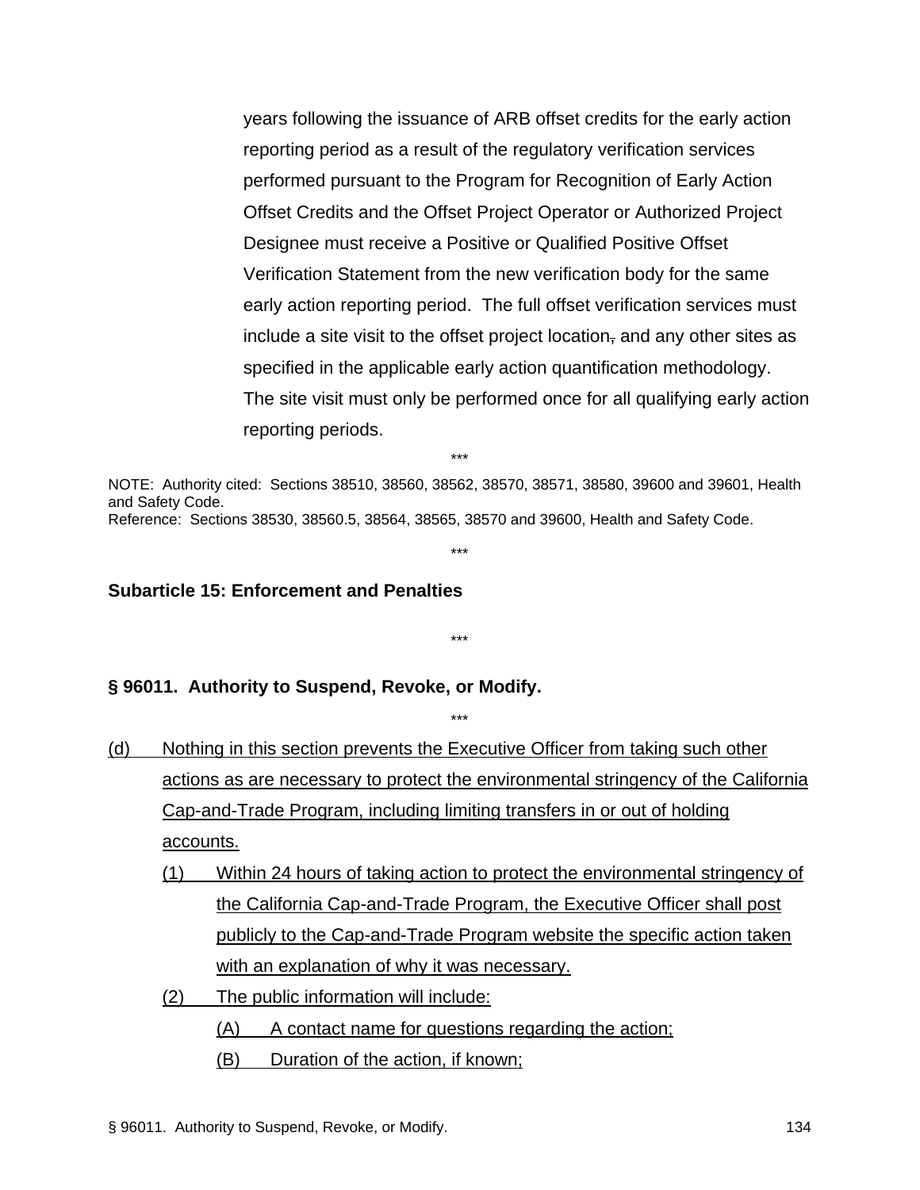years following the issuance of ARB offset credits for the early action reporting period as a result of the regulatory verification services performed pursuant to the Program for Recognition of Early Action Offset Credits and the Offset Project Operator or Authorized Project Designee must receive a Positive or Qualified Positive Offset Verification Statement from the new verification body for the same early action reporting period. The full offset verification services must include a site visit to the offset project location, and any other sites as specified in the applicable early action quantification methodology. The site visit must only be performed once for all qualifying early action reporting periods.

***

NOTE: Authority cited: Sections 38510, 38560, 38562, 38570, 38571, 38580, 39600 and 39601, Health and Safety Code.
Reference: Sections 38530, 38560.5, 38564, 38565, 38570 and 39600, Health and Safety Code.

***

**Subarticle 15: Enforcement and Penalties**

***

**§ 96011. Authority to Suspend, Revoke, or Modify.**

***

(d) Nothing in this section prevents the Executive Officer from taking such other actions as are necessary to protect the environmental stringency of the California Cap-and-Trade Program, including limiting transfers in or out of holding accounts.

  (1) Within 24 hours of taking action to protect the environmental stringency of the California Cap-and-Trade Program, the Executive Officer shall post publicly to the Cap-and-Trade Program website the specific action taken with an explanation of why it was necessary.

  (2) The public information will include:

    (A) A contact name for questions regarding the action;

    (B) Duration of the action, if known;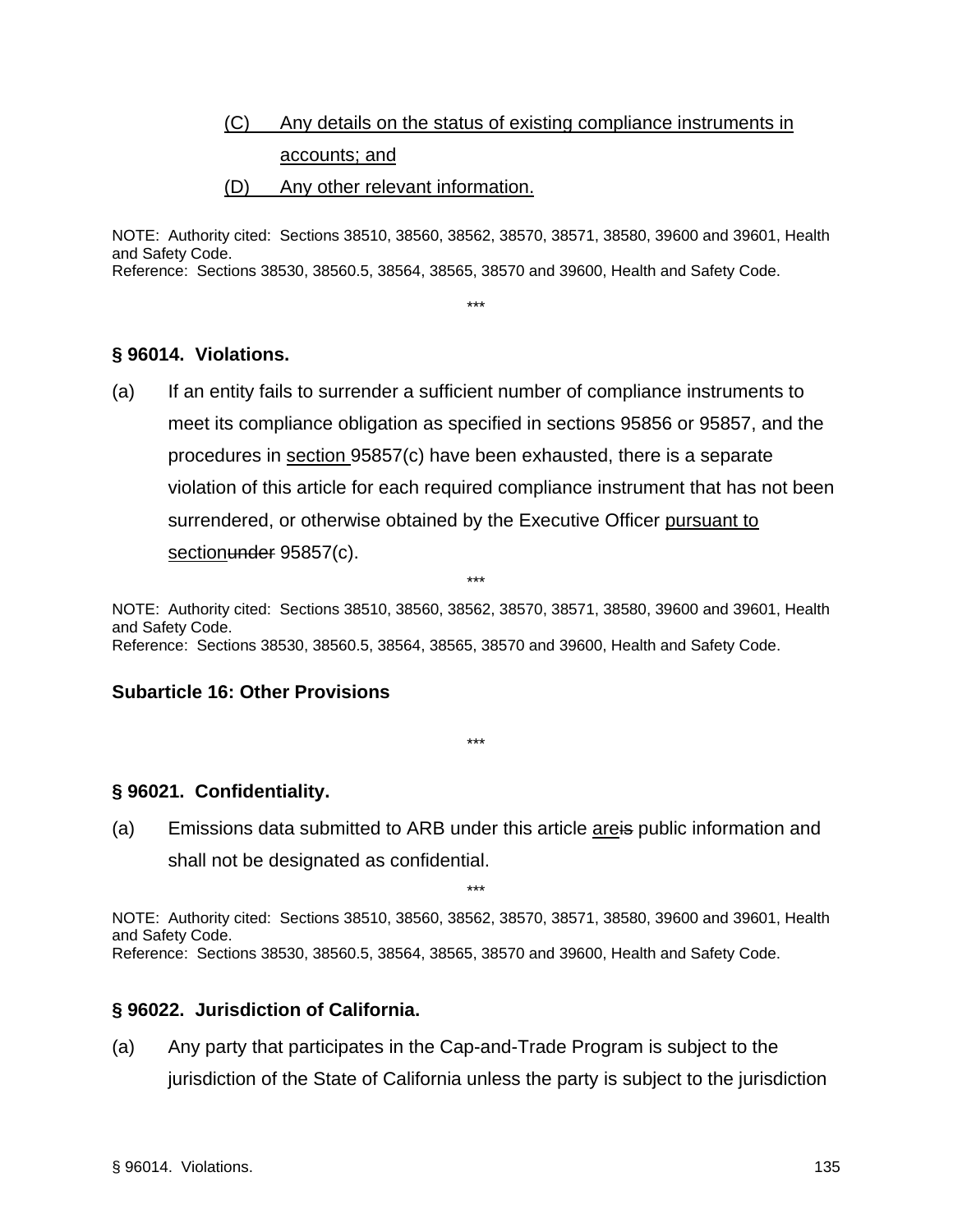(C) Any details on the status of existing compliance instruments in accounts; and

(D) Any other relevant information.

NOTE: Authority cited: Sections 38510, 38560, 38562, 38570, 38571, 38580, 39600 and 39601, Health and Safety Code.
Reference: Sections 38530, 38560.5, 38564, 38565, 38570 and 39600, Health and Safety Code.

\*\*\*

### § 96014. Violations.

(a) If an entity fails to surrender a sufficient number of compliance instruments to meet its compliance obligation as specified in sections 95856 or 95857, and the procedures in section 95857(c) have been exhausted, there is a separate violation of this article for each required compliance instrument that has not been surrendered, or otherwise obtained by the Executive Officer pursuant to section~~under~~ 95857(c).

\*\*\*

NOTE: Authority cited: Sections 38510, 38560, 38562, 38570, 38571, 38580, 39600 and 39601, Health and Safety Code.
Reference: Sections 38530, 38560.5, 38564, 38565, 38570 and 39600, Health and Safety Code.

### Subarticle 16: Other Provisions

\*\*\*

### § 96021. Confidentiality.

(a) Emissions data submitted to ARB under this article are~~is~~ public information and shall not be designated as confidential.

\*\*\*

NOTE: Authority cited: Sections 38510, 38560, 38562, 38570, 38571, 38580, 39600 and 39601, Health and Safety Code.
Reference: Sections 38530, 38560.5, 38564, 38565, 38570 and 39600, Health and Safety Code.

### § 96022. Jurisdiction of California.

(a) Any party that participates in the Cap-and-Trade Program is subject to the jurisdiction of the State of California unless the party is subject to the jurisdiction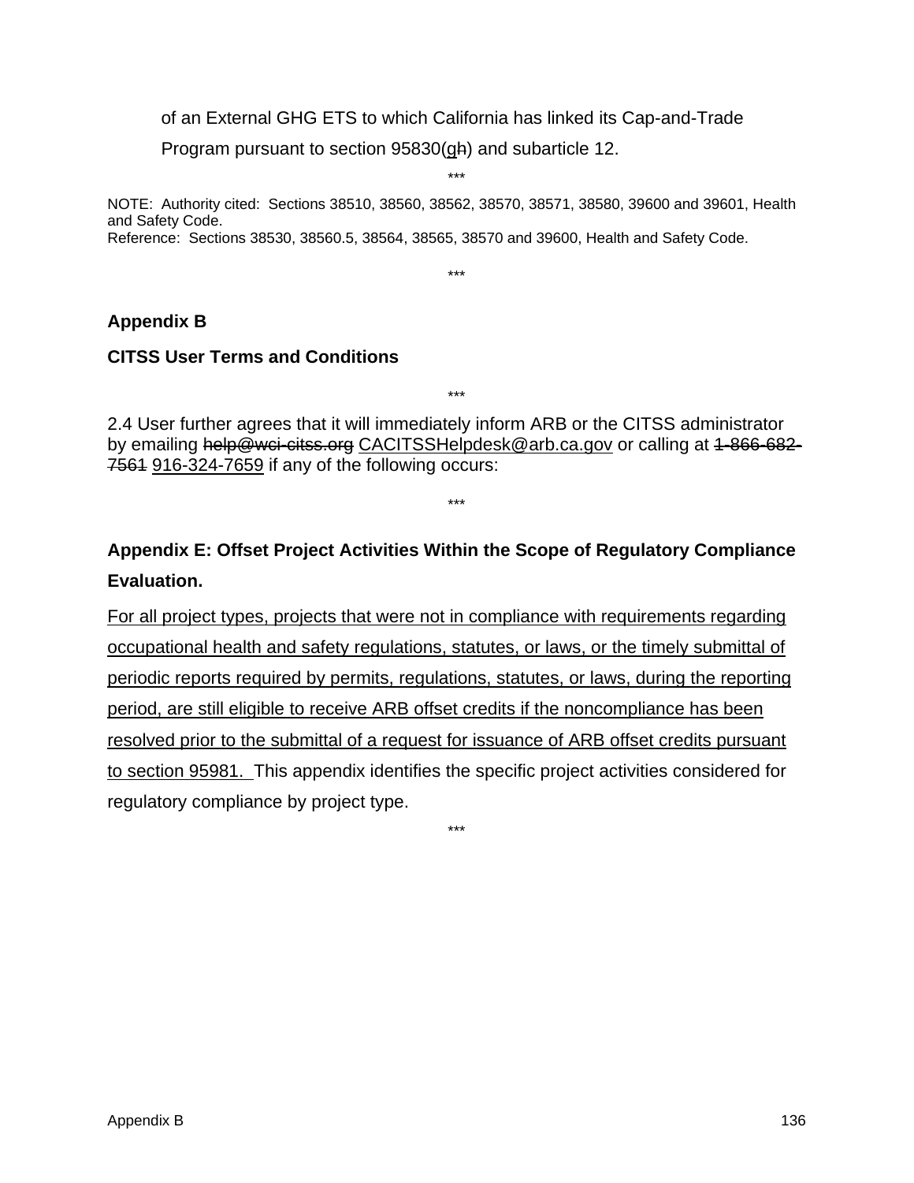of an External GHG ETS to which California has linked its Cap-and-Trade Program pursuant to section 95830(<u>g</u>~~h~~) and subarticle 12.

\*\*\*

NOTE: Authority cited: Sections 38510, 38560, 38562, 38570, 38571, 38580, 39600 and 39601, Health and Safety Code.
Reference: Sections 38530, 38560.5, 38564, 38565, 38570 and 39600, Health and Safety Code.

\*\*\*

**Appendix B**

**CITSS User Terms and Conditions**

\*\*\*

2.4 User further agrees that it will immediately inform ARB or the CITSS administrator by emailing ~~help@wci-citss.org~~ <u>CACITSSHelpdesk@arb.ca.gov</u> or calling at ~~1-866-682-7561~~ <u>916-324-7659</u> if any of the following occurs:

\*\*\*

**Appendix E: Offset Project Activities Within the Scope of Regulatory Compliance Evaluation.**

<u>For all project types, projects that were not in compliance with requirements regarding occupational health and safety regulations, statutes, or laws, or the timely submittal of periodic reports required by permits, regulations, statutes, or laws, during the reporting period, are still eligible to receive ARB offset credits if the noncompliance has been resolved prior to the submittal of a request for issuance of ARB offset credits pursuant to section 95981.</u> This appendix identifies the specific project activities considered for regulatory compliance by project type.

\*\*\*